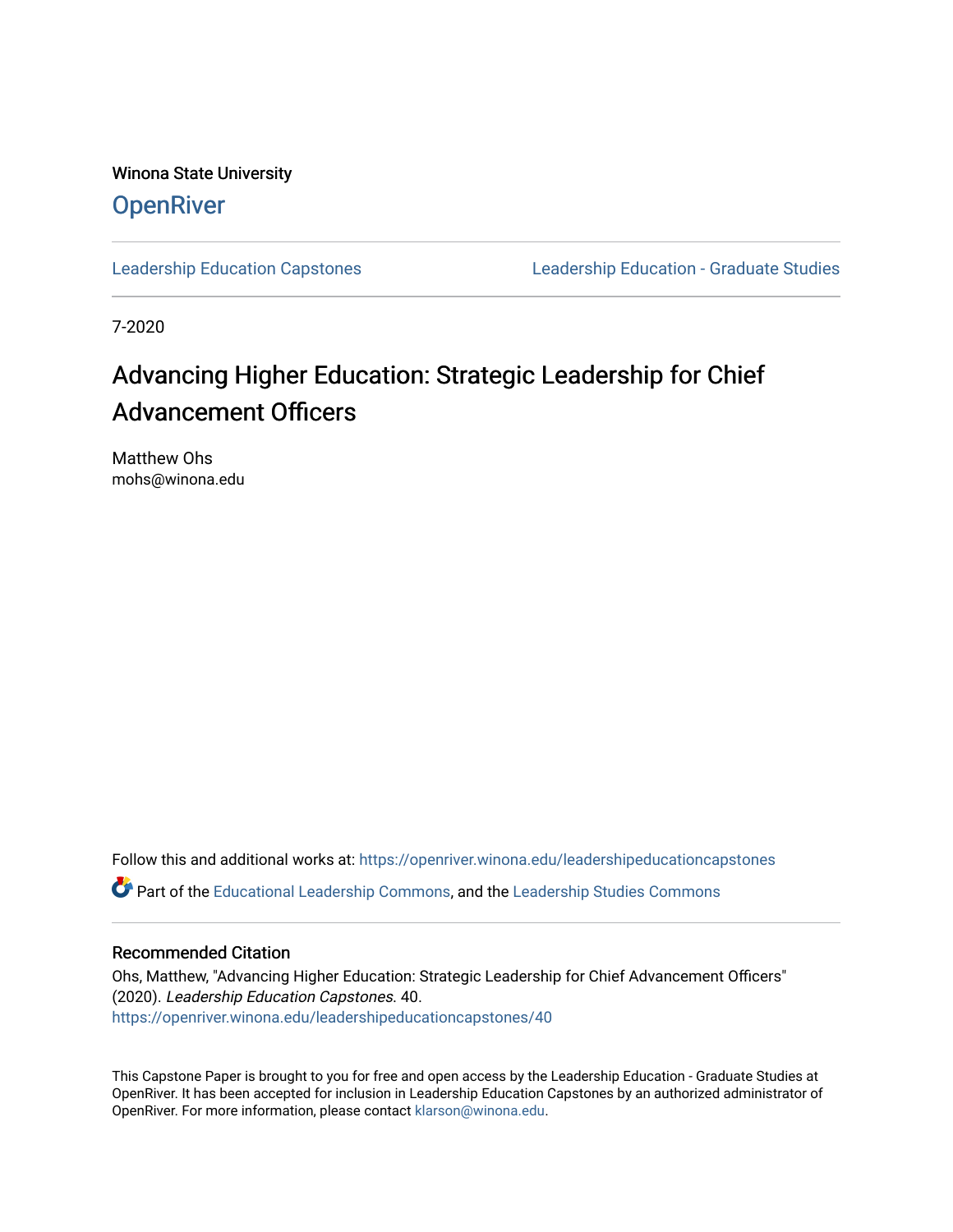Winona State University

# OpenRiver

Leadership Education Capstones | Leadership Education - Graduate Studies

7-2020

# Advancing Higher Education: Strategic Leadership for Chief Advancement Officers

Matthew Ohs
mohs@winona.edu

Follow this and additional works at: https://openriver.winona.edu/leadershipeducationcapstones

Part of the Educational Leadership Commons, and the Leadership Studies Commons

## Recommended Citation

Ohs, Matthew, "Advancing Higher Education: Strategic Leadership for Chief Advancement Officers" (2020). *Leadership Education Capstones*. 40.
https://openriver.winona.edu/leadershipeducationcapstones/40

This Capstone Paper is brought to you for free and open access by the Leadership Education - Graduate Studies at OpenRiver. It has been accepted for inclusion in Leadership Education Capstones by an authorized administrator of OpenRiver. For more information, please contact klarson@winona.edu.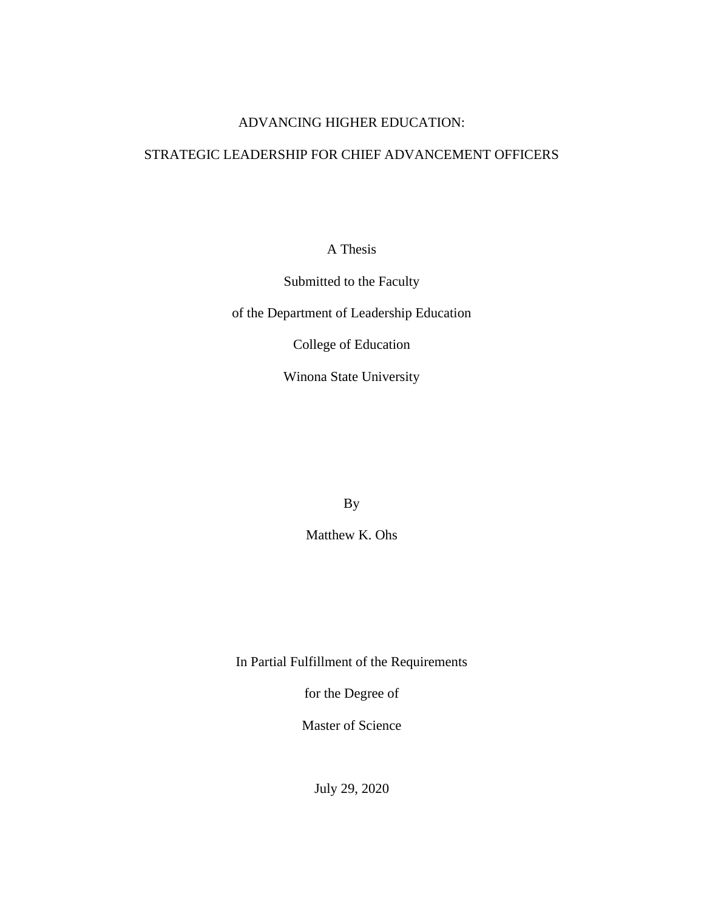# ADVANCING HIGHER EDUCATION:

# STRATEGIC LEADERSHIP FOR CHIEF ADVANCEMENT OFFICERS

A Thesis

Submitted to the Faculty

of the Department of Leadership Education

College of Education

Winona State University

By

Matthew K. Ohs

In Partial Fulfillment of the Requirements

for the Degree of

Master of Science

July 29, 2020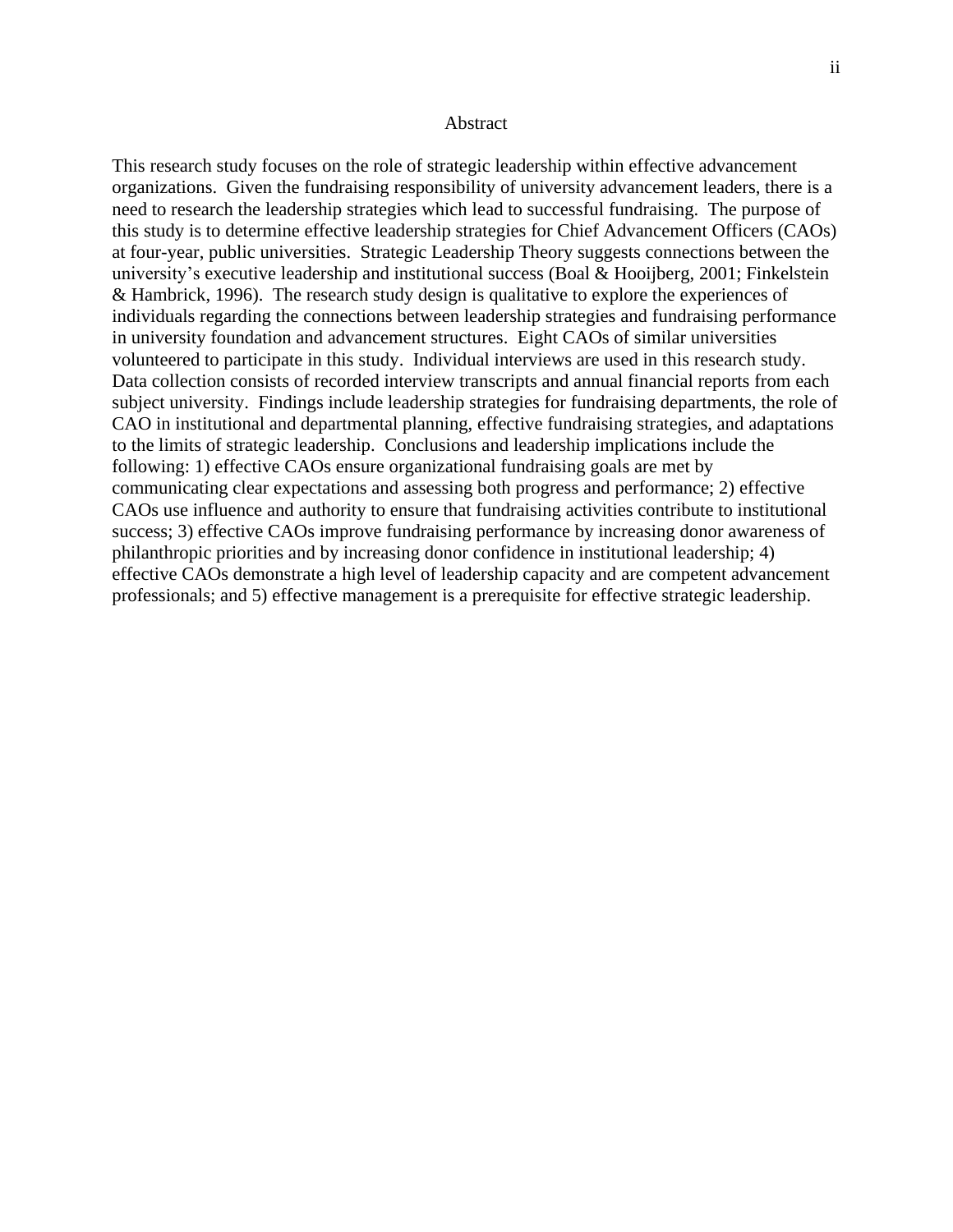# Abstract

This research study focuses on the role of strategic leadership within effective advancement organizations. Given the fundraising responsibility of university advancement leaders, there is a need to research the leadership strategies which lead to successful fundraising. The purpose of this study is to determine effective leadership strategies for Chief Advancement Officers (CAOs) at four-year, public universities. Strategic Leadership Theory suggests connections between the university's executive leadership and institutional success (Boal & Hooijberg, 2001; Finkelstein & Hambrick, 1996). The research study design is qualitative to explore the experiences of individuals regarding the connections between leadership strategies and fundraising performance in university foundation and advancement structures. Eight CAOs of similar universities volunteered to participate in this study. Individual interviews are used in this research study. Data collection consists of recorded interview transcripts and annual financial reports from each subject university. Findings include leadership strategies for fundraising departments, the role of CAO in institutional and departmental planning, effective fundraising strategies, and adaptations to the limits of strategic leadership. Conclusions and leadership implications include the following: 1) effective CAOs ensure organizational fundraising goals are met by communicating clear expectations and assessing both progress and performance; 2) effective CAOs use influence and authority to ensure that fundraising activities contribute to institutional success; 3) effective CAOs improve fundraising performance by increasing donor awareness of philanthropic priorities and by increasing donor confidence in institutional leadership; 4) effective CAOs demonstrate a high level of leadership capacity and are competent advancement professionals; and 5) effective management is a prerequisite for effective strategic leadership.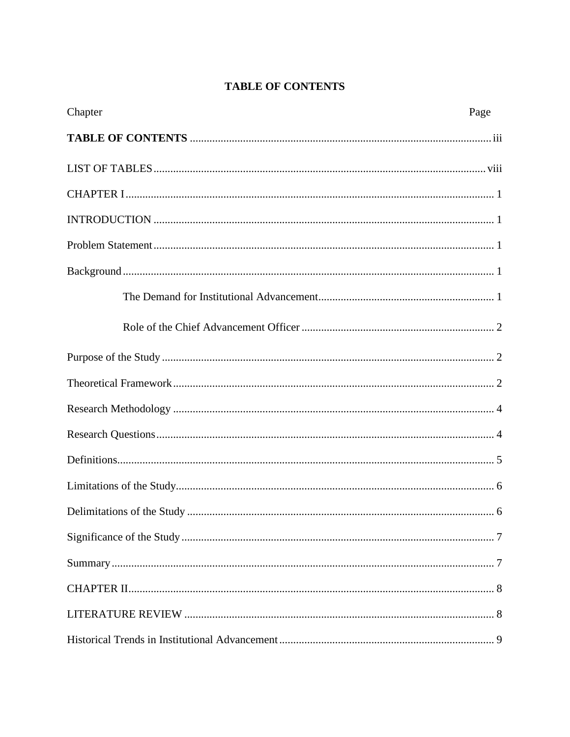# TABLE OF CONTENTS

| Chapter | Page |
|---|---|
| **TABLE OF CONTENTS** | iii |
| LIST OF TABLES | viii |
| CHAPTER I | 1 |
| INTRODUCTION | 1 |
| Problem Statement | 1 |
| Background | 1 |
| The Demand for Institutional Advancement | 1 |
| Role of the Chief Advancement Officer | 2 |
| Purpose of the Study | 2 |
| Theoretical Framework | 2 |
| Research Methodology | 4 |
| Research Questions | 4 |
| Definitions | 5 |
| Limitations of the Study | 6 |
| Delimitations of the Study | 6 |
| Significance of the Study | 7 |
| Summary | 7 |
| CHAPTER II | 8 |
| LITERATURE REVIEW | 8 |
| Historical Trends in Institutional Advancement | 9 |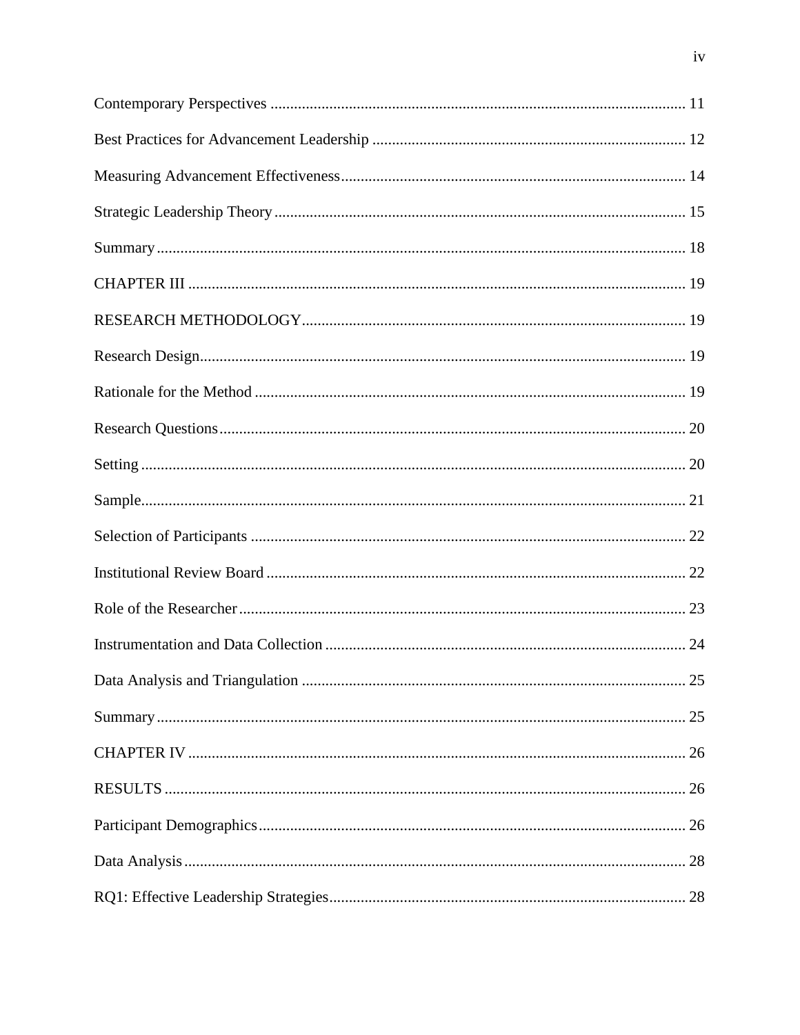Contemporary Perspectives ........................................................................................................ 11

Best Practices for Advancement Leadership ............................................................................... 12

Measuring Advancement Effectiveness....................................................................................... 14

Strategic Leadership Theory ........................................................................................................ 15

Summary ...................................................................................................................................... 18

CHAPTER III .............................................................................................................................. 19

RESEARCH METHODOLOGY ................................................................................................. 19

Research Design........................................................................................................................... 19

Rationale for the Method ............................................................................................................. 19

Research Questions ...................................................................................................................... 20

Setting .......................................................................................................................................... 20

Sample.......................................................................................................................................... 21

Selection of Participants .............................................................................................................. 22

Institutional Review Board .......................................................................................................... 22

Role of the Researcher ................................................................................................................. 23

Instrumentation and Data Collection ........................................................................................... 24

Data Analysis and Triangulation ................................................................................................. 25

Summary ...................................................................................................................................... 25

CHAPTER IV .............................................................................................................................. 26

RESULTS .................................................................................................................................... 26

Participant Demographics ............................................................................................................ 26

Data Analysis ............................................................................................................................... 28

RQ1: Effective Leadership Strategies .......................................................................................... 28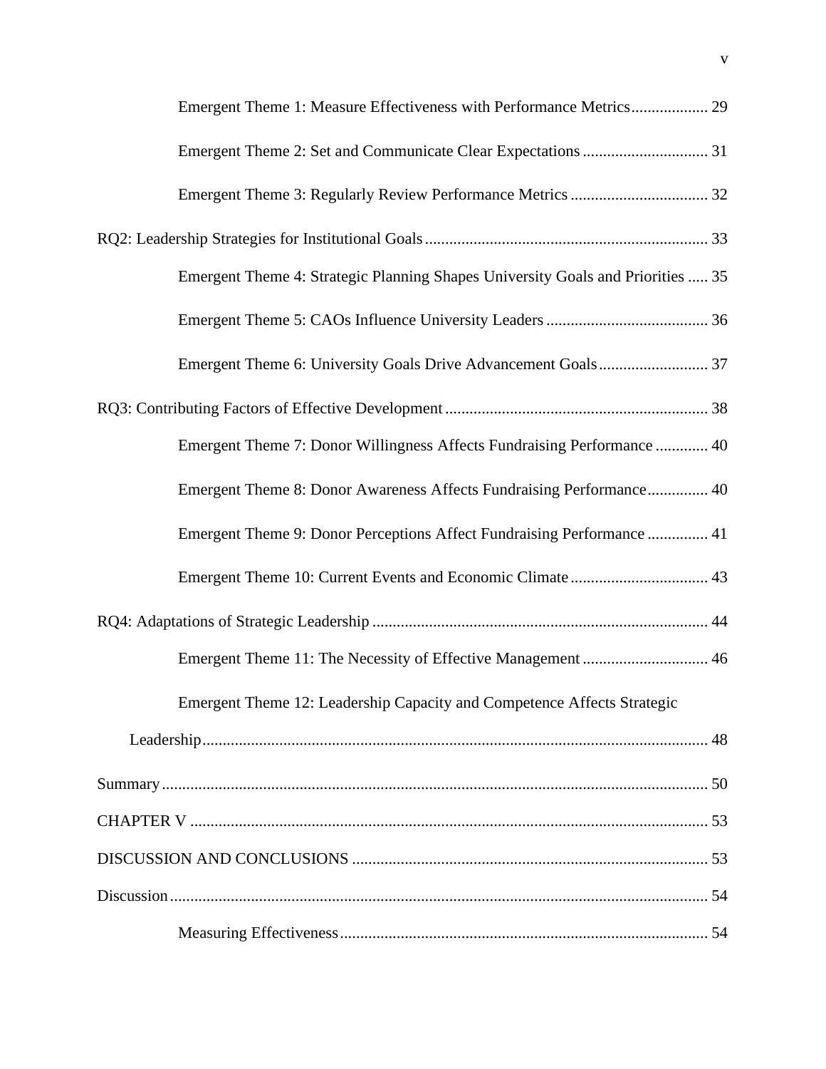Emergent Theme 1: Measure Effectiveness with Performance Metrics .................. 29

Emergent Theme 2: Set and Communicate Clear Expectations .............................. 31

Emergent Theme 3: Regularly Review Performance Metrics ................................. 32

RQ2: Leadership Strategies for Institutional Goals ..................................................................... 33

Emergent Theme 4: Strategic Planning Shapes University Goals and Priorities ..... 35

Emergent Theme 5: CAOs Influence University Leaders ....................................... 36

Emergent Theme 6: University Goals Drive Advancement Goals .......................... 37

RQ3: Contributing Factors of Effective Development ................................................................ 38

Emergent Theme 7: Donor Willingness Affects Fundraising Performance ............ 40

Emergent Theme 8: Donor Awareness Affects Fundraising Performance .............. 40

Emergent Theme 9: Donor Perceptions Affect Fundraising Performance .............. 41

Emergent Theme 10: Current Events and Economic Climate ................................. 43

RQ4: Adaptations of Strategic Leadership .................................................................................. 44

Emergent Theme 11: The Necessity of Effective Management .............................. 46

Emergent Theme 12: Leadership Capacity and Competence Affects Strategic Leadership ........................................................................................................................... 48

Summary ...................................................................................................................................... 50

CHAPTER V ............................................................................................................................... 53

DISCUSSION AND CONCLUSIONS ....................................................................................... 53

Discussion ................................................................................................................................... 54

Measuring Effectiveness ......................................................................................... 54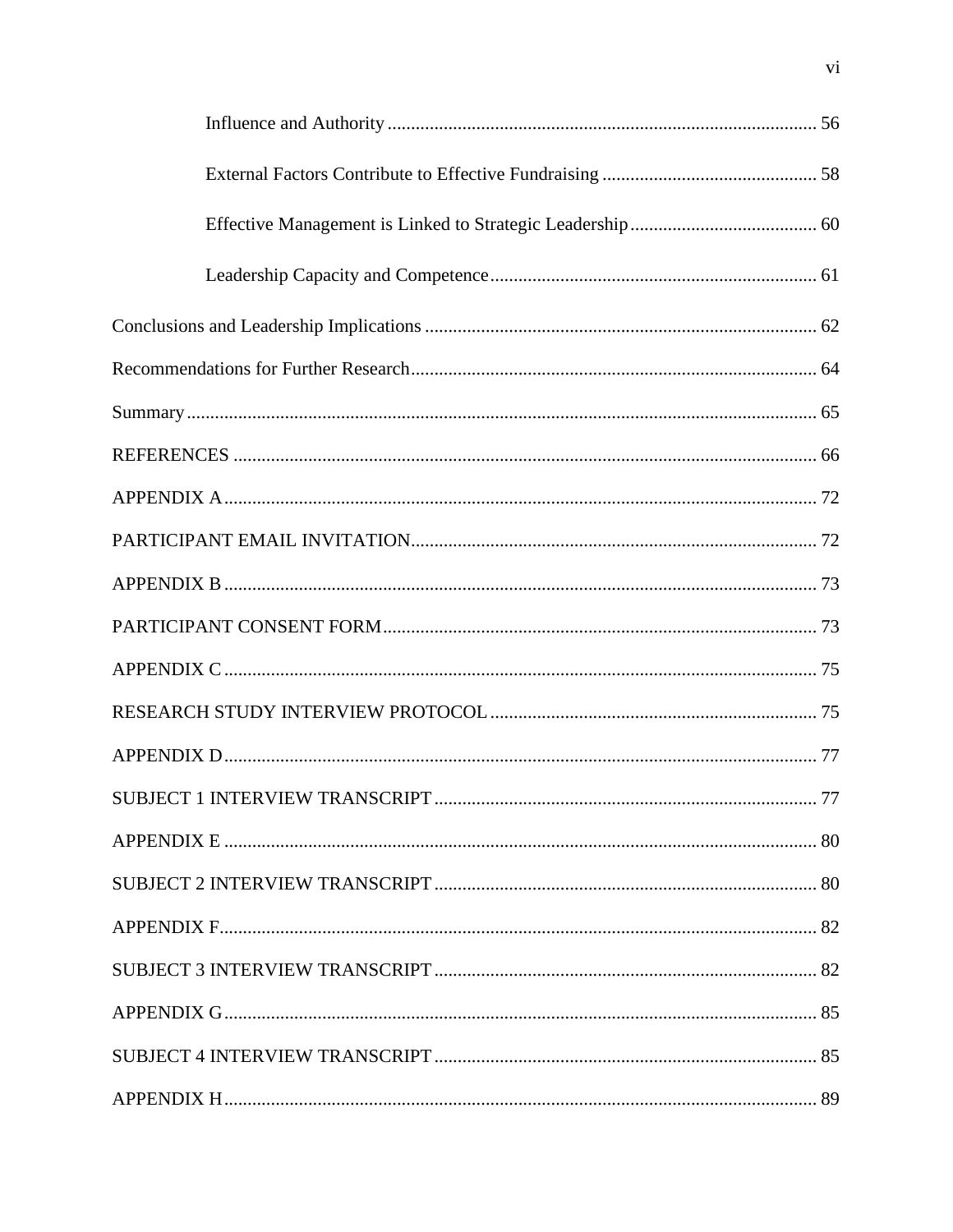Influence and Authority ........................................................................................ 56

External Factors Contribute to Effective Fundraising ............................................ 58

Effective Management is Linked to Strategic Leadership ....................................... 60

Leadership Capacity and Competence ..................................................................... 61

Conclusions and Leadership Implications ................................................................................ 62

Recommendations for Further Research .................................................................................. 64

Summary .................................................................................................................................. 65

REFERENCES ......................................................................................................................... 66

APPENDIX A ........................................................................................................................... 72

PARTICIPANT EMAIL INVITATION .................................................................................... 72

APPENDIX B ........................................................................................................................... 73

PARTICIPANT CONSENT FORM .......................................................................................... 73

APPENDIX C ........................................................................................................................... 75

RESEARCH STUDY INTERVIEW PROTOCOL .................................................................... 75

APPENDIX D ........................................................................................................................... 77

SUBJECT 1 INTERVIEW TRANSCRIPT ............................................................................... 77

APPENDIX E ........................................................................................................................... 80

SUBJECT 2 INTERVIEW TRANSCRIPT ............................................................................... 80

APPENDIX F ............................................................................................................................ 82

SUBJECT 3 INTERVIEW TRANSCRIPT ............................................................................... 82

APPENDIX G ........................................................................................................................... 85

SUBJECT 4 INTERVIEW TRANSCRIPT ............................................................................... 85

APPENDIX H ........................................................................................................................... 89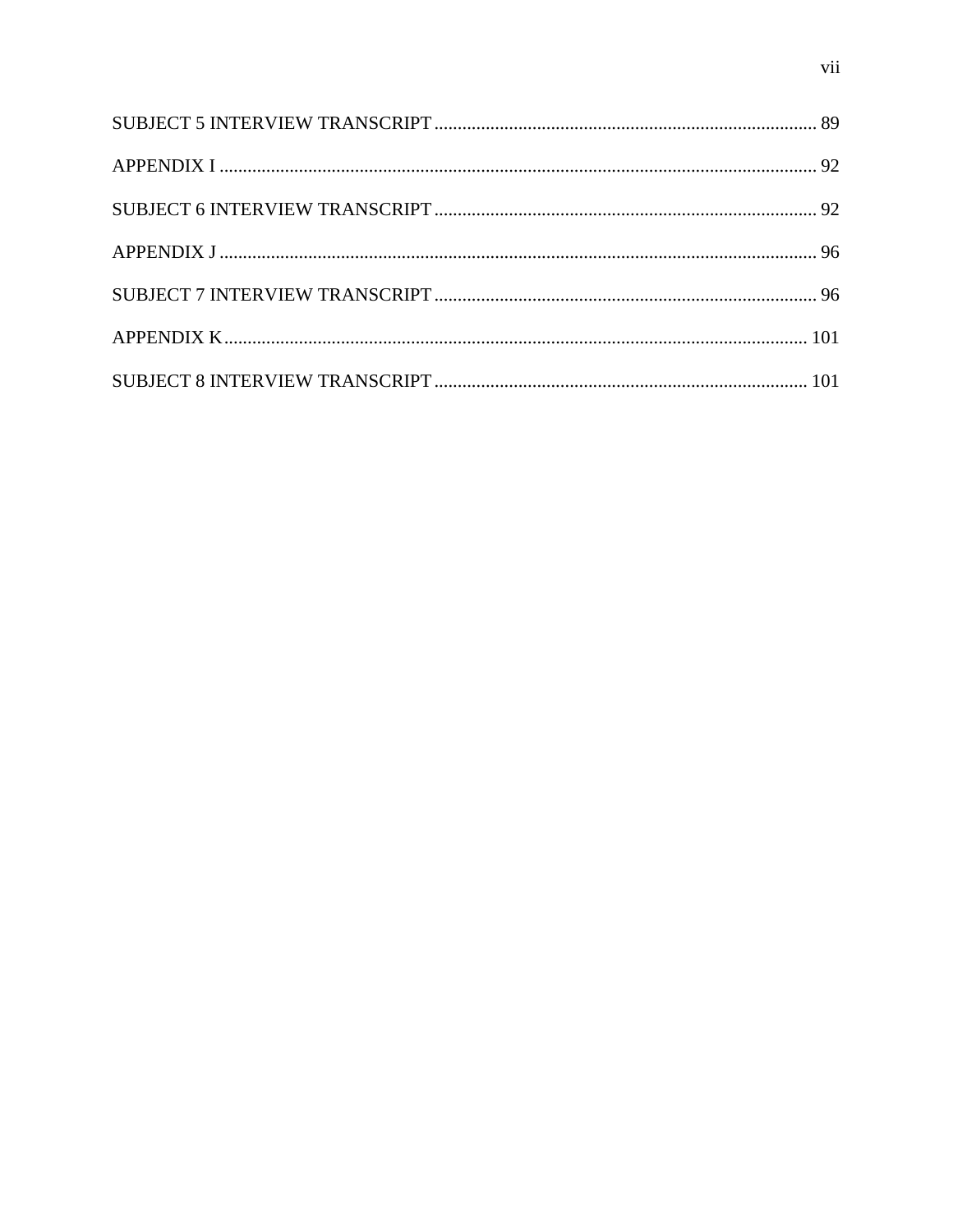SUBJECT 5 INTERVIEW TRANSCRIPT .................................................................................. 89

APPENDIX I ................................................................................................................... 92

SUBJECT 6 INTERVIEW TRANSCRIPT .................................................................................. 92

APPENDIX J ................................................................................................................... 96

SUBJECT 7 INTERVIEW TRANSCRIPT .................................................................................. 96

APPENDIX K ................................................................................................................. 101

SUBJECT 8 INTERVIEW TRANSCRIPT ................................................................................ 101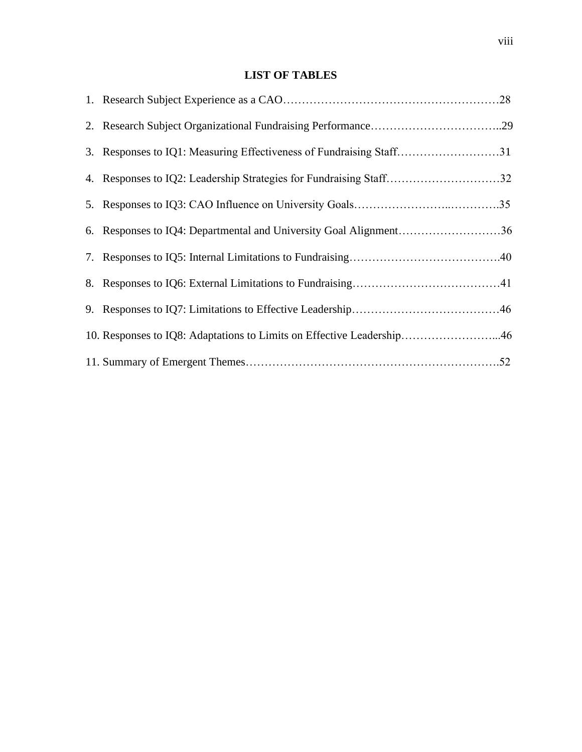## LIST OF TABLES

1. Research Subject Experience as a CAO……………………………………………………28
2. Research Subject Organizational Fundraising Performance……………………………..29
3. Responses to IQ1: Measuring Effectiveness of Fundraising Staff………………………31
4. Responses to IQ2: Leadership Strategies for Fundraising Staff…………………………32
5. Responses to IQ3: CAO Influence on University Goals…………………..………….35
6. Responses to IQ4: Departmental and University Goal Alignment………………………36
7. Responses to IQ5: Internal Limitations to Fundraising………………………………….40
8. Responses to IQ6: External Limitations to Fundraising…………………………………41
9. Responses to IQ7: Limitations to Effective Leadership…………………………………46
10. Responses to IQ8: Adaptations to Limits on Effective Leadership……………………...46
11. Summary of Emergent Themes……………………………………………………….52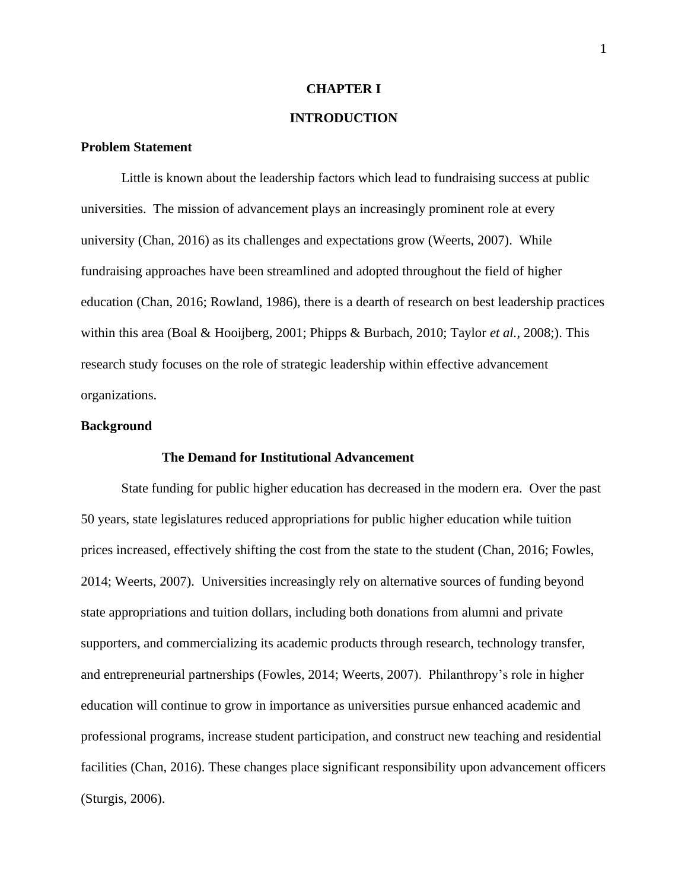# CHAPTER I

# INTRODUCTION

## Problem Statement

Little is known about the leadership factors which lead to fundraising success at public universities. The mission of advancement plays an increasingly prominent role at every university (Chan, 2016) as its challenges and expectations grow (Weerts, 2007). While fundraising approaches have been streamlined and adopted throughout the field of higher education (Chan, 2016; Rowland, 1986), there is a dearth of research on best leadership practices within this area (Boal & Hooijberg, 2001; Phipps & Burbach, 2010; Taylor *et al.*, 2008;). This research study focuses on the role of strategic leadership within effective advancement organizations.

## Background

### The Demand for Institutional Advancement

State funding for public higher education has decreased in the modern era. Over the past 50 years, state legislatures reduced appropriations for public higher education while tuition prices increased, effectively shifting the cost from the state to the student (Chan, 2016; Fowles, 2014; Weerts, 2007). Universities increasingly rely on alternative sources of funding beyond state appropriations and tuition dollars, including both donations from alumni and private supporters, and commercializing its academic products through research, technology transfer, and entrepreneurial partnerships (Fowles, 2014; Weerts, 2007). Philanthropy's role in higher education will continue to grow in importance as universities pursue enhanced academic and professional programs, increase student participation, and construct new teaching and residential facilities (Chan, 2016). These changes place significant responsibility upon advancement officers (Sturgis, 2006).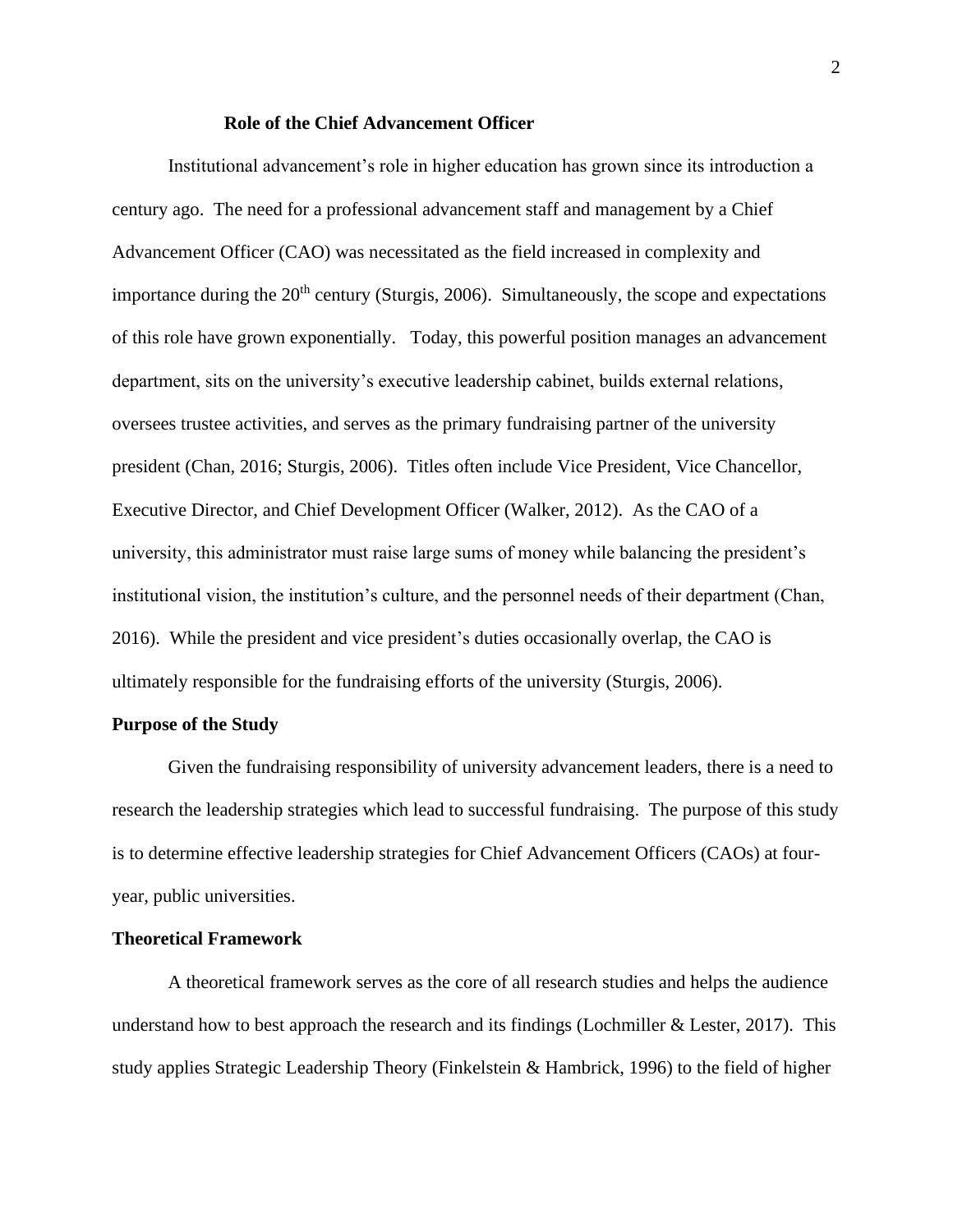## Role of the Chief Advancement Officer

Institutional advancement's role in higher education has grown since its introduction a century ago. The need for a professional advancement staff and management by a Chief Advancement Officer (CAO) was necessitated as the field increased in complexity and importance during the 20th century (Sturgis, 2006). Simultaneously, the scope and expectations of this role have grown exponentially. Today, this powerful position manages an advancement department, sits on the university's executive leadership cabinet, builds external relations, oversees trustee activities, and serves as the primary fundraising partner of the university president (Chan, 2016; Sturgis, 2006). Titles often include Vice President, Vice Chancellor, Executive Director, and Chief Development Officer (Walker, 2012). As the CAO of a university, this administrator must raise large sums of money while balancing the president's institutional vision, the institution's culture, and the personnel needs of their department (Chan, 2016). While the president and vice president's duties occasionally overlap, the CAO is ultimately responsible for the fundraising efforts of the university (Sturgis, 2006).

### Purpose of the Study

Given the fundraising responsibility of university advancement leaders, there is a need to research the leadership strategies which lead to successful fundraising. The purpose of this study is to determine effective leadership strategies for Chief Advancement Officers (CAOs) at four-year, public universities.

### Theoretical Framework

A theoretical framework serves as the core of all research studies and helps the audience understand how to best approach the research and its findings (Lochmiller & Lester, 2017). This study applies Strategic Leadership Theory (Finkelstein & Hambrick, 1996) to the field of higher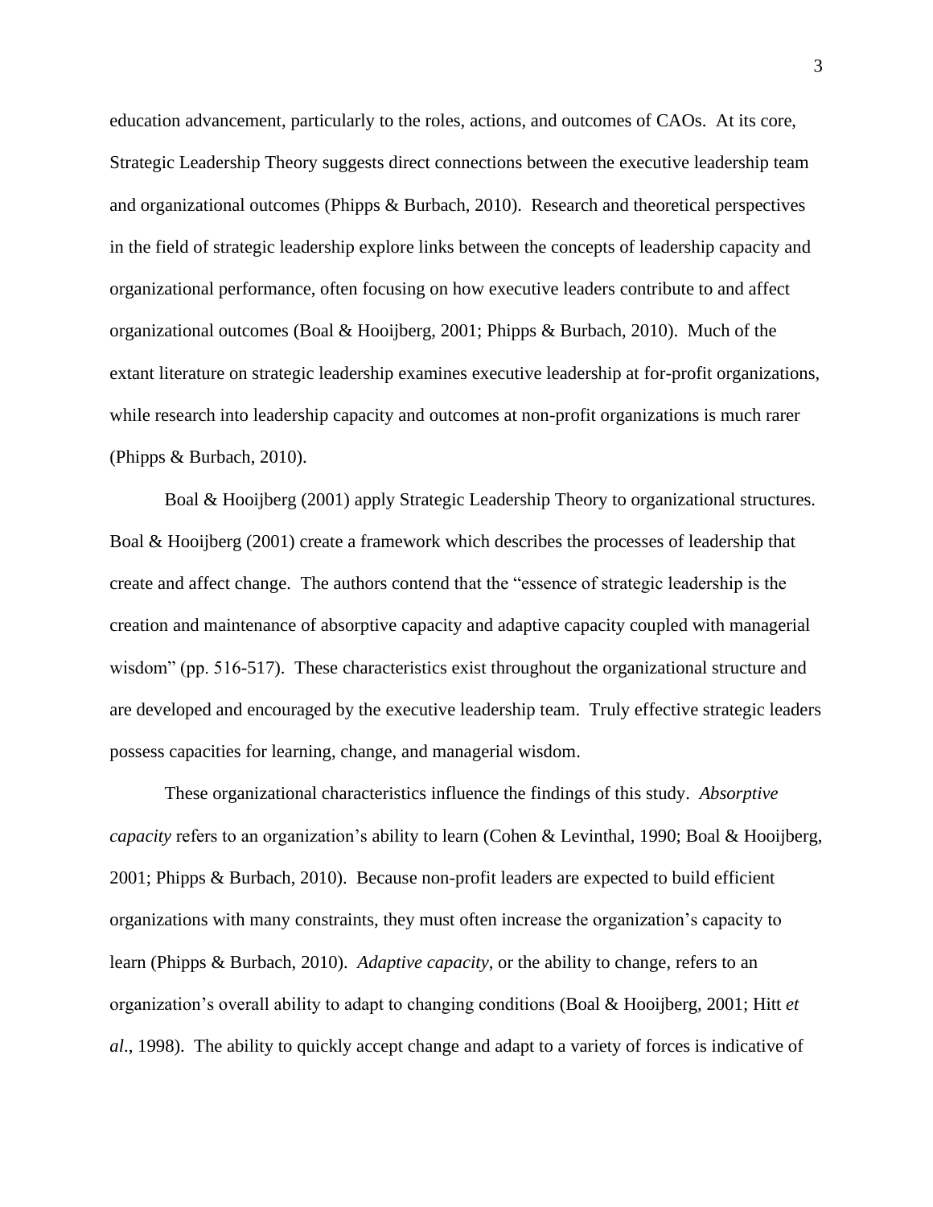education advancement, particularly to the roles, actions, and outcomes of CAOs. At its core, Strategic Leadership Theory suggests direct connections between the executive leadership team and organizational outcomes (Phipps & Burbach, 2010). Research and theoretical perspectives in the field of strategic leadership explore links between the concepts of leadership capacity and organizational performance, often focusing on how executive leaders contribute to and affect organizational outcomes (Boal & Hooijberg, 2001; Phipps & Burbach, 2010). Much of the extant literature on strategic leadership examines executive leadership at for-profit organizations, while research into leadership capacity and outcomes at non-profit organizations is much rarer (Phipps & Burbach, 2010).

Boal & Hooijberg (2001) apply Strategic Leadership Theory to organizational structures. Boal & Hooijberg (2001) create a framework which describes the processes of leadership that create and affect change. The authors contend that the "essence of strategic leadership is the creation and maintenance of absorptive capacity and adaptive capacity coupled with managerial wisdom" (pp. 516-517). These characteristics exist throughout the organizational structure and are developed and encouraged by the executive leadership team. Truly effective strategic leaders possess capacities for learning, change, and managerial wisdom.

These organizational characteristics influence the findings of this study. *Absorptive capacity* refers to an organization's ability to learn (Cohen & Levinthal, 1990; Boal & Hooijberg, 2001; Phipps & Burbach, 2010). Because non-profit leaders are expected to build efficient organizations with many constraints, they must often increase the organization's capacity to learn (Phipps & Burbach, 2010). *Adaptive capacity*, or the ability to change, refers to an organization's overall ability to adapt to changing conditions (Boal & Hooijberg, 2001; Hitt *et al*., 1998). The ability to quickly accept change and adapt to a variety of forces is indicative of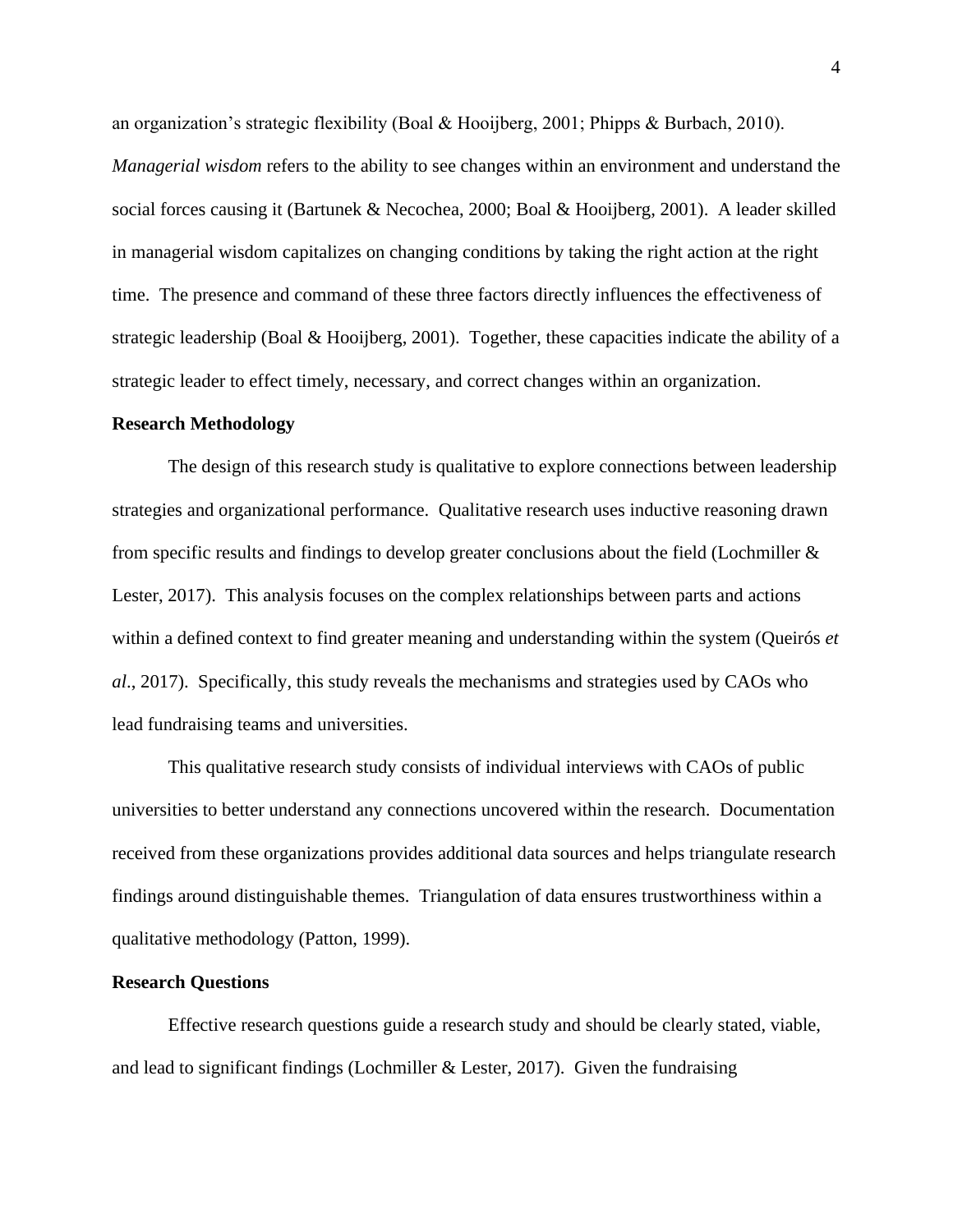an organization's strategic flexibility (Boal & Hooijberg, 2001; Phipps & Burbach, 2010). *Managerial wisdom* refers to the ability to see changes within an environment and understand the social forces causing it (Bartunek & Necochea, 2000; Boal & Hooijberg, 2001). A leader skilled in managerial wisdom capitalizes on changing conditions by taking the right action at the right time. The presence and command of these three factors directly influences the effectiveness of strategic leadership (Boal & Hooijberg, 2001). Together, these capacities indicate the ability of a strategic leader to effect timely, necessary, and correct changes within an organization.

**Research Methodology**

The design of this research study is qualitative to explore connections between leadership strategies and organizational performance. Qualitative research uses inductive reasoning drawn from specific results and findings to develop greater conclusions about the field (Lochmiller & Lester, 2017). This analysis focuses on the complex relationships between parts and actions within a defined context to find greater meaning and understanding within the system (Queirós *et al*., 2017). Specifically, this study reveals the mechanisms and strategies used by CAOs who lead fundraising teams and universities.

This qualitative research study consists of individual interviews with CAOs of public universities to better understand any connections uncovered within the research. Documentation received from these organizations provides additional data sources and helps triangulate research findings around distinguishable themes. Triangulation of data ensures trustworthiness within a qualitative methodology (Patton, 1999).

**Research Questions**

Effective research questions guide a research study and should be clearly stated, viable, and lead to significant findings (Lochmiller & Lester, 2017). Given the fundraising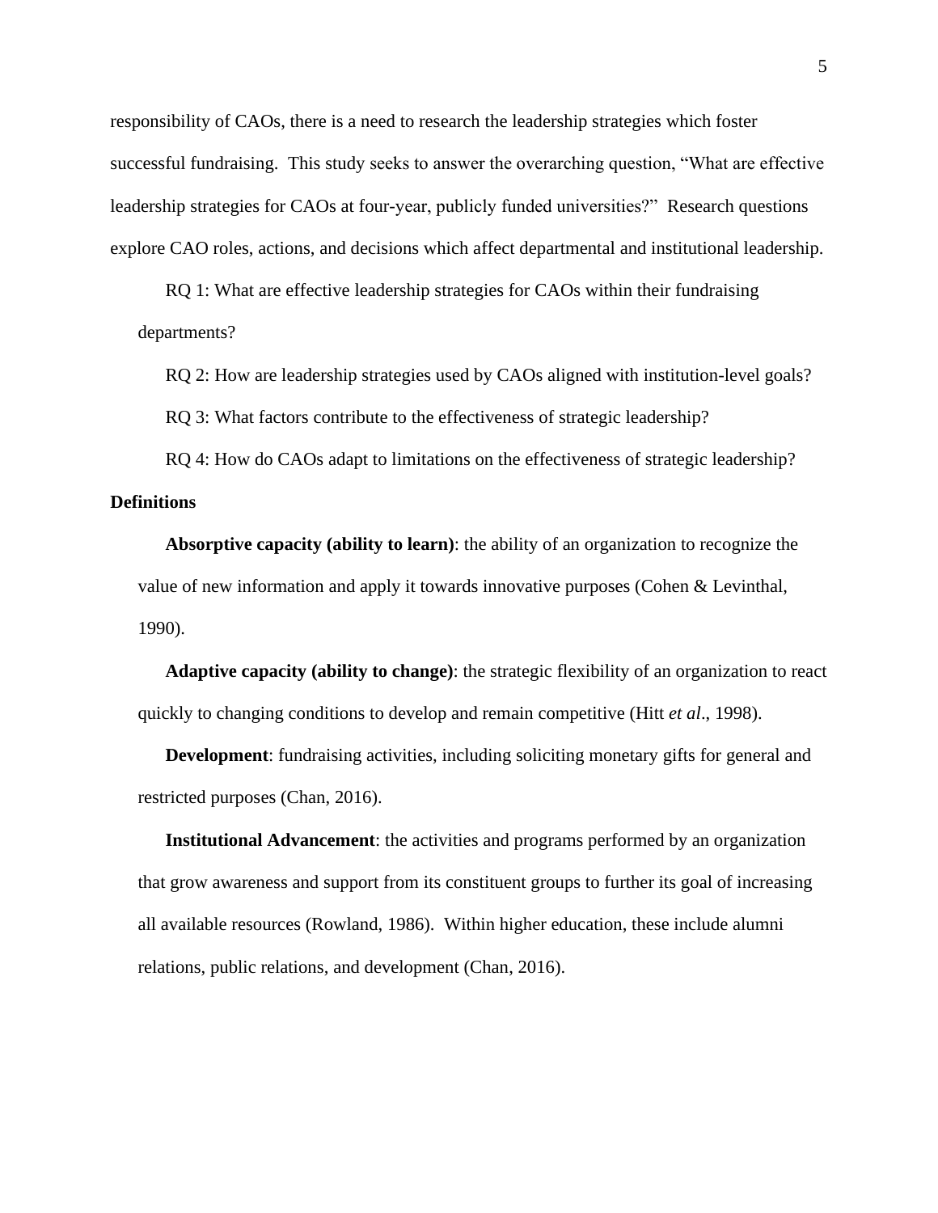responsibility of CAOs, there is a need to research the leadership strategies which foster successful fundraising. This study seeks to answer the overarching question, "What are effective leadership strategies for CAOs at four-year, publicly funded universities?" Research questions explore CAO roles, actions, and decisions which affect departmental and institutional leadership.

RQ 1: What are effective leadership strategies for CAOs within their fundraising departments?

RQ 2: How are leadership strategies used by CAOs aligned with institution-level goals?

RQ 3: What factors contribute to the effectiveness of strategic leadership?

RQ 4: How do CAOs adapt to limitations on the effectiveness of strategic leadership?

## Definitions

**Absorptive capacity (ability to learn)**: the ability of an organization to recognize the value of new information and apply it towards innovative purposes (Cohen & Levinthal, 1990).

**Adaptive capacity (ability to change)**: the strategic flexibility of an organization to react quickly to changing conditions to develop and remain competitive (Hitt *et al*., 1998).

**Development**: fundraising activities, including soliciting monetary gifts for general and restricted purposes (Chan, 2016).

**Institutional Advancement**: the activities and programs performed by an organization that grow awareness and support from its constituent groups to further its goal of increasing all available resources (Rowland, 1986). Within higher education, these include alumni relations, public relations, and development (Chan, 2016).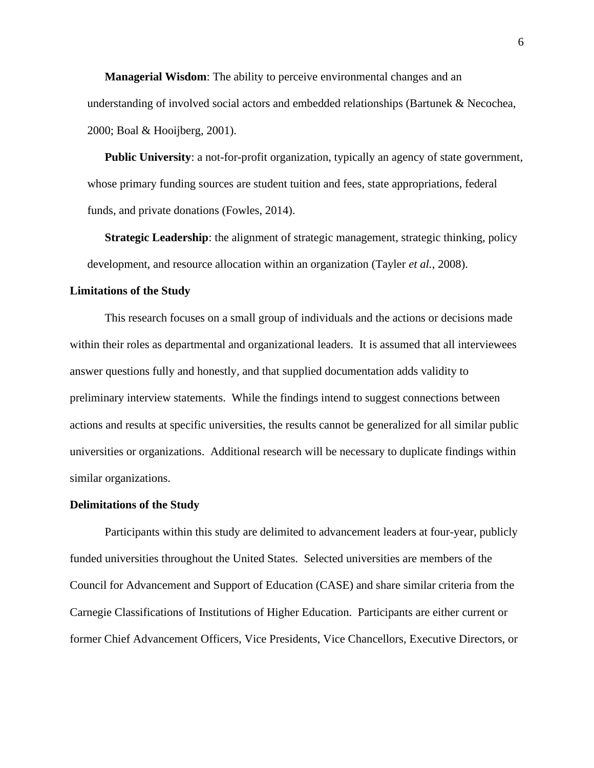**Managerial Wisdom**: The ability to perceive environmental changes and an understanding of involved social actors and embedded relationships (Bartunek & Necochea, 2000; Boal & Hooijberg, 2001).

**Public University**: a not-for-profit organization, typically an agency of state government, whose primary funding sources are student tuition and fees, state appropriations, federal funds, and private donations (Fowles, 2014).

**Strategic Leadership**: the alignment of strategic management, strategic thinking, policy development, and resource allocation within an organization (Tayler *et al.*, 2008).

### Limitations of the Study

This research focuses on a small group of individuals and the actions or decisions made within their roles as departmental and organizational leaders. It is assumed that all interviewees answer questions fully and honestly, and that supplied documentation adds validity to preliminary interview statements. While the findings intend to suggest connections between actions and results at specific universities, the results cannot be generalized for all similar public universities or organizations. Additional research will be necessary to duplicate findings within similar organizations.

### Delimitations of the Study

Participants within this study are delimited to advancement leaders at four-year, publicly funded universities throughout the United States. Selected universities are members of the Council for Advancement and Support of Education (CASE) and share similar criteria from the Carnegie Classifications of Institutions of Higher Education. Participants are either current or former Chief Advancement Officers, Vice Presidents, Vice Chancellors, Executive Directors, or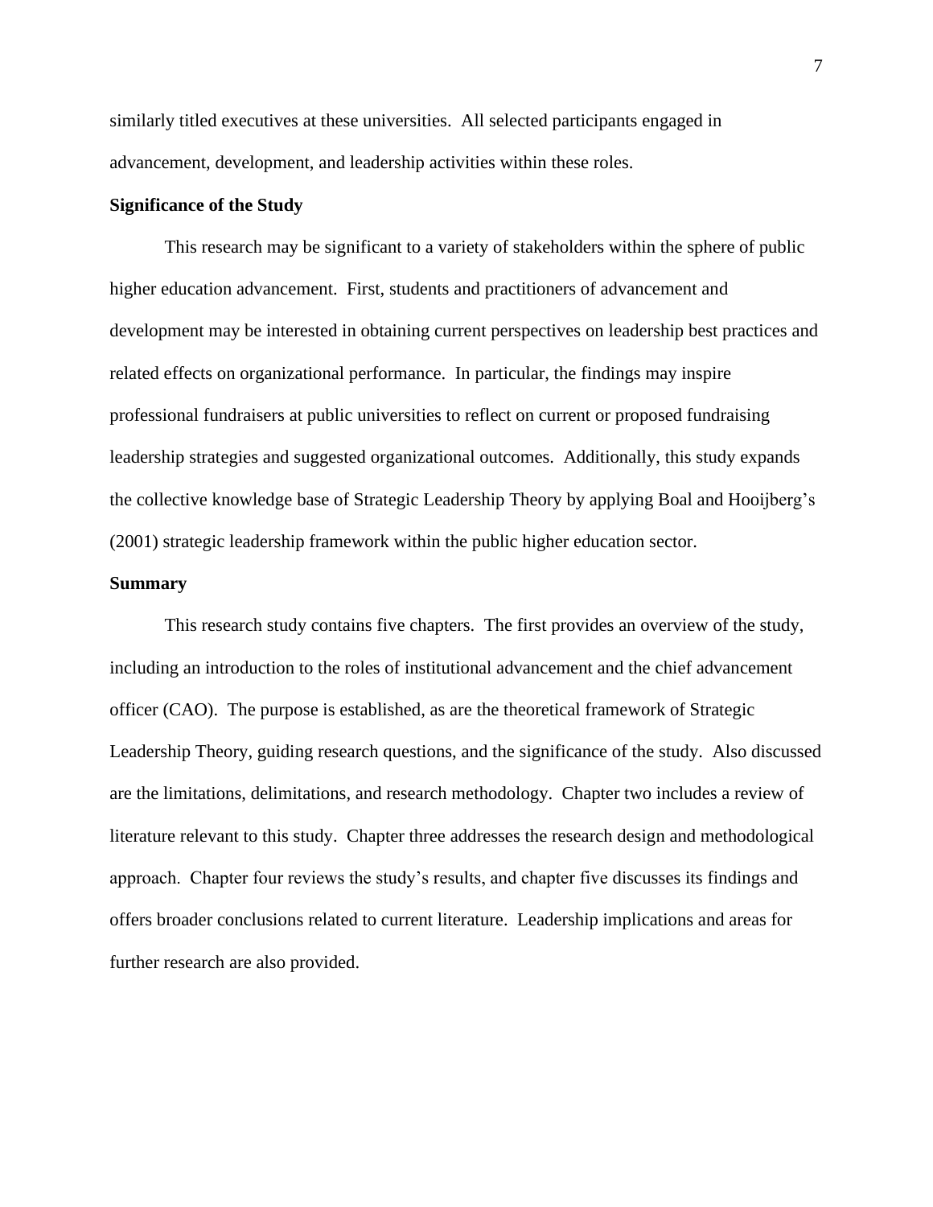similarly titled executives at these universities. All selected participants engaged in advancement, development, and leadership activities within these roles.

**Significance of the Study**

This research may be significant to a variety of stakeholders within the sphere of public higher education advancement. First, students and practitioners of advancement and development may be interested in obtaining current perspectives on leadership best practices and related effects on organizational performance. In particular, the findings may inspire professional fundraisers at public universities to reflect on current or proposed fundraising leadership strategies and suggested organizational outcomes. Additionally, this study expands the collective knowledge base of Strategic Leadership Theory by applying Boal and Hooijberg's (2001) strategic leadership framework within the public higher education sector.

**Summary**

This research study contains five chapters. The first provides an overview of the study, including an introduction to the roles of institutional advancement and the chief advancement officer (CAO). The purpose is established, as are the theoretical framework of Strategic Leadership Theory, guiding research questions, and the significance of the study. Also discussed are the limitations, delimitations, and research methodology. Chapter two includes a review of literature relevant to this study. Chapter three addresses the research design and methodological approach. Chapter four reviews the study's results, and chapter five discusses its findings and offers broader conclusions related to current literature. Leadership implications and areas for further research are also provided.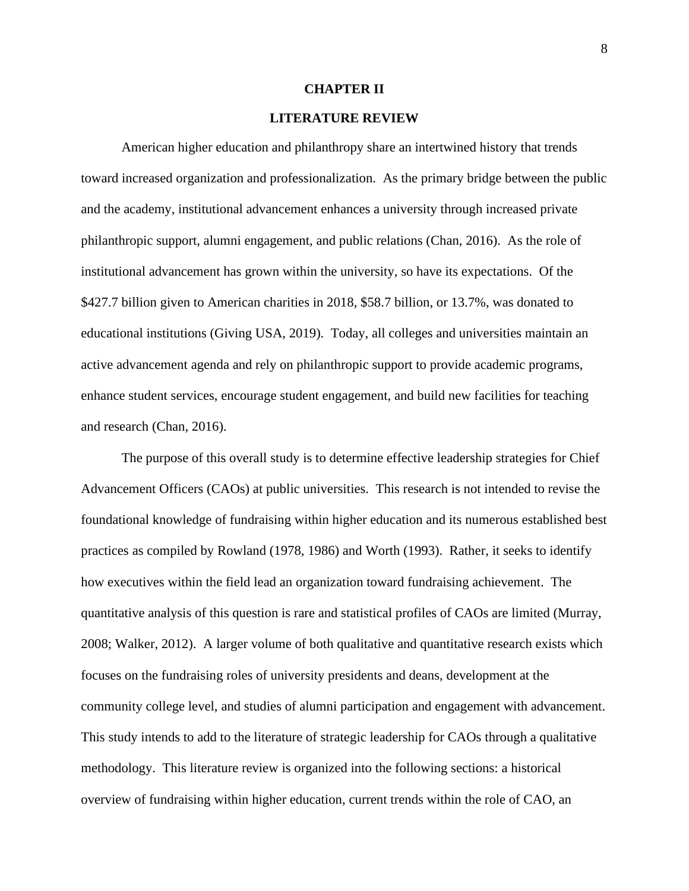# CHAPTER II

## LITERATURE REVIEW

American higher education and philanthropy share an intertwined history that trends toward increased organization and professionalization. As the primary bridge between the public and the academy, institutional advancement enhances a university through increased private philanthropic support, alumni engagement, and public relations (Chan, 2016). As the role of institutional advancement has grown within the university, so have its expectations. Of the $427.7 billion given to American charities in 2018, $58.7 billion, or 13.7%, was donated to educational institutions (Giving USA, 2019). Today, all colleges and universities maintain an active advancement agenda and rely on philanthropic support to provide academic programs, enhance student services, encourage student engagement, and build new facilities for teaching and research (Chan, 2016).

The purpose of this overall study is to determine effective leadership strategies for Chief Advancement Officers (CAOs) at public universities. This research is not intended to revise the foundational knowledge of fundraising within higher education and its numerous established best practices as compiled by Rowland (1978, 1986) and Worth (1993). Rather, it seeks to identify how executives within the field lead an organization toward fundraising achievement. The quantitative analysis of this question is rare and statistical profiles of CAOs are limited (Murray, 2008; Walker, 2012). A larger volume of both qualitative and quantitative research exists which focuses on the fundraising roles of university presidents and deans, development at the community college level, and studies of alumni participation and engagement with advancement. This study intends to add to the literature of strategic leadership for CAOs through a qualitative methodology. This literature review is organized into the following sections: a historical overview of fundraising within higher education, current trends within the role of CAO, an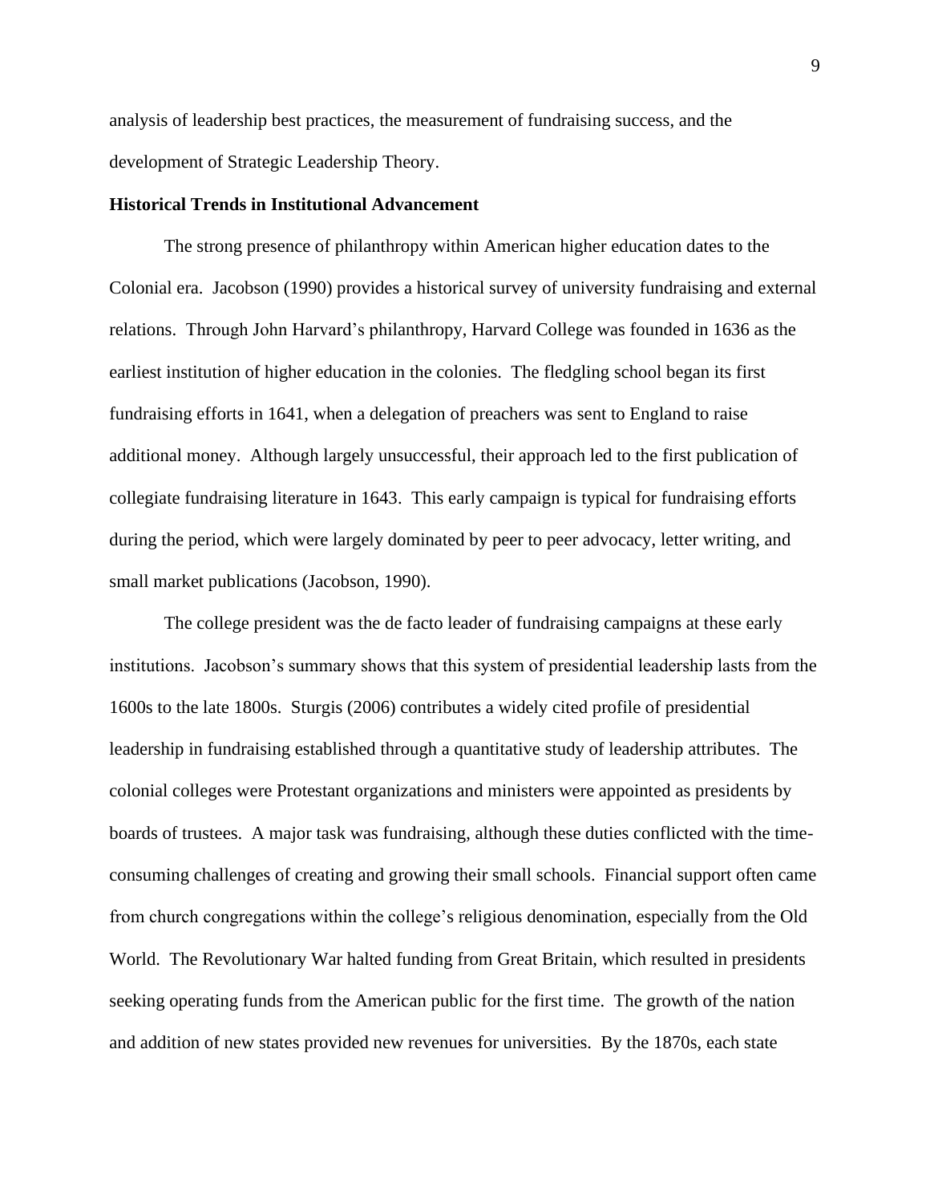analysis of leadership best practices, the measurement of fundraising success, and the development of Strategic Leadership Theory.

**Historical Trends in Institutional Advancement**

The strong presence of philanthropy within American higher education dates to the Colonial era. Jacobson (1990) provides a historical survey of university fundraising and external relations. Through John Harvard's philanthropy, Harvard College was founded in 1636 as the earliest institution of higher education in the colonies. The fledgling school began its first fundraising efforts in 1641, when a delegation of preachers was sent to England to raise additional money. Although largely unsuccessful, their approach led to the first publication of collegiate fundraising literature in 1643. This early campaign is typical for fundraising efforts during the period, which were largely dominated by peer to peer advocacy, letter writing, and small market publications (Jacobson, 1990).

The college president was the de facto leader of fundraising campaigns at these early institutions. Jacobson's summary shows that this system of presidential leadership lasts from the 1600s to the late 1800s. Sturgis (2006) contributes a widely cited profile of presidential leadership in fundraising established through a quantitative study of leadership attributes. The colonial colleges were Protestant organizations and ministers were appointed as presidents by boards of trustees. A major task was fundraising, although these duties conflicted with the time-consuming challenges of creating and growing their small schools. Financial support often came from church congregations within the college's religious denomination, especially from the Old World. The Revolutionary War halted funding from Great Britain, which resulted in presidents seeking operating funds from the American public for the first time. The growth of the nation and addition of new states provided new revenues for universities. By the 1870s, each state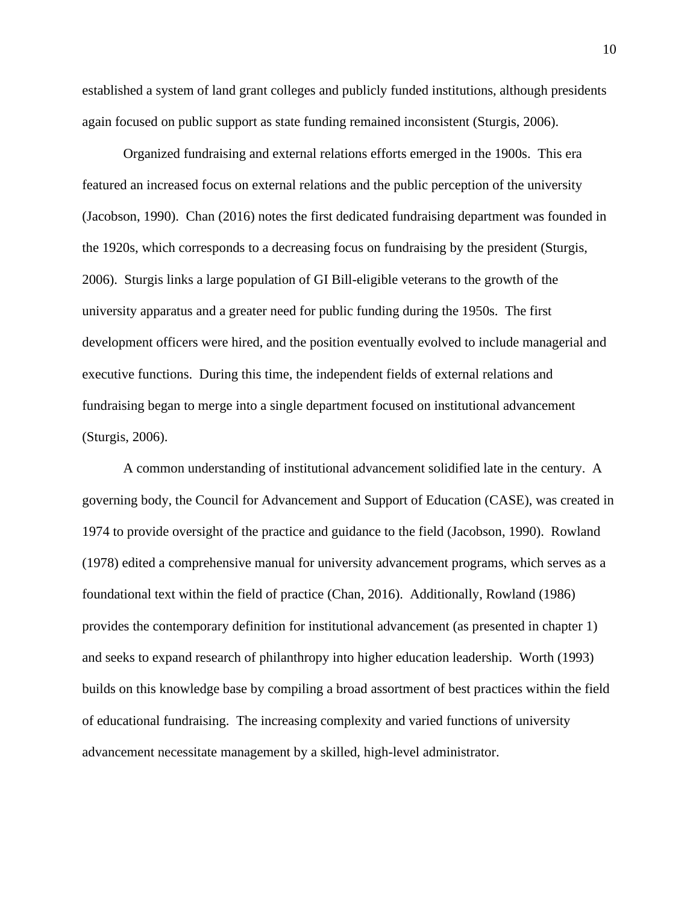established a system of land grant colleges and publicly funded institutions, although presidents again focused on public support as state funding remained inconsistent (Sturgis, 2006).

Organized fundraising and external relations efforts emerged in the 1900s. This era featured an increased focus on external relations and the public perception of the university (Jacobson, 1990). Chan (2016) notes the first dedicated fundraising department was founded in the 1920s, which corresponds to a decreasing focus on fundraising by the president (Sturgis, 2006). Sturgis links a large population of GI Bill-eligible veterans to the growth of the university apparatus and a greater need for public funding during the 1950s. The first development officers were hired, and the position eventually evolved to include managerial and executive functions. During this time, the independent fields of external relations and fundraising began to merge into a single department focused on institutional advancement (Sturgis, 2006).

A common understanding of institutional advancement solidified late in the century. A governing body, the Council for Advancement and Support of Education (CASE), was created in 1974 to provide oversight of the practice and guidance to the field (Jacobson, 1990). Rowland (1978) edited a comprehensive manual for university advancement programs, which serves as a foundational text within the field of practice (Chan, 2016). Additionally, Rowland (1986) provides the contemporary definition for institutional advancement (as presented in chapter 1) and seeks to expand research of philanthropy into higher education leadership. Worth (1993) builds on this knowledge base by compiling a broad assortment of best practices within the field of educational fundraising. The increasing complexity and varied functions of university advancement necessitate management by a skilled, high-level administrator.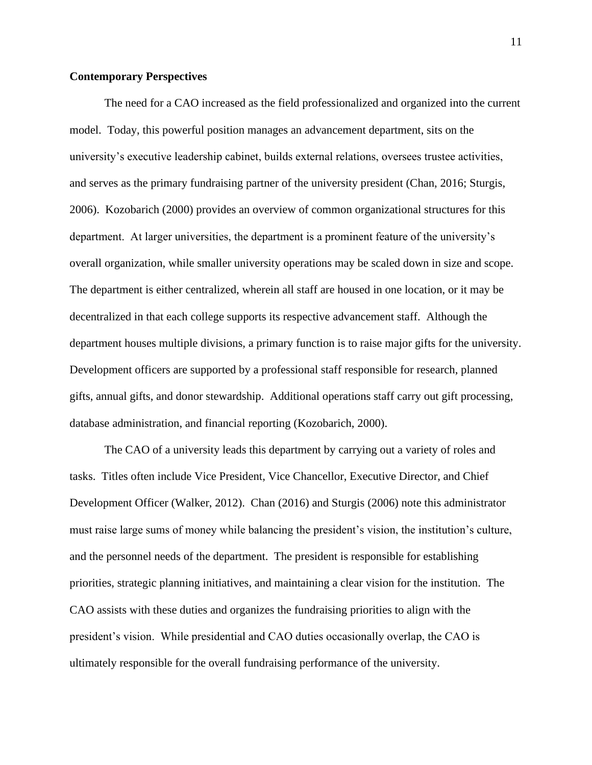### Contemporary Perspectives

The need for a CAO increased as the field professionalized and organized into the current model. Today, this powerful position manages an advancement department, sits on the university's executive leadership cabinet, builds external relations, oversees trustee activities, and serves as the primary fundraising partner of the university president (Chan, 2016; Sturgis, 2006). Kozobarich (2000) provides an overview of common organizational structures for this department. At larger universities, the department is a prominent feature of the university's overall organization, while smaller university operations may be scaled down in size and scope. The department is either centralized, wherein all staff are housed in one location, or it may be decentralized in that each college supports its respective advancement staff. Although the department houses multiple divisions, a primary function is to raise major gifts for the university. Development officers are supported by a professional staff responsible for research, planned gifts, annual gifts, and donor stewardship. Additional operations staff carry out gift processing, database administration, and financial reporting (Kozobarich, 2000).

The CAO of a university leads this department by carrying out a variety of roles and tasks. Titles often include Vice President, Vice Chancellor, Executive Director, and Chief Development Officer (Walker, 2012). Chan (2016) and Sturgis (2006) note this administrator must raise large sums of money while balancing the president's vision, the institution's culture, and the personnel needs of the department. The president is responsible for establishing priorities, strategic planning initiatives, and maintaining a clear vision for the institution. The CAO assists with these duties and organizes the fundraising priorities to align with the president's vision. While presidential and CAO duties occasionally overlap, the CAO is ultimately responsible for the overall fundraising performance of the university.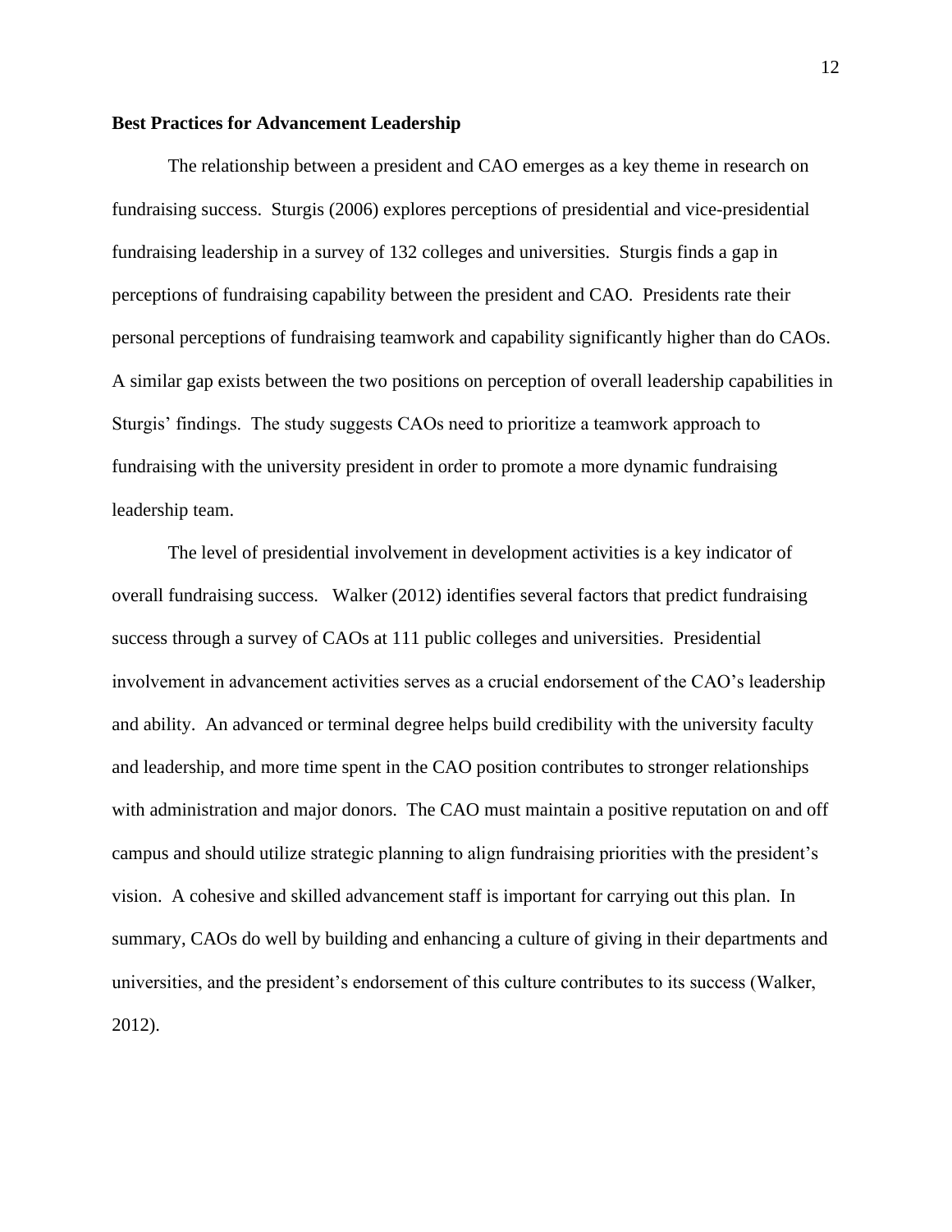**Best Practices for Advancement Leadership**

The relationship between a president and CAO emerges as a key theme in research on fundraising success. Sturgis (2006) explores perceptions of presidential and vice-presidential fundraising leadership in a survey of 132 colleges and universities. Sturgis finds a gap in perceptions of fundraising capability between the president and CAO. Presidents rate their personal perceptions of fundraising teamwork and capability significantly higher than do CAOs. A similar gap exists between the two positions on perception of overall leadership capabilities in Sturgis' findings. The study suggests CAOs need to prioritize a teamwork approach to fundraising with the university president in order to promote a more dynamic fundraising leadership team.

The level of presidential involvement in development activities is a key indicator of overall fundraising success. Walker (2012) identifies several factors that predict fundraising success through a survey of CAOs at 111 public colleges and universities. Presidential involvement in advancement activities serves as a crucial endorsement of the CAO's leadership and ability. An advanced or terminal degree helps build credibility with the university faculty and leadership, and more time spent in the CAO position contributes to stronger relationships with administration and major donors. The CAO must maintain a positive reputation on and off campus and should utilize strategic planning to align fundraising priorities with the president's vision. A cohesive and skilled advancement staff is important for carrying out this plan. In summary, CAOs do well by building and enhancing a culture of giving in their departments and universities, and the president's endorsement of this culture contributes to its success (Walker, 2012).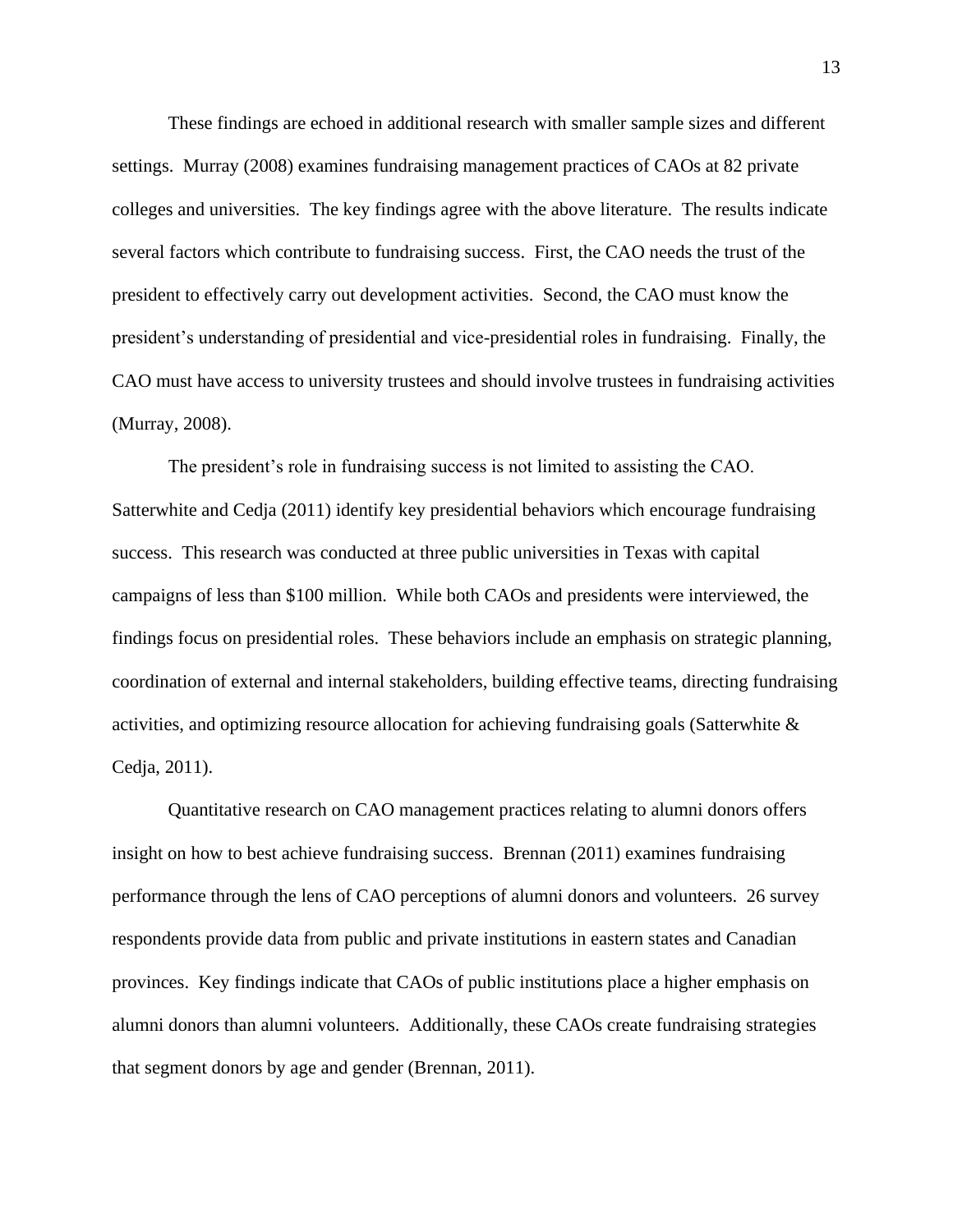These findings are echoed in additional research with smaller sample sizes and different settings. Murray (2008) examines fundraising management practices of CAOs at 82 private colleges and universities. The key findings agree with the above literature. The results indicate several factors which contribute to fundraising success. First, the CAO needs the trust of the president to effectively carry out development activities. Second, the CAO must know the president's understanding of presidential and vice-presidential roles in fundraising. Finally, the CAO must have access to university trustees and should involve trustees in fundraising activities (Murray, 2008).

The president's role in fundraising success is not limited to assisting the CAO. Satterwhite and Cedja (2011) identify key presidential behaviors which encourage fundraising success. This research was conducted at three public universities in Texas with capital campaigns of less than $100 million. While both CAOs and presidents were interviewed, the findings focus on presidential roles. These behaviors include an emphasis on strategic planning, coordination of external and internal stakeholders, building effective teams, directing fundraising activities, and optimizing resource allocation for achieving fundraising goals (Satterwhite & Cedja, 2011).

Quantitative research on CAO management practices relating to alumni donors offers insight on how to best achieve fundraising success. Brennan (2011) examines fundraising performance through the lens of CAO perceptions of alumni donors and volunteers. 26 survey respondents provide data from public and private institutions in eastern states and Canadian provinces. Key findings indicate that CAOs of public institutions place a higher emphasis on alumni donors than alumni volunteers. Additionally, these CAOs create fundraising strategies that segment donors by age and gender (Brennan, 2011).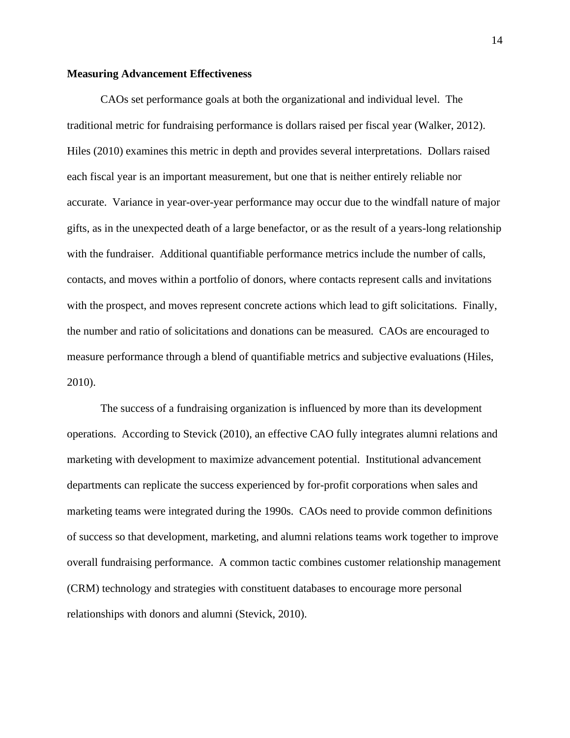**Measuring Advancement Effectiveness**

CAOs set performance goals at both the organizational and individual level. The traditional metric for fundraising performance is dollars raised per fiscal year (Walker, 2012). Hiles (2010) examines this metric in depth and provides several interpretations. Dollars raised each fiscal year is an important measurement, but one that is neither entirely reliable nor accurate. Variance in year-over-year performance may occur due to the windfall nature of major gifts, as in the unexpected death of a large benefactor, or as the result of a years-long relationship with the fundraiser. Additional quantifiable performance metrics include the number of calls, contacts, and moves within a portfolio of donors, where contacts represent calls and invitations with the prospect, and moves represent concrete actions which lead to gift solicitations. Finally, the number and ratio of solicitations and donations can be measured. CAOs are encouraged to measure performance through a blend of quantifiable metrics and subjective evaluations (Hiles, 2010).

The success of a fundraising organization is influenced by more than its development operations. According to Stevick (2010), an effective CAO fully integrates alumni relations and marketing with development to maximize advancement potential. Institutional advancement departments can replicate the success experienced by for-profit corporations when sales and marketing teams were integrated during the 1990s. CAOs need to provide common definitions of success so that development, marketing, and alumni relations teams work together to improve overall fundraising performance. A common tactic combines customer relationship management (CRM) technology and strategies with constituent databases to encourage more personal relationships with donors and alumni (Stevick, 2010).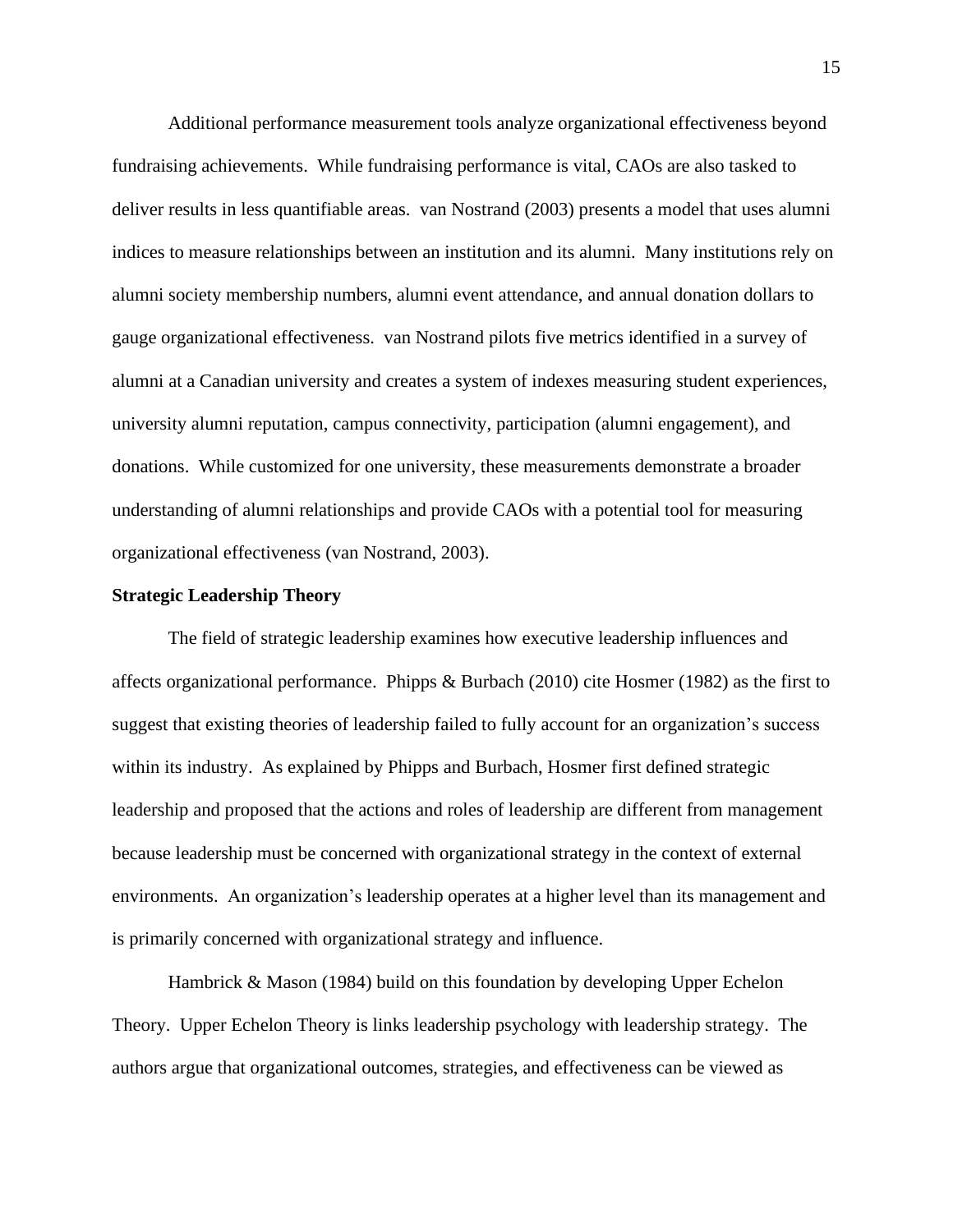Additional performance measurement tools analyze organizational effectiveness beyond fundraising achievements. While fundraising performance is vital, CAOs are also tasked to deliver results in less quantifiable areas. van Nostrand (2003) presents a model that uses alumni indices to measure relationships between an institution and its alumni. Many institutions rely on alumni society membership numbers, alumni event attendance, and annual donation dollars to gauge organizational effectiveness. van Nostrand pilots five metrics identified in a survey of alumni at a Canadian university and creates a system of indexes measuring student experiences, university alumni reputation, campus connectivity, participation (alumni engagement), and donations. While customized for one university, these measurements demonstrate a broader understanding of alumni relationships and provide CAOs with a potential tool for measuring organizational effectiveness (van Nostrand, 2003).

**Strategic Leadership Theory**

The field of strategic leadership examines how executive leadership influences and affects organizational performance. Phipps & Burbach (2010) cite Hosmer (1982) as the first to suggest that existing theories of leadership failed to fully account for an organization's success within its industry. As explained by Phipps and Burbach, Hosmer first defined strategic leadership and proposed that the actions and roles of leadership are different from management because leadership must be concerned with organizational strategy in the context of external environments. An organization's leadership operates at a higher level than its management and is primarily concerned with organizational strategy and influence.

Hambrick & Mason (1984) build on this foundation by developing Upper Echelon Theory. Upper Echelon Theory is links leadership psychology with leadership strategy. The authors argue that organizational outcomes, strategies, and effectiveness can be viewed as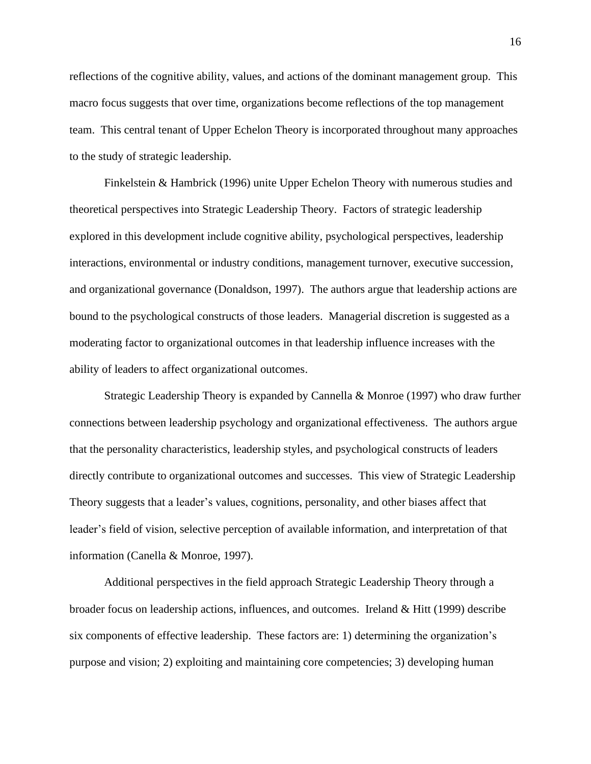reflections of the cognitive ability, values, and actions of the dominant management group. This macro focus suggests that over time, organizations become reflections of the top management team. This central tenant of Upper Echelon Theory is incorporated throughout many approaches to the study of strategic leadership.

Finkelstein & Hambrick (1996) unite Upper Echelon Theory with numerous studies and theoretical perspectives into Strategic Leadership Theory. Factors of strategic leadership explored in this development include cognitive ability, psychological perspectives, leadership interactions, environmental or industry conditions, management turnover, executive succession, and organizational governance (Donaldson, 1997). The authors argue that leadership actions are bound to the psychological constructs of those leaders. Managerial discretion is suggested as a moderating factor to organizational outcomes in that leadership influence increases with the ability of leaders to affect organizational outcomes.

Strategic Leadership Theory is expanded by Cannella & Monroe (1997) who draw further connections between leadership psychology and organizational effectiveness. The authors argue that the personality characteristics, leadership styles, and psychological constructs of leaders directly contribute to organizational outcomes and successes. This view of Strategic Leadership Theory suggests that a leader's values, cognitions, personality, and other biases affect that leader's field of vision, selective perception of available information, and interpretation of that information (Canella & Monroe, 1997).

Additional perspectives in the field approach Strategic Leadership Theory through a broader focus on leadership actions, influences, and outcomes. Ireland & Hitt (1999) describe six components of effective leadership. These factors are: 1) determining the organization's purpose and vision; 2) exploiting and maintaining core competencies; 3) developing human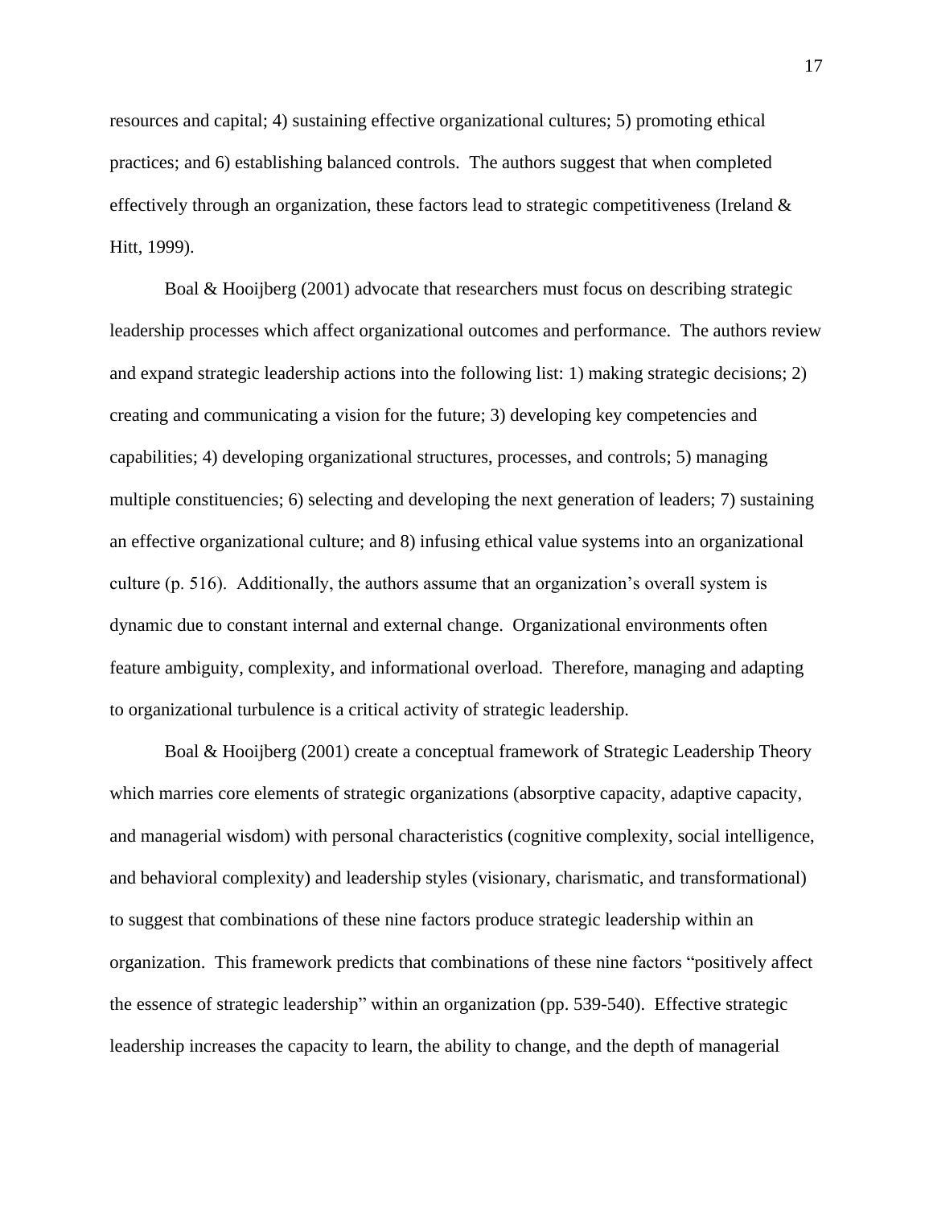resources and capital; 4) sustaining effective organizational cultures; 5) promoting ethical practices; and 6) establishing balanced controls. The authors suggest that when completed effectively through an organization, these factors lead to strategic competitiveness (Ireland & Hitt, 1999).

Boal & Hooijberg (2001) advocate that researchers must focus on describing strategic leadership processes which affect organizational outcomes and performance. The authors review and expand strategic leadership actions into the following list: 1) making strategic decisions; 2) creating and communicating a vision for the future; 3) developing key competencies and capabilities; 4) developing organizational structures, processes, and controls; 5) managing multiple constituencies; 6) selecting and developing the next generation of leaders; 7) sustaining an effective organizational culture; and 8) infusing ethical value systems into an organizational culture (p. 516). Additionally, the authors assume that an organization's overall system is dynamic due to constant internal and external change. Organizational environments often feature ambiguity, complexity, and informational overload. Therefore, managing and adapting to organizational turbulence is a critical activity of strategic leadership.

Boal & Hooijberg (2001) create a conceptual framework of Strategic Leadership Theory which marries core elements of strategic organizations (absorptive capacity, adaptive capacity, and managerial wisdom) with personal characteristics (cognitive complexity, social intelligence, and behavioral complexity) and leadership styles (visionary, charismatic, and transformational) to suggest that combinations of these nine factors produce strategic leadership within an organization. This framework predicts that combinations of these nine factors "positively affect the essence of strategic leadership" within an organization (pp. 539-540). Effective strategic leadership increases the capacity to learn, the ability to change, and the depth of managerial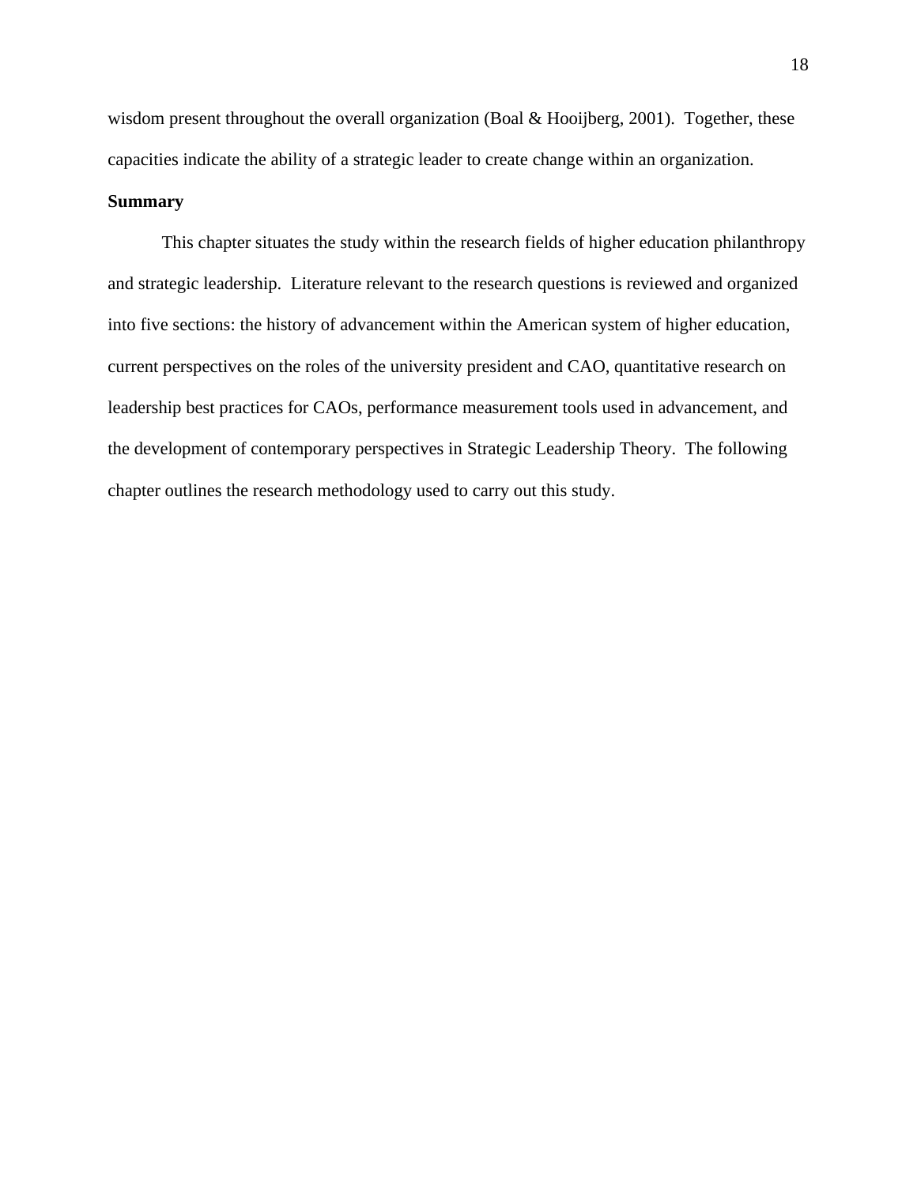wisdom present throughout the overall organization (Boal & Hooijberg, 2001). Together, these capacities indicate the ability of a strategic leader to create change within an organization.

## Summary

This chapter situates the study within the research fields of higher education philanthropy and strategic leadership. Literature relevant to the research questions is reviewed and organized into five sections: the history of advancement within the American system of higher education, current perspectives on the roles of the university president and CAO, quantitative research on leadership best practices for CAOs, performance measurement tools used in advancement, and the development of contemporary perspectives in Strategic Leadership Theory. The following chapter outlines the research methodology used to carry out this study.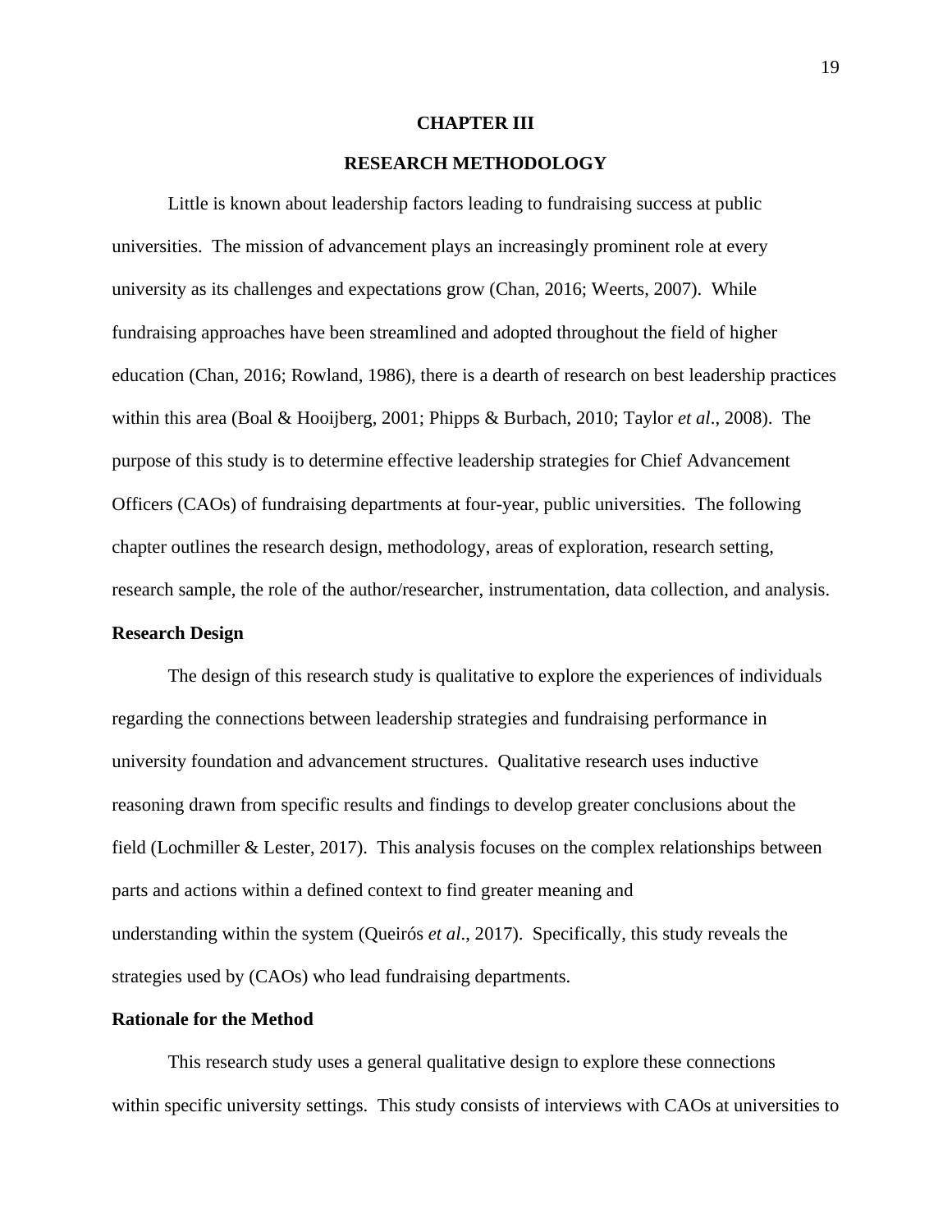# CHAPTER III

# RESEARCH METHODOLOGY

Little is known about leadership factors leading to fundraising success at public universities. The mission of advancement plays an increasingly prominent role at every university as its challenges and expectations grow (Chan, 2016; Weerts, 2007). While fundraising approaches have been streamlined and adopted throughout the field of higher education (Chan, 2016; Rowland, 1986), there is a dearth of research on best leadership practices within this area (Boal & Hooijberg, 2001; Phipps & Burbach, 2010; Taylor *et al*., 2008). The purpose of this study is to determine effective leadership strategies for Chief Advancement Officers (CAOs) of fundraising departments at four-year, public universities. The following chapter outlines the research design, methodology, areas of exploration, research setting, research sample, the role of the author/researcher, instrumentation, data collection, and analysis.

## Research Design

The design of this research study is qualitative to explore the experiences of individuals regarding the connections between leadership strategies and fundraising performance in university foundation and advancement structures. Qualitative research uses inductive reasoning drawn from specific results and findings to develop greater conclusions about the field (Lochmiller & Lester, 2017). This analysis focuses on the complex relationships between parts and actions within a defined context to find greater meaning and understanding within the system (Queirós *et al*., 2017). Specifically, this study reveals the strategies used by (CAOs) who lead fundraising departments.

## Rationale for the Method

This research study uses a general qualitative design to explore these connections within specific university settings. This study consists of interviews with CAOs at universities to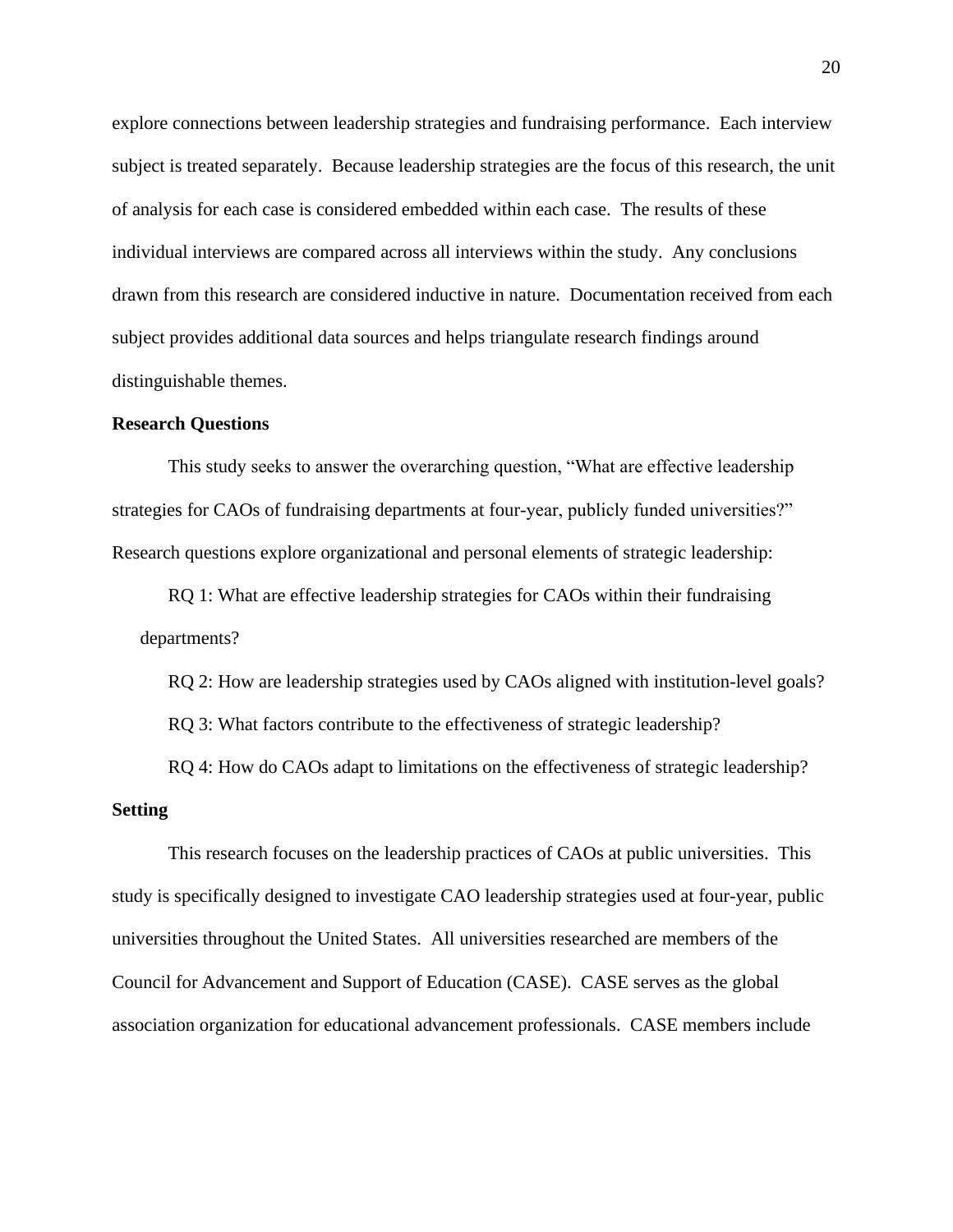explore connections between leadership strategies and fundraising performance. Each interview subject is treated separately. Because leadership strategies are the focus of this research, the unit of analysis for each case is considered embedded within each case. The results of these individual interviews are compared across all interviews within the study. Any conclusions drawn from this research are considered inductive in nature. Documentation received from each subject provides additional data sources and helps triangulate research findings around distinguishable themes.

**Research Questions**

This study seeks to answer the overarching question, "What are effective leadership strategies for CAOs of fundraising departments at four-year, publicly funded universities?" Research questions explore organizational and personal elements of strategic leadership:

RQ 1: What are effective leadership strategies for CAOs within their fundraising departments?

RQ 2: How are leadership strategies used by CAOs aligned with institution-level goals?

RQ 3: What factors contribute to the effectiveness of strategic leadership?

RQ 4: How do CAOs adapt to limitations on the effectiveness of strategic leadership?

**Setting**

This research focuses on the leadership practices of CAOs at public universities. This study is specifically designed to investigate CAO leadership strategies used at four-year, public universities throughout the United States. All universities researched are members of the Council for Advancement and Support of Education (CASE). CASE serves as the global association organization for educational advancement professionals. CASE members include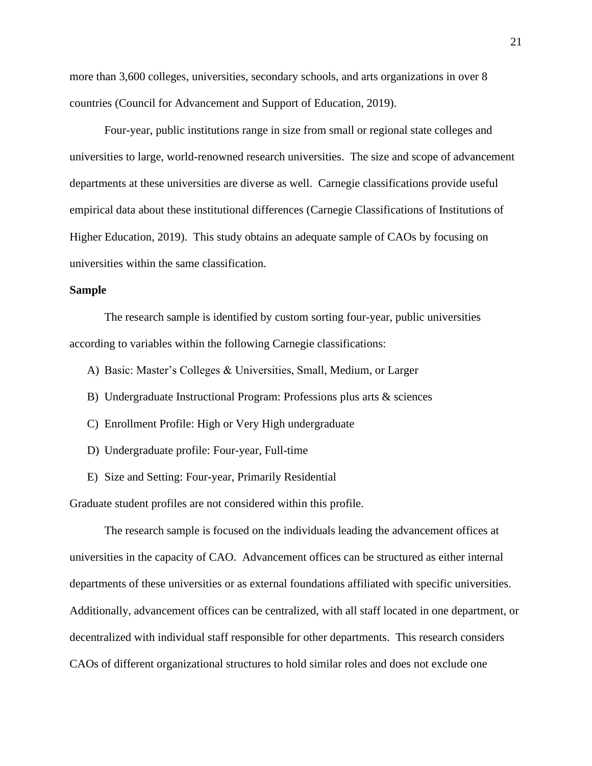more than 3,600 colleges, universities, secondary schools, and arts organizations in over 8 countries (Council for Advancement and Support of Education, 2019).

Four-year, public institutions range in size from small or regional state colleges and universities to large, world-renowned research universities. The size and scope of advancement departments at these universities are diverse as well. Carnegie classifications provide useful empirical data about these institutional differences (Carnegie Classifications of Institutions of Higher Education, 2019). This study obtains an adequate sample of CAOs by focusing on universities within the same classification.

### Sample

The research sample is identified by custom sorting four-year, public universities according to variables within the following Carnegie classifications:

A) Basic: Master's Colleges & Universities, Small, Medium, or Larger

B) Undergraduate Instructional Program: Professions plus arts & sciences

C) Enrollment Profile: High or Very High undergraduate

D) Undergraduate profile: Four-year, Full-time

E) Size and Setting: Four-year, Primarily Residential

Graduate student profiles are not considered within this profile.

The research sample is focused on the individuals leading the advancement offices at universities in the capacity of CAO. Advancement offices can be structured as either internal departments of these universities or as external foundations affiliated with specific universities. Additionally, advancement offices can be centralized, with all staff located in one department, or decentralized with individual staff responsible for other departments. This research considers CAOs of different organizational structures to hold similar roles and does not exclude one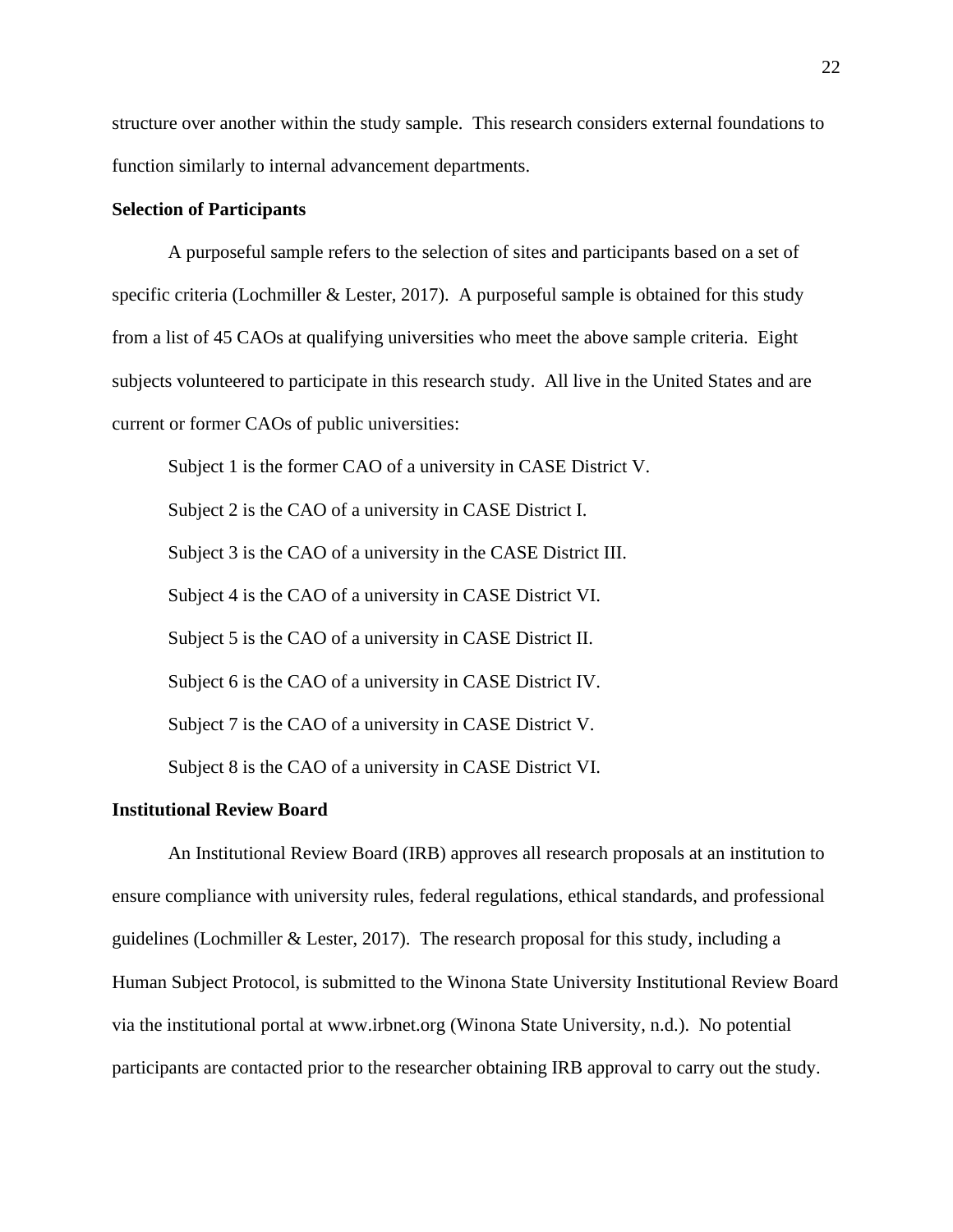structure over another within the study sample. This research considers external foundations to function similarly to internal advancement departments.

**Selection of Participants**

A purposeful sample refers to the selection of sites and participants based on a set of specific criteria (Lochmiller & Lester, 2017). A purposeful sample is obtained for this study from a list of 45 CAOs at qualifying universities who meet the above sample criteria. Eight subjects volunteered to participate in this research study. All live in the United States and are current or former CAOs of public universities:

Subject 1 is the former CAO of a university in CASE District V.

Subject 2 is the CAO of a university in CASE District I.

Subject 3 is the CAO of a university in the CASE District III.

Subject 4 is the CAO of a university in CASE District VI.

Subject 5 is the CAO of a university in CASE District II.

Subject 6 is the CAO of a university in CASE District IV.

Subject 7 is the CAO of a university in CASE District V.

Subject 8 is the CAO of a university in CASE District VI.

**Institutional Review Board**

An Institutional Review Board (IRB) approves all research proposals at an institution to ensure compliance with university rules, federal regulations, ethical standards, and professional guidelines (Lochmiller & Lester, 2017). The research proposal for this study, including a Human Subject Protocol, is submitted to the Winona State University Institutional Review Board via the institutional portal at www.irbnet.org (Winona State University, n.d.). No potential participants are contacted prior to the researcher obtaining IRB approval to carry out the study.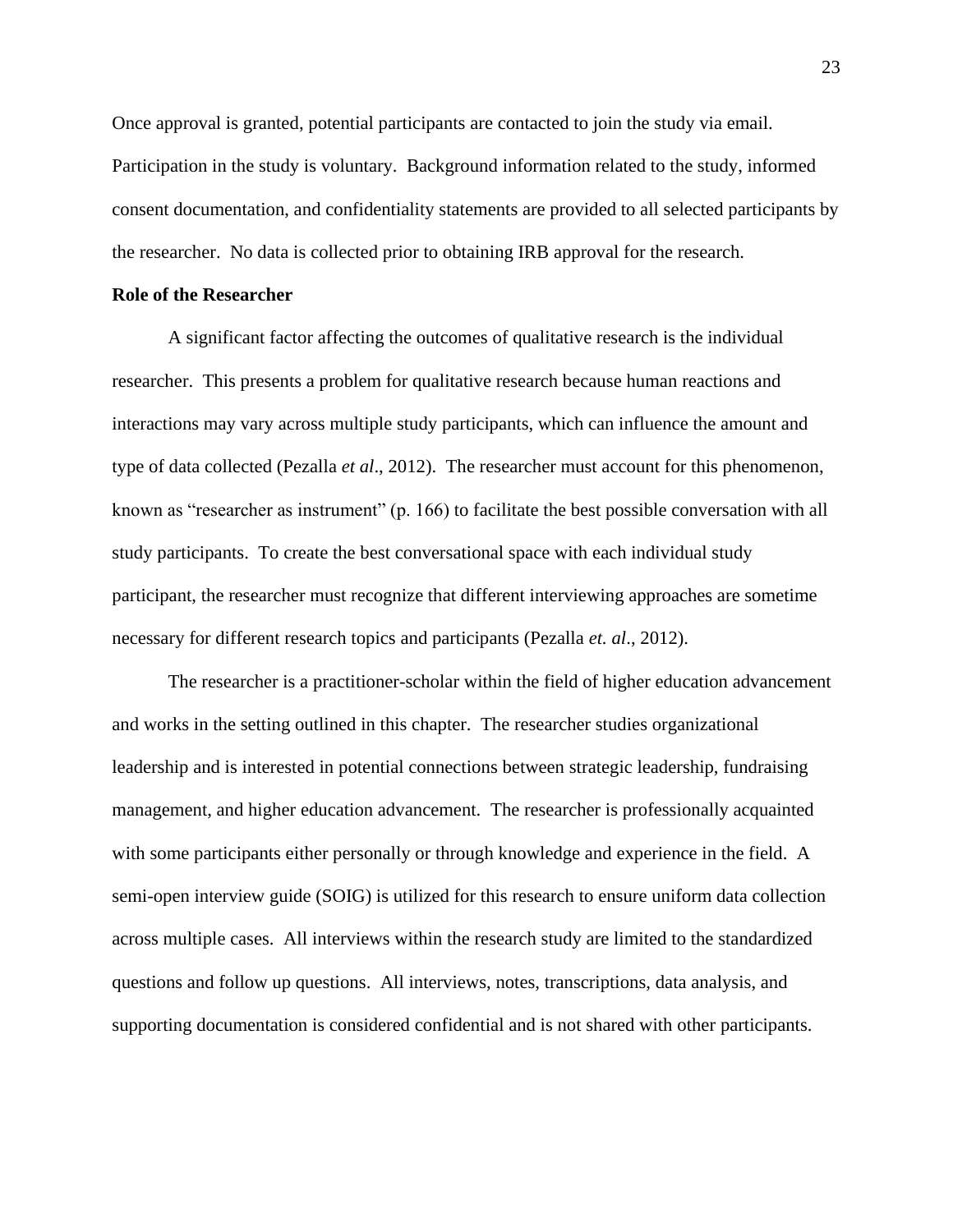Once approval is granted, potential participants are contacted to join the study via email. Participation in the study is voluntary. Background information related to the study, informed consent documentation, and confidentiality statements are provided to all selected participants by the researcher. No data is collected prior to obtaining IRB approval for the research.

**Role of the Researcher**

A significant factor affecting the outcomes of qualitative research is the individual researcher. This presents a problem for qualitative research because human reactions and interactions may vary across multiple study participants, which can influence the amount and type of data collected (Pezalla *et al*., 2012). The researcher must account for this phenomenon, known as "researcher as instrument" (p. 166) to facilitate the best possible conversation with all study participants. To create the best conversational space with each individual study participant, the researcher must recognize that different interviewing approaches are sometime necessary for different research topics and participants (Pezalla *et. al*., 2012).

The researcher is a practitioner-scholar within the field of higher education advancement and works in the setting outlined in this chapter. The researcher studies organizational leadership and is interested in potential connections between strategic leadership, fundraising management, and higher education advancement. The researcher is professionally acquainted with some participants either personally or through knowledge and experience in the field. A semi-open interview guide (SOIG) is utilized for this research to ensure uniform data collection across multiple cases. All interviews within the research study are limited to the standardized questions and follow up questions. All interviews, notes, transcriptions, data analysis, and supporting documentation is considered confidential and is not shared with other participants.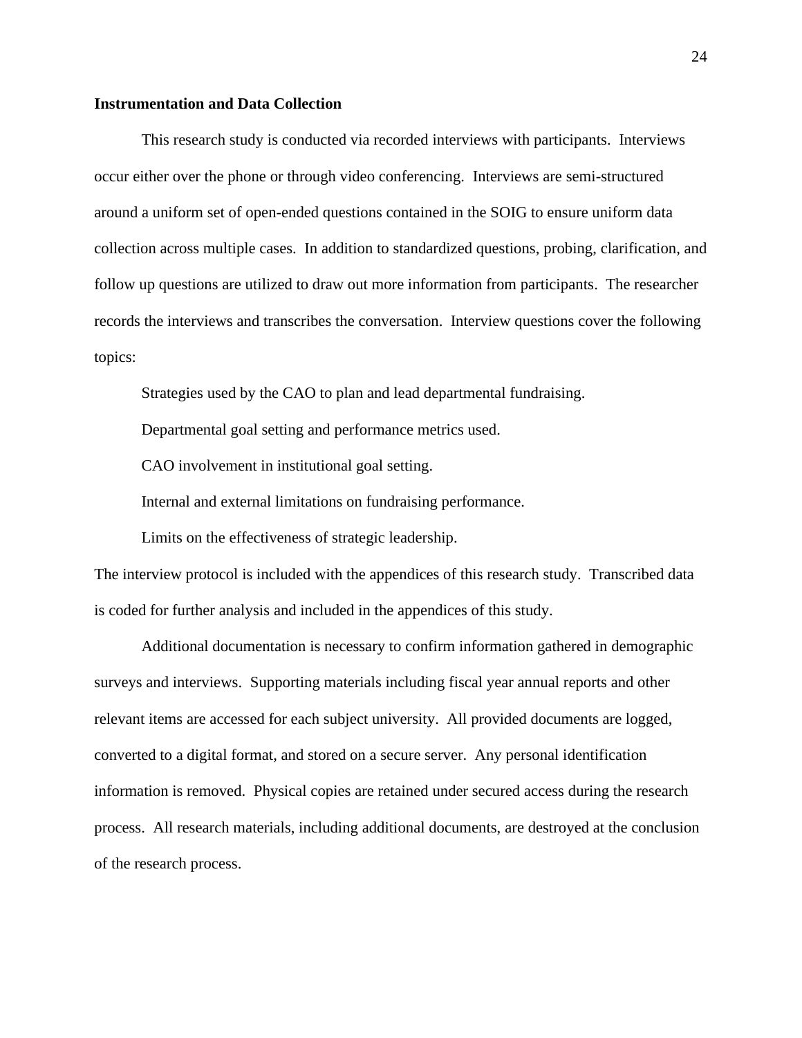**Instrumentation and Data Collection**

This research study is conducted via recorded interviews with participants. Interviews occur either over the phone or through video conferencing. Interviews are semi-structured around a uniform set of open-ended questions contained in the SOIG to ensure uniform data collection across multiple cases. In addition to standardized questions, probing, clarification, and follow up questions are utilized to draw out more information from participants. The researcher records the interviews and transcribes the conversation. Interview questions cover the following topics:

Strategies used by the CAO to plan and lead departmental fundraising.

Departmental goal setting and performance metrics used.

CAO involvement in institutional goal setting.

Internal and external limitations on fundraising performance.

Limits on the effectiveness of strategic leadership.

The interview protocol is included with the appendices of this research study. Transcribed data is coded for further analysis and included in the appendices of this study.

Additional documentation is necessary to confirm information gathered in demographic surveys and interviews. Supporting materials including fiscal year annual reports and other relevant items are accessed for each subject university. All provided documents are logged, converted to a digital format, and stored on a secure server. Any personal identification information is removed. Physical copies are retained under secured access during the research process. All research materials, including additional documents, are destroyed at the conclusion of the research process.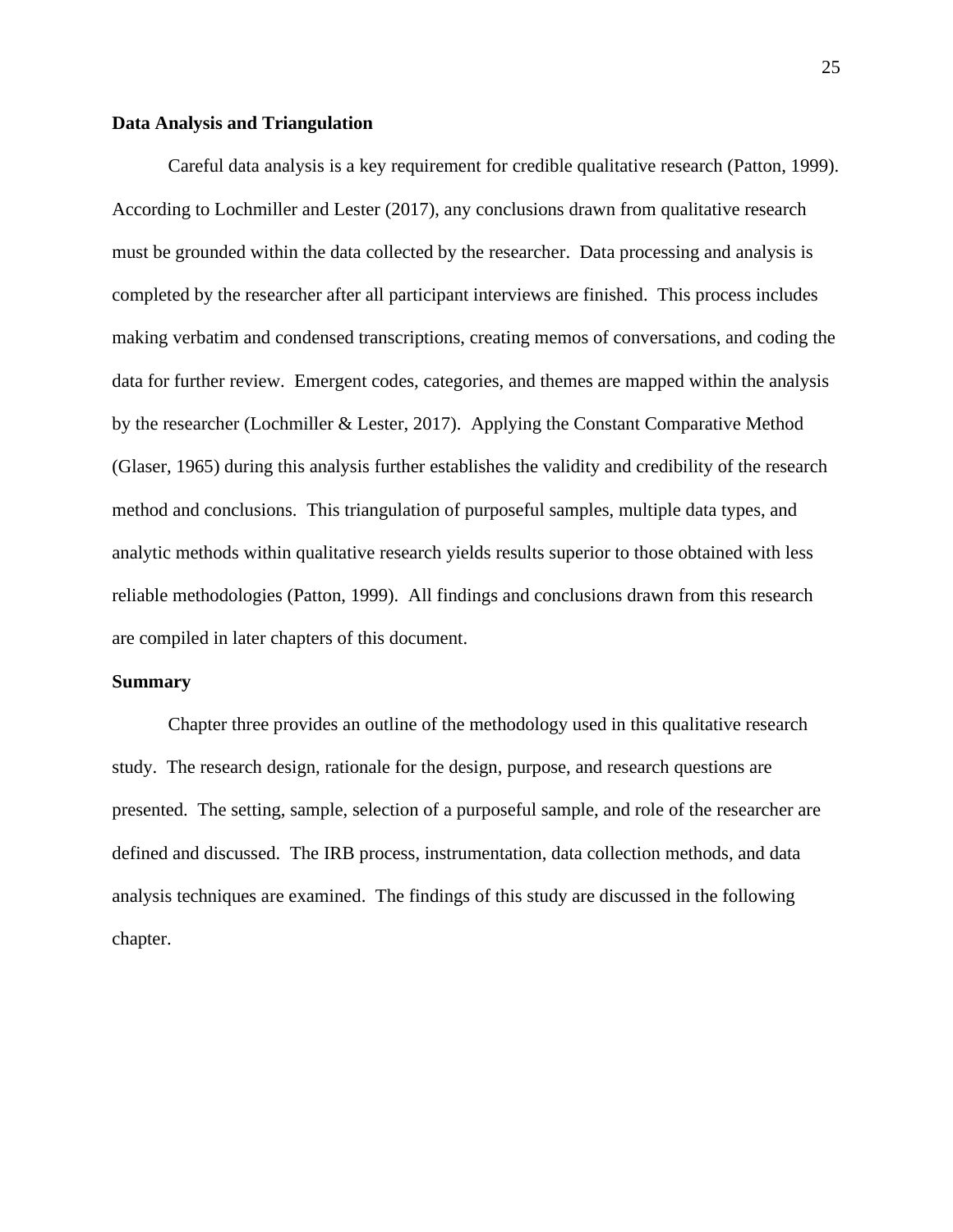### Data Analysis and Triangulation

Careful data analysis is a key requirement for credible qualitative research (Patton, 1999). According to Lochmiller and Lester (2017), any conclusions drawn from qualitative research must be grounded within the data collected by the researcher. Data processing and analysis is completed by the researcher after all participant interviews are finished. This process includes making verbatim and condensed transcriptions, creating memos of conversations, and coding the data for further review. Emergent codes, categories, and themes are mapped within the analysis by the researcher (Lochmiller & Lester, 2017). Applying the Constant Comparative Method (Glaser, 1965) during this analysis further establishes the validity and credibility of the research method and conclusions. This triangulation of purposeful samples, multiple data types, and analytic methods within qualitative research yields results superior to those obtained with less reliable methodologies (Patton, 1999). All findings and conclusions drawn from this research are compiled in later chapters of this document.

### Summary

Chapter three provides an outline of the methodology used in this qualitative research study. The research design, rationale for the design, purpose, and research questions are presented. The setting, sample, selection of a purposeful sample, and role of the researcher are defined and discussed. The IRB process, instrumentation, data collection methods, and data analysis techniques are examined. The findings of this study are discussed in the following chapter.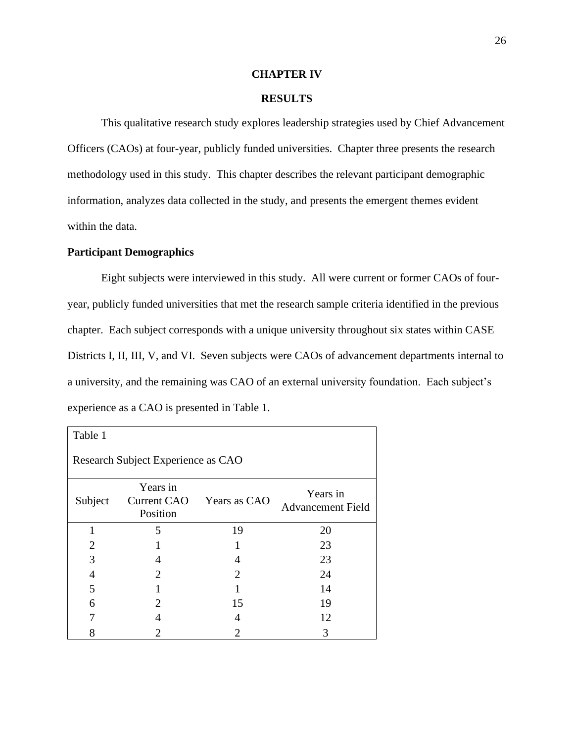# CHAPTER IV

# RESULTS

This qualitative research study explores leadership strategies used by Chief Advancement Officers (CAOs) at four-year, publicly funded universities. Chapter three presents the research methodology used in this study. This chapter describes the relevant participant demographic information, analyzes data collected in the study, and presents the emergent themes evident within the data.

## Participant Demographics

Eight subjects were interviewed in this study. All were current or former CAOs of four-year, publicly funded universities that met the research sample criteria identified in the previous chapter. Each subject corresponds with a unique university throughout six states within CASE Districts I, II, III, V, and VI. Seven subjects were CAOs of advancement departments internal to a university, and the remaining was CAO of an external university foundation. Each subject's experience as a CAO is presented in Table 1.

Table 1

Research Subject Experience as CAO

| Subject | Years in Current CAO Position | Years as CAO | Years in Advancement Field |
|---|---|---|---|
| 1 | 5 | 19 | 20 |
| 2 | 1 | 1 | 23 |
| 3 | 4 | 4 | 23 |
| 4 | 2 | 2 | 24 |
| 5 | 1 | 1 | 14 |
| 6 | 2 | 15 | 19 |
| 7 | 4 | 4 | 12 |
| 8 | 2 | 2 | 3 |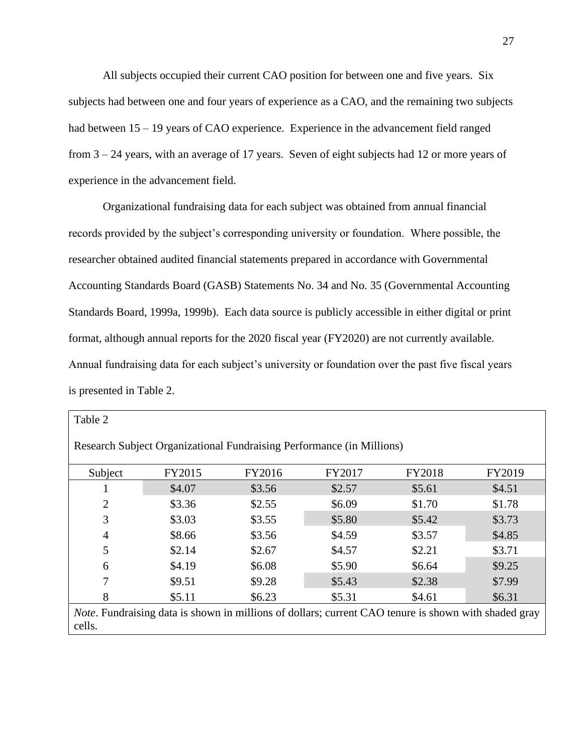All subjects occupied their current CAO position for between one and five years. Six subjects had between one and four years of experience as a CAO, and the remaining two subjects had between 15 – 19 years of CAO experience. Experience in the advancement field ranged from 3 – 24 years, with an average of 17 years. Seven of eight subjects had 12 or more years of experience in the advancement field.

Organizational fundraising data for each subject was obtained from annual financial records provided by the subject's corresponding university or foundation. Where possible, the researcher obtained audited financial statements prepared in accordance with Governmental Accounting Standards Board (GASB) Statements No. 34 and No. 35 (Governmental Accounting Standards Board, 1999a, 1999b). Each data source is publicly accessible in either digital or print format, although annual reports for the 2020 fiscal year (FY2020) are not currently available. Annual fundraising data for each subject's university or foundation over the past five fiscal years is presented in Table 2.

Table 2

Research Subject Organizational Fundraising Performance (in Millions)

| Subject | FY2015 | FY2016 | FY2017 | FY2018 | FY2019 |
|---|---|---|---|---|---|
| 1 | $4.07 | $3.56 | $2.57 | $5.61 | $4.51 |
| 2 | $3.36 | $2.55 | $6.09 | $1.70 | $1.78 |
| 3 | $3.03 | $3.55 | $5.80 | $5.42 | $3.73 |
| 4 | $8.66 | $3.56 | $4.59 | $3.57 | $4.85 |
| 5 | $2.14 | $2.67 | $4.57 | $2.21 | $3.71 |
| 6 | $4.19 | $6.08 | $5.90 | $6.64 | $9.25 |
| 7 | $9.51 | $9.28 | $5.43 | $2.38 | $7.99 |
| 8 | $5.11 | $6.23 | $5.31 | $4.61 | $6.31 |

*Note*. Fundraising data is shown in millions of dollars; current CAO tenure is shown with shaded gray cells.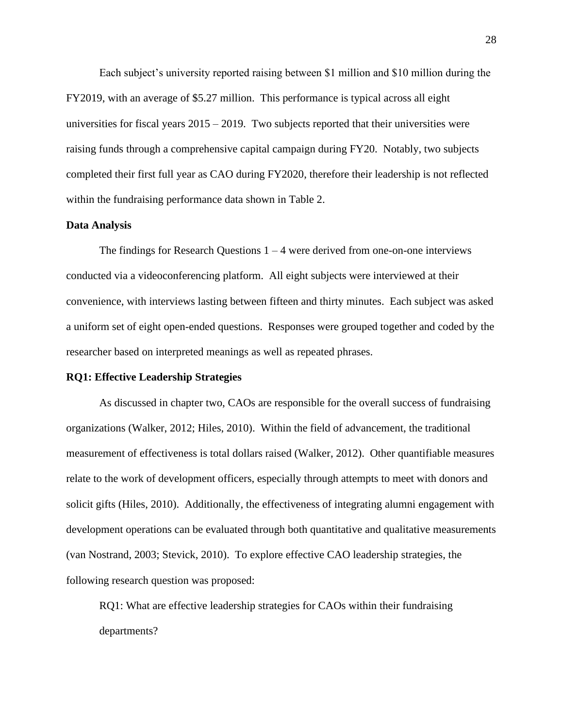Each subject's university reported raising between \$1 million and \$10 million during the FY2019, with an average of \$5.27 million. This performance is typical across all eight universities for fiscal years 2015 – 2019. Two subjects reported that their universities were raising funds through a comprehensive capital campaign during FY20. Notably, two subjects completed their first full year as CAO during FY2020, therefore their leadership is not reflected within the fundraising performance data shown in Table 2.

**Data Analysis**

The findings for Research Questions 1 – 4 were derived from one-on-one interviews conducted via a videoconferencing platform. All eight subjects were interviewed at their convenience, with interviews lasting between fifteen and thirty minutes. Each subject was asked a uniform set of eight open-ended questions. Responses were grouped together and coded by the researcher based on interpreted meanings as well as repeated phrases.

**RQ1: Effective Leadership Strategies**

As discussed in chapter two, CAOs are responsible for the overall success of fundraising organizations (Walker, 2012; Hiles, 2010). Within the field of advancement, the traditional measurement of effectiveness is total dollars raised (Walker, 2012). Other quantifiable measures relate to the work of development officers, especially through attempts to meet with donors and solicit gifts (Hiles, 2010). Additionally, the effectiveness of integrating alumni engagement with development operations can be evaluated through both quantitative and qualitative measurements (van Nostrand, 2003; Stevick, 2010). To explore effective CAO leadership strategies, the following research question was proposed:

RQ1: What are effective leadership strategies for CAOs within their fundraising departments?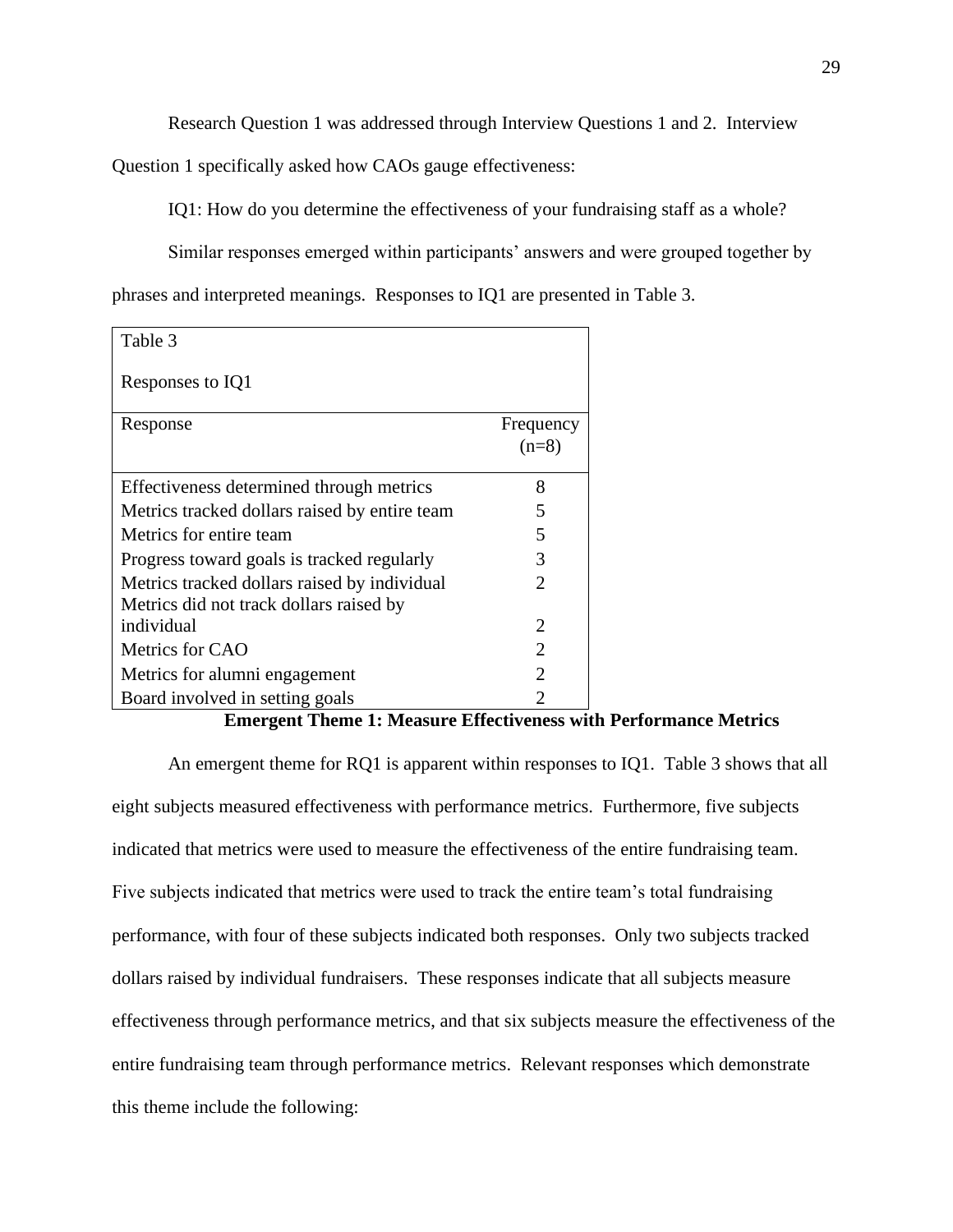Research Question 1 was addressed through Interview Questions 1 and 2. Interview Question 1 specifically asked how CAOs gauge effectiveness:

IQ1: How do you determine the effectiveness of your fundraising staff as a whole?

Similar responses emerged within participants' answers and were grouped together by phrases and interpreted meanings. Responses to IQ1 are presented in Table 3.

Table 3

Responses to IQ1

| Response | Frequency (n=8) |
|---|---|
| Effectiveness determined through metrics | 8 |
| Metrics tracked dollars raised by entire team | 5 |
| Metrics for entire team | 5 |
| Progress toward goals is tracked regularly | 3 |
| Metrics tracked dollars raised by individual | 2 |
| Metrics did not track dollars raised by individual | 2 |
| Metrics for CAO | 2 |
| Metrics for alumni engagement | 2 |
| Board involved in setting goals | 2 |

## Emergent Theme 1: Measure Effectiveness with Performance Metrics

An emergent theme for RQ1 is apparent within responses to IQ1. Table 3 shows that all eight subjects measured effectiveness with performance metrics. Furthermore, five subjects indicated that metrics were used to measure the effectiveness of the entire fundraising team. Five subjects indicated that metrics were used to track the entire team's total fundraising performance, with four of these subjects indicated both responses. Only two subjects tracked dollars raised by individual fundraisers. These responses indicate that all subjects measure effectiveness through performance metrics, and that six subjects measure the effectiveness of the entire fundraising team through performance metrics. Relevant responses which demonstrate this theme include the following: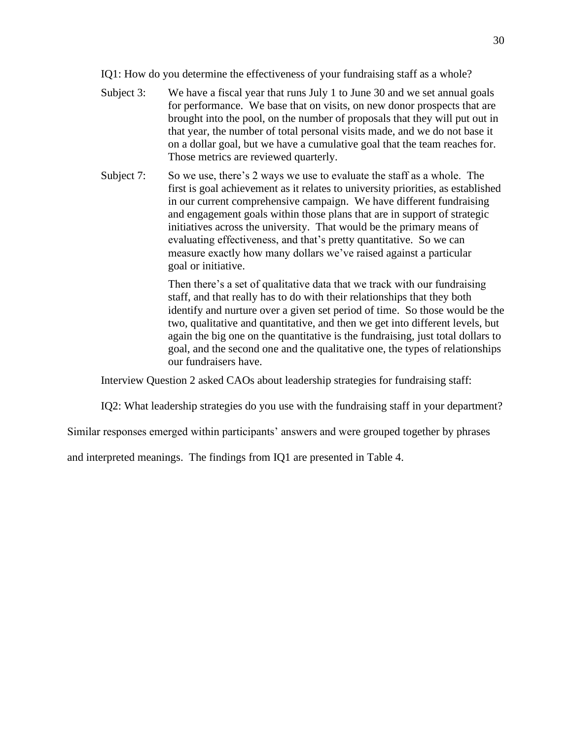IQ1: How do you determine the effectiveness of your fundraising staff as a whole?

Subject 3: We have a fiscal year that runs July 1 to June 30 and we set annual goals for performance. We base that on visits, on new donor prospects that are brought into the pool, on the number of proposals that they will put out in that year, the number of total personal visits made, and we do not base it on a dollar goal, but we have a cumulative goal that the team reaches for. Those metrics are reviewed quarterly.

Subject 7: So we use, there's 2 ways we use to evaluate the staff as a whole. The first is goal achievement as it relates to university priorities, as established in our current comprehensive campaign. We have different fundraising and engagement goals within those plans that are in support of strategic initiatives across the university. That would be the primary means of evaluating effectiveness, and that's pretty quantitative. So we can measure exactly how many dollars we've raised against a particular goal or initiative.

Then there's a set of qualitative data that we track with our fundraising staff, and that really has to do with their relationships that they both identify and nurture over a given set period of time. So those would be the two, qualitative and quantitative, and then we get into different levels, but again the big one on the quantitative is the fundraising, just total dollars to goal, and the second one and the qualitative one, the types of relationships our fundraisers have.

Interview Question 2 asked CAOs about leadership strategies for fundraising staff:

IQ2: What leadership strategies do you use with the fundraising staff in your department?

Similar responses emerged within participants' answers and were grouped together by phrases and interpreted meanings. The findings from IQ1 are presented in Table 4.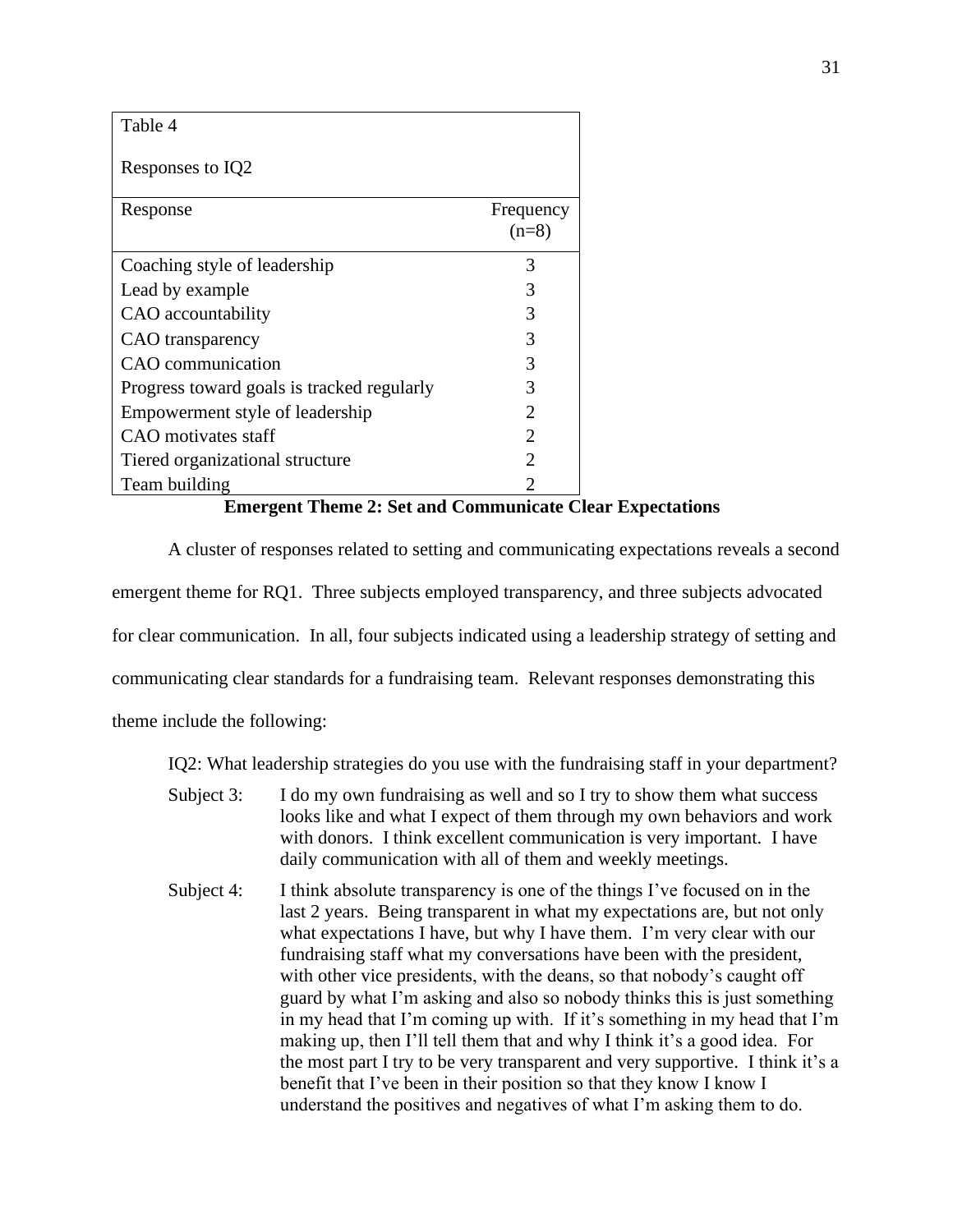Table 4

Responses to IQ2

| Response | Frequency (n=8) |
|---|---|
| Coaching style of leadership | 3 |
| Lead by example | 3 |
| CAO accountability | 3 |
| CAO transparency | 3 |
| CAO communication | 3 |
| Progress toward goals is tracked regularly | 3 |
| Empowerment style of leadership | 2 |
| CAO motivates staff | 2 |
| Tiered organizational structure | 2 |
| Team building | 2 |

**Emergent Theme 2: Set and Communicate Clear Expectations**

A cluster of responses related to setting and communicating expectations reveals a second emergent theme for RQ1. Three subjects employed transparency, and three subjects advocated for clear communication. In all, four subjects indicated using a leadership strategy of setting and communicating clear standards for a fundraising team. Relevant responses demonstrating this theme include the following:

IQ2: What leadership strategies do you use with the fundraising staff in your department?

Subject 3: I do my own fundraising as well and so I try to show them what success looks like and what I expect of them through my own behaviors and work with donors. I think excellent communication is very important. I have daily communication with all of them and weekly meetings.

Subject 4: I think absolute transparency is one of the things I've focused on in the last 2 years. Being transparent in what my expectations are, but not only what expectations I have, but why I have them. I'm very clear with our fundraising staff what my conversations have been with the president, with other vice presidents, with the deans, so that nobody's caught off guard by what I'm asking and also so nobody thinks this is just something in my head that I'm coming up with. If it's something in my head that I'm making up, then I'll tell them that and why I think it's a good idea. For the most part I try to be very transparent and very supportive. I think it's a benefit that I've been in their position so that they know I know I understand the positives and negatives of what I'm asking them to do.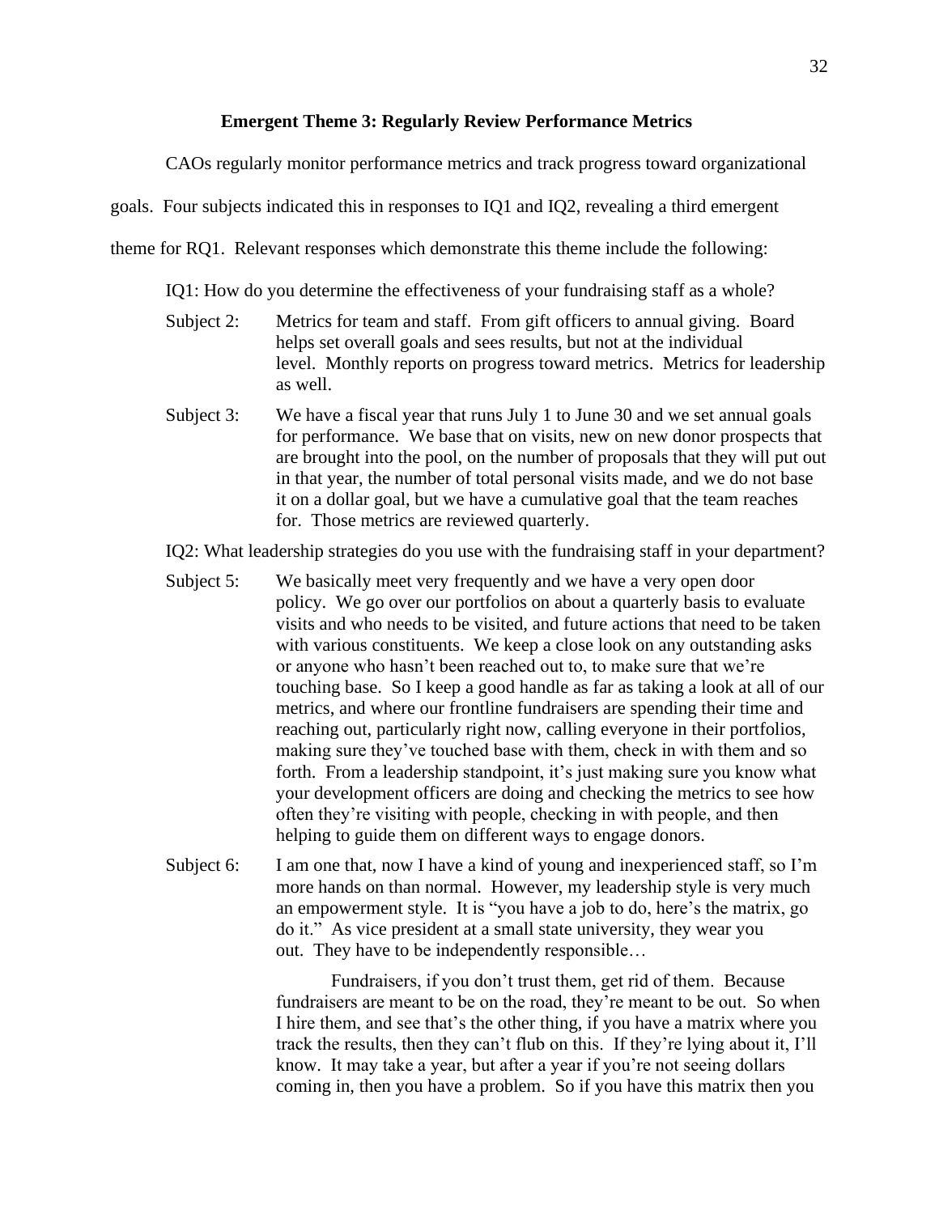### Emergent Theme 3: Regularly Review Performance Metrics

CAOs regularly monitor performance metrics and track progress toward organizational goals. Four subjects indicated this in responses to IQ1 and IQ2, revealing a third emergent theme for RQ1. Relevant responses which demonstrate this theme include the following:

IQ1: How do you determine the effectiveness of your fundraising staff as a whole?

Subject 2: Metrics for team and staff. From gift officers to annual giving. Board helps set overall goals and sees results, but not at the individual level. Monthly reports on progress toward metrics. Metrics for leadership as well.

Subject 3: We have a fiscal year that runs July 1 to June 30 and we set annual goals for performance. We base that on visits, new on new donor prospects that are brought into the pool, on the number of proposals that they will put out in that year, the number of total personal visits made, and we do not base it on a dollar goal, but we have a cumulative goal that the team reaches for. Those metrics are reviewed quarterly.

IQ2: What leadership strategies do you use with the fundraising staff in your department?

Subject 5: We basically meet very frequently and we have a very open door policy. We go over our portfolios on about a quarterly basis to evaluate visits and who needs to be visited, and future actions that need to be taken with various constituents. We keep a close look on any outstanding asks or anyone who hasn't been reached out to, to make sure that we're touching base. So I keep a good handle as far as taking a look at all of our metrics, and where our frontline fundraisers are spending their time and reaching out, particularly right now, calling everyone in their portfolios, making sure they've touched base with them, check in with them and so forth. From a leadership standpoint, it's just making sure you know what your development officers are doing and checking the metrics to see how often they're visiting with people, checking in with people, and then helping to guide them on different ways to engage donors.

Subject 6: I am one that, now I have a kind of young and inexperienced staff, so I'm more hands on than normal. However, my leadership style is very much an empowerment style. It is "you have a job to do, here's the matrix, go do it." As vice president at a small state university, they wear you out. They have to be independently responsible…

Fundraisers, if you don't trust them, get rid of them. Because fundraisers are meant to be on the road, they're meant to be out. So when I hire them, and see that's the other thing, if you have a matrix where you track the results, then they can't flub on this. If they're lying about it, I'll know. It may take a year, but after a year if you're not seeing dollars coming in, then you have a problem. So if you have this matrix then you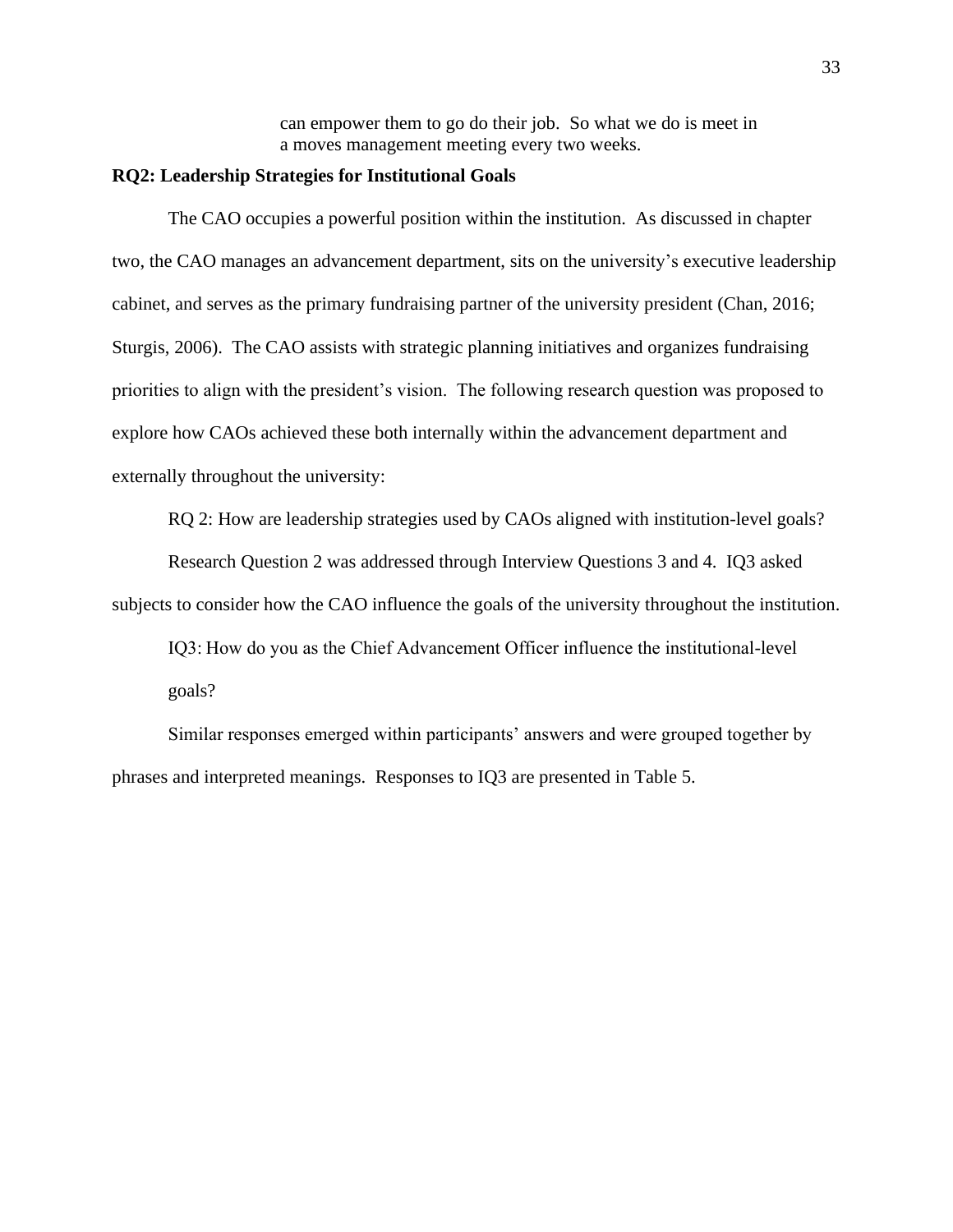> can empower them to go do their job. So what we do is meet in a moves management meeting every two weeks.

**RQ2: Leadership Strategies for Institutional Goals**

The CAO occupies a powerful position within the institution. As discussed in chapter two, the CAO manages an advancement department, sits on the university's executive leadership cabinet, and serves as the primary fundraising partner of the university president (Chan, 2016; Sturgis, 2006). The CAO assists with strategic planning initiatives and organizes fundraising priorities to align with the president's vision. The following research question was proposed to explore how CAOs achieved these both internally within the advancement department and externally throughout the university:

RQ 2: How are leadership strategies used by CAOs aligned with institution-level goals?

Research Question 2 was addressed through Interview Questions 3 and 4. IQ3 asked subjects to consider how the CAO influence the goals of the university throughout the institution.

IQ3: How do you as the Chief Advancement Officer influence the institutional-level goals?

Similar responses emerged within participants' answers and were grouped together by phrases and interpreted meanings. Responses to IQ3 are presented in Table 5.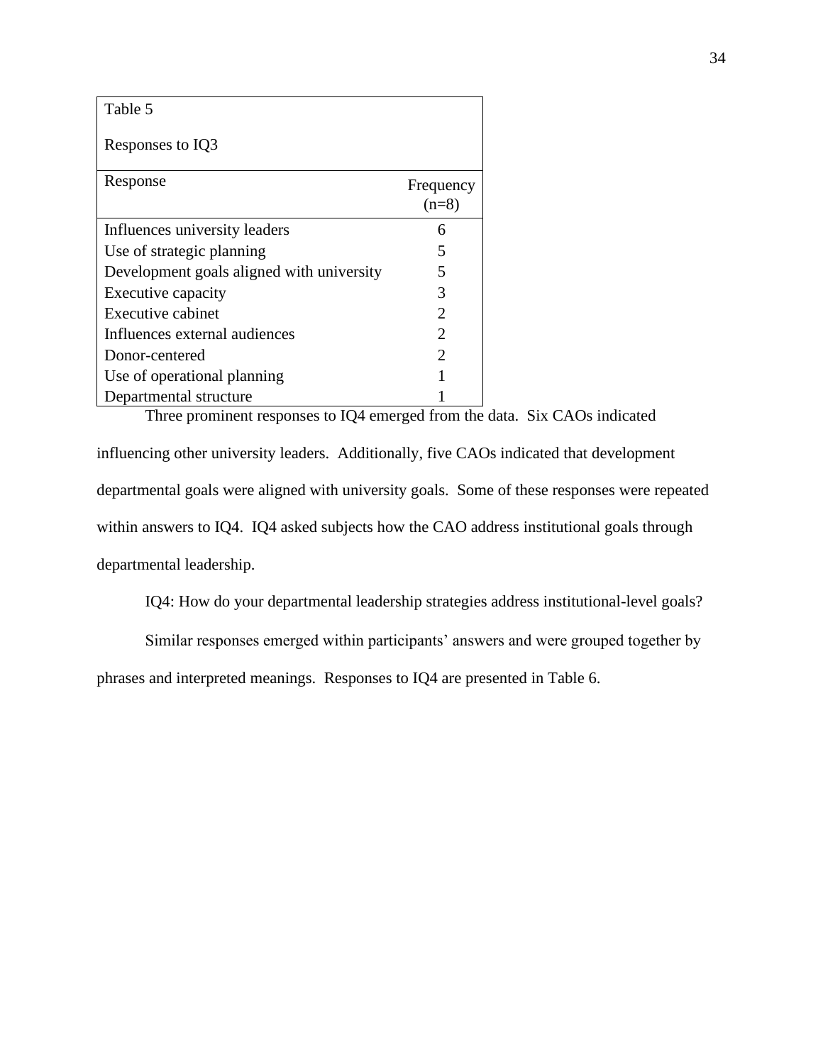Table 5

Responses to IQ3

| Response | Frequency (n=8) |
|---|---|
| Influences university leaders | 6 |
| Use of strategic planning | 5 |
| Development goals aligned with university | 5 |
| Executive capacity | 3 |
| Executive cabinet | 2 |
| Influences external audiences | 2 |
| Donor-centered | 2 |
| Use of operational planning | 1 |
| Departmental structure | 1 |

Three prominent responses to IQ4 emerged from the data. Six CAOs indicated influencing other university leaders. Additionally, five CAOs indicated that development departmental goals were aligned with university goals. Some of these responses were repeated within answers to IQ4. IQ4 asked subjects how the CAO address institutional goals through departmental leadership.

IQ4: How do your departmental leadership strategies address institutional-level goals?

Similar responses emerged within participants' answers and were grouped together by phrases and interpreted meanings. Responses to IQ4 are presented in Table 6.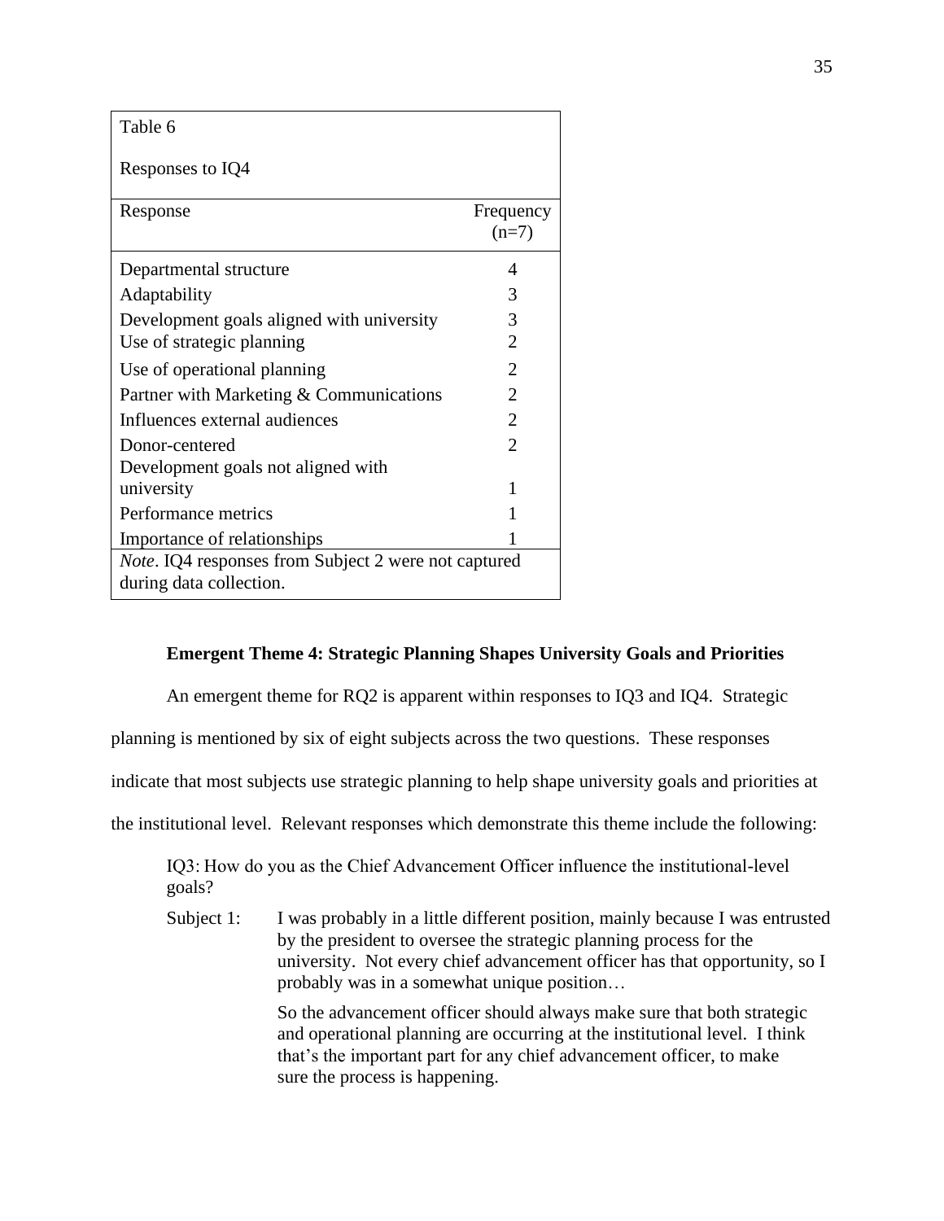Table 6

Responses to IQ4

| Response | Frequency (n=7) |
|---|---|
| Departmental structure | 4 |
| Adaptability | 3 |
| Development goals aligned with university | 3 |
| Use of strategic planning | 2 |
| Use of operational planning | 2 |
| Partner with Marketing & Communications | 2 |
| Influences external audiences | 2 |
| Donor-centered | 2 |
| Development goals not aligned with university | 1 |
| Performance metrics | 1 |
| Importance of relationships | 1 |

*Note*. IQ4 responses from Subject 2 were not captured during data collection.

**Emergent Theme 4: Strategic Planning Shapes University Goals and Priorities**

An emergent theme for RQ2 is apparent within responses to IQ3 and IQ4. Strategic planning is mentioned by six of eight subjects across the two questions. These responses indicate that most subjects use strategic planning to help shape university goals and priorities at the institutional level. Relevant responses which demonstrate this theme include the following:

> IQ3: How do you as the Chief Advancement Officer influence the institutional-level goals?
>
> Subject 1: I was probably in a little different position, mainly because I was entrusted by the president to oversee the strategic planning process for the university. Not every chief advancement officer has that opportunity, so I probably was in a somewhat unique position…
>
> So the advancement officer should always make sure that both strategic and operational planning are occurring at the institutional level. I think that's the important part for any chief advancement officer, to make sure the process is happening.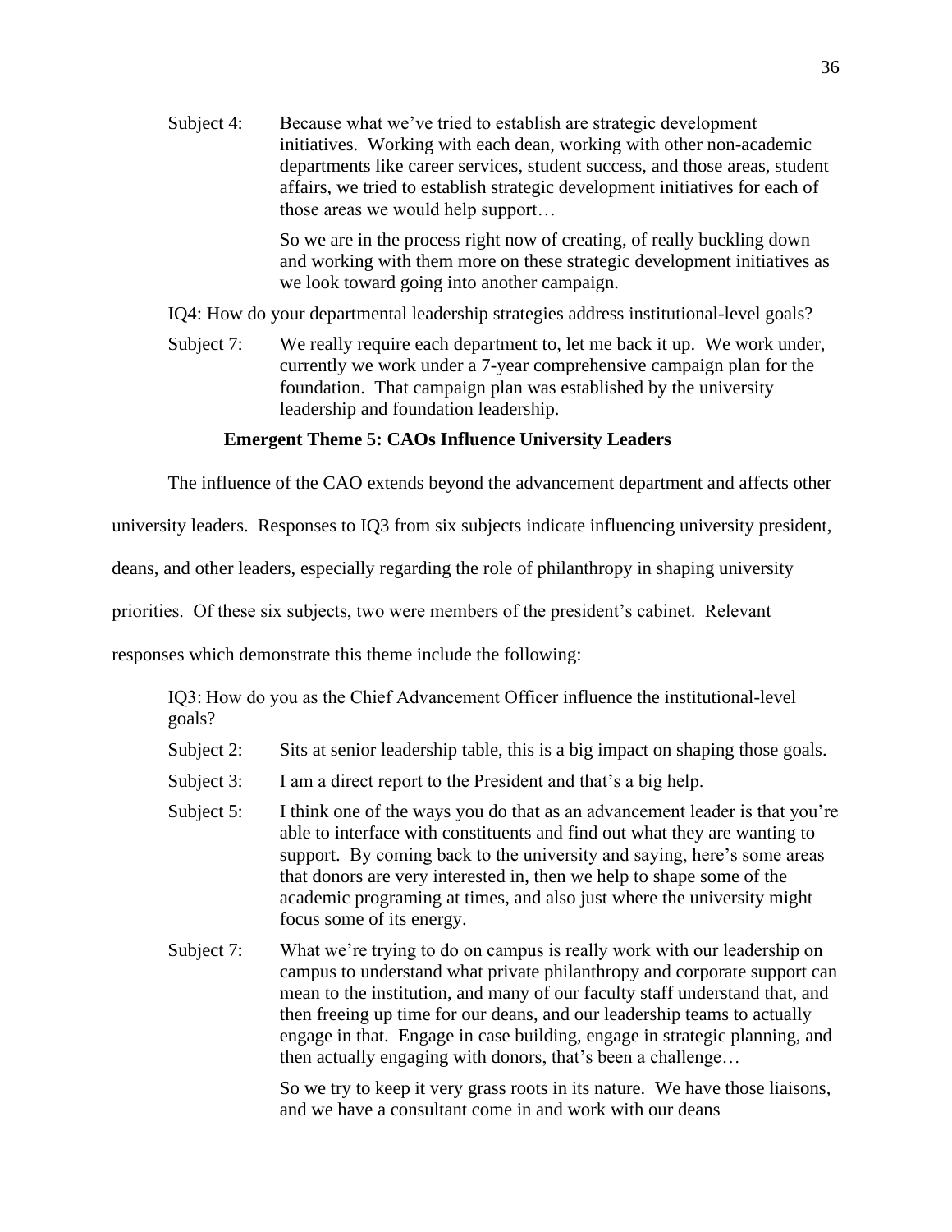Subject 4: Because what we've tried to establish are strategic development initiatives. Working with each dean, working with other non-academic departments like career services, student success, and those areas, student affairs, we tried to establish strategic development initiatives for each of those areas we would help support…

So we are in the process right now of creating, of really buckling down and working with them more on these strategic development initiatives as we look toward going into another campaign.

IQ4: How do your departmental leadership strategies address institutional-level goals?

Subject 7: We really require each department to, let me back it up. We work under, currently we work under a 7-year comprehensive campaign plan for the foundation. That campaign plan was established by the university leadership and foundation leadership.

### Emergent Theme 5: CAOs Influence University Leaders

The influence of the CAO extends beyond the advancement department and affects other university leaders. Responses to IQ3 from six subjects indicate influencing university president, deans, and other leaders, especially regarding the role of philanthropy in shaping university priorities. Of these six subjects, two were members of the president's cabinet. Relevant responses which demonstrate this theme include the following:

IQ3: How do you as the Chief Advancement Officer influence the institutional-level goals?

Subject 2: Sits at senior leadership table, this is a big impact on shaping those goals.

Subject 3: I am a direct report to the President and that's a big help.

Subject 5: I think one of the ways you do that as an advancement leader is that you're able to interface with constituents and find out what they are wanting to support. By coming back to the university and saying, here's some areas that donors are very interested in, then we help to shape some of the academic programing at times, and also just where the university might focus some of its energy.

Subject 7: What we're trying to do on campus is really work with our leadership on campus to understand what private philanthropy and corporate support can mean to the institution, and many of our faculty staff understand that, and then freeing up time for our deans, and our leadership teams to actually engage in that. Engage in case building, engage in strategic planning, and then actually engaging with donors, that's been a challenge…

So we try to keep it very grass roots in its nature. We have those liaisons, and we have a consultant come in and work with our deans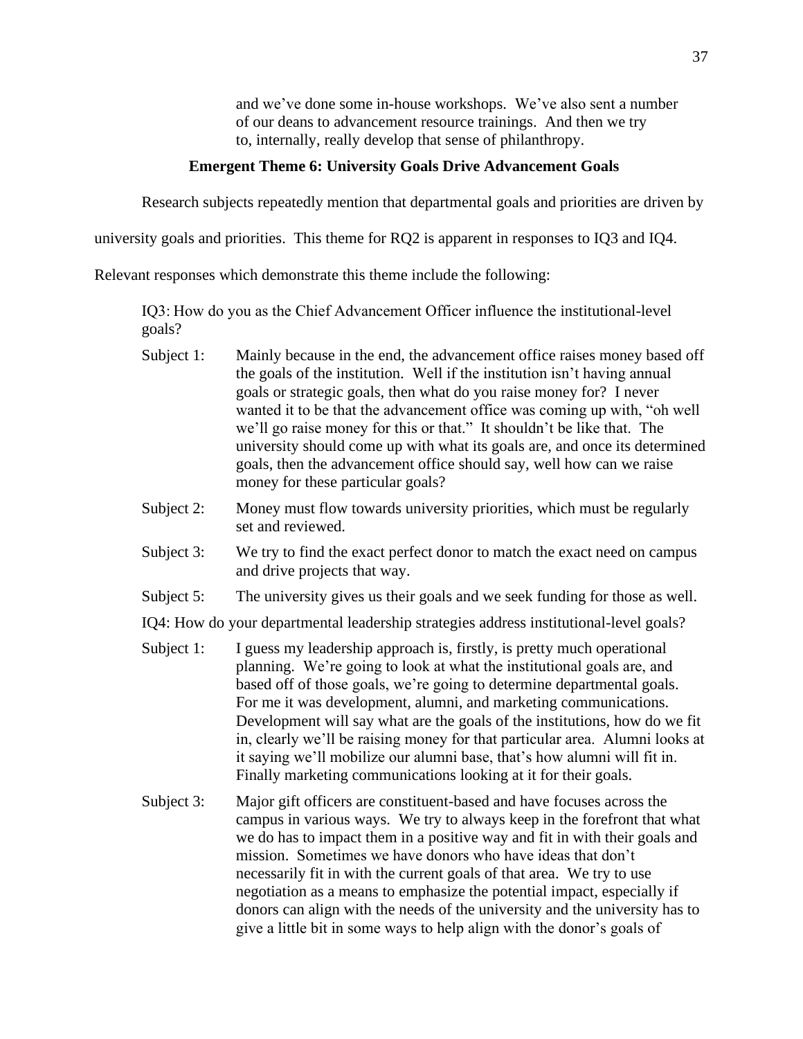> and we've done some in-house workshops. We've also sent a number of our deans to advancement resource trainings. And then we try to, internally, really develop that sense of philanthropy.

**Emergent Theme 6: University Goals Drive Advancement Goals**

Research subjects repeatedly mention that departmental goals and priorities are driven by university goals and priorities. This theme for RQ2 is apparent in responses to IQ3 and IQ4. Relevant responses which demonstrate this theme include the following:

IQ3: How do you as the Chief Advancement Officer influence the institutional-level goals?

Subject 1: Mainly because in the end, the advancement office raises money based off the goals of the institution. Well if the institution isn't having annual goals or strategic goals, then what do you raise money for? I never wanted it to be that the advancement office was coming up with, "oh well we'll go raise money for this or that." It shouldn't be like that. The university should come up with what its goals are, and once its determined goals, then the advancement office should say, well how can we raise money for these particular goals?

Subject 2: Money must flow towards university priorities, which must be regularly set and reviewed.

Subject 3: We try to find the exact perfect donor to match the exact need on campus and drive projects that way.

Subject 5: The university gives us their goals and we seek funding for those as well.

IQ4: How do your departmental leadership strategies address institutional-level goals?

Subject 1: I guess my leadership approach is, firstly, is pretty much operational planning. We're going to look at what the institutional goals are, and based off of those goals, we're going to determine departmental goals. For me it was development, alumni, and marketing communications. Development will say what are the goals of the institutions, how do we fit in, clearly we'll be raising money for that particular area. Alumni looks at it saying we'll mobilize our alumni base, that's how alumni will fit in. Finally marketing communications looking at it for their goals.

Subject 3: Major gift officers are constituent-based and have focuses across the campus in various ways. We try to always keep in the forefront that what we do has to impact them in a positive way and fit in with their goals and mission. Sometimes we have donors who have ideas that don't necessarily fit in with the current goals of that area. We try to use negotiation as a means to emphasize the potential impact, especially if donors can align with the needs of the university and the university has to give a little bit in some ways to help align with the donor's goals of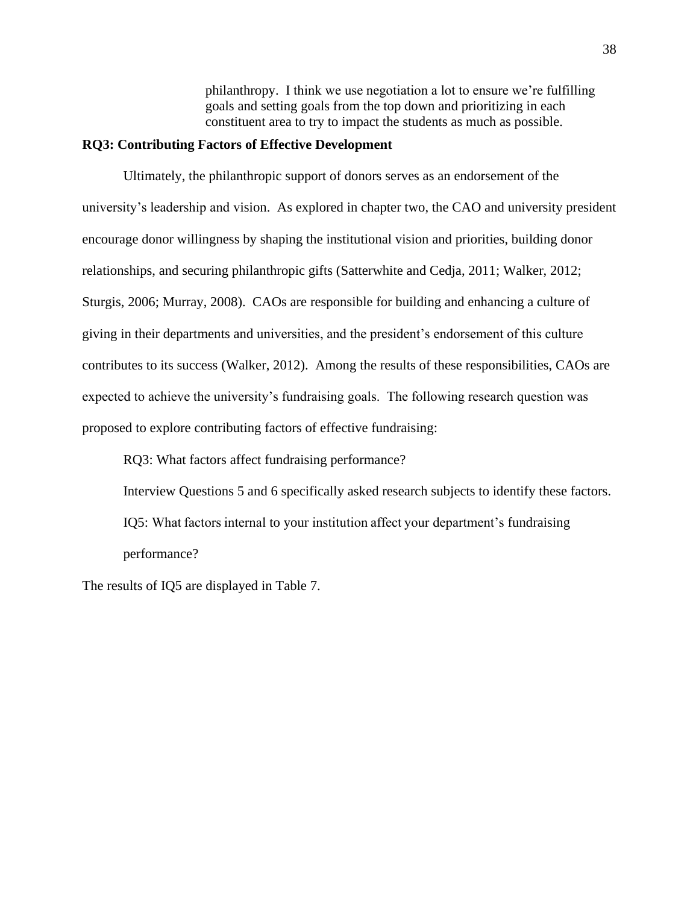> philanthropy. I think we use negotiation a lot to ensure we're fulfilling goals and setting goals from the top down and prioritizing in each constituent area to try to impact the students as much as possible.

**RQ3: Contributing Factors of Effective Development**

Ultimately, the philanthropic support of donors serves as an endorsement of the university's leadership and vision. As explored in chapter two, the CAO and university president encourage donor willingness by shaping the institutional vision and priorities, building donor relationships, and securing philanthropic gifts (Satterwhite and Cedja, 2011; Walker, 2012; Sturgis, 2006; Murray, 2008). CAOs are responsible for building and enhancing a culture of giving in their departments and universities, and the president's endorsement of this culture contributes to its success (Walker, 2012). Among the results of these responsibilities, CAOs are expected to achieve the university's fundraising goals. The following research question was proposed to explore contributing factors of effective fundraising:

RQ3: What factors affect fundraising performance?

Interview Questions 5 and 6 specifically asked research subjects to identify these factors.

IQ5: What factors internal to your institution affect your department's fundraising performance?

The results of IQ5 are displayed in Table 7.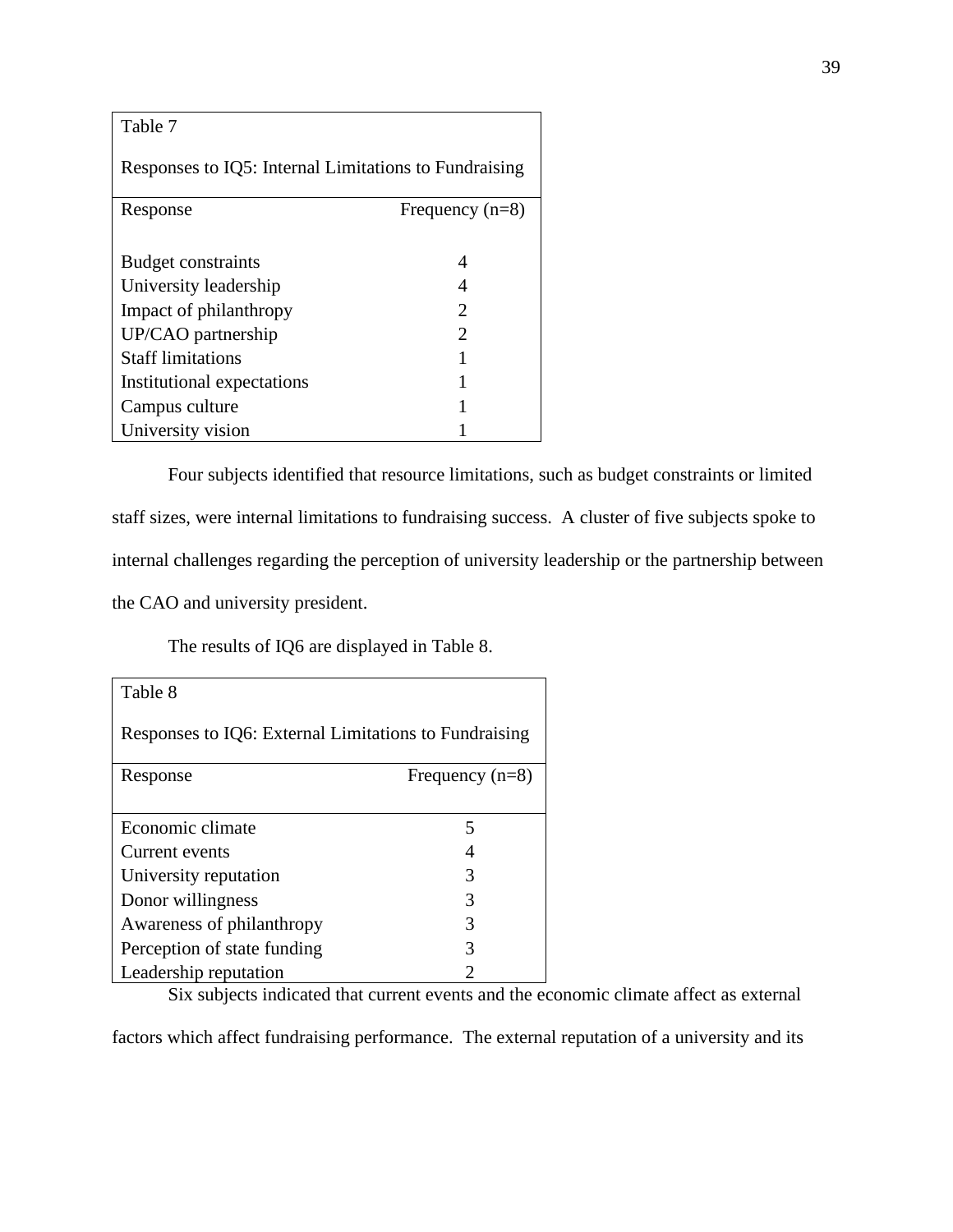Table 7

Responses to IQ5: Internal Limitations to Fundraising

| Response | Frequency (n=8) |
| --- | --- |
| Budget constraints | 4 |
| University leadership | 4 |
| Impact of philanthropy | 2 |
| UP/CAO partnership | 2 |
| Staff limitations | 1 |
| Institutional expectations | 1 |
| Campus culture | 1 |
| University vision | 1 |

Four subjects identified that resource limitations, such as budget constraints or limited staff sizes, were internal limitations to fundraising success. A cluster of five subjects spoke to internal challenges regarding the perception of university leadership or the partnership between the CAO and university president.

The results of IQ6 are displayed in Table 8.

Table 8

Responses to IQ6: External Limitations to Fundraising

| Response | Frequency (n=8) |
| --- | --- |
| Economic climate | 5 |
| Current events | 4 |
| University reputation | 3 |
| Donor willingness | 3 |
| Awareness of philanthropy | 3 |
| Perception of state funding | 3 |
| Leadership reputation | 2 |

Six subjects indicated that current events and the economic climate affect as external factors which affect fundraising performance. The external reputation of a university and its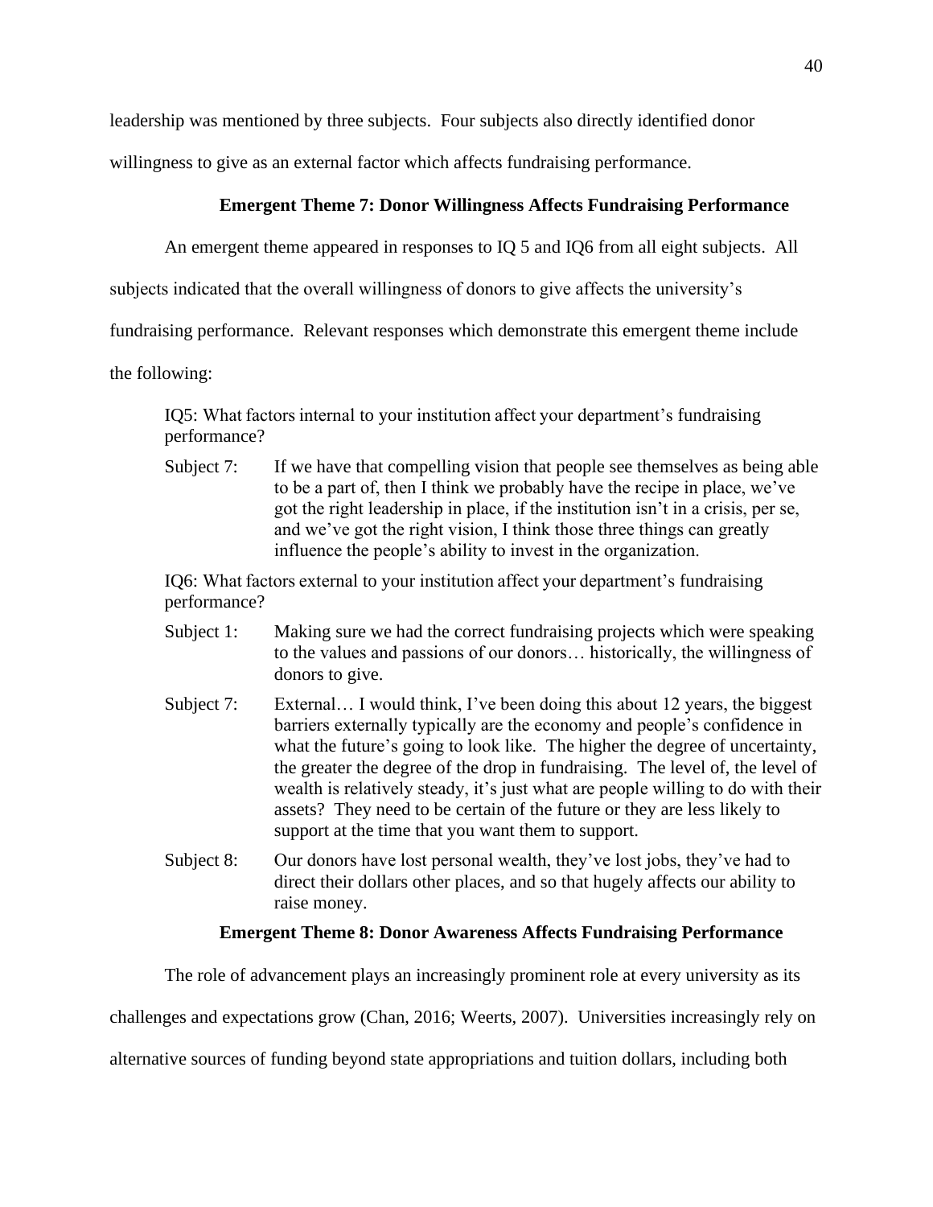leadership was mentioned by three subjects. Four subjects also directly identified donor willingness to give as an external factor which affects fundraising performance.

### Emergent Theme 7: Donor Willingness Affects Fundraising Performance

An emergent theme appeared in responses to IQ 5 and IQ6 from all eight subjects. All subjects indicated that the overall willingness of donors to give affects the university's fundraising performance. Relevant responses which demonstrate this emergent theme include the following:

> IQ5: What factors internal to your institution affect your department's fundraising performance?
>
> Subject 7: If we have that compelling vision that people see themselves as being able to be a part of, then I think we probably have the recipe in place, we've got the right leadership in place, if the institution isn't in a crisis, per se, and we've got the right vision, I think those three things can greatly influence the people's ability to invest in the organization.
>
> IQ6: What factors external to your institution affect your department's fundraising performance?
>
> Subject 1: Making sure we had the correct fundraising projects which were speaking to the values and passions of our donors… historically, the willingness of donors to give.
>
> Subject 7: External… I would think, I've been doing this about 12 years, the biggest barriers externally typically are the economy and people's confidence in what the future's going to look like. The higher the degree of uncertainty, the greater the degree of the drop in fundraising. The level of, the level of wealth is relatively steady, it's just what are people willing to do with their assets? They need to be certain of the future or they are less likely to support at the time that you want them to support.
>
> Subject 8: Our donors have lost personal wealth, they've lost jobs, they've had to direct their dollars other places, and so that hugely affects our ability to raise money.

### Emergent Theme 8: Donor Awareness Affects Fundraising Performance

The role of advancement plays an increasingly prominent role at every university as its challenges and expectations grow (Chan, 2016; Weerts, 2007). Universities increasingly rely on alternative sources of funding beyond state appropriations and tuition dollars, including both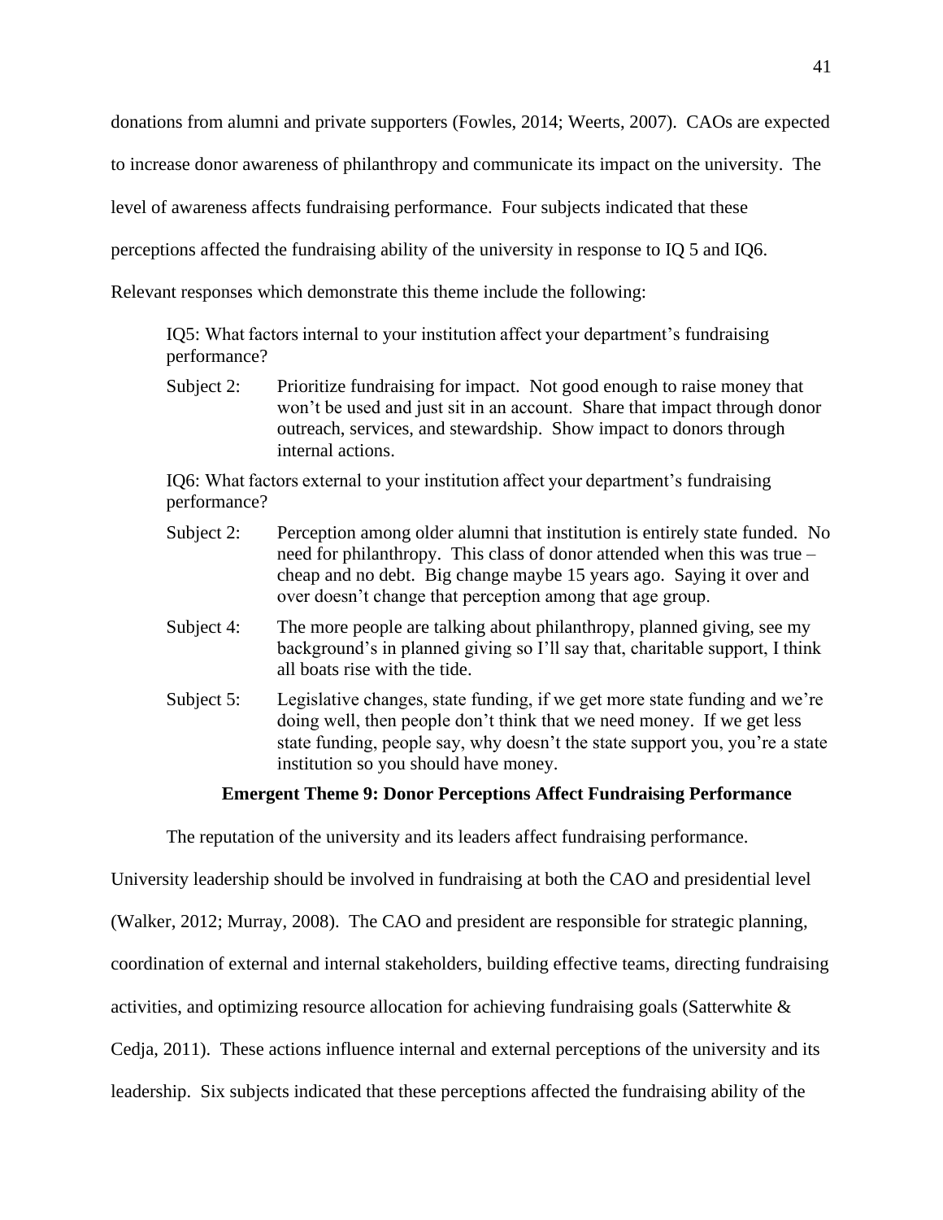donations from alumni and private supporters (Fowles, 2014; Weerts, 2007). CAOs are expected to increase donor awareness of philanthropy and communicate its impact on the university. The level of awareness affects fundraising performance. Four subjects indicated that these perceptions affected the fundraising ability of the university in response to IQ 5 and IQ6. Relevant responses which demonstrate this theme include the following:

> IQ5: What factors internal to your institution affect your department's fundraising performance?
>
> Subject 2: Prioritize fundraising for impact. Not good enough to raise money that won't be used and just sit in an account. Share that impact through donor outreach, services, and stewardship. Show impact to donors through internal actions.
>
> IQ6: What factors external to your institution affect your department's fundraising performance?
>
> Subject 2: Perception among older alumni that institution is entirely state funded. No need for philanthropy. This class of donor attended when this was true – cheap and no debt. Big change maybe 15 years ago. Saying it over and over doesn't change that perception among that age group.
>
> Subject 4: The more people are talking about philanthropy, planned giving, see my background's in planned giving so I'll say that, charitable support, I think all boats rise with the tide.
>
> Subject 5: Legislative changes, state funding, if we get more state funding and we're doing well, then people don't think that we need money. If we get less state funding, people say, why doesn't the state support you, you're a state institution so you should have money.

### Emergent Theme 9: Donor Perceptions Affect Fundraising Performance

The reputation of the university and its leaders affect fundraising performance. University leadership should be involved in fundraising at both the CAO and presidential level (Walker, 2012; Murray, 2008). The CAO and president are responsible for strategic planning, coordination of external and internal stakeholders, building effective teams, directing fundraising activities, and optimizing resource allocation for achieving fundraising goals (Satterwhite & Cedja, 2011). These actions influence internal and external perceptions of the university and its leadership. Six subjects indicated that these perceptions affected the fundraising ability of the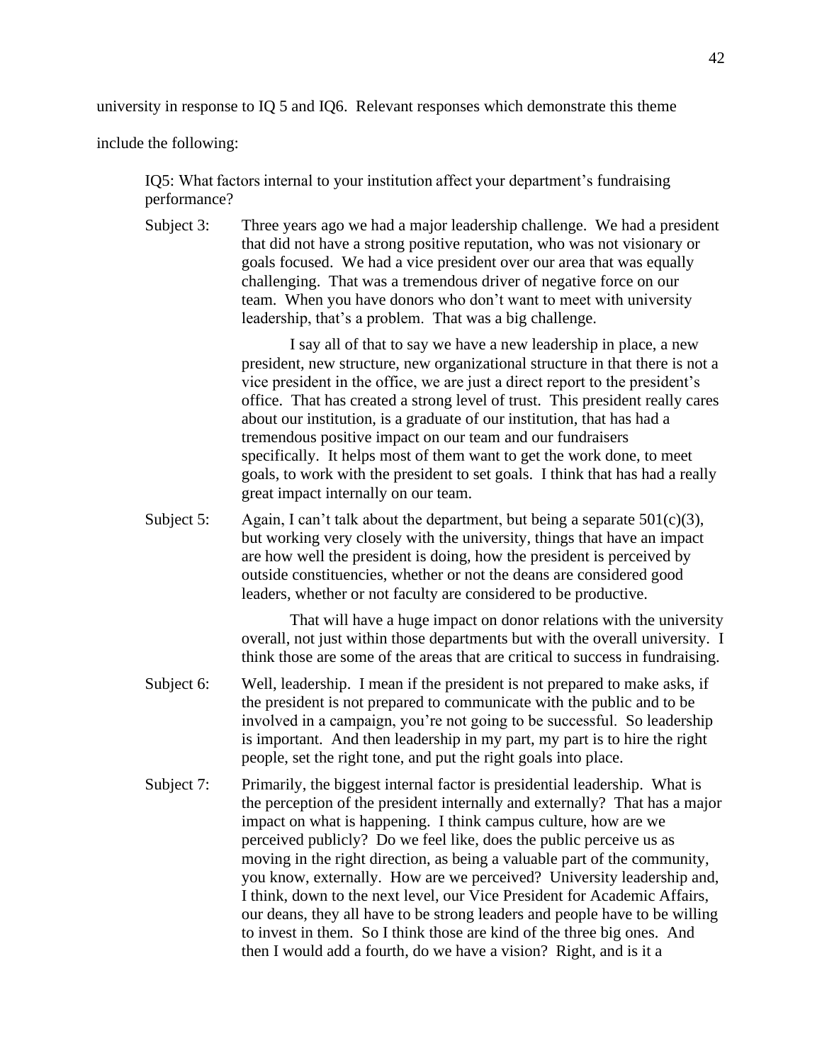university in response to IQ 5 and IQ6. Relevant responses which demonstrate this theme include the following:

> IQ5: What factors internal to your institution affect your department's fundraising performance?
>
> Subject 3: Three years ago we had a major leadership challenge. We had a president that did not have a strong positive reputation, who was not visionary or goals focused. We had a vice president over our area that was equally challenging. That was a tremendous driver of negative force on our team. When you have donors who don't want to meet with university leadership, that's a problem. That was a big challenge.
>
> I say all of that to say we have a new leadership in place, a new president, new structure, new organizational structure in that there is not a vice president in the office, we are just a direct report to the president's office. That has created a strong level of trust. This president really cares about our institution, is a graduate of our institution, that has had a tremendous positive impact on our team and our fundraisers specifically. It helps most of them want to get the work done, to meet goals, to work with the president to set goals. I think that has had a really great impact internally on our team.
>
> Subject 5: Again, I can't talk about the department, but being a separate 501(c)(3), but working very closely with the university, things that have an impact are how well the president is doing, how the president is perceived by outside constituencies, whether or not the deans are considered good leaders, whether or not faculty are considered to be productive.
>
> That will have a huge impact on donor relations with the university overall, not just within those departments but with the overall university. I think those are some of the areas that are critical to success in fundraising.
>
> Subject 6: Well, leadership. I mean if the president is not prepared to make asks, if the president is not prepared to communicate with the public and to be involved in a campaign, you're not going to be successful. So leadership is important. And then leadership in my part, my part is to hire the right people, set the right tone, and put the right goals into place.
>
> Subject 7: Primarily, the biggest internal factor is presidential leadership. What is the perception of the president internally and externally? That has a major impact on what is happening. I think campus culture, how are we perceived publicly? Do we feel like, does the public perceive us as moving in the right direction, as being a valuable part of the community, you know, externally. How are we perceived? University leadership and, I think, down to the next level, our Vice President for Academic Affairs, our deans, they all have to be strong leaders and people have to be willing to invest in them. So I think those are kind of the three big ones. And then I would add a fourth, do we have a vision? Right, and is it a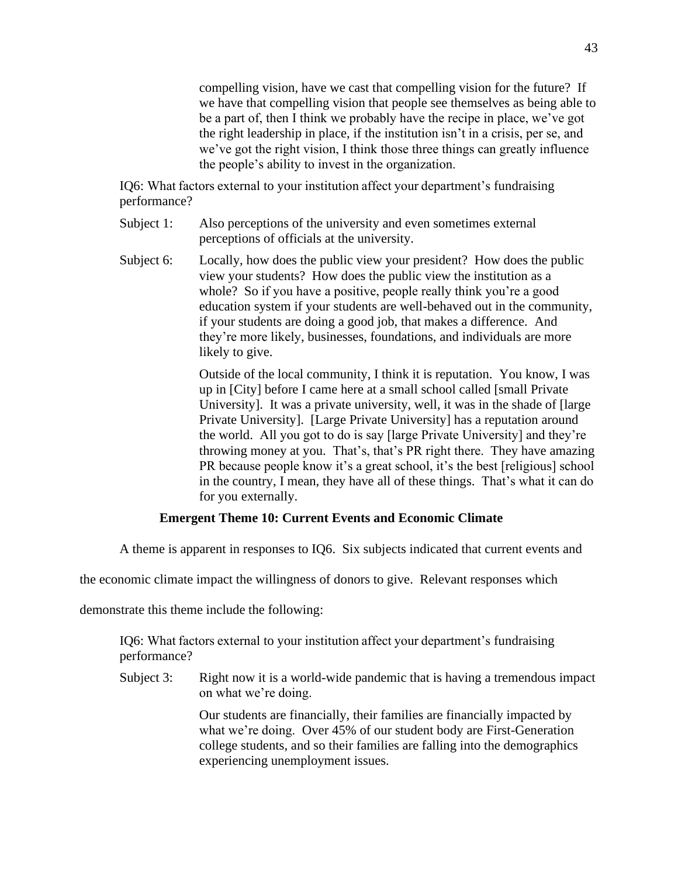compelling vision, have we cast that compelling vision for the future? If we have that compelling vision that people see themselves as being able to be a part of, then I think we probably have the recipe in place, we've got the right leadership in place, if the institution isn't in a crisis, per se, and we've got the right vision, I think those three things can greatly influence the people's ability to invest in the organization.

IQ6: What factors external to your institution affect your department's fundraising performance?

Subject 1: Also perceptions of the university and even sometimes external perceptions of officials at the university.

Subject 6: Locally, how does the public view your president? How does the public view your students? How does the public view the institution as a whole? So if you have a positive, people really think you're a good education system if your students are well-behaved out in the community, if your students are doing a good job, that makes a difference. And they're more likely, businesses, foundations, and individuals are more likely to give.

Outside of the local community, I think it is reputation. You know, I was up in [City] before I came here at a small school called [small Private University]. It was a private university, well, it was in the shade of [large Private University]. [Large Private University] has a reputation around the world. All you got to do is say [large Private University] and they're throwing money at you. That's, that's PR right there. They have amazing PR because people know it's a great school, it's the best [religious] school in the country, I mean, they have all of these things. That's what it can do for you externally.

### Emergent Theme 10: Current Events and Economic Climate

A theme is apparent in responses to IQ6. Six subjects indicated that current events and the economic climate impact the willingness of donors to give. Relevant responses which demonstrate this theme include the following:

IQ6: What factors external to your institution affect your department's fundraising performance?

Subject 3: Right now it is a world-wide pandemic that is having a tremendous impact on what we're doing.

Our students are financially, their families are financially impacted by what we're doing. Over 45% of our student body are First-Generation college students, and so their families are falling into the demographics experiencing unemployment issues.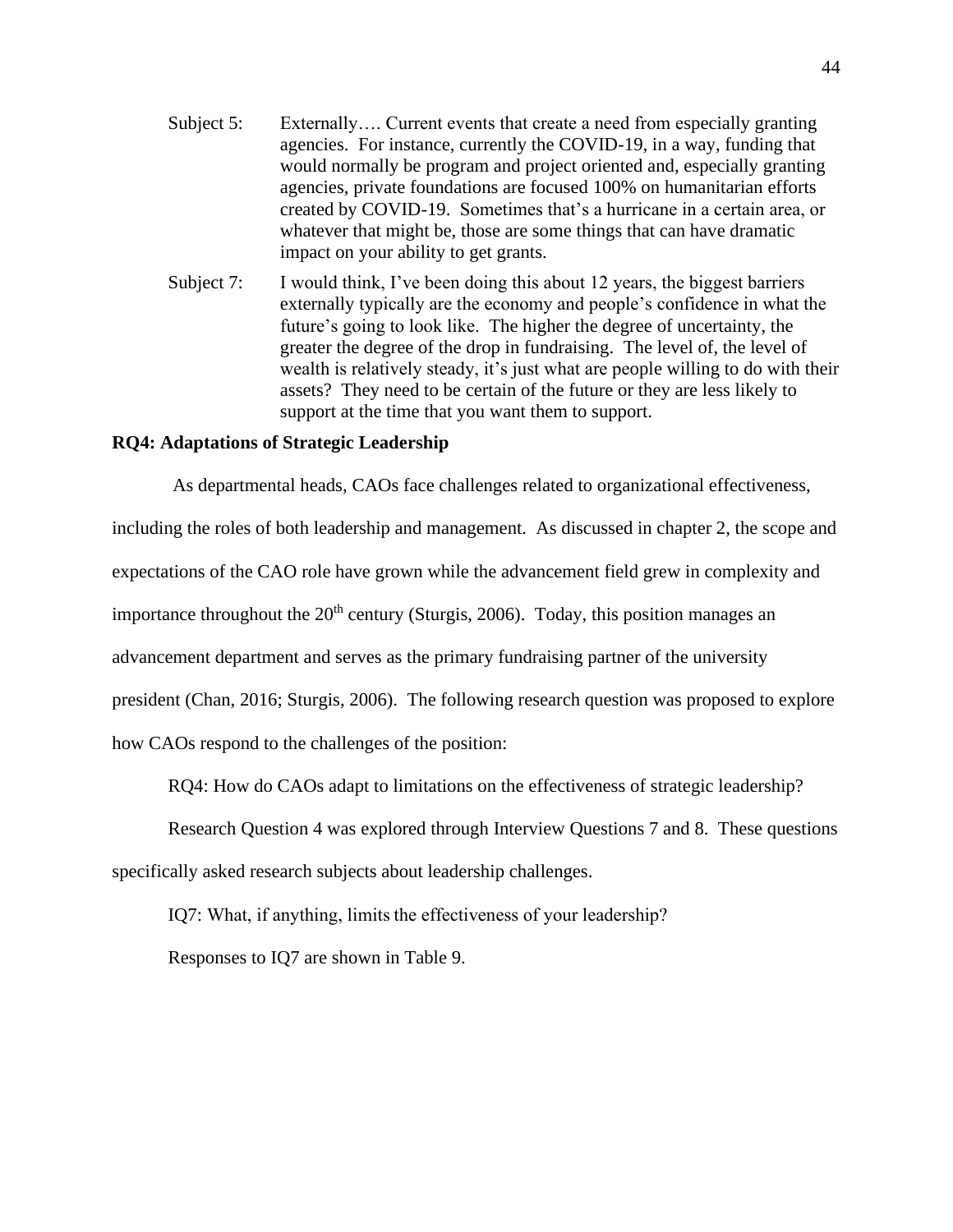Subject 5: Externally…. Current events that create a need from especially granting agencies. For instance, currently the COVID-19, in a way, funding that would normally be program and project oriented and, especially granting agencies, private foundations are focused 100% on humanitarian efforts created by COVID-19. Sometimes that's a hurricane in a certain area, or whatever that might be, those are some things that can have dramatic impact on your ability to get grants.

Subject 7: I would think, I've been doing this about 12 years, the biggest barriers externally typically are the economy and people's confidence in what the future's going to look like. The higher the degree of uncertainty, the greater the degree of the drop in fundraising. The level of, the level of wealth is relatively steady, it's just what are people willing to do with their assets? They need to be certain of the future or they are less likely to support at the time that you want them to support.

**RQ4: Adaptations of Strategic Leadership**

As departmental heads, CAOs face challenges related to organizational effectiveness, including the roles of both leadership and management. As discussed in chapter 2, the scope and expectations of the CAO role have grown while the advancement field grew in complexity and importance throughout the 20th century (Sturgis, 2006). Today, this position manages an advancement department and serves as the primary fundraising partner of the university president (Chan, 2016; Sturgis, 2006). The following research question was proposed to explore how CAOs respond to the challenges of the position:

RQ4: How do CAOs adapt to limitations on the effectiveness of strategic leadership?

Research Question 4 was explored through Interview Questions 7 and 8. These questions specifically asked research subjects about leadership challenges.

IQ7: What, if anything, limits the effectiveness of your leadership?

Responses to IQ7 are shown in Table 9.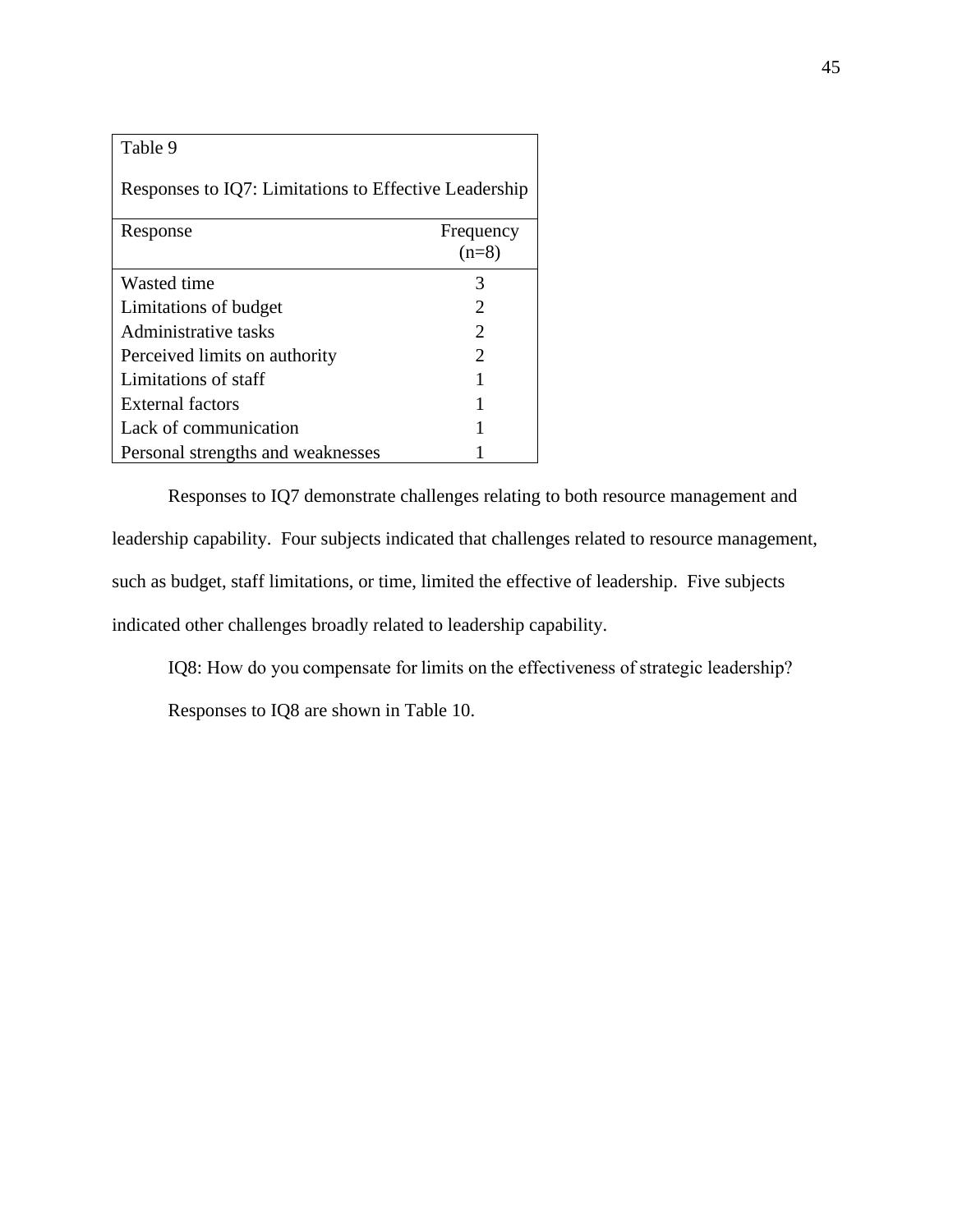Table 9

Responses to IQ7: Limitations to Effective Leadership

| Response | Frequency (n=8) |
| --- | --- |
| Wasted time | 3 |
| Limitations of budget | 2 |
| Administrative tasks | 2 |
| Perceived limits on authority | 2 |
| Limitations of staff | 1 |
| External factors | 1 |
| Lack of communication | 1 |
| Personal strengths and weaknesses | 1 |

Responses to IQ7 demonstrate challenges relating to both resource management and leadership capability. Four subjects indicated that challenges related to resource management, such as budget, staff limitations, or time, limited the effective of leadership. Five subjects indicated other challenges broadly related to leadership capability.

IQ8: How do you compensate for limits on the effectiveness of strategic leadership?

Responses to IQ8 are shown in Table 10.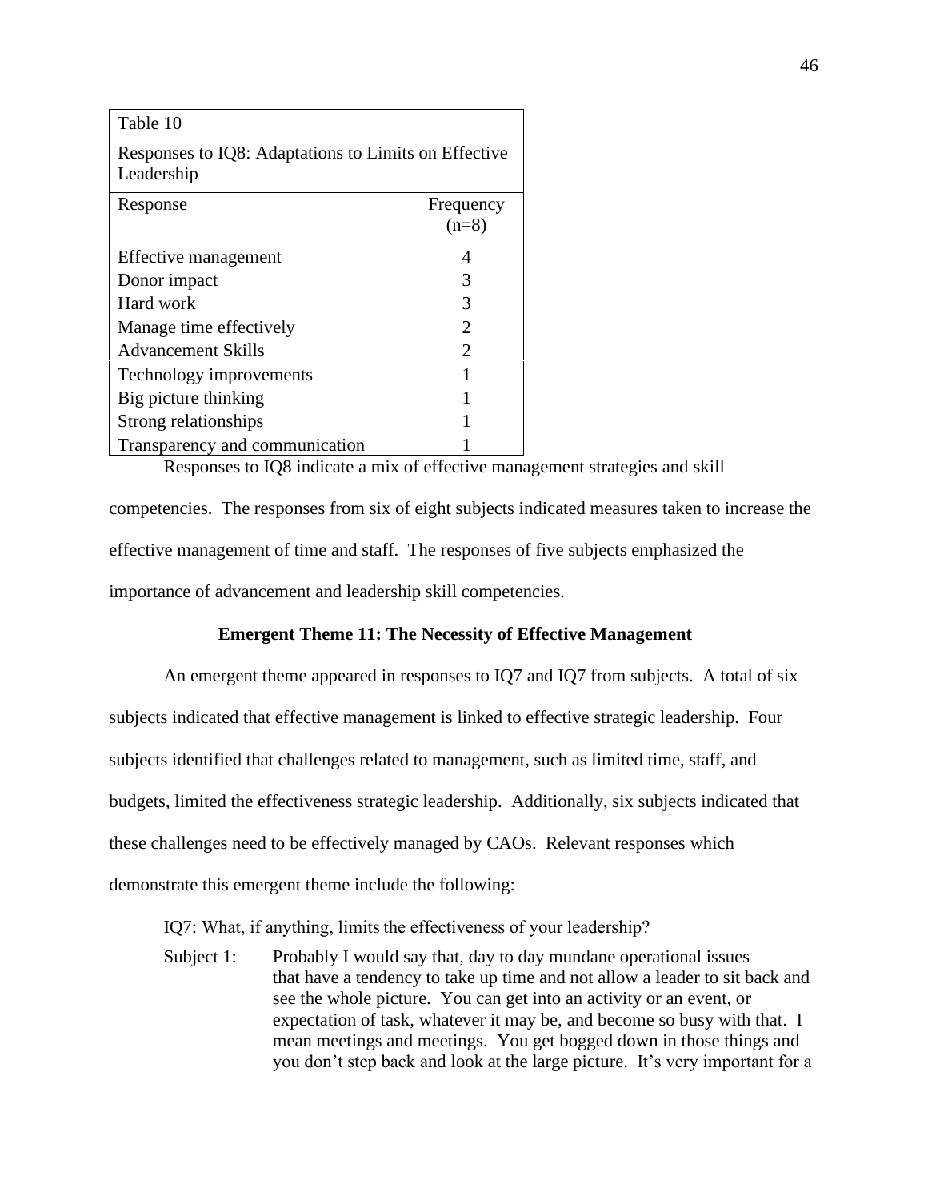Table 10

Responses to IQ8: Adaptations to Limits on Effective Leadership

| Response | Frequency (n=8) |
|---|---|
| Effective management | 4 |
| Donor impact | 3 |
| Hard work | 3 |
| Manage time effectively | 2 |
| Advancement Skills | 2 |
| Technology improvements | 1 |
| Big picture thinking | 1 |
| Strong relationships | 1 |
| Transparency and communication | 1 |

Responses to IQ8 indicate a mix of effective management strategies and skill competencies. The responses from six of eight subjects indicated measures taken to increase the effective management of time and staff. The responses of five subjects emphasized the importance of advancement and leadership skill competencies.

**Emergent Theme 11: The Necessity of Effective Management**

An emergent theme appeared in responses to IQ7 and IQ7 from subjects. A total of six subjects indicated that effective management is linked to effective strategic leadership. Four subjects identified that challenges related to management, such as limited time, staff, and budgets, limited the effectiveness strategic leadership. Additionally, six subjects indicated that these challenges need to be effectively managed by CAOs. Relevant responses which demonstrate this emergent theme include the following:

IQ7: What, if anything, limits the effectiveness of your leadership?

Subject 1: Probably I would say that, day to day mundane operational issues that have a tendency to take up time and not allow a leader to sit back and see the whole picture. You can get into an activity or an event, or expectation of task, whatever it may be, and become so busy with that. I mean meetings and meetings. You get bogged down in those things and you don't step back and look at the large picture. It's very important for a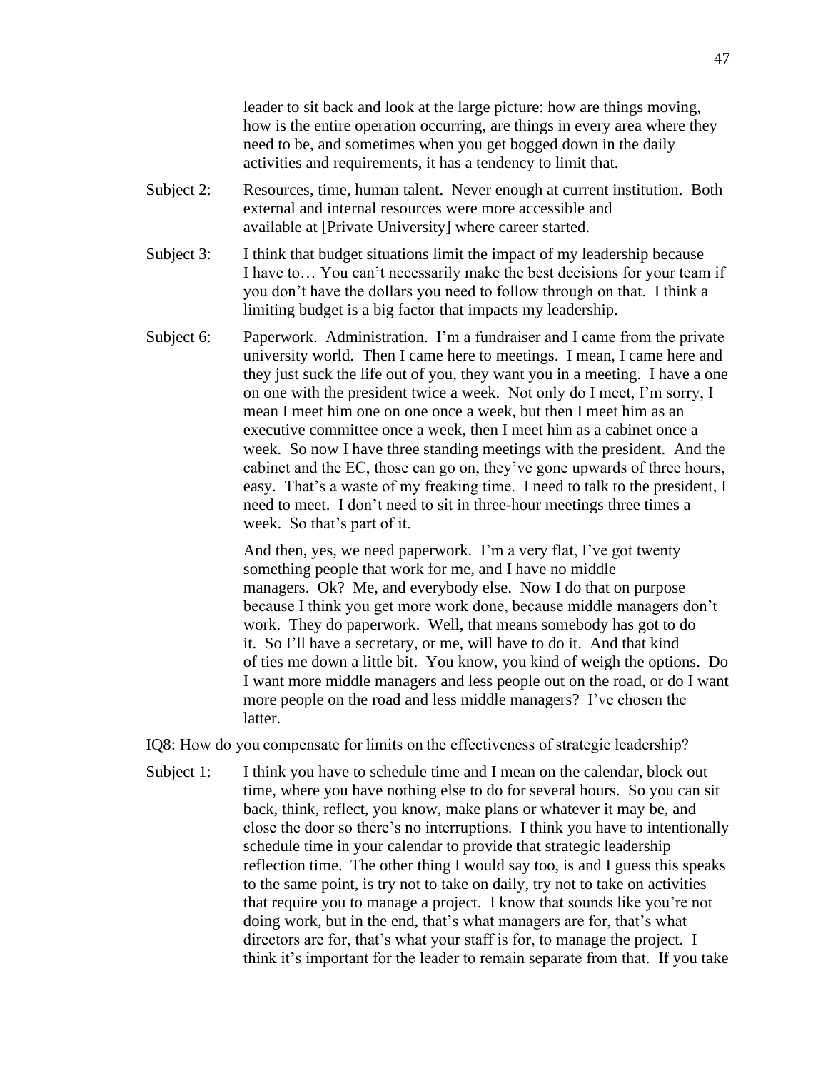leader to sit back and look at the large picture: how are things moving, how is the entire operation occurring, are things in every area where they need to be, and sometimes when you get bogged down in the daily activities and requirements, it has a tendency to limit that.

Subject 2: Resources, time, human talent. Never enough at current institution. Both external and internal resources were more accessible and available at [Private University] where career started.

Subject 3: I think that budget situations limit the impact of my leadership because I have to… You can't necessarily make the best decisions for your team if you don't have the dollars you need to follow through on that. I think a limiting budget is a big factor that impacts my leadership.

Subject 6: Paperwork. Administration. I'm a fundraiser and I came from the private university world. Then I came here to meetings. I mean, I came here and they just suck the life out of you, they want you in a meeting. I have a one on one with the president twice a week. Not only do I meet, I'm sorry, I mean I meet him one on one once a week, but then I meet him as an executive committee once a week, then I meet him as a cabinet once a week. So now I have three standing meetings with the president. And the cabinet and the EC, those can go on, they've gone upwards of three hours, easy. That's a waste of my freaking time. I need to talk to the president, I need to meet. I don't need to sit in three-hour meetings three times a week. So that's part of it.

And then, yes, we need paperwork. I'm a very flat, I've got twenty something people that work for me, and I have no middle managers. Ok? Me, and everybody else. Now I do that on purpose because I think you get more work done, because middle managers don't work. They do paperwork. Well, that means somebody has got to do it. So I'll have a secretary, or me, will have to do it. And that kind of ties me down a little bit. You know, you kind of weigh the options. Do I want more middle managers and less people out on the road, or do I want more people on the road and less middle managers? I've chosen the latter.

IQ8: How do you compensate for limits on the effectiveness of strategic leadership?

Subject 1: I think you have to schedule time and I mean on the calendar, block out time, where you have nothing else to do for several hours. So you can sit back, think, reflect, you know, make plans or whatever it may be, and close the door so there's no interruptions. I think you have to intentionally schedule time in your calendar to provide that strategic leadership reflection time. The other thing I would say too, is and I guess this speaks to the same point, is try not to take on daily, try not to take on activities that require you to manage a project. I know that sounds like you're not doing work, but in the end, that's what managers are for, that's what directors are for, that's what your staff is for, to manage the project. I think it's important for the leader to remain separate from that. If you take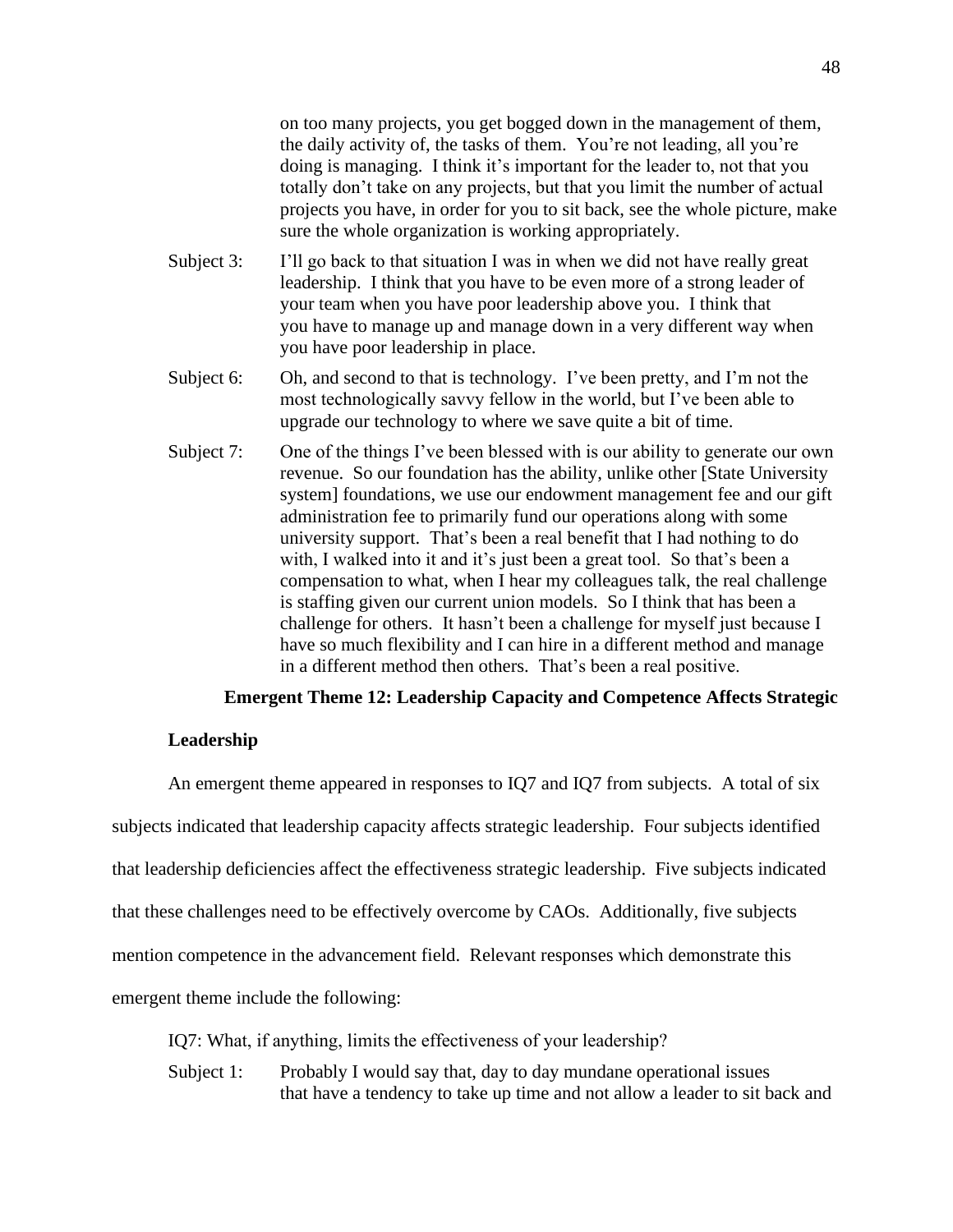on too many projects, you get bogged down in the management of them, the daily activity of, the tasks of them. You're not leading, all you're doing is managing. I think it's important for the leader to, not that you totally don't take on any projects, but that you limit the number of actual projects you have, in order for you to sit back, see the whole picture, make sure the whole organization is working appropriately.

Subject 3: I'll go back to that situation I was in when we did not have really great leadership. I think that you have to be even more of a strong leader of your team when you have poor leadership above you. I think that you have to manage up and manage down in a very different way when you have poor leadership in place.

Subject 6: Oh, and second to that is technology. I've been pretty, and I'm not the most technologically savvy fellow in the world, but I've been able to upgrade our technology to where we save quite a bit of time.

Subject 7: One of the things I've been blessed with is our ability to generate our own revenue. So our foundation has the ability, unlike other [State University system] foundations, we use our endowment management fee and our gift administration fee to primarily fund our operations along with some university support. That's been a real benefit that I had nothing to do with, I walked into it and it's just been a great tool. So that's been a compensation to what, when I hear my colleagues talk, the real challenge is staffing given our current union models. So I think that has been a challenge for others. It hasn't been a challenge for myself just because I have so much flexibility and I can hire in a different method and manage in a different method then others. That's been a real positive.

### Emergent Theme 12: Leadership Capacity and Competence Affects Strategic Leadership

An emergent theme appeared in responses to IQ7 and IQ7 from subjects. A total of six subjects indicated that leadership capacity affects strategic leadership. Four subjects identified that leadership deficiencies affect the effectiveness strategic leadership. Five subjects indicated that these challenges need to be effectively overcome by CAOs. Additionally, five subjects mention competence in the advancement field. Relevant responses which demonstrate this emergent theme include the following:

IQ7: What, if anything, limits the effectiveness of your leadership?

Subject 1: Probably I would say that, day to day mundane operational issues that have a tendency to take up time and not allow a leader to sit back and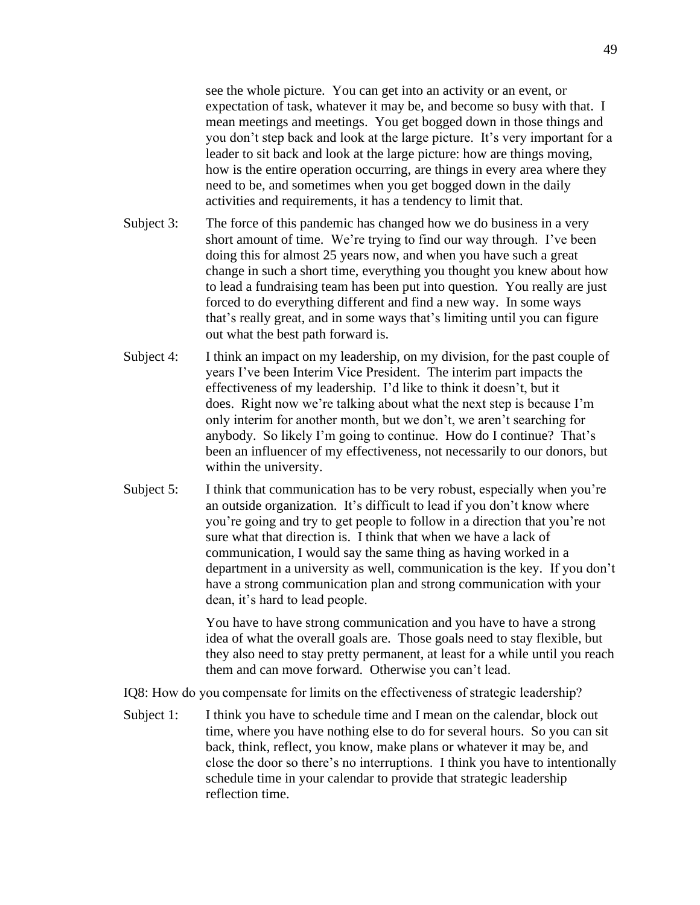see the whole picture. You can get into an activity or an event, or expectation of task, whatever it may be, and become so busy with that. I mean meetings and meetings. You get bogged down in those things and you don't step back and look at the large picture. It's very important for a leader to sit back and look at the large picture: how are things moving, how is the entire operation occurring, are things in every area where they need to be, and sometimes when you get bogged down in the daily activities and requirements, it has a tendency to limit that.

Subject 3: The force of this pandemic has changed how we do business in a very short amount of time. We're trying to find our way through. I've been doing this for almost 25 years now, and when you have such a great change in such a short time, everything you thought you knew about how to lead a fundraising team has been put into question. You really are just forced to do everything different and find a new way. In some ways that's really great, and in some ways that's limiting until you can figure out what the best path forward is.

Subject 4: I think an impact on my leadership, on my division, for the past couple of years I've been Interim Vice President. The interim part impacts the effectiveness of my leadership. I'd like to think it doesn't, but it does. Right now we're talking about what the next step is because I'm only interim for another month, but we don't, we aren't searching for anybody. So likely I'm going to continue. How do I continue? That's been an influencer of my effectiveness, not necessarily to our donors, but within the university.

Subject 5: I think that communication has to be very robust, especially when you're an outside organization. It's difficult to lead if you don't know where you're going and try to get people to follow in a direction that you're not sure what that direction is. I think that when we have a lack of communication, I would say the same thing as having worked in a department in a university as well, communication is the key. If you don't have a strong communication plan and strong communication with your dean, it's hard to lead people.

You have to have strong communication and you have to have a strong idea of what the overall goals are. Those goals need to stay flexible, but they also need to stay pretty permanent, at least for a while until you reach them and can move forward. Otherwise you can't lead.

IQ8: How do you compensate for limits on the effectiveness of strategic leadership?

Subject 1: I think you have to schedule time and I mean on the calendar, block out time, where you have nothing else to do for several hours. So you can sit back, think, reflect, you know, make plans or whatever it may be, and close the door so there's no interruptions. I think you have to intentionally schedule time in your calendar to provide that strategic leadership reflection time.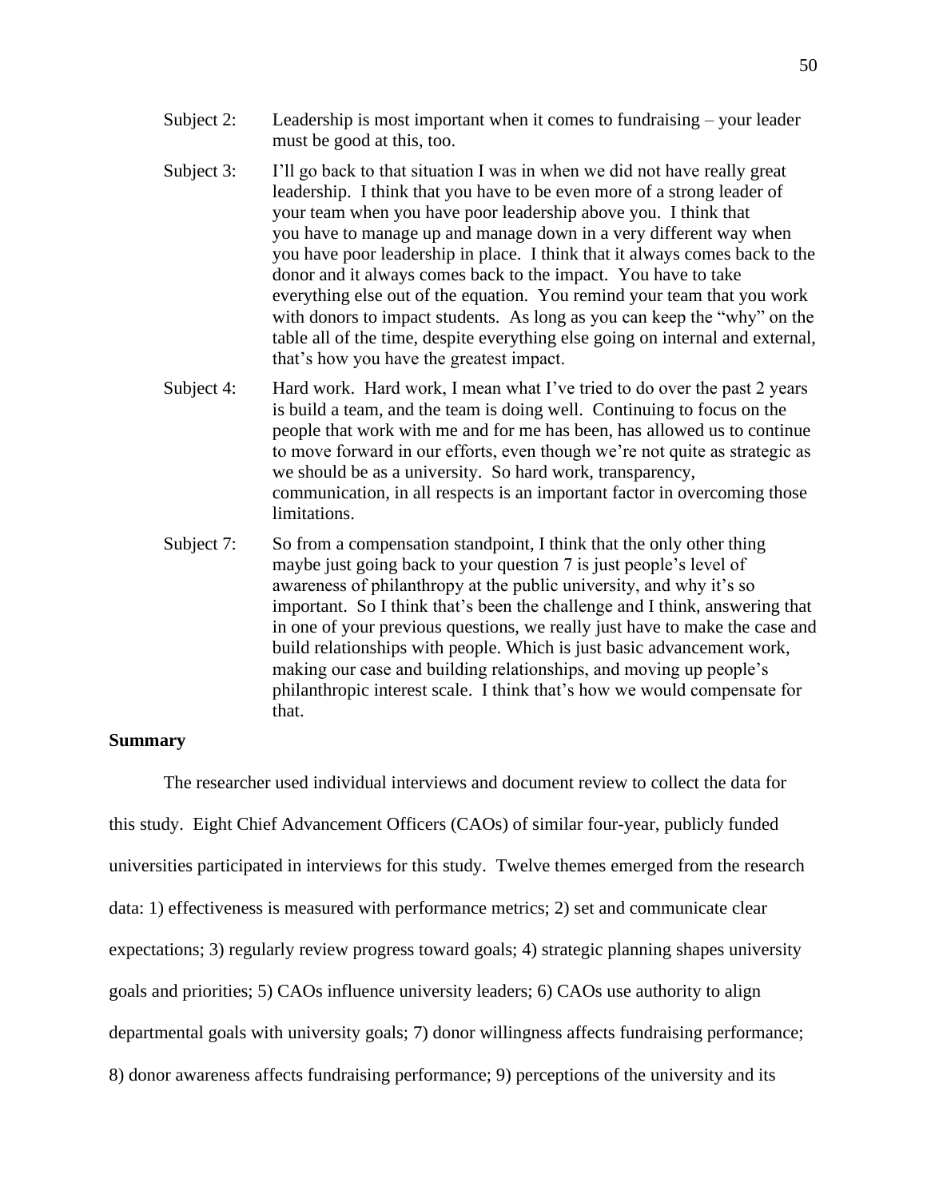Subject 2: Leadership is most important when it comes to fundraising – your leader must be good at this, too.

Subject 3: I'll go back to that situation I was in when we did not have really great leadership. I think that you have to be even more of a strong leader of your team when you have poor leadership above you. I think that you have to manage up and manage down in a very different way when you have poor leadership in place. I think that it always comes back to the donor and it always comes back to the impact. You have to take everything else out of the equation. You remind your team that you work with donors to impact students. As long as you can keep the "why" on the table all of the time, despite everything else going on internal and external, that's how you have the greatest impact.

Subject 4: Hard work. Hard work, I mean what I've tried to do over the past 2 years is build a team, and the team is doing well. Continuing to focus on the people that work with me and for me has been, has allowed us to continue to move forward in our efforts, even though we're not quite as strategic as we should be as a university. So hard work, transparency, communication, in all respects is an important factor in overcoming those limitations.

Subject 7: So from a compensation standpoint, I think that the only other thing maybe just going back to your question 7 is just people's level of awareness of philanthropy at the public university, and why it's so important. So I think that's been the challenge and I think, answering that in one of your previous questions, we really just have to make the case and build relationships with people. Which is just basic advancement work, making our case and building relationships, and moving up people's philanthropic interest scale. I think that's how we would compensate for that.

**Summary**

The researcher used individual interviews and document review to collect the data for this study. Eight Chief Advancement Officers (CAOs) of similar four-year, publicly funded universities participated in interviews for this study. Twelve themes emerged from the research data: 1) effectiveness is measured with performance metrics; 2) set and communicate clear expectations; 3) regularly review progress toward goals; 4) strategic planning shapes university goals and priorities; 5) CAOs influence university leaders; 6) CAOs use authority to align departmental goals with university goals; 7) donor willingness affects fundraising performance; 8) donor awareness affects fundraising performance; 9) perceptions of the university and its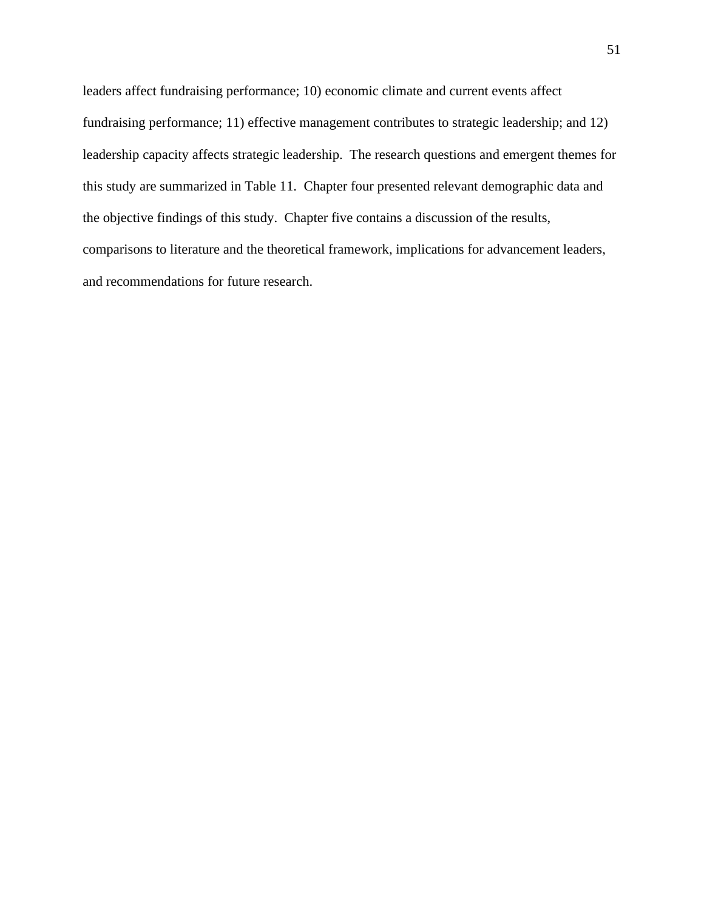leaders affect fundraising performance; 10) economic climate and current events affect fundraising performance; 11) effective management contributes to strategic leadership; and 12) leadership capacity affects strategic leadership. The research questions and emergent themes for this study are summarized in Table 11. Chapter four presented relevant demographic data and the objective findings of this study. Chapter five contains a discussion of the results, comparisons to literature and the theoretical framework, implications for advancement leaders, and recommendations for future research.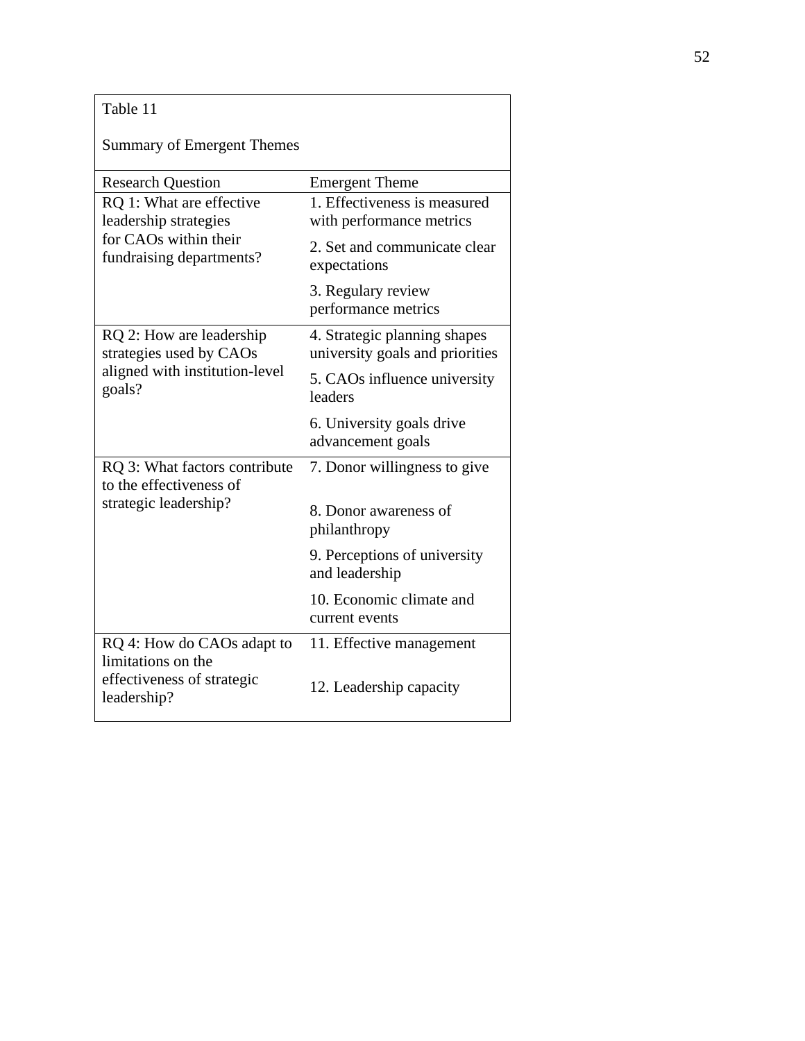Table 11

Summary of Emergent Themes

| Research Question | Emergent Theme |
|---|---|
| RQ 1: What are effective leadership strategies for CAOs within their fundraising departments? | 1. Effectiveness is measured with performance metrics |
| | 2. Set and communicate clear expectations |
| | 3. Regulary review performance metrics |
| RQ 2: How are leadership strategies used by CAOs aligned with institution-level goals? | 4. Strategic planning shapes university goals and priorities |
| | 5. CAOs influence university leaders |
| | 6. University goals drive advancement goals |
| RQ 3: What factors contribute to the effectiveness of strategic leadership? | 7. Donor willingness to give |
| | 8. Donor awareness of philanthropy |
| | 9. Perceptions of university and leadership |
| | 10. Economic climate and current events |
| RQ 4: How do CAOs adapt to limitations on the effectiveness of strategic leadership? | 11. Effective management |
| | 12. Leadership capacity |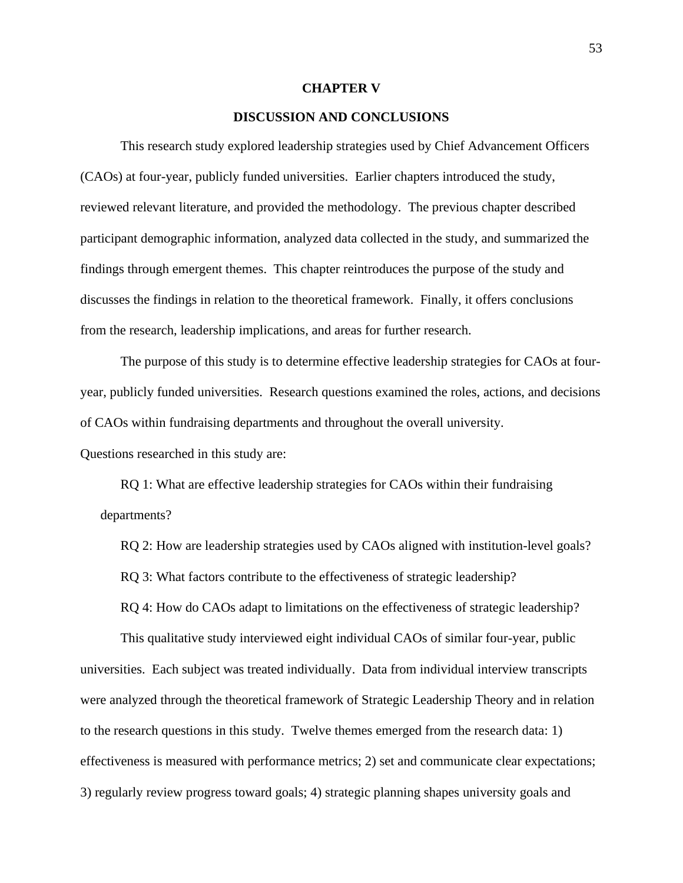# CHAPTER V

## DISCUSSION AND CONCLUSIONS

This research study explored leadership strategies used by Chief Advancement Officers (CAOs) at four-year, publicly funded universities. Earlier chapters introduced the study, reviewed relevant literature, and provided the methodology. The previous chapter described participant demographic information, analyzed data collected in the study, and summarized the findings through emergent themes. This chapter reintroduces the purpose of the study and discusses the findings in relation to the theoretical framework. Finally, it offers conclusions from the research, leadership implications, and areas for further research.

The purpose of this study is to determine effective leadership strategies for CAOs at four-year, publicly funded universities. Research questions examined the roles, actions, and decisions of CAOs within fundraising departments and throughout the overall university. Questions researched in this study are:

RQ 1: What are effective leadership strategies for CAOs within their fundraising departments?

RQ 2: How are leadership strategies used by CAOs aligned with institution-level goals?

RQ 3: What factors contribute to the effectiveness of strategic leadership?

RQ 4: How do CAOs adapt to limitations on the effectiveness of strategic leadership?

This qualitative study interviewed eight individual CAOs of similar four-year, public universities. Each subject was treated individually. Data from individual interview transcripts were analyzed through the theoretical framework of Strategic Leadership Theory and in relation to the research questions in this study. Twelve themes emerged from the research data: 1) effectiveness is measured with performance metrics; 2) set and communicate clear expectations; 3) regularly review progress toward goals; 4) strategic planning shapes university goals and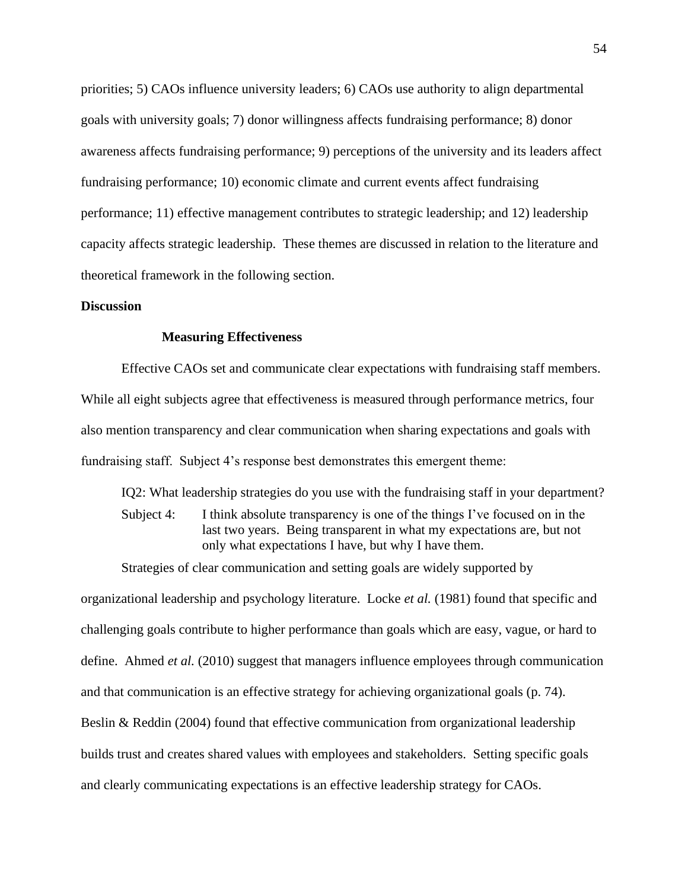priorities; 5) CAOs influence university leaders; 6) CAOs use authority to align departmental goals with university goals; 7) donor willingness affects fundraising performance; 8) donor awareness affects fundraising performance; 9) perceptions of the university and its leaders affect fundraising performance; 10) economic climate and current events affect fundraising performance; 11) effective management contributes to strategic leadership; and 12) leadership capacity affects strategic leadership. These themes are discussed in relation to the literature and theoretical framework in the following section.

## Discussion

### Measuring Effectiveness

Effective CAOs set and communicate clear expectations with fundraising staff members. While all eight subjects agree that effectiveness is measured through performance metrics, four also mention transparency and clear communication when sharing expectations and goals with fundraising staff. Subject 4's response best demonstrates this emergent theme:

> IQ2: What leadership strategies do you use with the fundraising staff in your department?
>
> Subject 4: I think absolute transparency is one of the things I've focused on in the last two years. Being transparent in what my expectations are, but not only what expectations I have, but why I have them.

Strategies of clear communication and setting goals are widely supported by organizational leadership and psychology literature. Locke *et al.* (1981) found that specific and challenging goals contribute to higher performance than goals which are easy, vague, or hard to define. Ahmed *et al.* (2010) suggest that managers influence employees through communication and that communication is an effective strategy for achieving organizational goals (p. 74). Beslin & Reddin (2004) found that effective communication from organizational leadership builds trust and creates shared values with employees and stakeholders. Setting specific goals and clearly communicating expectations is an effective leadership strategy for CAOs.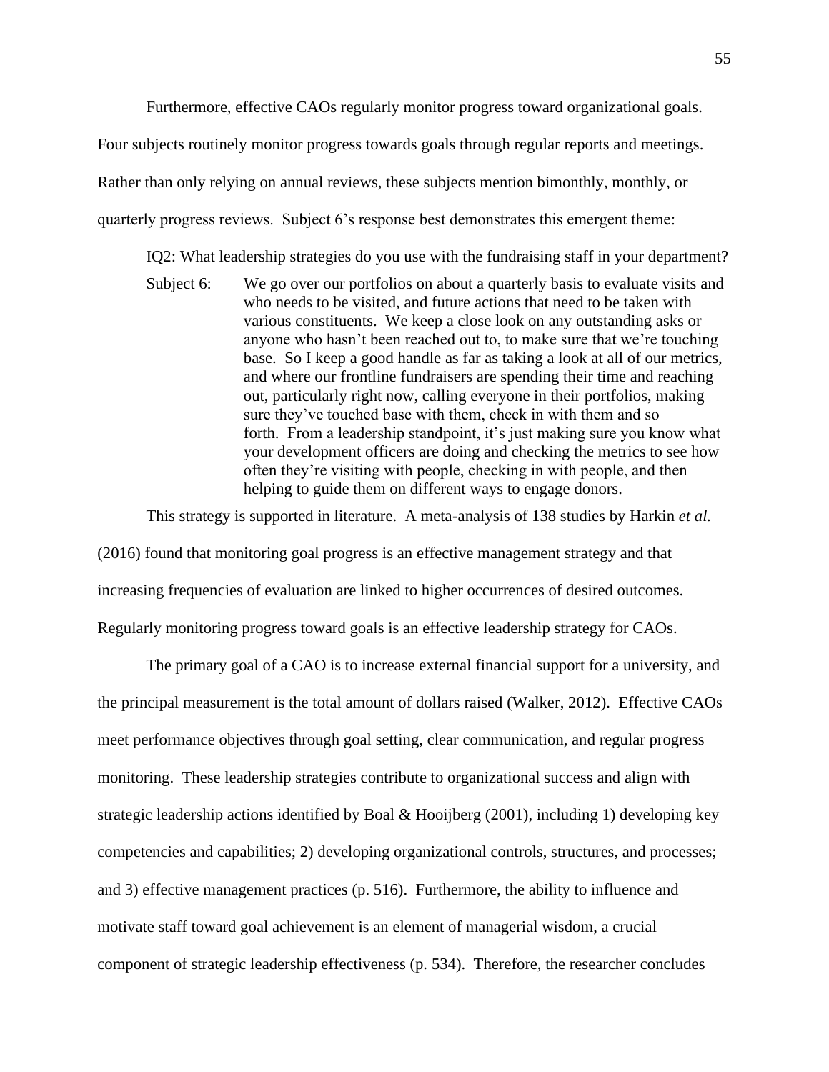Furthermore, effective CAOs regularly monitor progress toward organizational goals. Four subjects routinely monitor progress towards goals through regular reports and meetings. Rather than only relying on annual reviews, these subjects mention bimonthly, monthly, or quarterly progress reviews. Subject 6's response best demonstrates this emergent theme:

> IQ2: What leadership strategies do you use with the fundraising staff in your department?
>
> Subject 6: We go over our portfolios on about a quarterly basis to evaluate visits and who needs to be visited, and future actions that need to be taken with various constituents. We keep a close look on any outstanding asks or anyone who hasn't been reached out to, to make sure that we're touching base. So I keep a good handle as far as taking a look at all of our metrics, and where our frontline fundraisers are spending their time and reaching out, particularly right now, calling everyone in their portfolios, making sure they've touched base with them, check in with them and so forth. From a leadership standpoint, it's just making sure you know what your development officers are doing and checking the metrics to see how often they're visiting with people, checking in with people, and then helping to guide them on different ways to engage donors.

This strategy is supported in literature. A meta-analysis of 138 studies by Harkin *et al.* (2016) found that monitoring goal progress is an effective management strategy and that increasing frequencies of evaluation are linked to higher occurrences of desired outcomes. Regularly monitoring progress toward goals is an effective leadership strategy for CAOs.

The primary goal of a CAO is to increase external financial support for a university, and the principal measurement is the total amount of dollars raised (Walker, 2012). Effective CAOs meet performance objectives through goal setting, clear communication, and regular progress monitoring. These leadership strategies contribute to organizational success and align with strategic leadership actions identified by Boal & Hooijberg (2001), including 1) developing key competencies and capabilities; 2) developing organizational controls, structures, and processes; and 3) effective management practices (p. 516). Furthermore, the ability to influence and motivate staff toward goal achievement is an element of managerial wisdom, a crucial component of strategic leadership effectiveness (p. 534). Therefore, the researcher concludes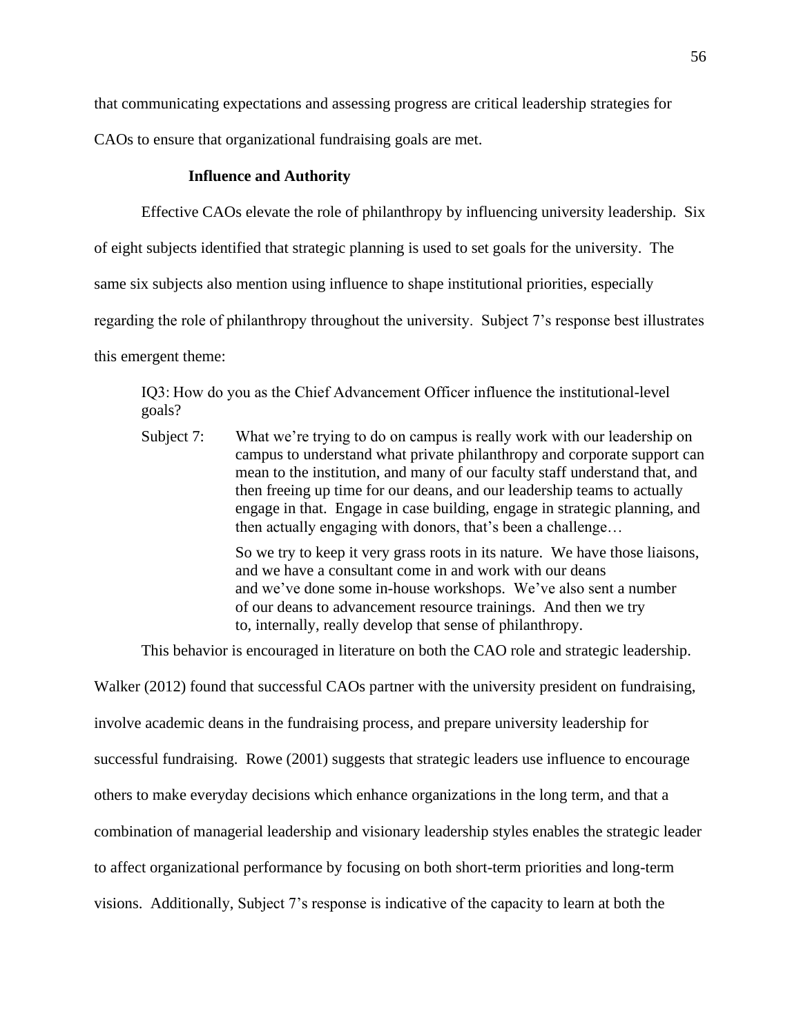that communicating expectations and assessing progress are critical leadership strategies for CAOs to ensure that organizational fundraising goals are met.

### Influence and Authority

Effective CAOs elevate the role of philanthropy by influencing university leadership. Six of eight subjects identified that strategic planning is used to set goals for the university. The same six subjects also mention using influence to shape institutional priorities, especially regarding the role of philanthropy throughout the university. Subject 7's response best illustrates this emergent theme:

> IQ3: How do you as the Chief Advancement Officer influence the institutional-level goals?
>
> Subject 7: What we're trying to do on campus is really work with our leadership on campus to understand what private philanthropy and corporate support can mean to the institution, and many of our faculty staff understand that, and then freeing up time for our deans, and our leadership teams to actually engage in that. Engage in case building, engage in strategic planning, and then actually engaging with donors, that's been a challenge…
>
> So we try to keep it very grass roots in its nature. We have those liaisons, and we have a consultant come in and work with our deans and we've done some in-house workshops. We've also sent a number of our deans to advancement resource trainings. And then we try to, internally, really develop that sense of philanthropy.

This behavior is encouraged in literature on both the CAO role and strategic leadership. Walker (2012) found that successful CAOs partner with the university president on fundraising, involve academic deans in the fundraising process, and prepare university leadership for successful fundraising. Rowe (2001) suggests that strategic leaders use influence to encourage others to make everyday decisions which enhance organizations in the long term, and that a combination of managerial leadership and visionary leadership styles enables the strategic leader to affect organizational performance by focusing on both short-term priorities and long-term visions. Additionally, Subject 7's response is indicative of the capacity to learn at both the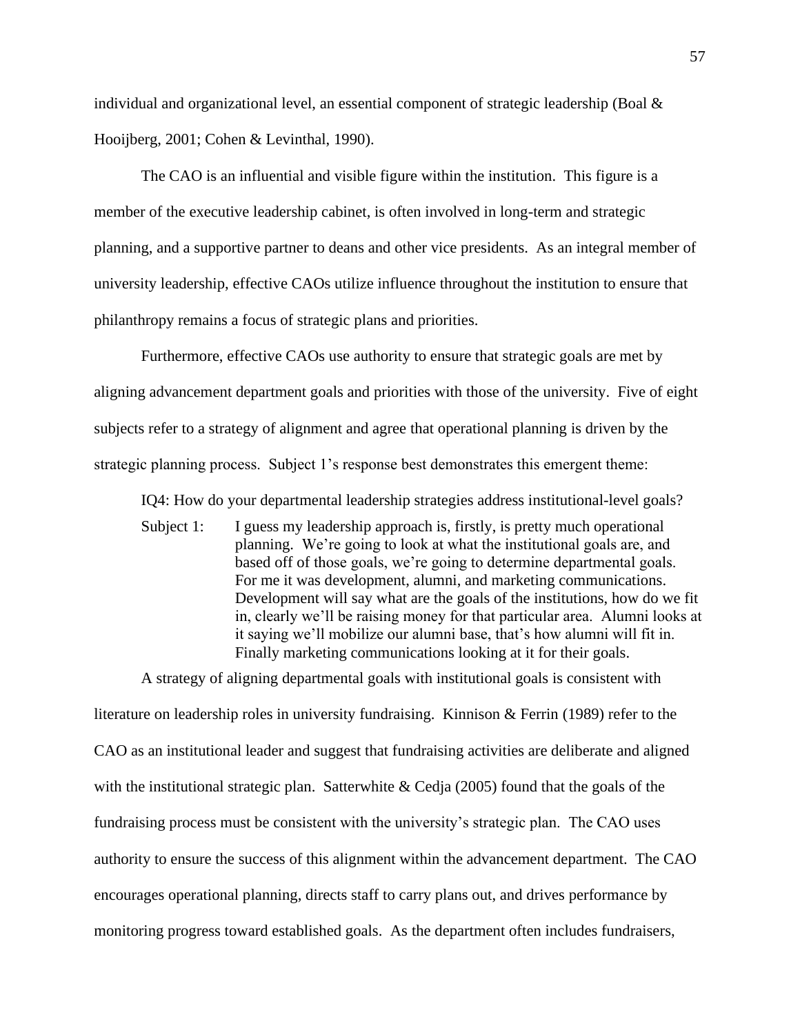individual and organizational level, an essential component of strategic leadership (Boal & Hooijberg, 2001; Cohen & Levinthal, 1990).

The CAO is an influential and visible figure within the institution. This figure is a member of the executive leadership cabinet, is often involved in long-term and strategic planning, and a supportive partner to deans and other vice presidents. As an integral member of university leadership, effective CAOs utilize influence throughout the institution to ensure that philanthropy remains a focus of strategic plans and priorities.

Furthermore, effective CAOs use authority to ensure that strategic goals are met by aligning advancement department goals and priorities with those of the university. Five of eight subjects refer to a strategy of alignment and agree that operational planning is driven by the strategic planning process. Subject 1's response best demonstrates this emergent theme:

> IQ4: How do your departmental leadership strategies address institutional-level goals?
>
> Subject 1: I guess my leadership approach is, firstly, is pretty much operational planning. We're going to look at what the institutional goals are, and based off of those goals, we're going to determine departmental goals. For me it was development, alumni, and marketing communications. Development will say what are the goals of the institutions, how do we fit in, clearly we'll be raising money for that particular area. Alumni looks at it saying we'll mobilize our alumni base, that's how alumni will fit in. Finally marketing communications looking at it for their goals.

A strategy of aligning departmental goals with institutional goals is consistent with literature on leadership roles in university fundraising. Kinnison & Ferrin (1989) refer to the CAO as an institutional leader and suggest that fundraising activities are deliberate and aligned with the institutional strategic plan. Satterwhite & Cedja (2005) found that the goals of the fundraising process must be consistent with the university's strategic plan. The CAO uses authority to ensure the success of this alignment within the advancement department. The CAO encourages operational planning, directs staff to carry plans out, and drives performance by monitoring progress toward established goals. As the department often includes fundraisers,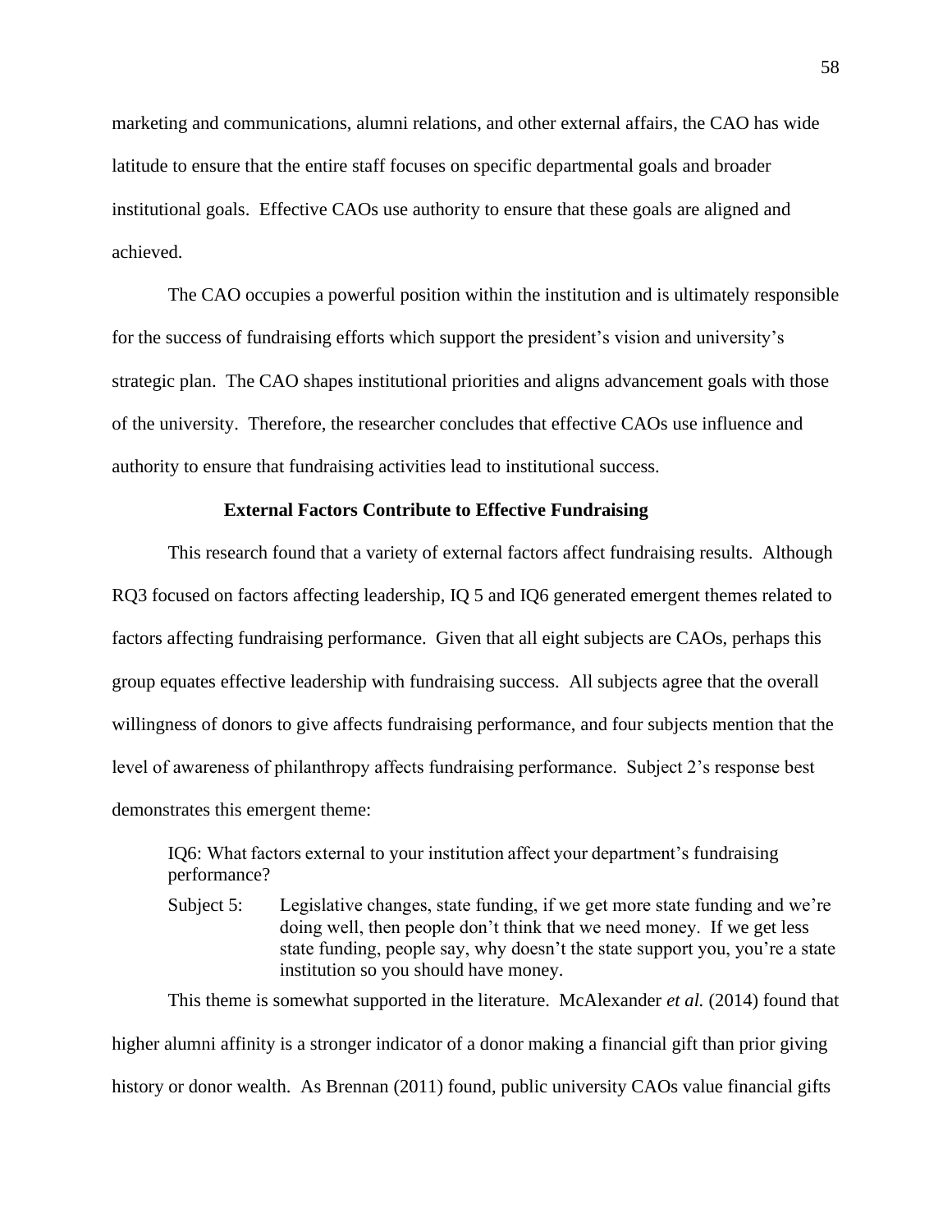marketing and communications, alumni relations, and other external affairs, the CAO has wide latitude to ensure that the entire staff focuses on specific departmental goals and broader institutional goals. Effective CAOs use authority to ensure that these goals are aligned and achieved.

The CAO occupies a powerful position within the institution and is ultimately responsible for the success of fundraising efforts which support the president's vision and university's strategic plan. The CAO shapes institutional priorities and aligns advancement goals with those of the university. Therefore, the researcher concludes that effective CAOs use influence and authority to ensure that fundraising activities lead to institutional success.

**External Factors Contribute to Effective Fundraising**

This research found that a variety of external factors affect fundraising results. Although RQ3 focused on factors affecting leadership, IQ 5 and IQ6 generated emergent themes related to factors affecting fundraising performance. Given that all eight subjects are CAOs, perhaps this group equates effective leadership with fundraising success. All subjects agree that the overall willingness of donors to give affects fundraising performance, and four subjects mention that the level of awareness of philanthropy affects fundraising performance. Subject 2's response best demonstrates this emergent theme:

> IQ6: What factors external to your institution affect your department's fundraising performance?
>
> Subject 5: Legislative changes, state funding, if we get more state funding and we're doing well, then people don't think that we need money. If we get less state funding, people say, why doesn't the state support you, you're a state institution so you should have money.

This theme is somewhat supported in the literature. McAlexander *et al.* (2014) found that higher alumni affinity is a stronger indicator of a donor making a financial gift than prior giving history or donor wealth. As Brennan (2011) found, public university CAOs value financial gifts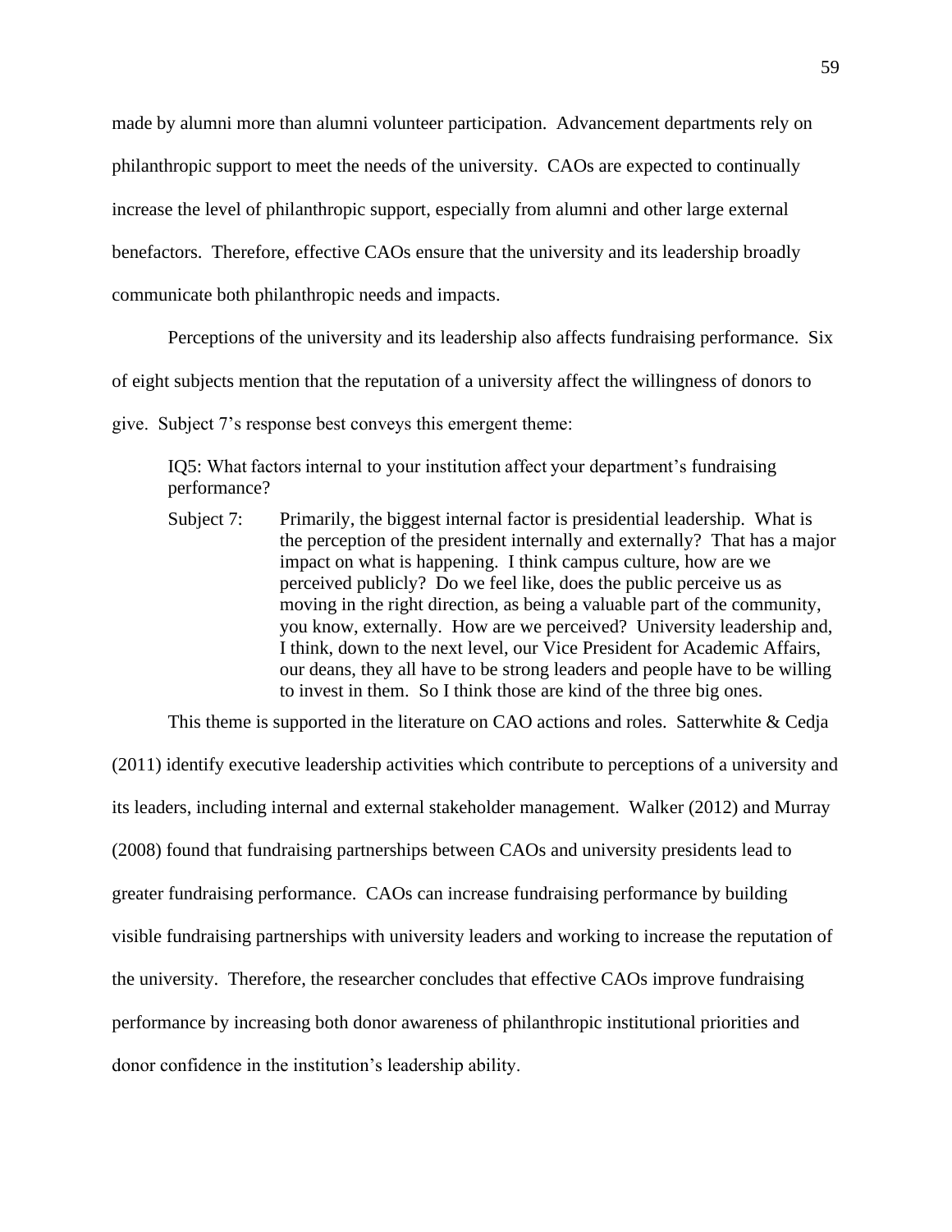made by alumni more than alumni volunteer participation. Advancement departments rely on philanthropic support to meet the needs of the university. CAOs are expected to continually increase the level of philanthropic support, especially from alumni and other large external benefactors. Therefore, effective CAOs ensure that the university and its leadership broadly communicate both philanthropic needs and impacts.

Perceptions of the university and its leadership also affects fundraising performance. Six of eight subjects mention that the reputation of a university affect the willingness of donors to give. Subject 7's response best conveys this emergent theme:

> IQ5: What factors internal to your institution affect your department's fundraising performance?
>
> Subject 7: Primarily, the biggest internal factor is presidential leadership. What is the perception of the president internally and externally? That has a major impact on what is happening. I think campus culture, how are we perceived publicly? Do we feel like, does the public perceive us as moving in the right direction, as being a valuable part of the community, you know, externally. How are we perceived? University leadership and, I think, down to the next level, our Vice President for Academic Affairs, our deans, they all have to be strong leaders and people have to be willing to invest in them. So I think those are kind of the three big ones.

This theme is supported in the literature on CAO actions and roles. Satterwhite & Cedja (2011) identify executive leadership activities which contribute to perceptions of a university and its leaders, including internal and external stakeholder management. Walker (2012) and Murray (2008) found that fundraising partnerships between CAOs and university presidents lead to greater fundraising performance. CAOs can increase fundraising performance by building visible fundraising partnerships with university leaders and working to increase the reputation of the university. Therefore, the researcher concludes that effective CAOs improve fundraising performance by increasing both donor awareness of philanthropic institutional priorities and donor confidence in the institution's leadership ability.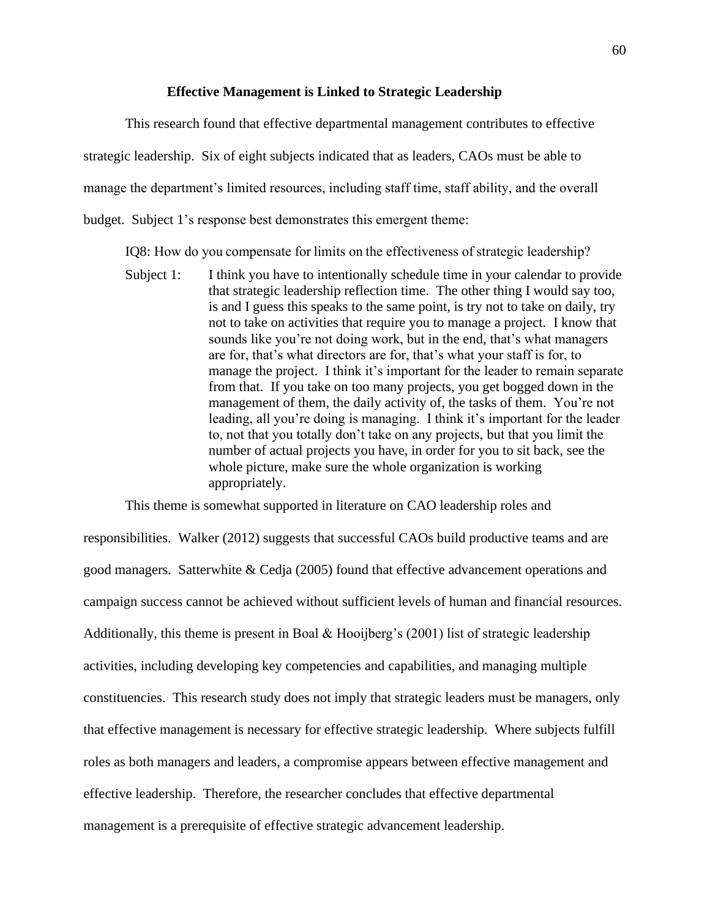## Effective Management is Linked to Strategic Leadership

This research found that effective departmental management contributes to effective strategic leadership. Six of eight subjects indicated that as leaders, CAOs must be able to manage the department's limited resources, including staff time, staff ability, and the overall budget. Subject 1's response best demonstrates this emergent theme:

> IQ8: How do you compensate for limits on the effectiveness of strategic leadership?
>
> Subject 1: I think you have to intentionally schedule time in your calendar to provide that strategic leadership reflection time. The other thing I would say too, is and I guess this speaks to the same point, is try not to take on daily, try not to take on activities that require you to manage a project. I know that sounds like you're not doing work, but in the end, that's what managers are for, that's what directors are for, that's what your staff is for, to manage the project. I think it's important for the leader to remain separate from that. If you take on too many projects, you get bogged down in the management of them, the daily activity of, the tasks of them. You're not leading, all you're doing is managing. I think it's important for the leader to, not that you totally don't take on any projects, but that you limit the number of actual projects you have, in order for you to sit back, see the whole picture, make sure the whole organization is working appropriately.

This theme is somewhat supported in literature on CAO leadership roles and responsibilities. Walker (2012) suggests that successful CAOs build productive teams and are good managers. Satterwhite & Cedja (2005) found that effective advancement operations and campaign success cannot be achieved without sufficient levels of human and financial resources. Additionally, this theme is present in Boal & Hooijberg's (2001) list of strategic leadership activities, including developing key competencies and capabilities, and managing multiple constituencies. This research study does not imply that strategic leaders must be managers, only that effective management is necessary for effective strategic leadership. Where subjects fulfill roles as both managers and leaders, a compromise appears between effective management and effective leadership. Therefore, the researcher concludes that effective departmental management is a prerequisite of effective strategic advancement leadership.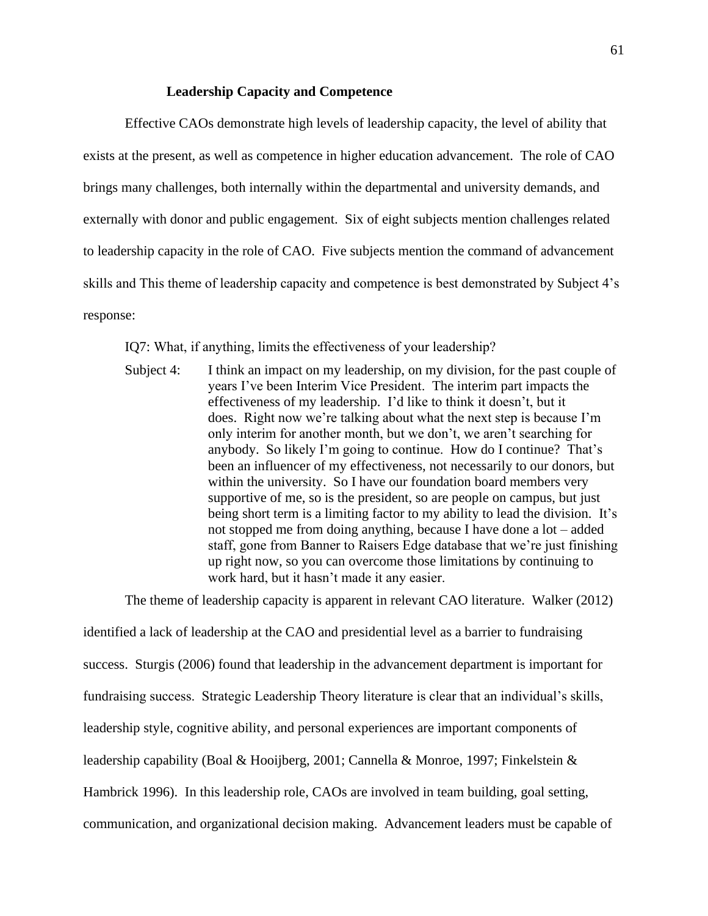### Leadership Capacity and Competence

Effective CAOs demonstrate high levels of leadership capacity, the level of ability that exists at the present, as well as competence in higher education advancement. The role of CAO brings many challenges, both internally within the departmental and university demands, and externally with donor and public engagement. Six of eight subjects mention challenges related to leadership capacity in the role of CAO. Five subjects mention the command of advancement skills and This theme of leadership capacity and competence is best demonstrated by Subject 4's response:

IQ7: What, if anything, limits the effectiveness of your leadership?

Subject 4: I think an impact on my leadership, on my division, for the past couple of years I've been Interim Vice President. The interim part impacts the effectiveness of my leadership. I'd like to think it doesn't, but it does. Right now we're talking about what the next step is because I'm only interim for another month, but we don't, we aren't searching for anybody. So likely I'm going to continue. How do I continue? That's been an influencer of my effectiveness, not necessarily to our donors, but within the university. So I have our foundation board members very supportive of me, so is the president, so are people on campus, but just being short term is a limiting factor to my ability to lead the division. It's not stopped me from doing anything, because I have done a lot – added staff, gone from Banner to Raisers Edge database that we're just finishing up right now, so you can overcome those limitations by continuing to work hard, but it hasn't made it any easier.

The theme of leadership capacity is apparent in relevant CAO literature. Walker (2012) identified a lack of leadership at the CAO and presidential level as a barrier to fundraising success. Sturgis (2006) found that leadership in the advancement department is important for fundraising success. Strategic Leadership Theory literature is clear that an individual's skills, leadership style, cognitive ability, and personal experiences are important components of leadership capability (Boal & Hooijberg, 2001; Cannella & Monroe, 1997; Finkelstein & Hambrick 1996). In this leadership role, CAOs are involved in team building, goal setting, communication, and organizational decision making. Advancement leaders must be capable of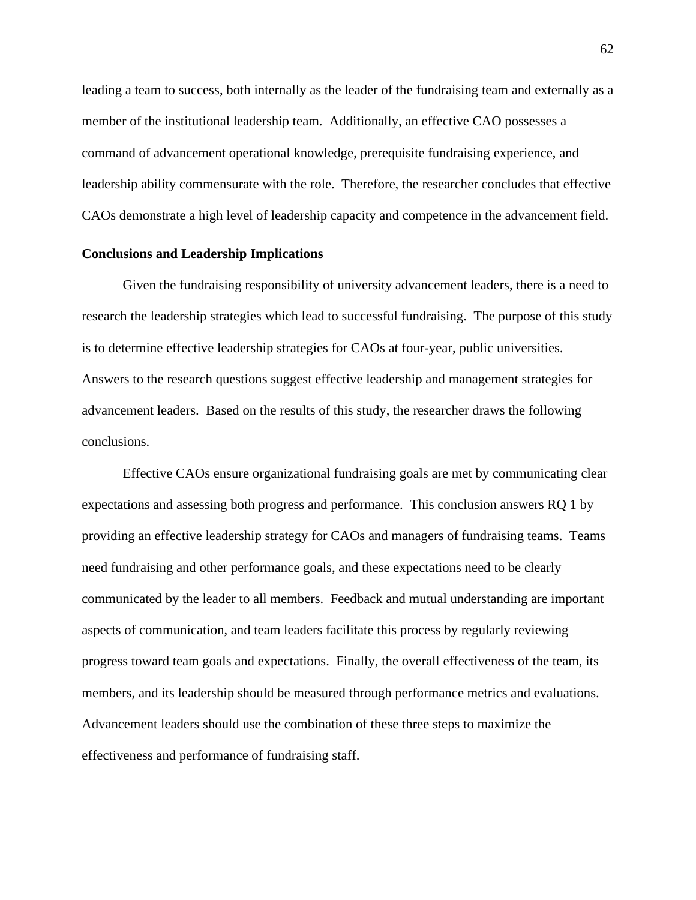leading a team to success, both internally as the leader of the fundraising team and externally as a member of the institutional leadership team. Additionally, an effective CAO possesses a command of advancement operational knowledge, prerequisite fundraising experience, and leadership ability commensurate with the role. Therefore, the researcher concludes that effective CAOs demonstrate a high level of leadership capacity and competence in the advancement field.

**Conclusions and Leadership Implications**

Given the fundraising responsibility of university advancement leaders, there is a need to research the leadership strategies which lead to successful fundraising. The purpose of this study is to determine effective leadership strategies for CAOs at four-year, public universities. Answers to the research questions suggest effective leadership and management strategies for advancement leaders. Based on the results of this study, the researcher draws the following conclusions.

Effective CAOs ensure organizational fundraising goals are met by communicating clear expectations and assessing both progress and performance. This conclusion answers RQ 1 by providing an effective leadership strategy for CAOs and managers of fundraising teams. Teams need fundraising and other performance goals, and these expectations need to be clearly communicated by the leader to all members. Feedback and mutual understanding are important aspects of communication, and team leaders facilitate this process by regularly reviewing progress toward team goals and expectations. Finally, the overall effectiveness of the team, its members, and its leadership should be measured through performance metrics and evaluations. Advancement leaders should use the combination of these three steps to maximize the effectiveness and performance of fundraising staff.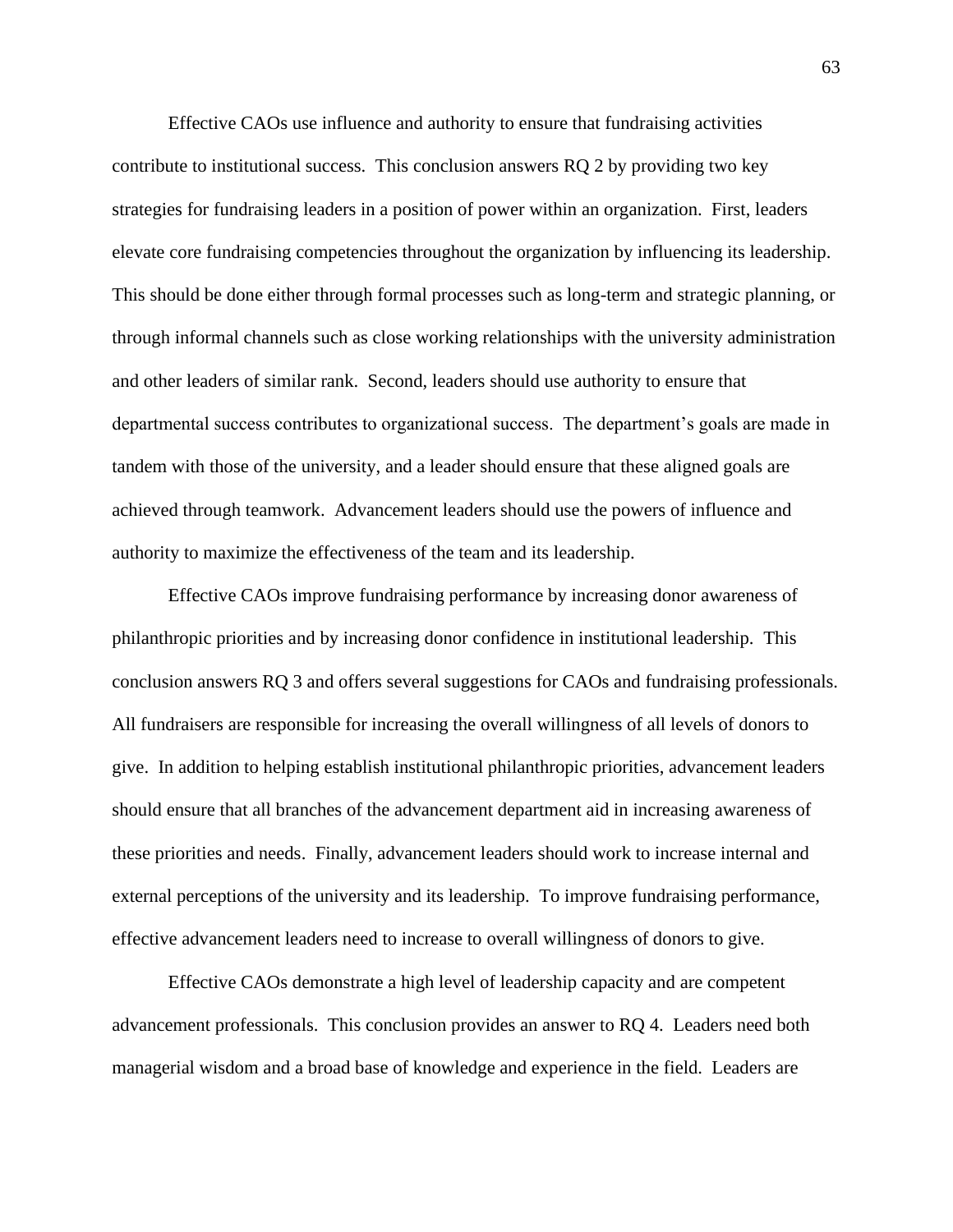Effective CAOs use influence and authority to ensure that fundraising activities contribute to institutional success. This conclusion answers RQ 2 by providing two key strategies for fundraising leaders in a position of power within an organization. First, leaders elevate core fundraising competencies throughout the organization by influencing its leadership. This should be done either through formal processes such as long-term and strategic planning, or through informal channels such as close working relationships with the university administration and other leaders of similar rank. Second, leaders should use authority to ensure that departmental success contributes to organizational success. The department's goals are made in tandem with those of the university, and a leader should ensure that these aligned goals are achieved through teamwork. Advancement leaders should use the powers of influence and authority to maximize the effectiveness of the team and its leadership.

Effective CAOs improve fundraising performance by increasing donor awareness of philanthropic priorities and by increasing donor confidence in institutional leadership. This conclusion answers RQ 3 and offers several suggestions for CAOs and fundraising professionals. All fundraisers are responsible for increasing the overall willingness of all levels of donors to give. In addition to helping establish institutional philanthropic priorities, advancement leaders should ensure that all branches of the advancement department aid in increasing awareness of these priorities and needs. Finally, advancement leaders should work to increase internal and external perceptions of the university and its leadership. To improve fundraising performance, effective advancement leaders need to increase to overall willingness of donors to give.

Effective CAOs demonstrate a high level of leadership capacity and are competent advancement professionals. This conclusion provides an answer to RQ 4. Leaders need both managerial wisdom and a broad base of knowledge and experience in the field. Leaders are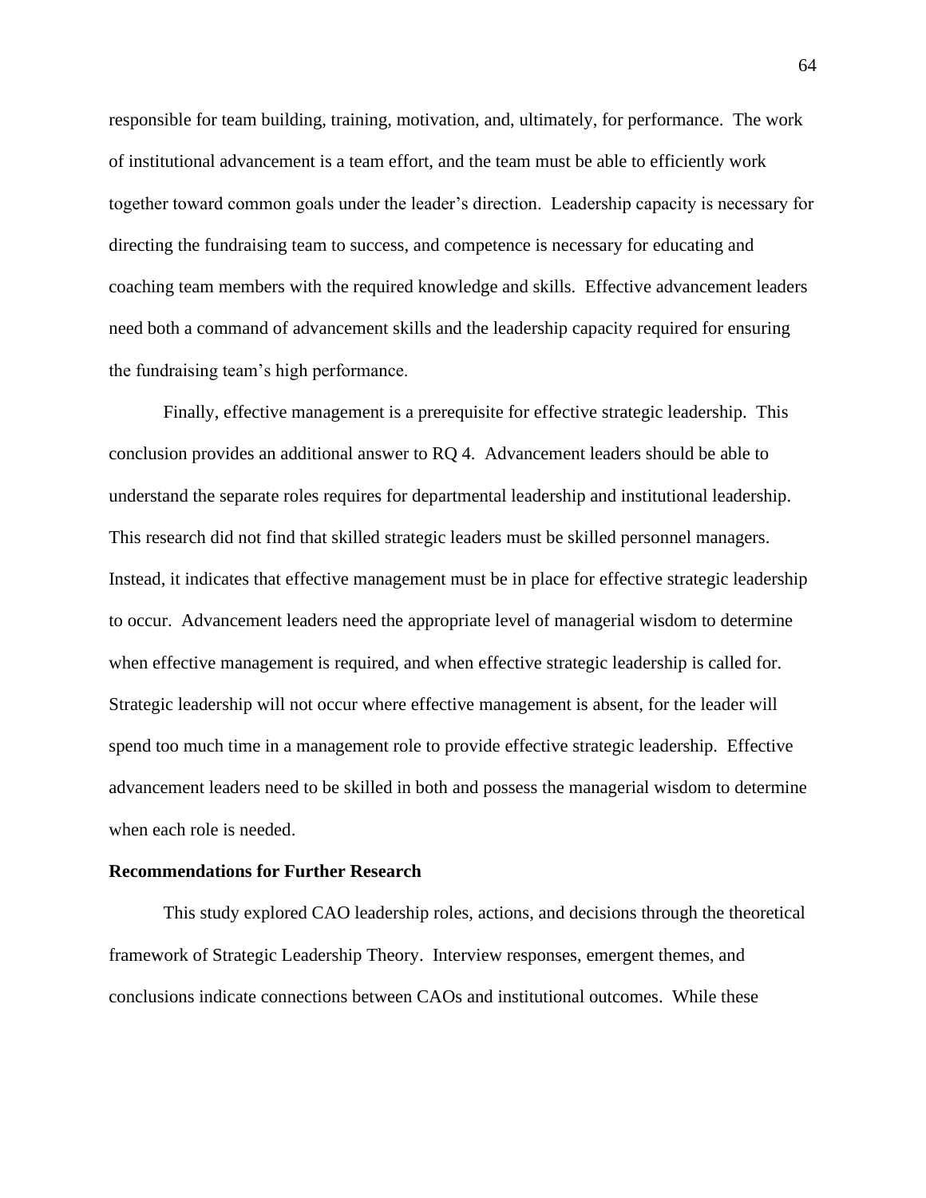responsible for team building, training, motivation, and, ultimately, for performance. The work of institutional advancement is a team effort, and the team must be able to efficiently work together toward common goals under the leader's direction. Leadership capacity is necessary for directing the fundraising team to success, and competence is necessary for educating and coaching team members with the required knowledge and skills. Effective advancement leaders need both a command of advancement skills and the leadership capacity required for ensuring the fundraising team's high performance.

Finally, effective management is a prerequisite for effective strategic leadership. This conclusion provides an additional answer to RQ 4. Advancement leaders should be able to understand the separate roles requires for departmental leadership and institutional leadership. This research did not find that skilled strategic leaders must be skilled personnel managers. Instead, it indicates that effective management must be in place for effective strategic leadership to occur. Advancement leaders need the appropriate level of managerial wisdom to determine when effective management is required, and when effective strategic leadership is called for. Strategic leadership will not occur where effective management is absent, for the leader will spend too much time in a management role to provide effective strategic leadership. Effective advancement leaders need to be skilled in both and possess the managerial wisdom to determine when each role is needed.

**Recommendations for Further Research**

This study explored CAO leadership roles, actions, and decisions through the theoretical framework of Strategic Leadership Theory. Interview responses, emergent themes, and conclusions indicate connections between CAOs and institutional outcomes. While these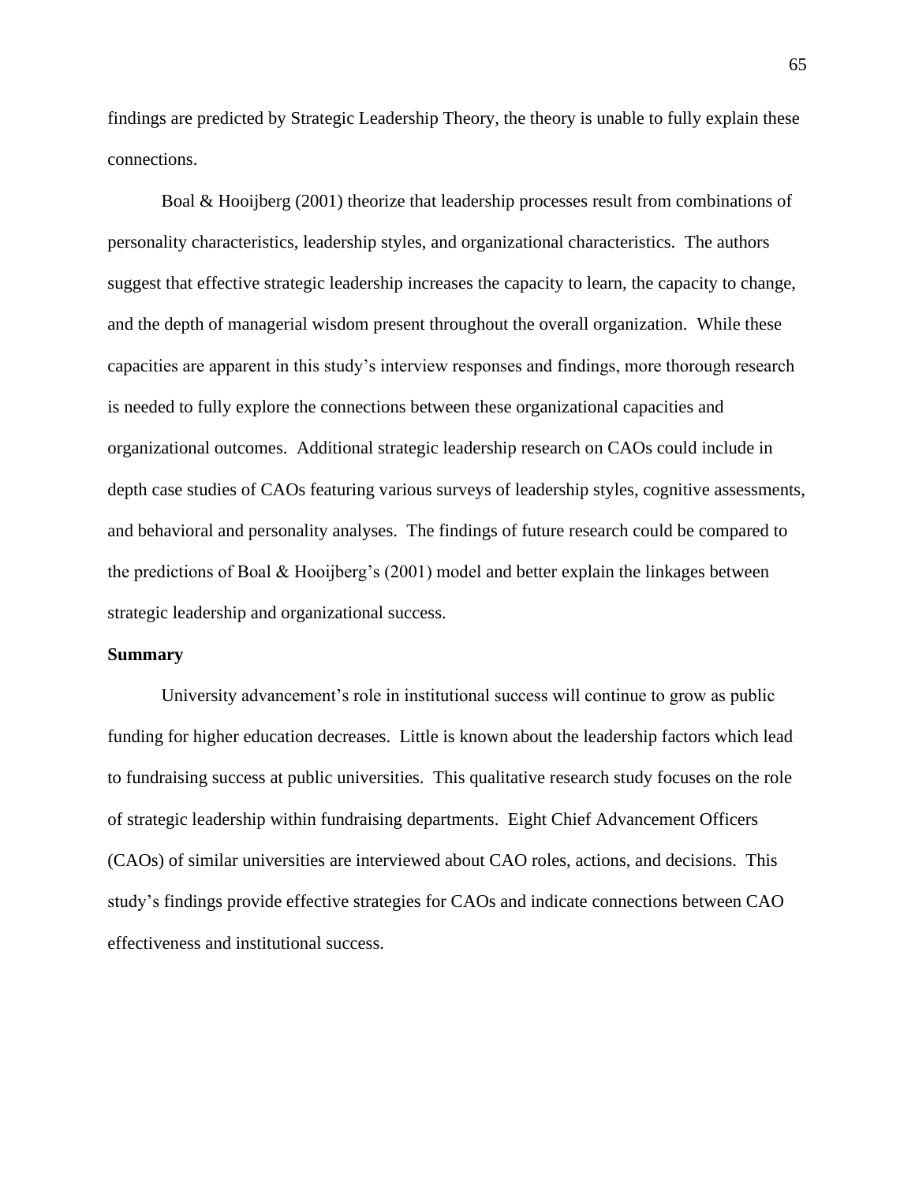findings are predicted by Strategic Leadership Theory, the theory is unable to fully explain these connections.

Boal & Hooijberg (2001) theorize that leadership processes result from combinations of personality characteristics, leadership styles, and organizational characteristics. The authors suggest that effective strategic leadership increases the capacity to learn, the capacity to change, and the depth of managerial wisdom present throughout the overall organization. While these capacities are apparent in this study's interview responses and findings, more thorough research is needed to fully explore the connections between these organizational capacities and organizational outcomes. Additional strategic leadership research on CAOs could include in depth case studies of CAOs featuring various surveys of leadership styles, cognitive assessments, and behavioral and personality analyses. The findings of future research could be compared to the predictions of Boal & Hooijberg's (2001) model and better explain the linkages between strategic leadership and organizational success.

**Summary**

University advancement's role in institutional success will continue to grow as public funding for higher education decreases. Little is known about the leadership factors which lead to fundraising success at public universities. This qualitative research study focuses on the role of strategic leadership within fundraising departments. Eight Chief Advancement Officers (CAOs) of similar universities are interviewed about CAO roles, actions, and decisions. This study's findings provide effective strategies for CAOs and indicate connections between CAO effectiveness and institutional success.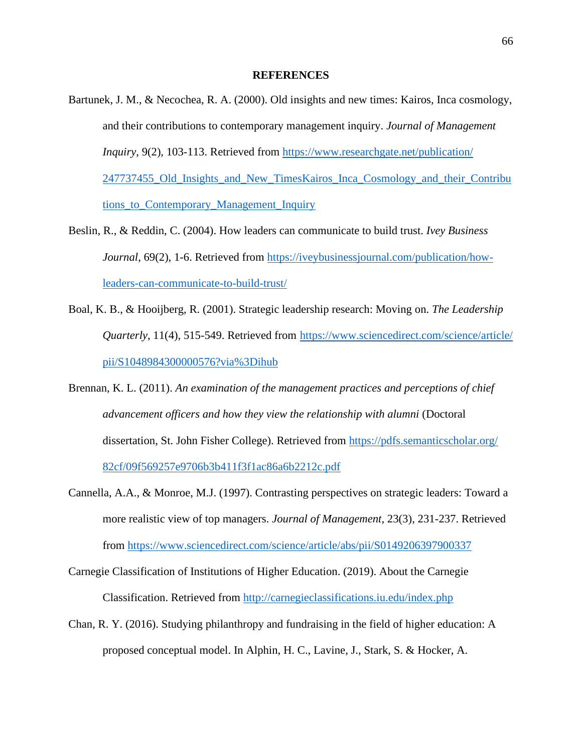## REFERENCES

Bartunek, J. M., & Necochea, R. A. (2000). Old insights and new times: Kairos, Inca cosmology, and their contributions to contemporary management inquiry. *Journal of Management Inquiry*, 9(2), 103-113. Retrieved from https://www.researchgate.net/publication/247737455_Old_Insights_and_New_TimesKairos_Inca_Cosmology_and_their_Contributions_to_Contemporary_Management_Inquiry

Beslin, R., & Reddin, C. (2004). How leaders can communicate to build trust. *Ivey Business Journal*, 69(2), 1-6. Retrieved from https://iveybusinessjournal.com/publication/how-leaders-can-communicate-to-build-trust/

Boal, K. B., & Hooijberg, R. (2001). Strategic leadership research: Moving on. *The Leadership Quarterly*, 11(4), 515-549. Retrieved from https://www.sciencedirect.com/science/article/pii/S1048984300000576?via%3Dihub

Brennan, K. L. (2011). *An examination of the management practices and perceptions of chief advancement officers and how they view the relationship with alumni* (Doctoral dissertation, St. John Fisher College). Retrieved from https://pdfs.semanticscholar.org/82cf/09f569257e9706b3b411f3f1ac86a6b2212c.pdf

Cannella, A.A., & Monroe, M.J. (1997). Contrasting perspectives on strategic leaders: Toward a more realistic view of top managers. *Journal of Management*, 23(3), 231-237. Retrieved from https://www.sciencedirect.com/science/article/abs/pii/S0149206397900337

Carnegie Classification of Institutions of Higher Education. (2019). About the Carnegie Classification. Retrieved from http://carnegieclassifications.iu.edu/index.php

Chan, R. Y. (2016). Studying philanthropy and fundraising in the field of higher education: A proposed conceptual model. In Alphin, H. C., Lavine, J., Stark, S. & Hocker, A.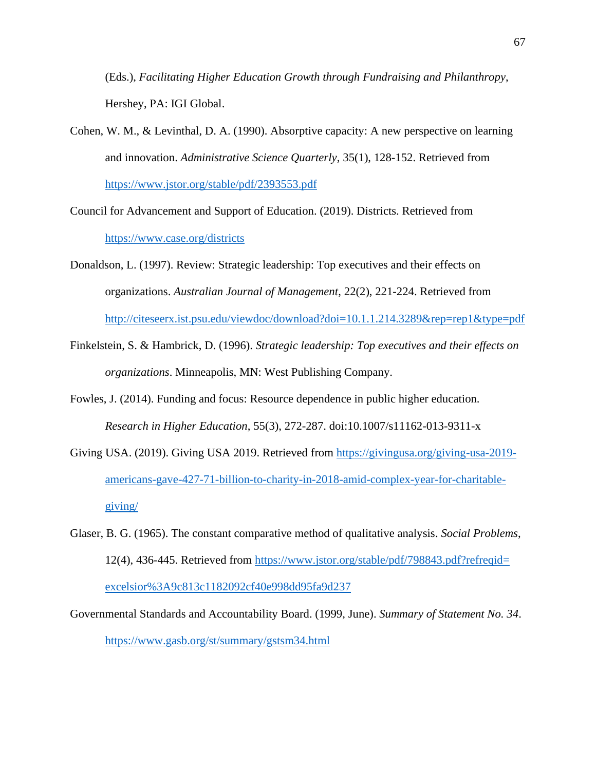(Eds.), *Facilitating Higher Education Growth through Fundraising and Philanthropy*, Hershey, PA: IGI Global.

Cohen, W. M., & Levinthal, D. A. (1990). Absorptive capacity: A new perspective on learning and innovation. *Administrative Science Quarterly*, 35(1), 128-152. Retrieved from https://www.jstor.org/stable/pdf/2393553.pdf

Council for Advancement and Support of Education. (2019). Districts. Retrieved from https://www.case.org/districts

Donaldson, L. (1997). Review: Strategic leadership: Top executives and their effects on organizations. *Australian Journal of Management*, 22(2), 221-224. Retrieved from http://citeseerx.ist.psu.edu/viewdoc/download?doi=10.1.1.214.3289&rep=rep1&type=pdf

Finkelstein, S. & Hambrick, D. (1996). *Strategic leadership: Top executives and their effects on organizations*. Minneapolis, MN: West Publishing Company.

Fowles, J. (2014). Funding and focus: Resource dependence in public higher education. *Research in Higher Education*, 55(3), 272-287. doi:10.1007/s11162-013-9311-x

Giving USA. (2019). Giving USA 2019. Retrieved from https://givingusa.org/giving-usa-2019-americans-gave-427-71-billion-to-charity-in-2018-amid-complex-year-for-charitable-giving/

Glaser, B. G. (1965). The constant comparative method of qualitative analysis. *Social Problems*, 12(4), 436-445. Retrieved from https://www.jstor.org/stable/pdf/798843.pdf?refreqid=excelsior%3A9c813c1182092cf40e998dd95fa9d237

Governmental Standards and Accountability Board. (1999, June). *Summary of Statement No. 34*. https://www.gasb.org/st/summary/gstsm34.html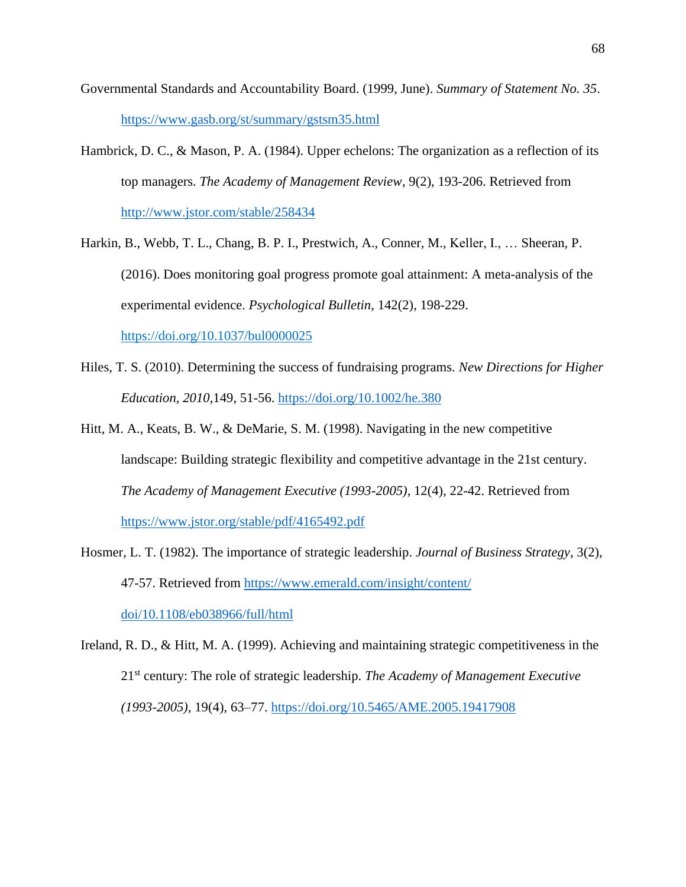Governmental Standards and Accountability Board. (1999, June). *Summary of Statement No. 35*. https://www.gasb.org/st/summary/gstsm35.html

Hambrick, D. C., & Mason, P. A. (1984). Upper echelons: The organization as a reflection of its top managers. *The Academy of Management Review*, 9(2), 193-206. Retrieved from http://www.jstor.com/stable/258434

Harkin, B., Webb, T. L., Chang, B. P. I., Prestwich, A., Conner, M., Keller, I., … Sheeran, P. (2016). Does monitoring goal progress promote goal attainment: A meta-analysis of the experimental evidence. *Psychological Bulletin*, 142(2), 198-229. https://doi.org/10.1037/bul0000025

Hiles, T. S. (2010). Determining the success of fundraising programs. *New Directions for Higher Education*, *2010*,149, 51-56. https://doi.org/10.1002/he.380

Hitt, M. A., Keats, B. W., & DeMarie, S. M. (1998). Navigating in the new competitive landscape: Building strategic flexibility and competitive advantage in the 21st century. *The Academy of Management Executive (1993-2005)*, 12(4), 22-42. Retrieved from https://www.jstor.org/stable/pdf/4165492.pdf

Hosmer, L. T. (1982). The importance of strategic leadership. *Journal of Business Strategy*, 3(2), 47-57. Retrieved from https://www.emerald.com/insight/content/doi/10.1108/eb038966/full/html

Ireland, R. D., & Hitt, M. A. (1999). Achieving and maintaining strategic competitiveness in the 21st century: The role of strategic leadership. *The Academy of Management Executive (1993-2005)*, 19(4), 63–77. https://doi.org/10.5465/AME.2005.19417908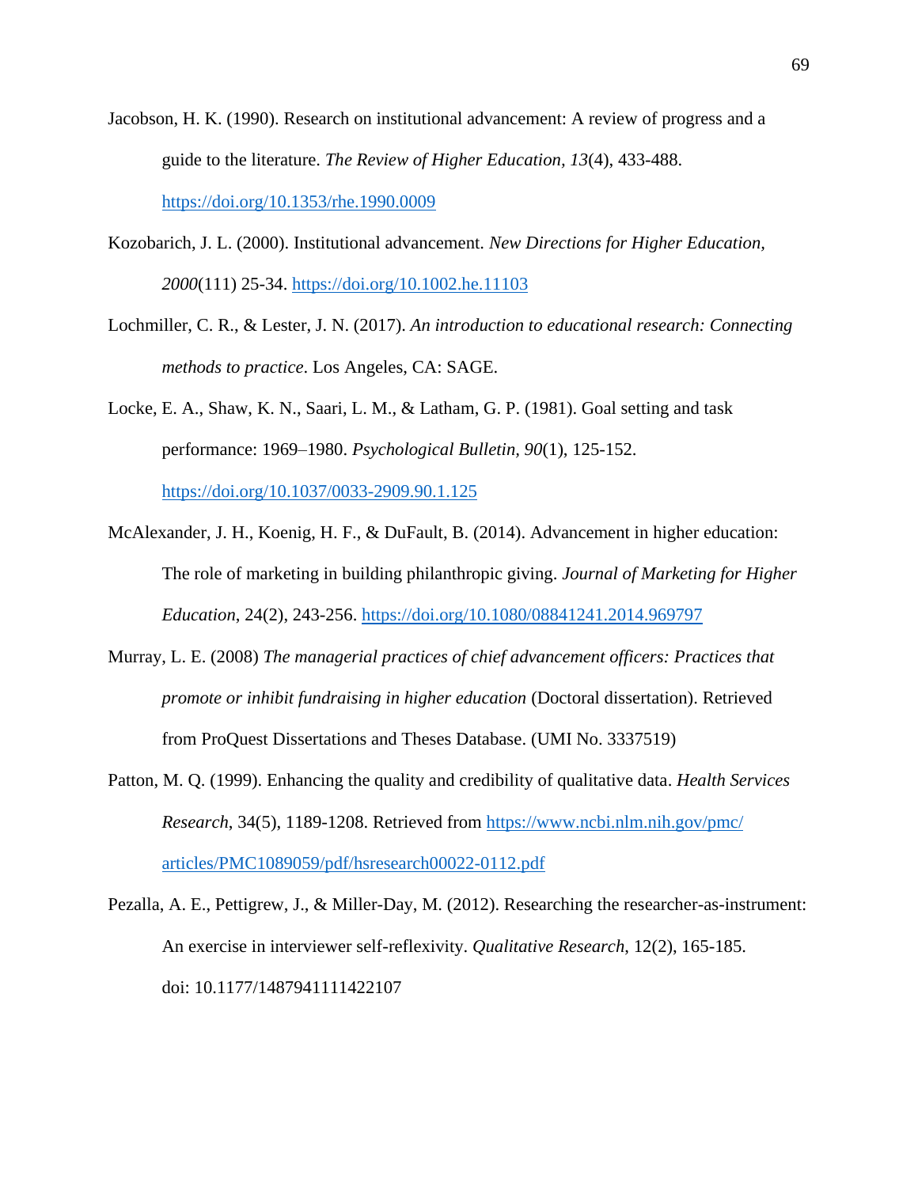Jacobson, H. K. (1990). Research on institutional advancement: A review of progress and a guide to the literature. *The Review of Higher Education*, *13*(4), 433-488. https://doi.org/10.1353/rhe.1990.0009

Kozobarich, J. L. (2000). Institutional advancement. *New Directions for Higher Education*, *2000*(111) 25-34. https://doi.org/10.1002.he.11103

Lochmiller, C. R., & Lester, J. N. (2017). *An introduction to educational research: Connecting methods to practice*. Los Angeles, CA: SAGE.

Locke, E. A., Shaw, K. N., Saari, L. M., & Latham, G. P. (1981). Goal setting and task performance: 1969–1980. *Psychological Bulletin*, *90*(1), 125-152. https://doi.org/10.1037/0033-2909.90.1.125

McAlexander, J. H., Koenig, H. F., & DuFault, B. (2014). Advancement in higher education: The role of marketing in building philanthropic giving. *Journal of Marketing for Higher Education*, 24(2), 243-256. https://doi.org/10.1080/08841241.2014.969797

Murray, L. E. (2008) *The managerial practices of chief advancement officers: Practices that promote or inhibit fundraising in higher education* (Doctoral dissertation). Retrieved from ProQuest Dissertations and Theses Database. (UMI No. 3337519)

Patton, M. Q. (1999). Enhancing the quality and credibility of qualitative data. *Health Services Research*, 34(5), 1189-1208. Retrieved from https://www.ncbi.nlm.nih.gov/pmc/articles/PMC1089059/pdf/hsresearch00022-0112.pdf

Pezalla, A. E., Pettigrew, J., & Miller-Day, M. (2012). Researching the researcher-as-instrument: An exercise in interviewer self-reflexivity. *Qualitative Research*, 12(2), 165-185. doi: 10.1177/1487941111422107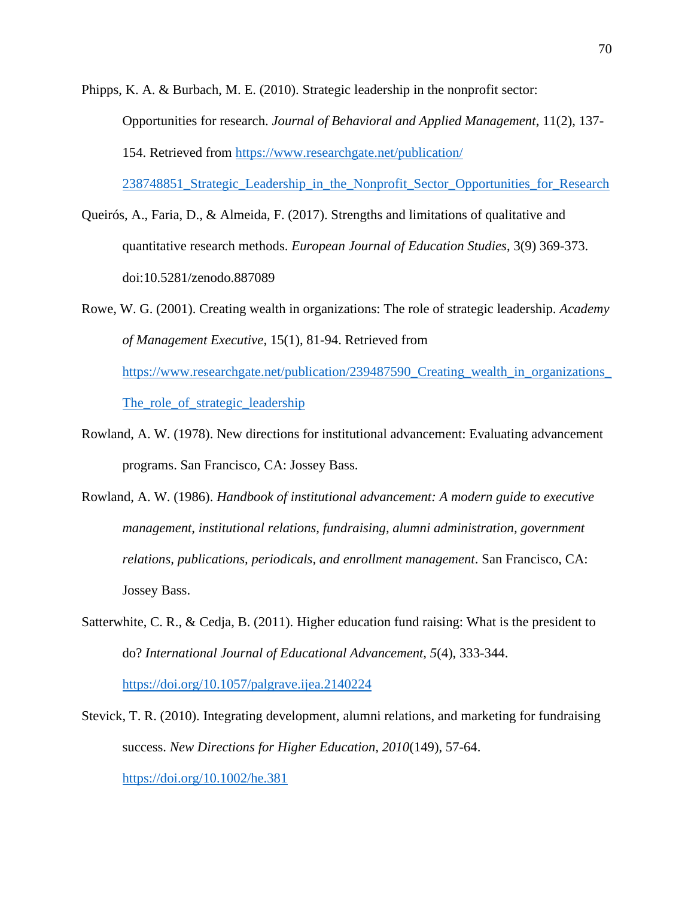Phipps, K. A. & Burbach, M. E. (2010). Strategic leadership in the nonprofit sector: Opportunities for research. *Journal of Behavioral and Applied Management*, 11(2), 137-154. Retrieved from https://www.researchgate.net/publication/238748851_Strategic_Leadership_in_the_Nonprofit_Sector_Opportunities_for_Research

Queirós, A., Faria, D., & Almeida, F. (2017). Strengths and limitations of qualitative and quantitative research methods. *European Journal of Education Studies*, 3(9) 369-373. doi:10.5281/zenodo.887089

Rowe, W. G. (2001). Creating wealth in organizations: The role of strategic leadership. *Academy of Management Executive*, 15(1), 81-94. Retrieved from https://www.researchgate.net/publication/239487590_Creating_wealth_in_organizations_The_role_of_strategic_leadership

Rowland, A. W. (1978). New directions for institutional advancement: Evaluating advancement programs. San Francisco, CA: Jossey Bass.

Rowland, A. W. (1986). *Handbook of institutional advancement: A modern guide to executive management, institutional relations, fundraising, alumni administration, government relations, publications, periodicals, and enrollment management*. San Francisco, CA: Jossey Bass.

Satterwhite, C. R., & Cedja, B. (2011). Higher education fund raising: What is the president to do? *International Journal of Educational Advancement*, *5*(4), 333-344. https://doi.org/10.1057/palgrave.ijea.2140224

Stevick, T. R. (2010). Integrating development, alumni relations, and marketing for fundraising success. *New Directions for Higher Education*, *2010*(149), 57-64. https://doi.org/10.1002/he.381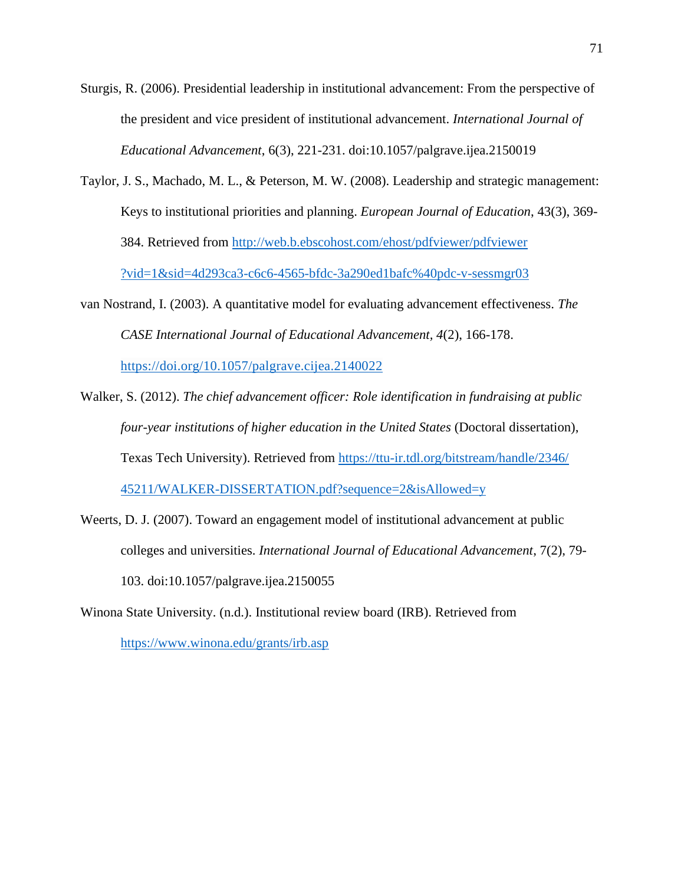Sturgis, R. (2006). Presidential leadership in institutional advancement: From the perspective of the president and vice president of institutional advancement. *International Journal of Educational Advancement*, 6(3), 221-231. doi:10.1057/palgrave.ijea.2150019

Taylor, J. S., Machado, M. L., & Peterson, M. W. (2008). Leadership and strategic management: Keys to institutional priorities and planning. *European Journal of Education*, 43(3), 369-384. Retrieved from http://web.b.ebscohost.com/ehost/pdfviewer/pdfviewer?vid=1&sid=4d293ca3-c6c6-4565-bfdc-3a290ed1bafc%40pdc-v-sessmgr03

van Nostrand, I. (2003). A quantitative model for evaluating advancement effectiveness. *The CASE International Journal of Educational Advancement, 4*(2), 166-178. https://doi.org/10.1057/palgrave.cijea.2140022

Walker, S. (2012). *The chief advancement officer: Role identification in fundraising at public four-year institutions of higher education in the United States* (Doctoral dissertation), Texas Tech University). Retrieved from https://ttu-ir.tdl.org/bitstream/handle/2346/45211/WALKER-DISSERTATION.pdf?sequence=2&isAllowed=y

Weerts, D. J. (2007). Toward an engagement model of institutional advancement at public colleges and universities. *International Journal of Educational Advancement*, 7(2), 79-103. doi:10.1057/palgrave.ijea.2150055

Winona State University. (n.d.). Institutional review board (IRB). Retrieved from https://www.winona.edu/grants/irb.asp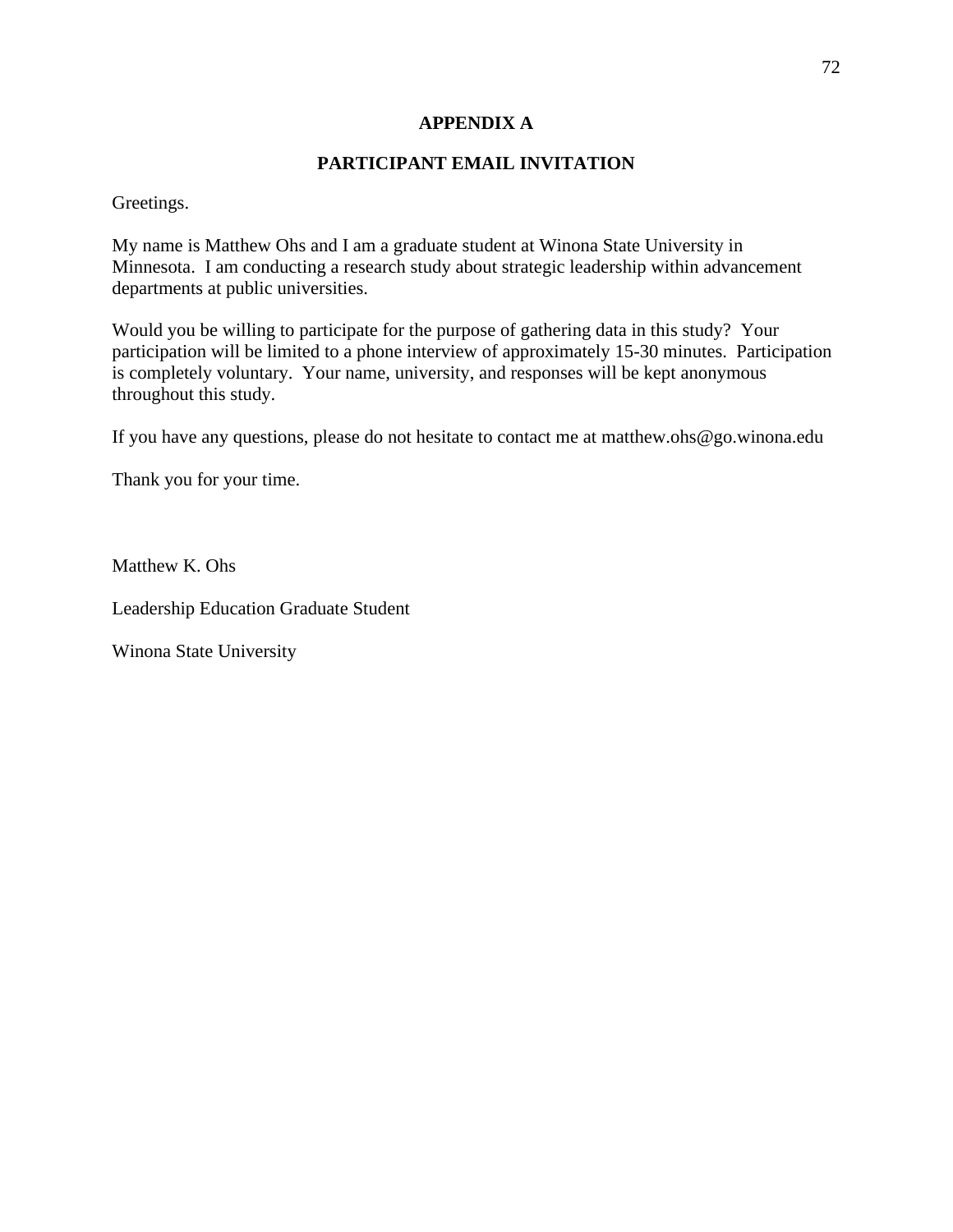# APPENDIX A

## PARTICIPANT EMAIL INVITATION

Greetings.

My name is Matthew Ohs and I am a graduate student at Winona State University in Minnesota. I am conducting a research study about strategic leadership within advancement departments at public universities.

Would you be willing to participate for the purpose of gathering data in this study? Your participation will be limited to a phone interview of approximately 15-30 minutes. Participation is completely voluntary. Your name, university, and responses will be kept anonymous throughout this study.

If you have any questions, please do not hesitate to contact me at matthew.ohs@go.winona.edu

Thank you for your time.

Matthew K. Ohs

Leadership Education Graduate Student

Winona State University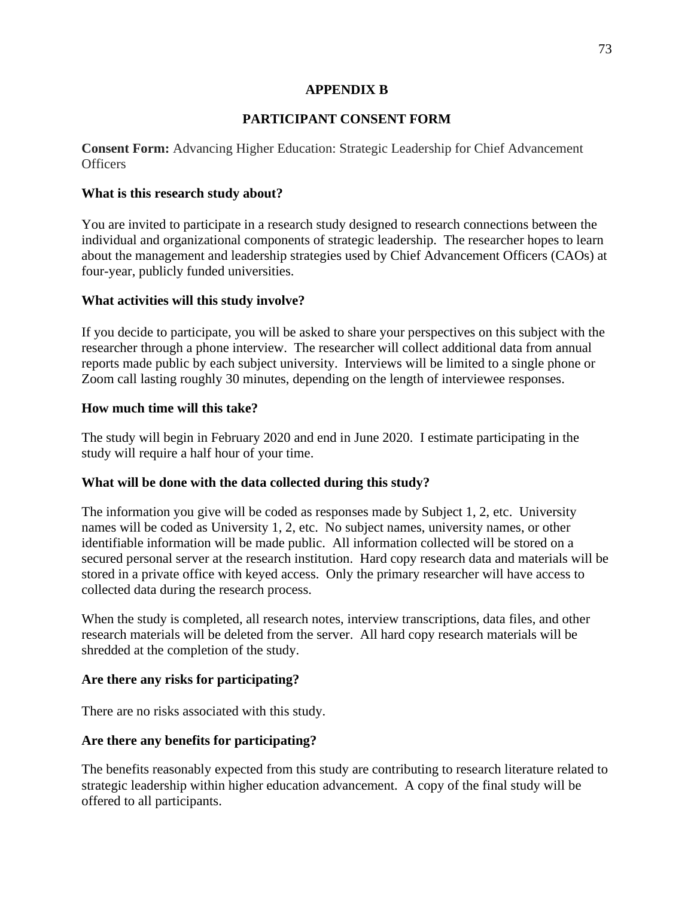# APPENDIX B

## PARTICIPANT CONSENT FORM

**Consent Form:** Advancing Higher Education: Strategic Leadership for Chief Advancement Officers

### What is this research study about?

You are invited to participate in a research study designed to research connections between the individual and organizational components of strategic leadership. The researcher hopes to learn about the management and leadership strategies used by Chief Advancement Officers (CAOs) at four-year, publicly funded universities.

### What activities will this study involve?

If you decide to participate, you will be asked to share your perspectives on this subject with the researcher through a phone interview. The researcher will collect additional data from annual reports made public by each subject university. Interviews will be limited to a single phone or Zoom call lasting roughly 30 minutes, depending on the length of interviewee responses.

### How much time will this take?

The study will begin in February 2020 and end in June 2020. I estimate participating in the study will require a half hour of your time.

### What will be done with the data collected during this study?

The information you give will be coded as responses made by Subject 1, 2, etc. University names will be coded as University 1, 2, etc. No subject names, university names, or other identifiable information will be made public. All information collected will be stored on a secured personal server at the research institution. Hard copy research data and materials will be stored in a private office with keyed access. Only the primary researcher will have access to collected data during the research process.

When the study is completed, all research notes, interview transcriptions, data files, and other research materials will be deleted from the server. All hard copy research materials will be shredded at the completion of the study.

### Are there any risks for participating?

There are no risks associated with this study.

### Are there any benefits for participating?

The benefits reasonably expected from this study are contributing to research literature related to strategic leadership within higher education advancement. A copy of the final study will be offered to all participants.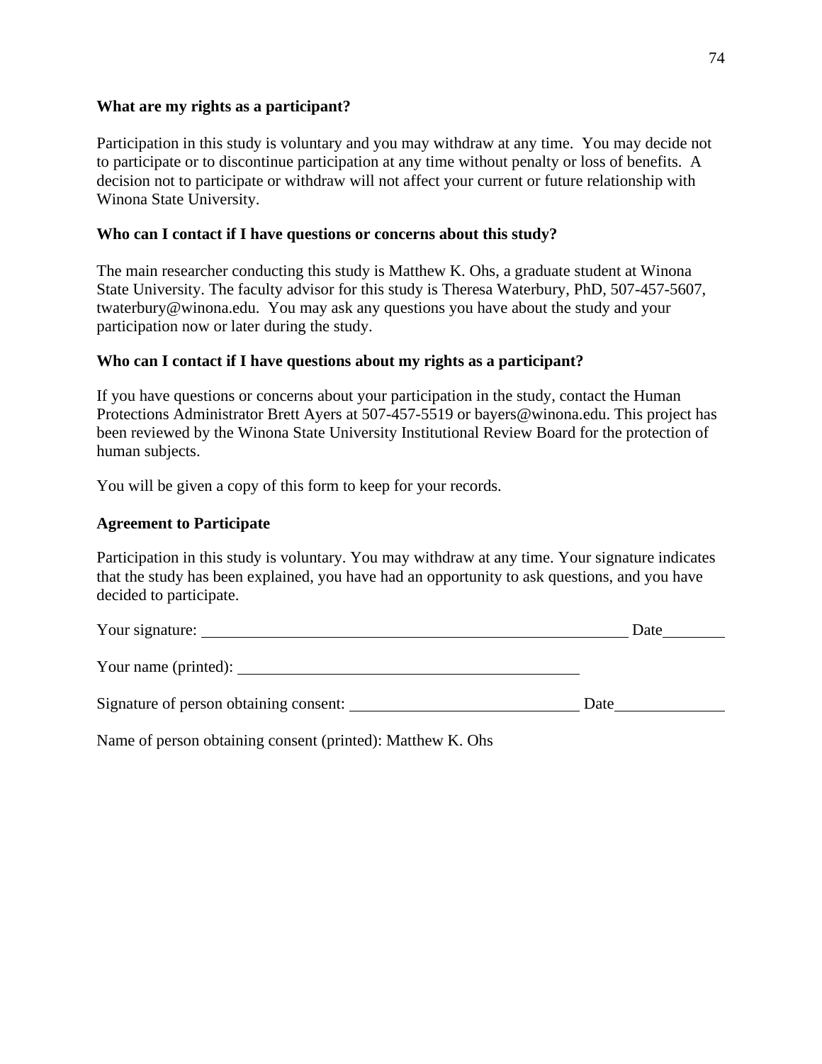**What are my rights as a participant?**

Participation in this study is voluntary and you may withdraw at any time. You may decide not to participate or to discontinue participation at any time without penalty or loss of benefits. A decision not to participate or withdraw will not affect your current or future relationship with Winona State University.

**Who can I contact if I have questions or concerns about this study?**

The main researcher conducting this study is Matthew K. Ohs, a graduate student at Winona State University. The faculty advisor for this study is Theresa Waterbury, PhD, 507-457-5607, twaterbury@winona.edu. You may ask any questions you have about the study and your participation now or later during the study.

**Who can I contact if I have questions about my rights as a participant?**

If you have questions or concerns about your participation in the study, contact the Human Protections Administrator Brett Ayers at 507-457-5519 or bayers@winona.edu. This project has been reviewed by the Winona State University Institutional Review Board for the protection of human subjects.

You will be given a copy of this form to keep for your records.

**Agreement to Participate**

Participation in this study is voluntary. You may withdraw at any time. Your signature indicates that the study has been explained, you have had an opportunity to ask questions, and you have decided to participate.

Your signature: ______________________________________________ Date________

Your name (printed): ____________________________________

Signature of person obtaining consent: ________________________ Date____________

Name of person obtaining consent (printed): Matthew K. Ohs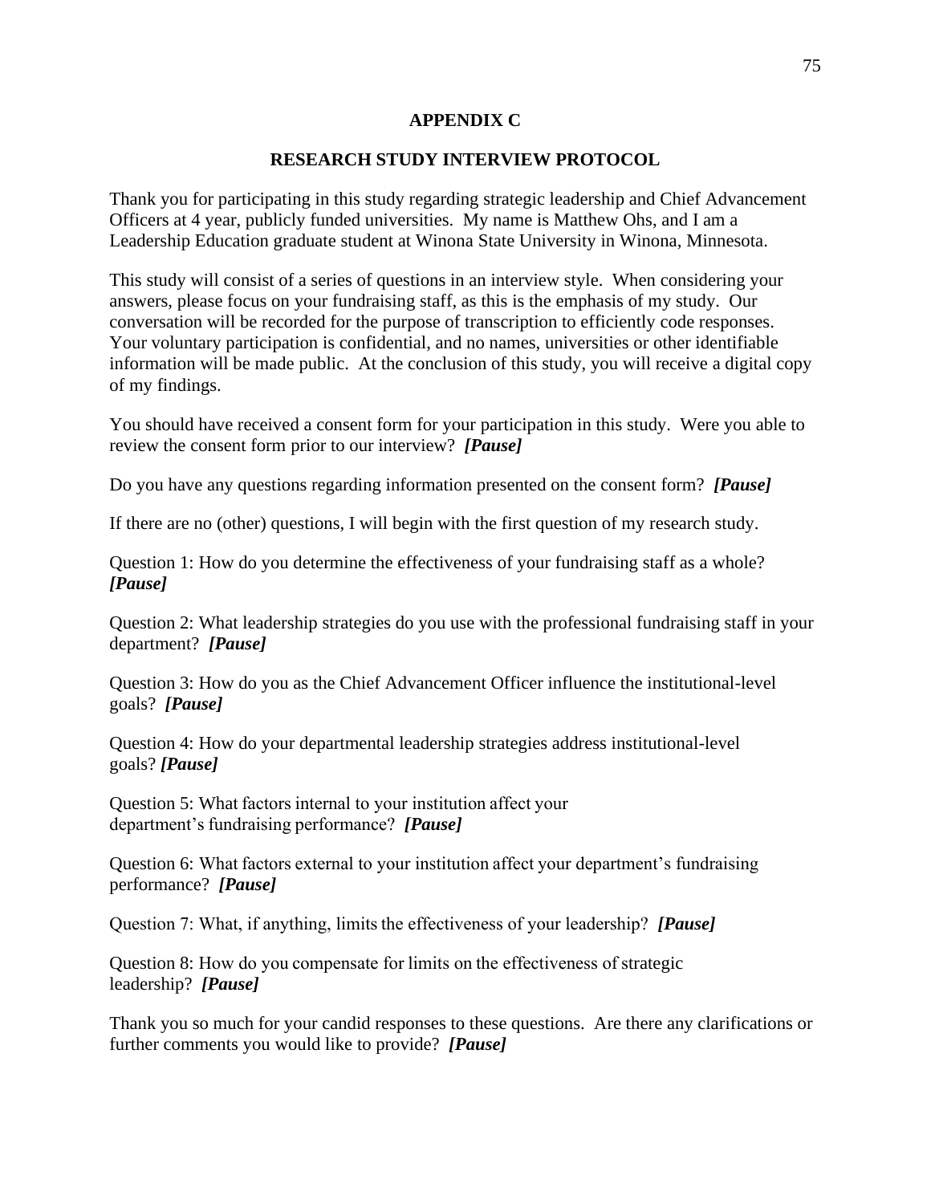# APPENDIX C

## RESEARCH STUDY INTERVIEW PROTOCOL

Thank you for participating in this study regarding strategic leadership and Chief Advancement Officers at 4 year, publicly funded universities. My name is Matthew Ohs, and I am a Leadership Education graduate student at Winona State University in Winona, Minnesota.

This study will consist of a series of questions in an interview style. When considering your answers, please focus on your fundraising staff, as this is the emphasis of my study. Our conversation will be recorded for the purpose of transcription to efficiently code responses. Your voluntary participation is confidential, and no names, universities or other identifiable information will be made public. At the conclusion of this study, you will receive a digital copy of my findings.

You should have received a consent form for your participation in this study. Were you able to review the consent form prior to our interview? ***[Pause]***

Do you have any questions regarding information presented on the consent form? ***[Pause]***

If there are no (other) questions, I will begin with the first question of my research study.

Question 1: How do you determine the effectiveness of your fundraising staff as a whole? ***[Pause]***

Question 2: What leadership strategies do you use with the professional fundraising staff in your department? ***[Pause]***

Question 3: How do you as the Chief Advancement Officer influence the institutional-level goals? ***[Pause]***

Question 4: How do your departmental leadership strategies address institutional-level goals? ***[Pause]***

Question 5: What factors internal to your institution affect your department's fundraising performance? ***[Pause]***

Question 6: What factors external to your institution affect your department's fundraising performance? ***[Pause]***

Question 7: What, if anything, limits the effectiveness of your leadership? ***[Pause]***

Question 8: How do you compensate for limits on the effectiveness of strategic leadership? ***[Pause]***

Thank you so much for your candid responses to these questions. Are there any clarifications or further comments you would like to provide? ***[Pause]***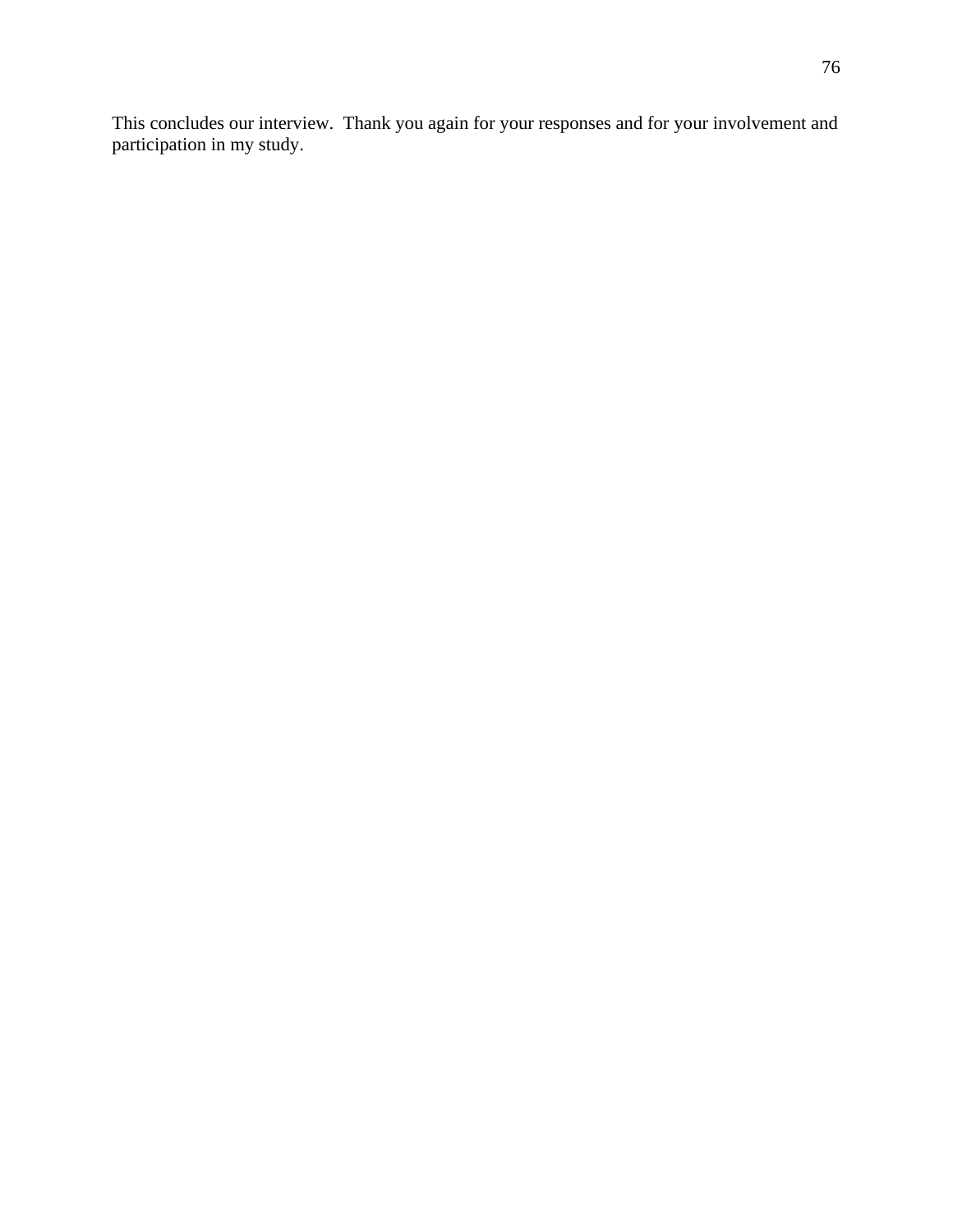This concludes our interview. Thank you again for your responses and for your involvement and participation in my study.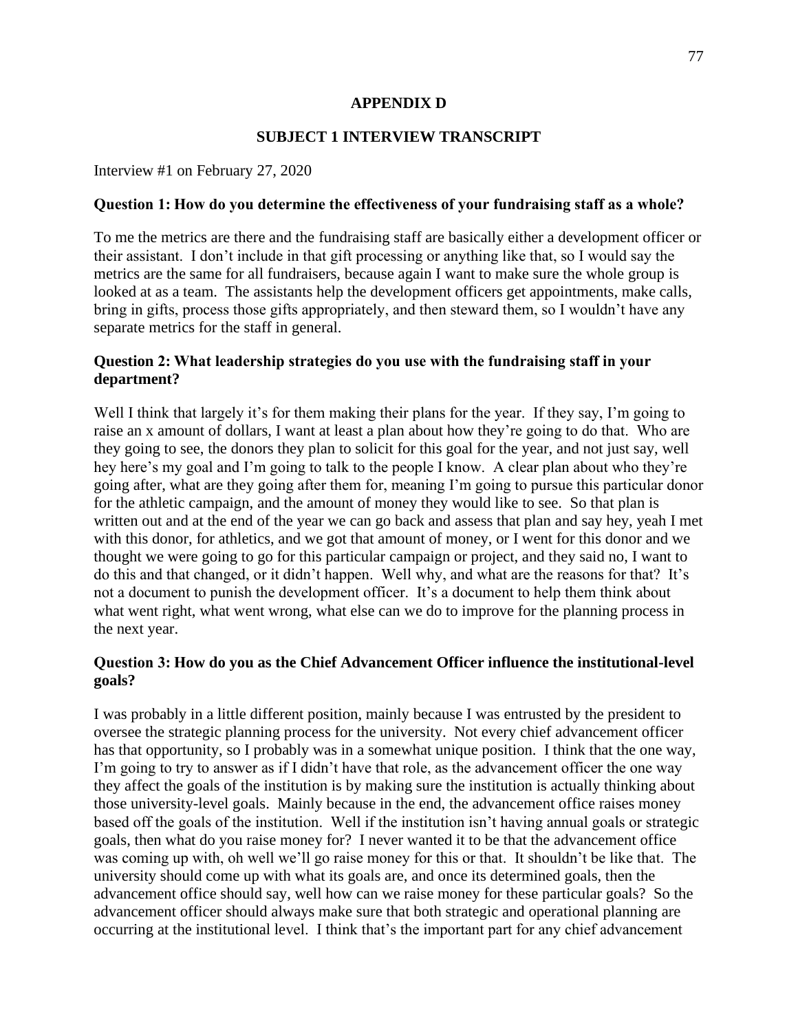## APPENDIX D

## SUBJECT 1 INTERVIEW TRANSCRIPT

Interview #1 on February 27, 2020

**Question 1: How do you determine the effectiveness of your fundraising staff as a whole?**

To me the metrics are there and the fundraising staff are basically either a development officer or their assistant. I don't include in that gift processing or anything like that, so I would say the metrics are the same for all fundraisers, because again I want to make sure the whole group is looked at as a team. The assistants help the development officers get appointments, make calls, bring in gifts, process those gifts appropriately, and then steward them, so I wouldn't have any separate metrics for the staff in general.

**Question 2: What leadership strategies do you use with the fundraising staff in your department?**

Well I think that largely it's for them making their plans for the year. If they say, I'm going to raise an x amount of dollars, I want at least a plan about how they're going to do that. Who are they going to see, the donors they plan to solicit for this goal for the year, and not just say, well hey here's my goal and I'm going to talk to the people I know. A clear plan about who they're going after, what are they going after them for, meaning I'm going to pursue this particular donor for the athletic campaign, and the amount of money they would like to see. So that plan is written out and at the end of the year we can go back and assess that plan and say hey, yeah I met with this donor, for athletics, and we got that amount of money, or I went for this donor and we thought we were going to go for this particular campaign or project, and they said no, I want to do this and that changed, or it didn't happen. Well why, and what are the reasons for that? It's not a document to punish the development officer. It's a document to help them think about what went right, what went wrong, what else can we do to improve for the planning process in the next year.

**Question 3: How do you as the Chief Advancement Officer influence the institutional-level goals?**

I was probably in a little different position, mainly because I was entrusted by the president to oversee the strategic planning process for the university. Not every chief advancement officer has that opportunity, so I probably was in a somewhat unique position. I think that the one way, I'm going to try to answer as if I didn't have that role, as the advancement officer the one way they affect the goals of the institution is by making sure the institution is actually thinking about those university-level goals. Mainly because in the end, the advancement office raises money based off the goals of the institution. Well if the institution isn't having annual goals or strategic goals, then what do you raise money for? I never wanted it to be that the advancement office was coming up with, oh well we'll go raise money for this or that. It shouldn't be like that. The university should come up with what its goals are, and once its determined goals, then the advancement office should say, well how can we raise money for these particular goals? So the advancement officer should always make sure that both strategic and operational planning are occurring at the institutional level. I think that's the important part for any chief advancement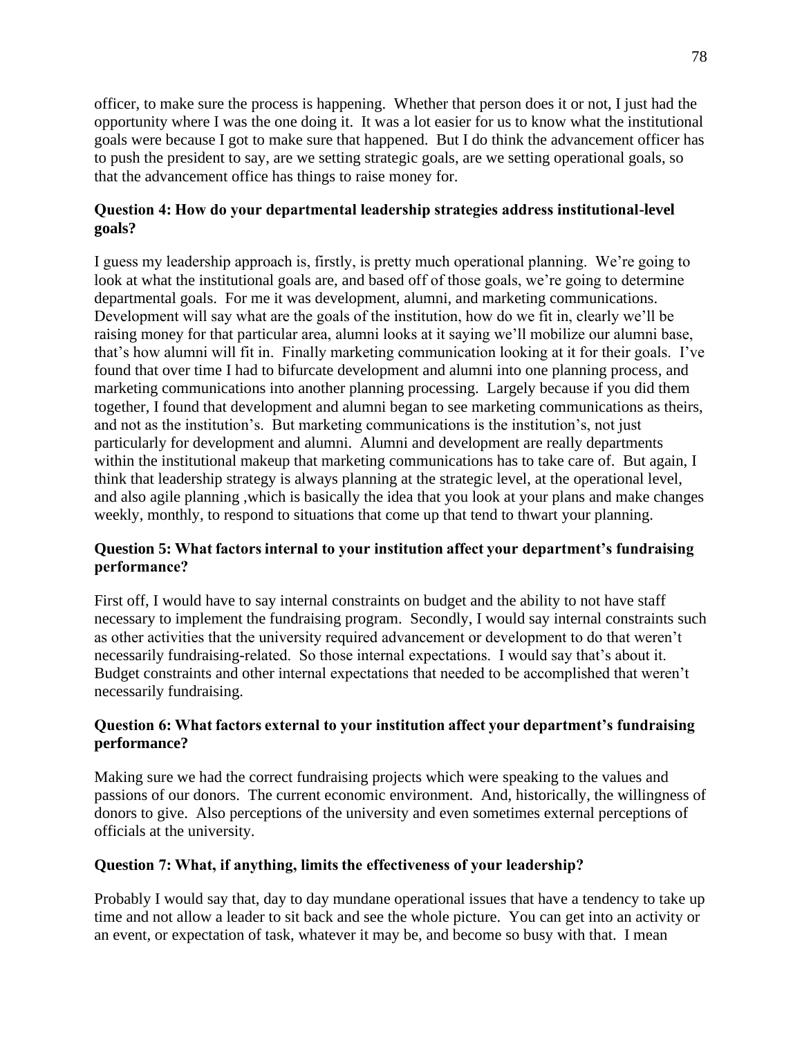officer, to make sure the process is happening. Whether that person does it or not, I just had the opportunity where I was the one doing it. It was a lot easier for us to know what the institutional goals were because I got to make sure that happened. But I do think the advancement officer has to push the president to say, are we setting strategic goals, are we setting operational goals, so that the advancement office has things to raise money for.

**Question 4: How do your departmental leadership strategies address institutional-level goals?**

I guess my leadership approach is, firstly, is pretty much operational planning. We're going to look at what the institutional goals are, and based off of those goals, we're going to determine departmental goals. For me it was development, alumni, and marketing communications. Development will say what are the goals of the institution, how do we fit in, clearly we'll be raising money for that particular area, alumni looks at it saying we'll mobilize our alumni base, that's how alumni will fit in. Finally marketing communication looking at it for their goals. I've found that over time I had to bifurcate development and alumni into one planning process, and marketing communications into another planning processing. Largely because if you did them together, I found that development and alumni began to see marketing communications as theirs, and not as the institution's. But marketing communications is the institution's, not just particularly for development and alumni. Alumni and development are really departments within the institutional makeup that marketing communications has to take care of. But again, I think that leadership strategy is always planning at the strategic level, at the operational level, and also agile planning ,which is basically the idea that you look at your plans and make changes weekly, monthly, to respond to situations that come up that tend to thwart your planning.

**Question 5: What factors internal to your institution affect your department's fundraising performance?**

First off, I would have to say internal constraints on budget and the ability to not have staff necessary to implement the fundraising program. Secondly, I would say internal constraints such as other activities that the university required advancement or development to do that weren't necessarily fundraising-related. So those internal expectations. I would say that's about it. Budget constraints and other internal expectations that needed to be accomplished that weren't necessarily fundraising.

**Question 6: What factors external to your institution affect your department's fundraising performance?**

Making sure we had the correct fundraising projects which were speaking to the values and passions of our donors. The current economic environment. And, historically, the willingness of donors to give. Also perceptions of the university and even sometimes external perceptions of officials at the university.

**Question 7: What, if anything, limits the effectiveness of your leadership?**

Probably I would say that, day to day mundane operational issues that have a tendency to take up time and not allow a leader to sit back and see the whole picture. You can get into an activity or an event, or expectation of task, whatever it may be, and become so busy with that. I mean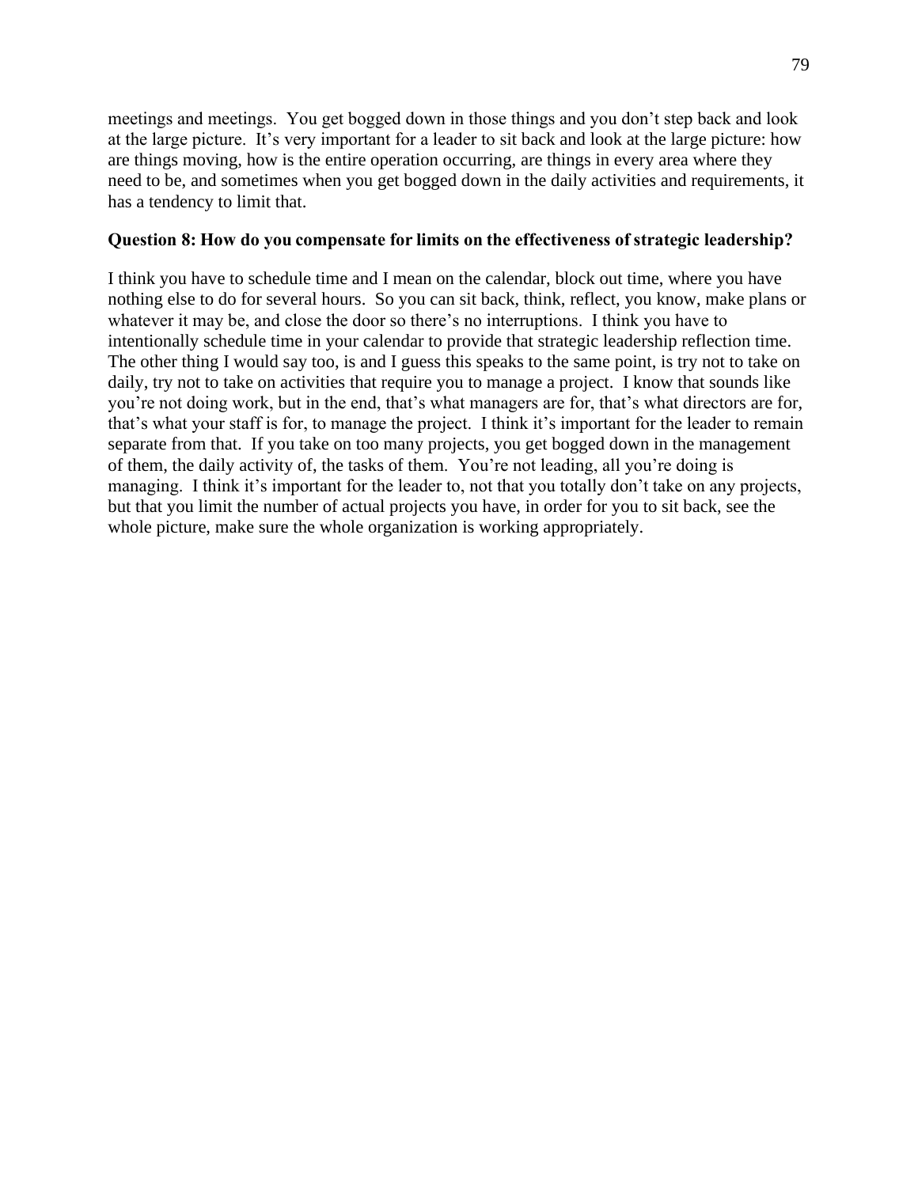meetings and meetings. You get bogged down in those things and you don't step back and look at the large picture. It's very important for a leader to sit back and look at the large picture: how are things moving, how is the entire operation occurring, are things in every area where they need to be, and sometimes when you get bogged down in the daily activities and requirements, it has a tendency to limit that.

**Question 8: How do you compensate for limits on the effectiveness of strategic leadership?**

I think you have to schedule time and I mean on the calendar, block out time, where you have nothing else to do for several hours. So you can sit back, think, reflect, you know, make plans or whatever it may be, and close the door so there's no interruptions. I think you have to intentionally schedule time in your calendar to provide that strategic leadership reflection time. The other thing I would say too, is and I guess this speaks to the same point, is try not to take on daily, try not to take on activities that require you to manage a project. I know that sounds like you're not doing work, but in the end, that's what managers are for, that's what directors are for, that's what your staff is for, to manage the project. I think it's important for the leader to remain separate from that. If you take on too many projects, you get bogged down in the management of them, the daily activity of, the tasks of them. You're not leading, all you're doing is managing. I think it's important for the leader to, not that you totally don't take on any projects, but that you limit the number of actual projects you have, in order for you to sit back, see the whole picture, make sure the whole organization is working appropriately.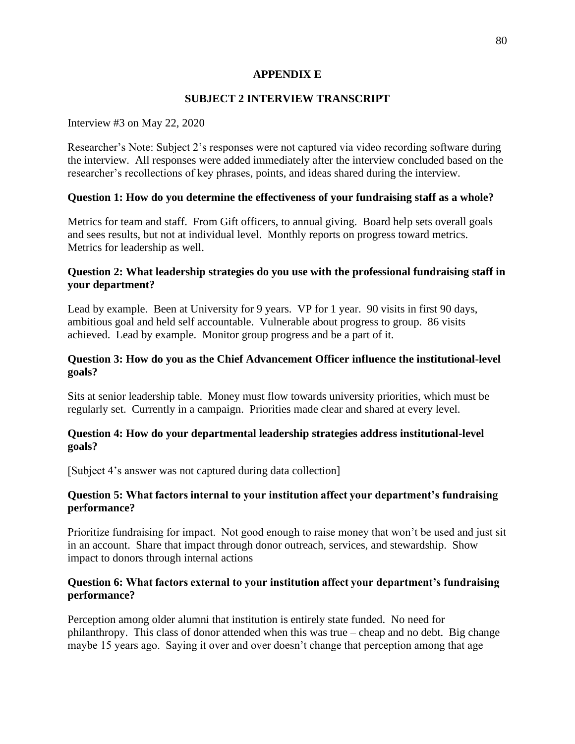## APPENDIX E

## SUBJECT 2 INTERVIEW TRANSCRIPT

Interview #3 on May 22, 2020

Researcher's Note: Subject 2's responses were not captured via video recording software during the interview. All responses were added immediately after the interview concluded based on the researcher's recollections of key phrases, points, and ideas shared during the interview.

**Question 1: How do you determine the effectiveness of your fundraising staff as a whole?**

Metrics for team and staff. From Gift officers, to annual giving. Board help sets overall goals and sees results, but not at individual level. Monthly reports on progress toward metrics. Metrics for leadership as well.

**Question 2: What leadership strategies do you use with the professional fundraising staff in your department?**

Lead by example. Been at University for 9 years. VP for 1 year. 90 visits in first 90 days, ambitious goal and held self accountable. Vulnerable about progress to group. 86 visits achieved. Lead by example. Monitor group progress and be a part of it.

**Question 3: How do you as the Chief Advancement Officer influence the institutional-level goals?**

Sits at senior leadership table. Money must flow towards university priorities, which must be regularly set. Currently in a campaign. Priorities made clear and shared at every level.

**Question 4: How do your departmental leadership strategies address institutional-level goals?**

[Subject 4's answer was not captured during data collection]

**Question 5: What factors internal to your institution affect your department's fundraising performance?**

Prioritize fundraising for impact. Not good enough to raise money that won't be used and just sit in an account. Share that impact through donor outreach, services, and stewardship. Show impact to donors through internal actions

**Question 6: What factors external to your institution affect your department's fundraising performance?**

Perception among older alumni that institution is entirely state funded. No need for philanthropy. This class of donor attended when this was true – cheap and no debt. Big change maybe 15 years ago. Saying it over and over doesn't change that perception among that age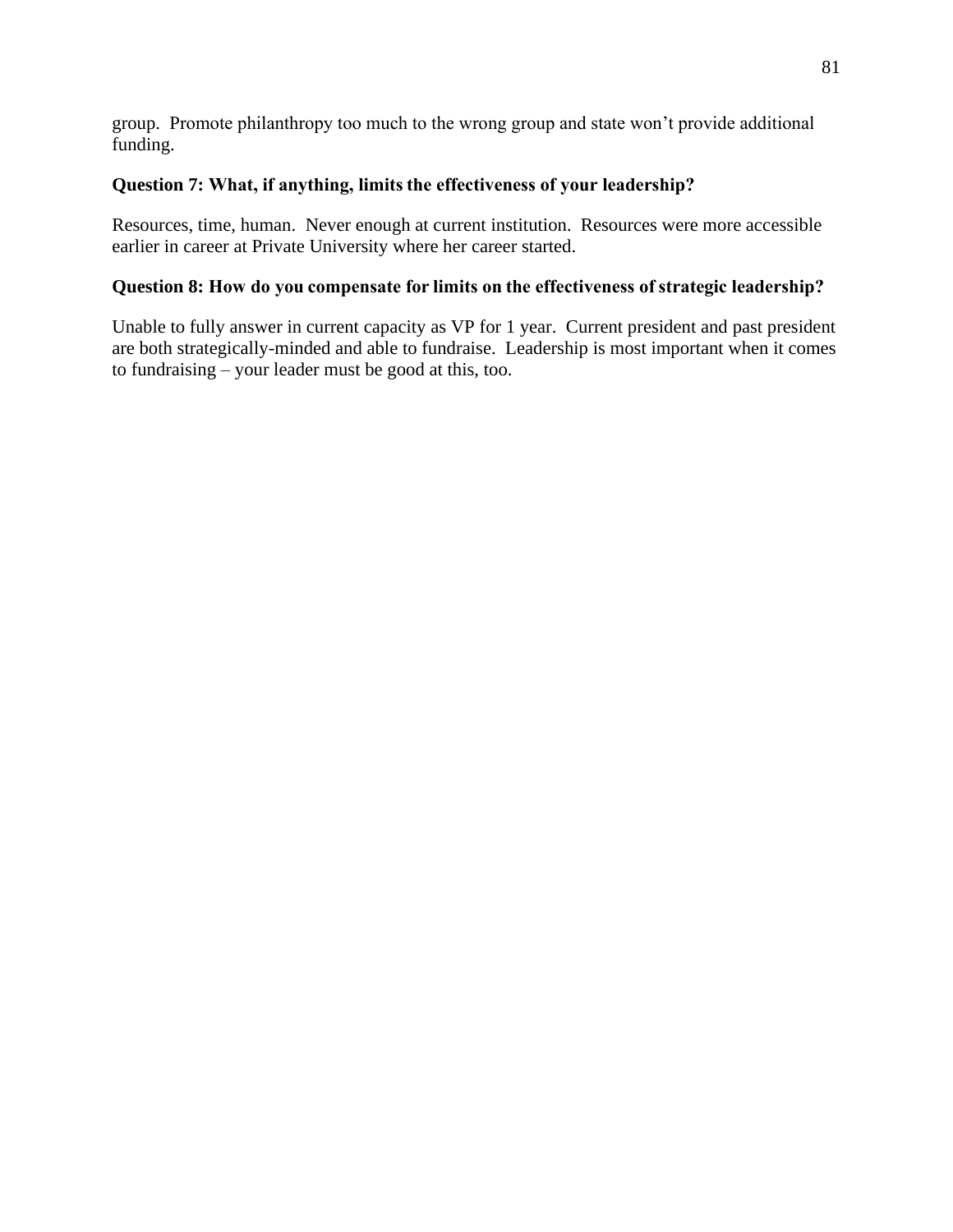group.  Promote philanthropy too much to the wrong group and state won't provide additional funding.

**Question 7: What, if anything, limits the effectiveness of your leadership?**

Resources, time, human.  Never enough at current institution.  Resources were more accessible earlier in career at Private University where her career started.

**Question 8: How do you compensate for limits on the effectiveness of strategic leadership?**

Unable to fully answer in current capacity as VP for 1 year.  Current president and past president are both strategically-minded and able to fundraise.  Leadership is most important when it comes to fundraising – your leader must be good at this, too.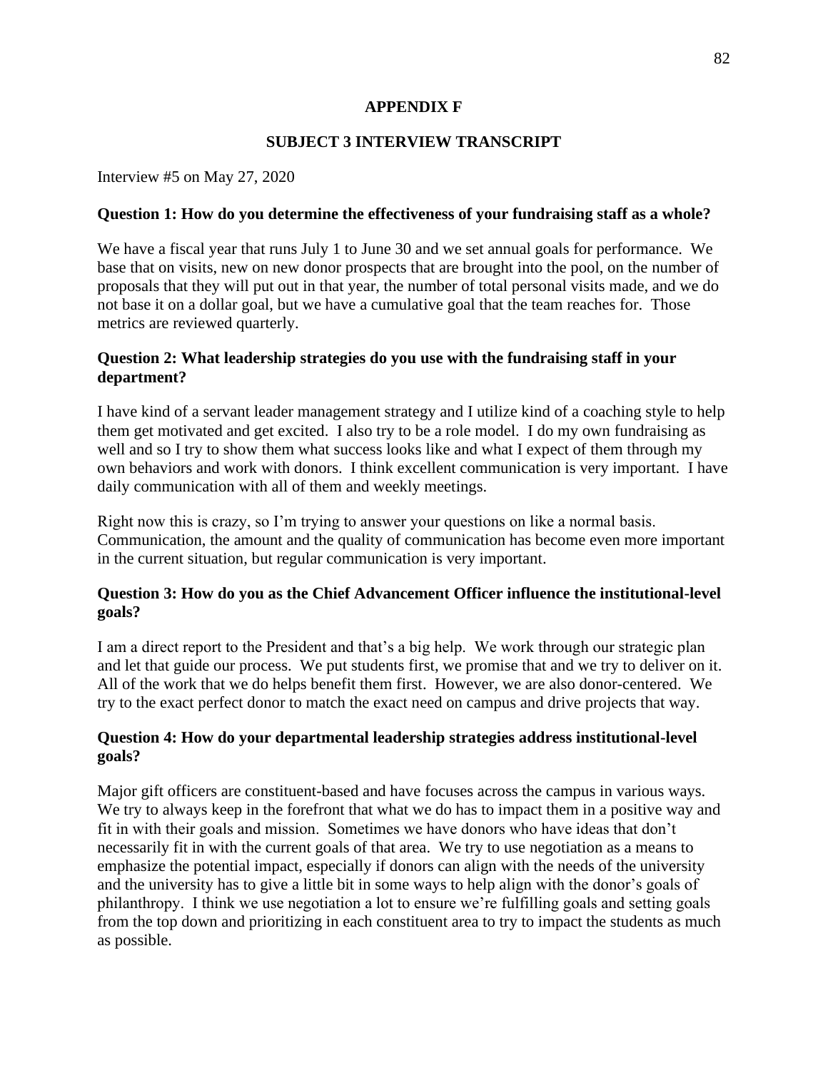## APPENDIX F

## SUBJECT 3 INTERVIEW TRANSCRIPT

Interview #5 on May 27, 2020

**Question 1: How do you determine the effectiveness of your fundraising staff as a whole?**

We have a fiscal year that runs July 1 to June 30 and we set annual goals for performance. We base that on visits, new on new donor prospects that are brought into the pool, on the number of proposals that they will put out in that year, the number of total personal visits made, and we do not base it on a dollar goal, but we have a cumulative goal that the team reaches for. Those metrics are reviewed quarterly.

**Question 2: What leadership strategies do you use with the fundraising staff in your department?**

I have kind of a servant leader management strategy and I utilize kind of a coaching style to help them get motivated and get excited. I also try to be a role model. I do my own fundraising as well and so I try to show them what success looks like and what I expect of them through my own behaviors and work with donors. I think excellent communication is very important. I have daily communication with all of them and weekly meetings.

Right now this is crazy, so I'm trying to answer your questions on like a normal basis. Communication, the amount and the quality of communication has become even more important in the current situation, but regular communication is very important.

**Question 3: How do you as the Chief Advancement Officer influence the institutional-level goals?**

I am a direct report to the President and that's a big help. We work through our strategic plan and let that guide our process. We put students first, we promise that and we try to deliver on it. All of the work that we do helps benefit them first. However, we are also donor-centered. We try to the exact perfect donor to match the exact need on campus and drive projects that way.

**Question 4: How do your departmental leadership strategies address institutional-level goals?**

Major gift officers are constituent-based and have focuses across the campus in various ways. We try to always keep in the forefront that what we do has to impact them in a positive way and fit in with their goals and mission. Sometimes we have donors who have ideas that don't necessarily fit in with the current goals of that area. We try to use negotiation as a means to emphasize the potential impact, especially if donors can align with the needs of the university and the university has to give a little bit in some ways to help align with the donor's goals of philanthropy. I think we use negotiation a lot to ensure we're fulfilling goals and setting goals from the top down and prioritizing in each constituent area to try to impact the students as much as possible.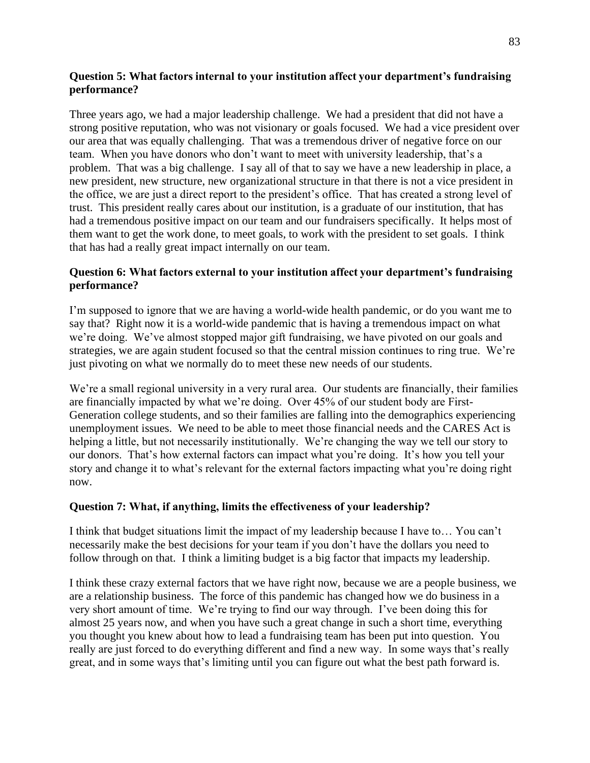**Question 5: What factors internal to your institution affect your department's fundraising performance?**

Three years ago, we had a major leadership challenge. We had a president that did not have a strong positive reputation, who was not visionary or goals focused. We had a vice president over our area that was equally challenging. That was a tremendous driver of negative force on our team. When you have donors who don't want to meet with university leadership, that's a problem. That was a big challenge. I say all of that to say we have a new leadership in place, a new president, new structure, new organizational structure in that there is not a vice president in the office, we are just a direct report to the president's office. That has created a strong level of trust. This president really cares about our institution, is a graduate of our institution, that has had a tremendous positive impact on our team and our fundraisers specifically. It helps most of them want to get the work done, to meet goals, to work with the president to set goals. I think that has had a really great impact internally on our team.

**Question 6: What factors external to your institution affect your department's fundraising performance?**

I'm supposed to ignore that we are having a world-wide health pandemic, or do you want me to say that? Right now it is a world-wide pandemic that is having a tremendous impact on what we're doing. We've almost stopped major gift fundraising, we have pivoted on our goals and strategies, we are again student focused so that the central mission continues to ring true. We're just pivoting on what we normally do to meet these new needs of our students.

We're a small regional university in a very rural area. Our students are financially, their families are financially impacted by what we're doing. Over 45% of our student body are First-Generation college students, and so their families are falling into the demographics experiencing unemployment issues. We need to be able to meet those financial needs and the CARES Act is helping a little, but not necessarily institutionally. We're changing the way we tell our story to our donors. That's how external factors can impact what you're doing. It's how you tell your story and change it to what's relevant for the external factors impacting what you're doing right now.

**Question 7: What, if anything, limits the effectiveness of your leadership?**

I think that budget situations limit the impact of my leadership because I have to… You can't necessarily make the best decisions for your team if you don't have the dollars you need to follow through on that. I think a limiting budget is a big factor that impacts my leadership.

I think these crazy external factors that we have right now, because we are a people business, we are a relationship business. The force of this pandemic has changed how we do business in a very short amount of time. We're trying to find our way through. I've been doing this for almost 25 years now, and when you have such a great change in such a short time, everything you thought you knew about how to lead a fundraising team has been put into question. You really are just forced to do everything different and find a new way. In some ways that's really great, and in some ways that's limiting until you can figure out what the best path forward is.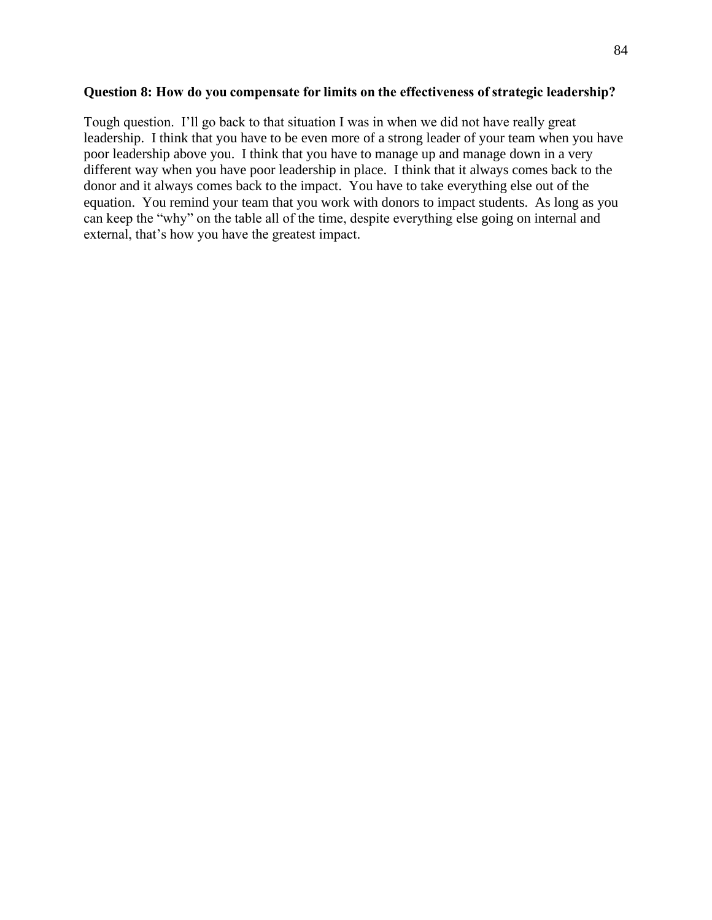**Question 8: How do you compensate for limits on the effectiveness of strategic leadership?**

Tough question. I'll go back to that situation I was in when we did not have really great leadership. I think that you have to be even more of a strong leader of your team when you have poor leadership above you. I think that you have to manage up and manage down in a very different way when you have poor leadership in place. I think that it always comes back to the donor and it always comes back to the impact. You have to take everything else out of the equation. You remind your team that you work with donors to impact students. As long as you can keep the "why" on the table all of the time, despite everything else going on internal and external, that's how you have the greatest impact.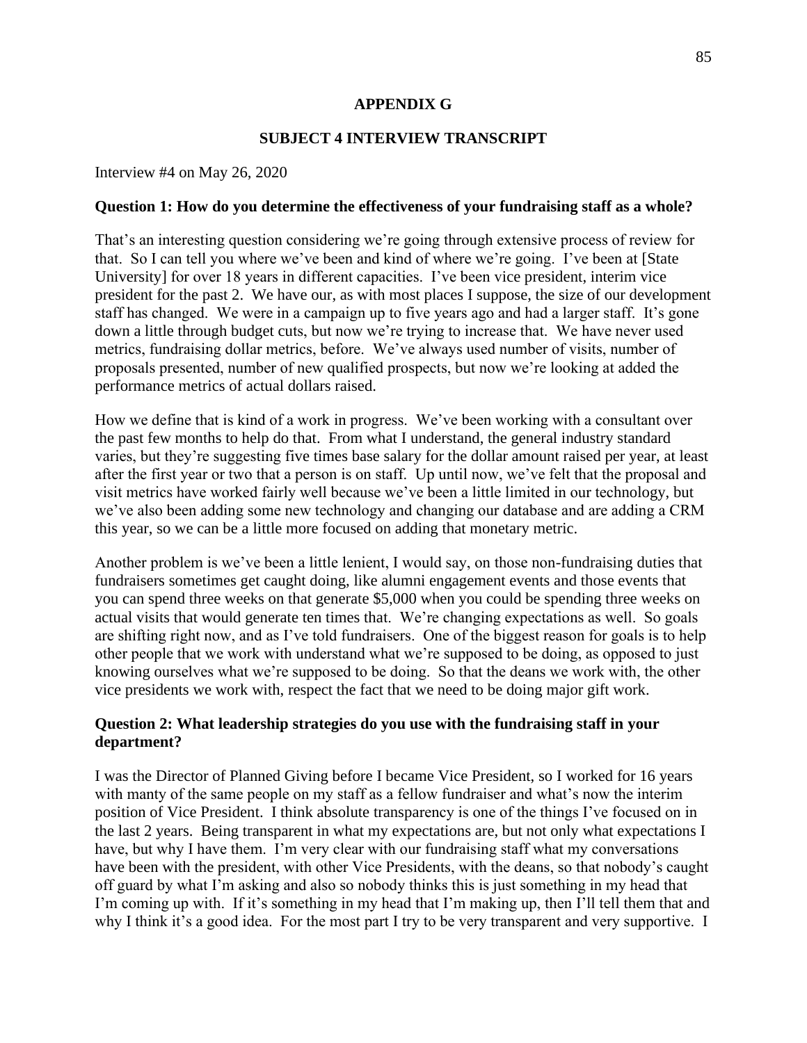## APPENDIX G

## SUBJECT 4 INTERVIEW TRANSCRIPT

Interview #4 on May 26, 2020

**Question 1: How do you determine the effectiveness of your fundraising staff as a whole?**

That's an interesting question considering we're going through extensive process of review for that. So I can tell you where we've been and kind of where we're going. I've been at [State University] for over 18 years in different capacities. I've been vice president, interim vice president for the past 2. We have our, as with most places I suppose, the size of our development staff has changed. We were in a campaign up to five years ago and had a larger staff. It's gone down a little through budget cuts, but now we're trying to increase that. We have never used metrics, fundraising dollar metrics, before. We've always used number of visits, number of proposals presented, number of new qualified prospects, but now we're looking at added the performance metrics of actual dollars raised.

How we define that is kind of a work in progress. We've been working with a consultant over the past few months to help do that. From what I understand, the general industry standard varies, but they're suggesting five times base salary for the dollar amount raised per year, at least after the first year or two that a person is on staff. Up until now, we've felt that the proposal and visit metrics have worked fairly well because we've been a little limited in our technology, but we've also been adding some new technology and changing our database and are adding a CRM this year, so we can be a little more focused on adding that monetary metric.

Another problem is we've been a little lenient, I would say, on those non-fundraising duties that fundraisers sometimes get caught doing, like alumni engagement events and those events that you can spend three weeks on that generate $5,000 when you could be spending three weeks on actual visits that would generate ten times that. We're changing expectations as well. So goals are shifting right now, and as I've told fundraisers. One of the biggest reason for goals is to help other people that we work with understand what we're supposed to be doing, as opposed to just knowing ourselves what we're supposed to be doing. So that the deans we work with, the other vice presidents we work with, respect the fact that we need to be doing major gift work.

**Question 2: What leadership strategies do you use with the fundraising staff in your department?**

I was the Director of Planned Giving before I became Vice President, so I worked for 16 years with manty of the same people on my staff as a fellow fundraiser and what's now the interim position of Vice President. I think absolute transparency is one of the things I've focused on in the last 2 years. Being transparent in what my expectations are, but not only what expectations I have, but why I have them. I'm very clear with our fundraising staff what my conversations have been with the president, with other Vice Presidents, with the deans, so that nobody's caught off guard by what I'm asking and also so nobody thinks this is just something in my head that I'm coming up with. If it's something in my head that I'm making up, then I'll tell them that and why I think it's a good idea. For the most part I try to be very transparent and very supportive. I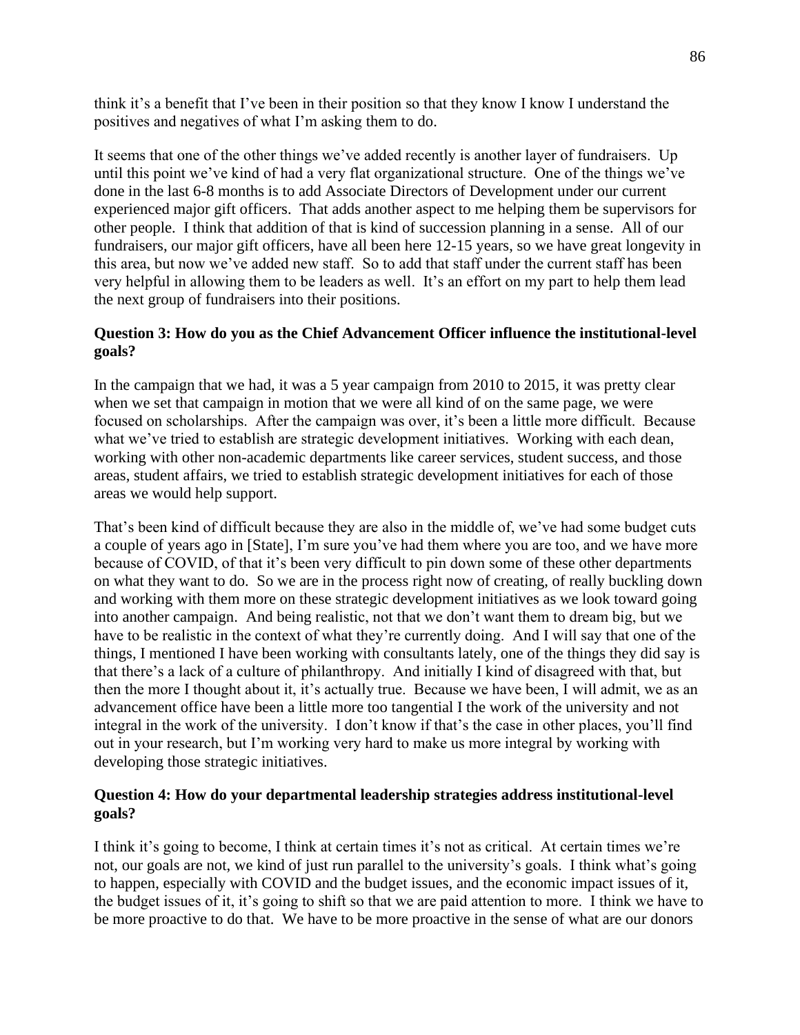think it's a benefit that I've been in their position so that they know I know I understand the positives and negatives of what I'm asking them to do.

It seems that one of the other things we've added recently is another layer of fundraisers. Up until this point we've kind of had a very flat organizational structure. One of the things we've done in the last 6-8 months is to add Associate Directors of Development under our current experienced major gift officers. That adds another aspect to me helping them be supervisors for other people. I think that addition of that is kind of succession planning in a sense. All of our fundraisers, our major gift officers, have all been here 12-15 years, so we have great longevity in this area, but now we've added new staff. So to add that staff under the current staff has been very helpful in allowing them to be leaders as well. It's an effort on my part to help them lead the next group of fundraisers into their positions.

**Question 3: How do you as the Chief Advancement Officer influence the institutional-level goals?**

In the campaign that we had, it was a 5 year campaign from 2010 to 2015, it was pretty clear when we set that campaign in motion that we were all kind of on the same page, we were focused on scholarships. After the campaign was over, it's been a little more difficult. Because what we've tried to establish are strategic development initiatives. Working with each dean, working with other non-academic departments like career services, student success, and those areas, student affairs, we tried to establish strategic development initiatives for each of those areas we would help support.

That's been kind of difficult because they are also in the middle of, we've had some budget cuts a couple of years ago in [State], I'm sure you've had them where you are too, and we have more because of COVID, of that it's been very difficult to pin down some of these other departments on what they want to do. So we are in the process right now of creating, of really buckling down and working with them more on these strategic development initiatives as we look toward going into another campaign. And being realistic, not that we don't want them to dream big, but we have to be realistic in the context of what they're currently doing. And I will say that one of the things, I mentioned I have been working with consultants lately, one of the things they did say is that there's a lack of a culture of philanthropy. And initially I kind of disagreed with that, but then the more I thought about it, it's actually true. Because we have been, I will admit, we as an advancement office have been a little more too tangential I the work of the university and not integral in the work of the university. I don't know if that's the case in other places, you'll find out in your research, but I'm working very hard to make us more integral by working with developing those strategic initiatives.

**Question 4: How do your departmental leadership strategies address institutional-level goals?**

I think it's going to become, I think at certain times it's not as critical. At certain times we're not, our goals are not, we kind of just run parallel to the university's goals. I think what's going to happen, especially with COVID and the budget issues, and the economic impact issues of it, the budget issues of it, it's going to shift so that we are paid attention to more. I think we have to be more proactive to do that. We have to be more proactive in the sense of what are our donors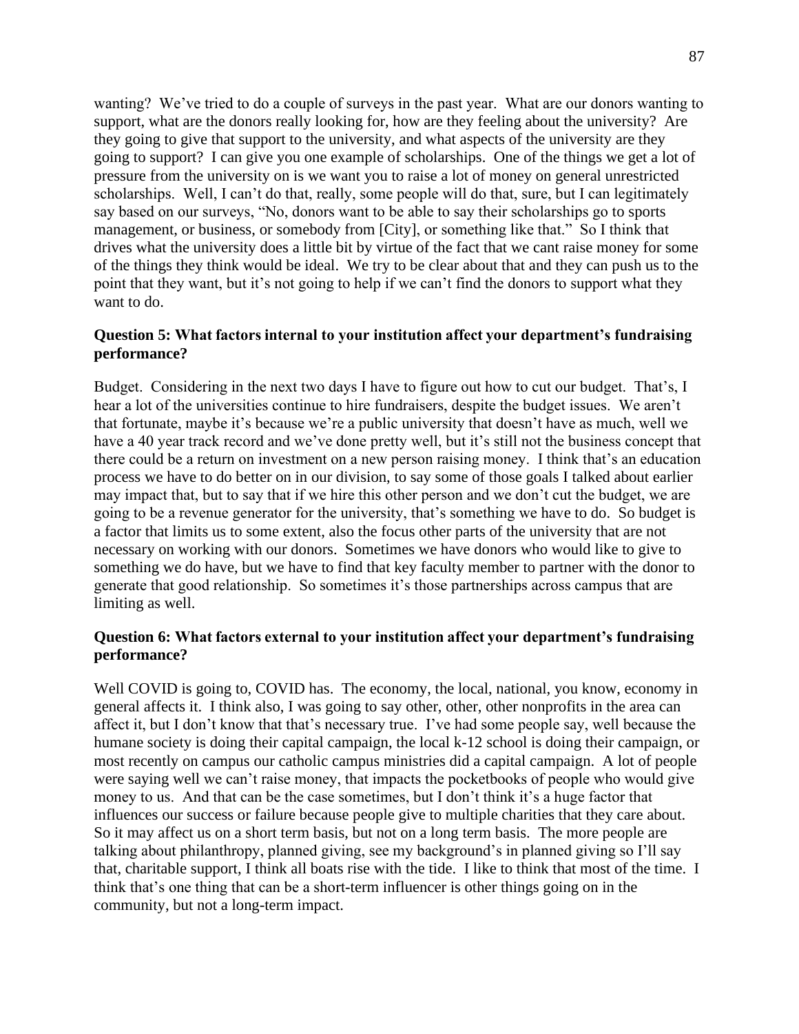wanting? We've tried to do a couple of surveys in the past year. What are our donors wanting to support, what are the donors really looking for, how are they feeling about the university? Are they going to give that support to the university, and what aspects of the university are they going to support? I can give you one example of scholarships. One of the things we get a lot of pressure from the university on is we want you to raise a lot of money on general unrestricted scholarships. Well, I can't do that, really, some people will do that, sure, but I can legitimately say based on our surveys, "No, donors want to be able to say their scholarships go to sports management, or business, or somebody from [City], or something like that." So I think that drives what the university does a little bit by virtue of the fact that we cant raise money for some of the things they think would be ideal. We try to be clear about that and they can push us to the point that they want, but it's not going to help if we can't find the donors to support what they want to do.

**Question 5: What factors internal to your institution affect your department's fundraising performance?**

Budget. Considering in the next two days I have to figure out how to cut our budget. That's, I hear a lot of the universities continue to hire fundraisers, despite the budget issues. We aren't that fortunate, maybe it's because we're a public university that doesn't have as much, well we have a 40 year track record and we've done pretty well, but it's still not the business concept that there could be a return on investment on a new person raising money. I think that's an education process we have to do better on in our division, to say some of those goals I talked about earlier may impact that, but to say that if we hire this other person and we don't cut the budget, we are going to be a revenue generator for the university, that's something we have to do. So budget is a factor that limits us to some extent, also the focus other parts of the university that are not necessary on working with our donors. Sometimes we have donors who would like to give to something we do have, but we have to find that key faculty member to partner with the donor to generate that good relationship. So sometimes it's those partnerships across campus that are limiting as well.

**Question 6: What factors external to your institution affect your department's fundraising performance?**

Well COVID is going to, COVID has. The economy, the local, national, you know, economy in general affects it. I think also, I was going to say other, other, other nonprofits in the area can affect it, but I don't know that that's necessary true. I've had some people say, well because the humane society is doing their capital campaign, the local k-12 school is doing their campaign, or most recently on campus our catholic campus ministries did a capital campaign. A lot of people were saying well we can't raise money, that impacts the pocketbooks of people who would give money to us. And that can be the case sometimes, but I don't think it's a huge factor that influences our success or failure because people give to multiple charities that they care about. So it may affect us on a short term basis, but not on a long term basis. The more people are talking about philanthropy, planned giving, see my background's in planned giving so I'll say that, charitable support, I think all boats rise with the tide. I like to think that most of the time. I think that's one thing that can be a short-term influencer is other things going on in the community, but not a long-term impact.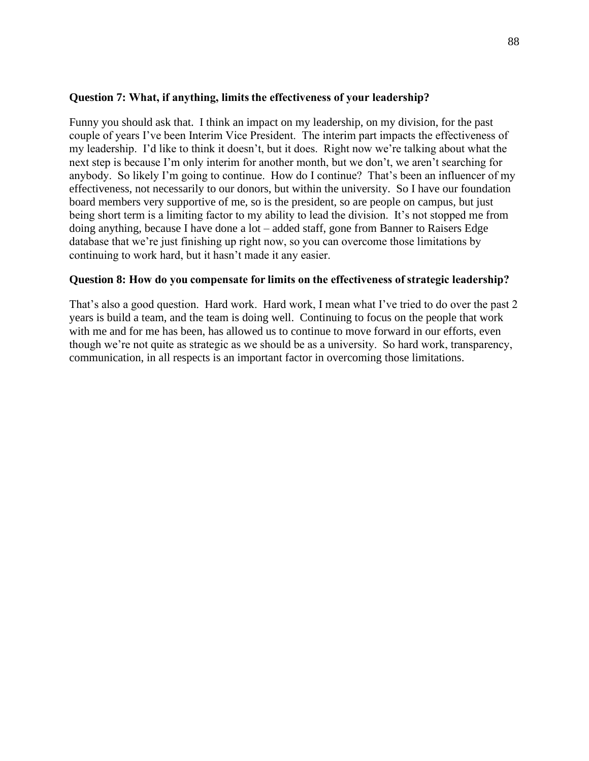**Question 7: What, if anything, limits the effectiveness of your leadership?**

Funny you should ask that. I think an impact on my leadership, on my division, for the past couple of years I've been Interim Vice President. The interim part impacts the effectiveness of my leadership. I'd like to think it doesn't, but it does. Right now we're talking about what the next step is because I'm only interim for another month, but we don't, we aren't searching for anybody. So likely I'm going to continue. How do I continue? That's been an influencer of my effectiveness, not necessarily to our donors, but within the university. So I have our foundation board members very supportive of me, so is the president, so are people on campus, but just being short term is a limiting factor to my ability to lead the division. It's not stopped me from doing anything, because I have done a lot – added staff, gone from Banner to Raisers Edge database that we're just finishing up right now, so you can overcome those limitations by continuing to work hard, but it hasn't made it any easier.

**Question 8: How do you compensate for limits on the effectiveness of strategic leadership?**

That's also a good question. Hard work. Hard work, I mean what I've tried to do over the past 2 years is build a team, and the team is doing well. Continuing to focus on the people that work with me and for me has been, has allowed us to continue to move forward in our efforts, even though we're not quite as strategic as we should be as a university. So hard work, transparency, communication, in all respects is an important factor in overcoming those limitations.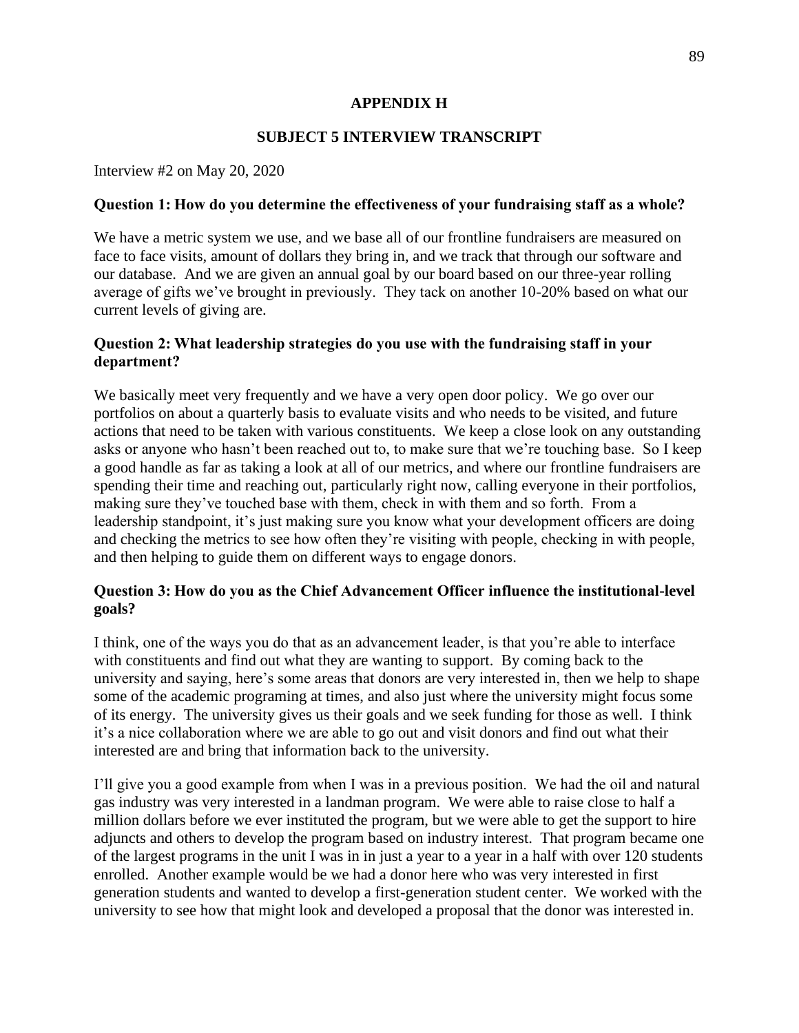## APPENDIX H

## SUBJECT 5 INTERVIEW TRANSCRIPT

Interview #2 on May 20, 2020

**Question 1: How do you determine the effectiveness of your fundraising staff as a whole?**

We have a metric system we use, and we base all of our frontline fundraisers are measured on face to face visits, amount of dollars they bring in, and we track that through our software and our database. And we are given an annual goal by our board based on our three-year rolling average of gifts we've brought in previously. They tack on another 10-20% based on what our current levels of giving are.

**Question 2: What leadership strategies do you use with the fundraising staff in your department?**

We basically meet very frequently and we have a very open door policy. We go over our portfolios on about a quarterly basis to evaluate visits and who needs to be visited, and future actions that need to be taken with various constituents. We keep a close look on any outstanding asks or anyone who hasn't been reached out to, to make sure that we're touching base. So I keep a good handle as far as taking a look at all of our metrics, and where our frontline fundraisers are spending their time and reaching out, particularly right now, calling everyone in their portfolios, making sure they've touched base with them, check in with them and so forth. From a leadership standpoint, it's just making sure you know what your development officers are doing and checking the metrics to see how often they're visiting with people, checking in with people, and then helping to guide them on different ways to engage donors.

**Question 3: How do you as the Chief Advancement Officer influence the institutional-level goals?**

I think, one of the ways you do that as an advancement leader, is that you're able to interface with constituents and find out what they are wanting to support. By coming back to the university and saying, here's some areas that donors are very interested in, then we help to shape some of the academic programing at times, and also just where the university might focus some of its energy. The university gives us their goals and we seek funding for those as well. I think it's a nice collaboration where we are able to go out and visit donors and find out what their interested are and bring that information back to the university.

I'll give you a good example from when I was in a previous position. We had the oil and natural gas industry was very interested in a landman program. We were able to raise close to half a million dollars before we ever instituted the program, but we were able to get the support to hire adjuncts and others to develop the program based on industry interest. That program became one of the largest programs in the unit I was in in just a year to a year in a half with over 120 students enrolled. Another example would be we had a donor here who was very interested in first generation students and wanted to develop a first-generation student center. We worked with the university to see how that might look and developed a proposal that the donor was interested in.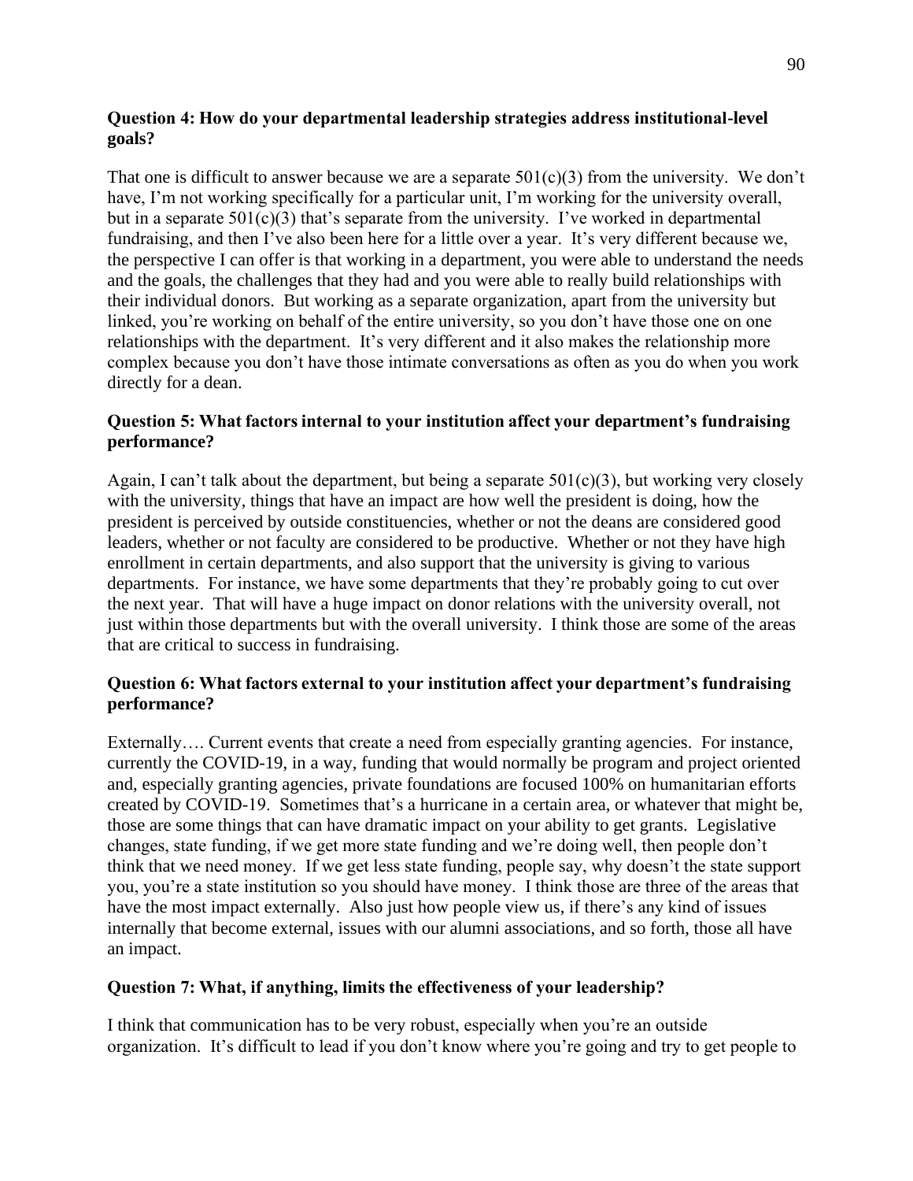**Question 4: How do your departmental leadership strategies address institutional-level goals?**

That one is difficult to answer because we are a separate 501(c)(3) from the university. We don't have, I'm not working specifically for a particular unit, I'm working for the university overall, but in a separate 501(c)(3) that's separate from the university. I've worked in departmental fundraising, and then I've also been here for a little over a year. It's very different because we, the perspective I can offer is that working in a department, you were able to understand the needs and the goals, the challenges that they had and you were able to really build relationships with their individual donors. But working as a separate organization, apart from the university but linked, you're working on behalf of the entire university, so you don't have those one on one relationships with the department. It's very different and it also makes the relationship more complex because you don't have those intimate conversations as often as you do when you work directly for a dean.

**Question 5: What factors internal to your institution affect your department's fundraising performance?**

Again, I can't talk about the department, but being a separate 501(c)(3), but working very closely with the university, things that have an impact are how well the president is doing, how the president is perceived by outside constituencies, whether or not the deans are considered good leaders, whether or not faculty are considered to be productive. Whether or not they have high enrollment in certain departments, and also support that the university is giving to various departments. For instance, we have some departments that they're probably going to cut over the next year. That will have a huge impact on donor relations with the university overall, not just within those departments but with the overall university. I think those are some of the areas that are critical to success in fundraising.

**Question 6: What factors external to your institution affect your department's fundraising performance?**

Externally…. Current events that create a need from especially granting agencies. For instance, currently the COVID-19, in a way, funding that would normally be program and project oriented and, especially granting agencies, private foundations are focused 100% on humanitarian efforts created by COVID-19. Sometimes that's a hurricane in a certain area, or whatever that might be, those are some things that can have dramatic impact on your ability to get grants. Legislative changes, state funding, if we get more state funding and we're doing well, then people don't think that we need money. If we get less state funding, people say, why doesn't the state support you, you're a state institution so you should have money. I think those are three of the areas that have the most impact externally. Also just how people view us, if there's any kind of issues internally that become external, issues with our alumni associations, and so forth, those all have an impact.

**Question 7: What, if anything, limits the effectiveness of your leadership?**

I think that communication has to be very robust, especially when you're an outside organization. It's difficult to lead if you don't know where you're going and try to get people to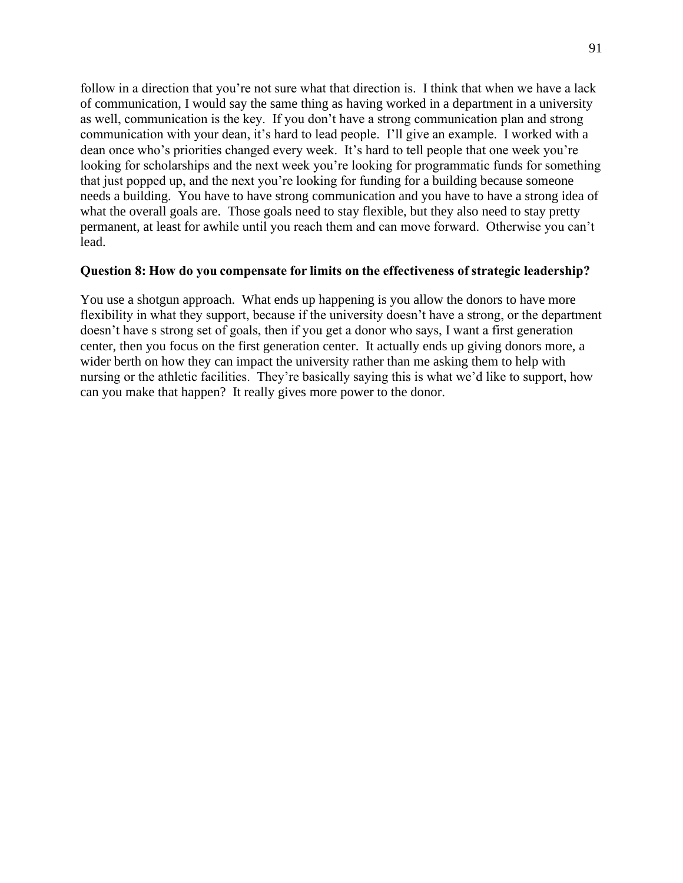follow in a direction that you're not sure what that direction is. I think that when we have a lack of communication, I would say the same thing as having worked in a department in a university as well, communication is the key. If you don't have a strong communication plan and strong communication with your dean, it's hard to lead people. I'll give an example. I worked with a dean once who's priorities changed every week. It's hard to tell people that one week you're looking for scholarships and the next week you're looking for programmatic funds for something that just popped up, and the next you're looking for funding for a building because someone needs a building. You have to have strong communication and you have to have a strong idea of what the overall goals are. Those goals need to stay flexible, but they also need to stay pretty permanent, at least for awhile until you reach them and can move forward. Otherwise you can't lead.

**Question 8: How do you compensate for limits on the effectiveness of strategic leadership?**

You use a shotgun approach. What ends up happening is you allow the donors to have more flexibility in what they support, because if the university doesn't have a strong, or the department doesn't have s strong set of goals, then if you get a donor who says, I want a first generation center, then you focus on the first generation center. It actually ends up giving donors more, a wider berth on how they can impact the university rather than me asking them to help with nursing or the athletic facilities. They're basically saying this is what we'd like to support, how can you make that happen? It really gives more power to the donor.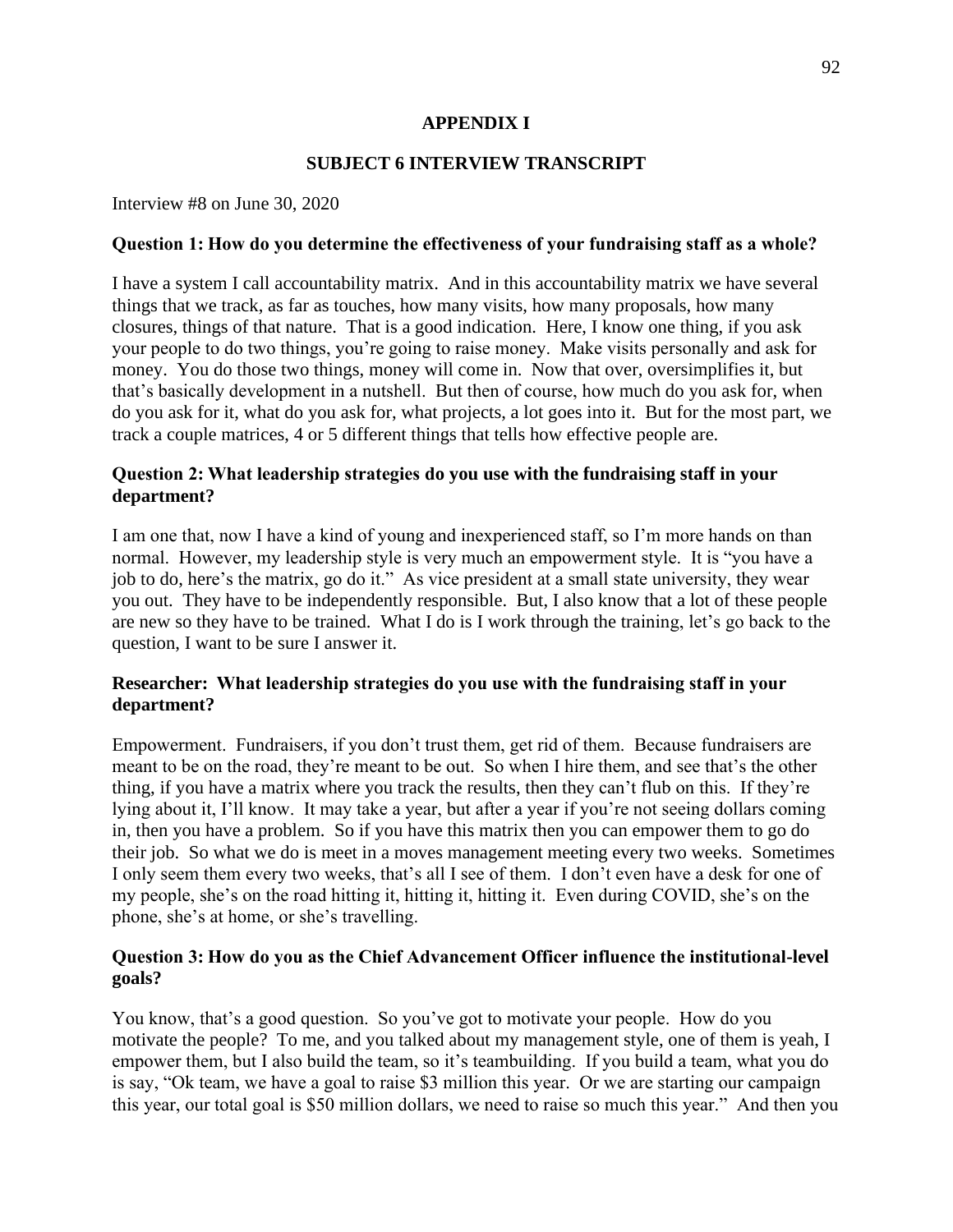## APPENDIX I

## SUBJECT 6 INTERVIEW TRANSCRIPT

Interview #8 on June 30, 2020

**Question 1: How do you determine the effectiveness of your fundraising staff as a whole?**

I have a system I call accountability matrix. And in this accountability matrix we have several things that we track, as far as touches, how many visits, how many proposals, how many closures, things of that nature. That is a good indication. Here, I know one thing, if you ask your people to do two things, you're going to raise money. Make visits personally and ask for money. You do those two things, money will come in. Now that over, oversimplifies it, but that's basically development in a nutshell. But then of course, how much do you ask for, when do you ask for it, what do you ask for, what projects, a lot goes into it. But for the most part, we track a couple matrices, 4 or 5 different things that tells how effective people are.

**Question 2: What leadership strategies do you use with the fundraising staff in your department?**

I am one that, now I have a kind of young and inexperienced staff, so I'm more hands on than normal. However, my leadership style is very much an empowerment style. It is "you have a job to do, here's the matrix, go do it." As vice president at a small state university, they wear you out. They have to be independently responsible. But, I also know that a lot of these people are new so they have to be trained. What I do is I work through the training, let's go back to the question, I want to be sure I answer it.

**Researcher: What leadership strategies do you use with the fundraising staff in your department?**

Empowerment. Fundraisers, if you don't trust them, get rid of them. Because fundraisers are meant to be on the road, they're meant to be out. So when I hire them, and see that's the other thing, if you have a matrix where you track the results, then they can't flub on this. If they're lying about it, I'll know. It may take a year, but after a year if you're not seeing dollars coming in, then you have a problem. So if you have this matrix then you can empower them to go do their job. So what we do is meet in a moves management meeting every two weeks. Sometimes I only seem them every two weeks, that's all I see of them. I don't even have a desk for one of my people, she's on the road hitting it, hitting it, hitting it. Even during COVID, she's on the phone, she's at home, or she's travelling.

**Question 3: How do you as the Chief Advancement Officer influence the institutional-level goals?**

You know, that's a good question. So you've got to motivate your people. How do you motivate the people? To me, and you talked about my management style, one of them is yeah, I empower them, but I also build the team, so it's teambuilding. If you build a team, what you do is say, "Ok team, we have a goal to raise $3 million this year. Or we are starting our campaign this year, our total goal is $50 million dollars, we need to raise so much this year." And then you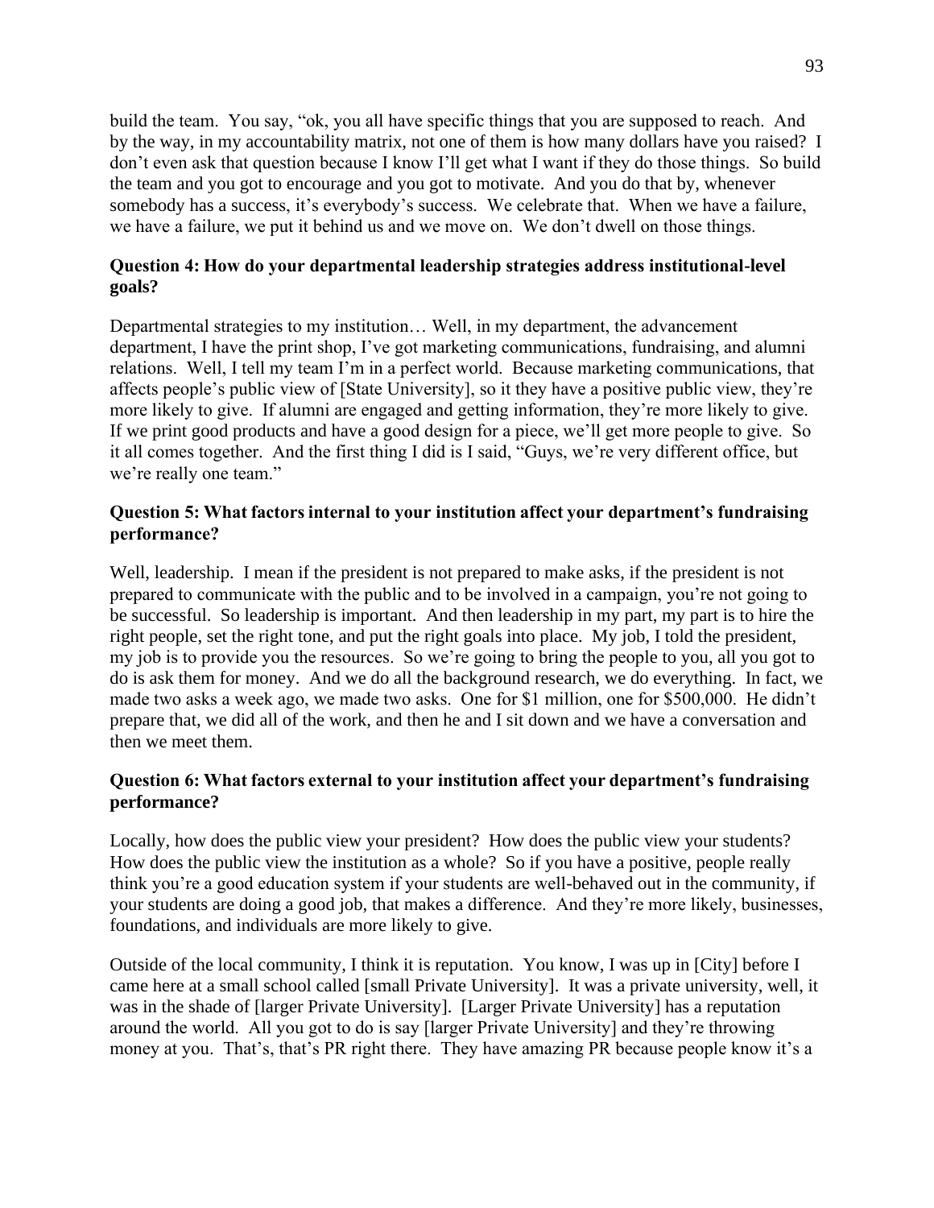build the team. You say, "ok, you all have specific things that you are supposed to reach. And by the way, in my accountability matrix, not one of them is how many dollars have you raised? I don't even ask that question because I know I'll get what I want if they do those things. So build the team and you got to encourage and you got to motivate. And you do that by, whenever somebody has a success, it's everybody's success. We celebrate that. When we have a failure, we have a failure, we put it behind us and we move on. We don't dwell on those things.

**Question 4: How do your departmental leadership strategies address institutional-level goals?**

Departmental strategies to my institution… Well, in my department, the advancement department, I have the print shop, I've got marketing communications, fundraising, and alumni relations. Well, I tell my team I'm in a perfect world. Because marketing communications, that affects people's public view of [State University], so it they have a positive public view, they're more likely to give. If alumni are engaged and getting information, they're more likely to give. If we print good products and have a good design for a piece, we'll get more people to give. So it all comes together. And the first thing I did is I said, "Guys, we're very different office, but we're really one team."

**Question 5: What factors internal to your institution affect your department's fundraising performance?**

Well, leadership. I mean if the president is not prepared to make asks, if the president is not prepared to communicate with the public and to be involved in a campaign, you're not going to be successful. So leadership is important. And then leadership in my part, my part is to hire the right people, set the right tone, and put the right goals into place. My job, I told the president, my job is to provide you the resources. So we're going to bring the people to you, all you got to do is ask them for money. And we do all the background research, we do everything. In fact, we made two asks a week ago, we made two asks. One for $1 million, one for $500,000. He didn't prepare that, we did all of the work, and then he and I sit down and we have a conversation and then we meet them.

**Question 6: What factors external to your institution affect your department's fundraising performance?**

Locally, how does the public view your president? How does the public view your students? How does the public view the institution as a whole? So if you have a positive, people really think you're a good education system if your students are well-behaved out in the community, if your students are doing a good job, that makes a difference. And they're more likely, businesses, foundations, and individuals are more likely to give.

Outside of the local community, I think it is reputation. You know, I was up in [City] before I came here at a small school called [small Private University]. It was a private university, well, it was in the shade of [larger Private University]. [Larger Private University] has a reputation around the world. All you got to do is say [larger Private University] and they're throwing money at you. That's, that's PR right there. They have amazing PR because people know it's a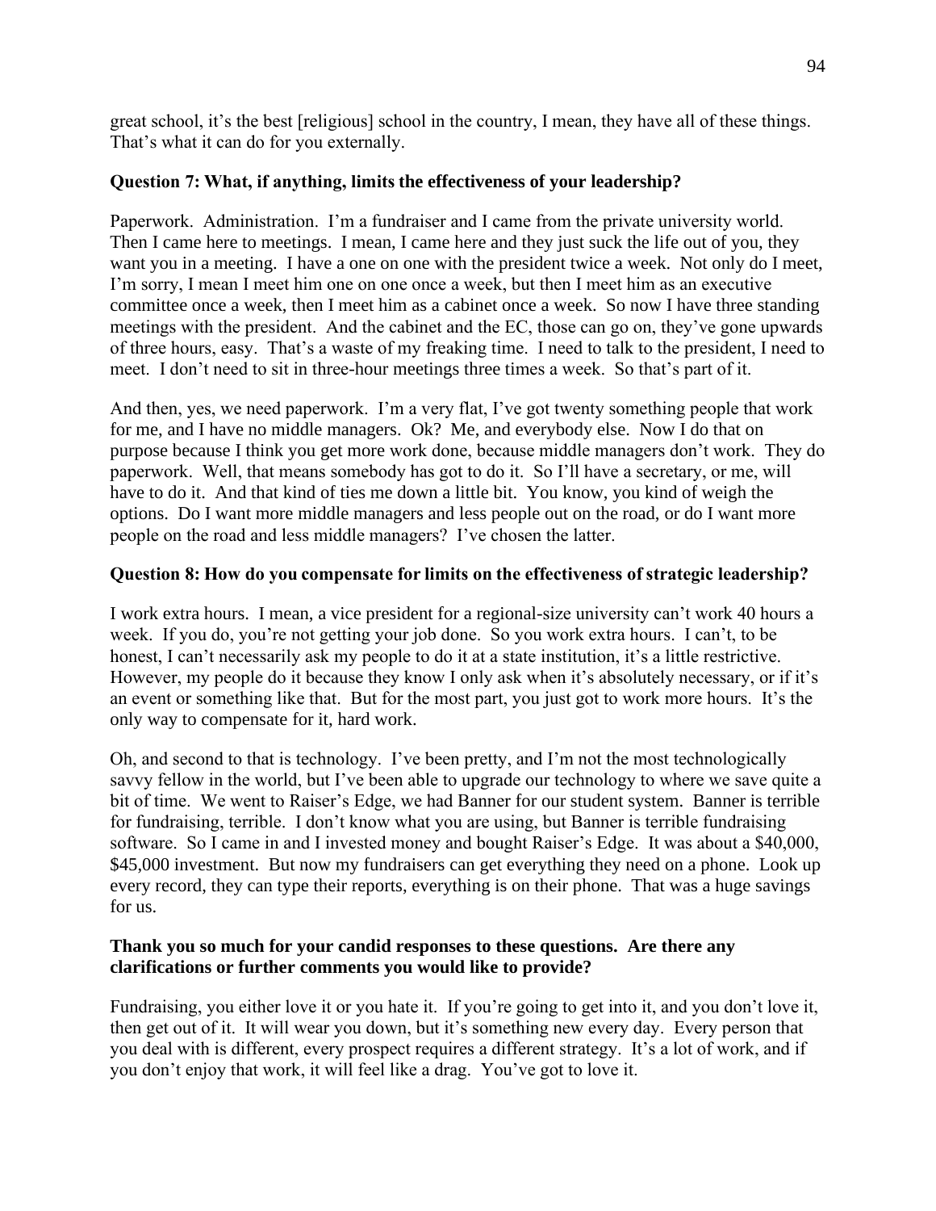great school, it's the best [religious] school in the country, I mean, they have all of these things. That's what it can do for you externally.

**Question 7: What, if anything, limits the effectiveness of your leadership?**

Paperwork. Administration. I'm a fundraiser and I came from the private university world. Then I came here to meetings. I mean, I came here and they just suck the life out of you, they want you in a meeting. I have a one on one with the president twice a week. Not only do I meet, I'm sorry, I mean I meet him one on one once a week, but then I meet him as an executive committee once a week, then I meet him as a cabinet once a week. So now I have three standing meetings with the president. And the cabinet and the EC, those can go on, they've gone upwards of three hours, easy. That's a waste of my freaking time. I need to talk to the president, I need to meet. I don't need to sit in three-hour meetings three times a week. So that's part of it.

And then, yes, we need paperwork. I'm a very flat, I've got twenty something people that work for me, and I have no middle managers. Ok? Me, and everybody else. Now I do that on purpose because I think you get more work done, because middle managers don't work. They do paperwork. Well, that means somebody has got to do it. So I'll have a secretary, or me, will have to do it. And that kind of ties me down a little bit. You know, you kind of weigh the options. Do I want more middle managers and less people out on the road, or do I want more people on the road and less middle managers? I've chosen the latter.

**Question 8: How do you compensate for limits on the effectiveness of strategic leadership?**

I work extra hours. I mean, a vice president for a regional-size university can't work 40 hours a week. If you do, you're not getting your job done. So you work extra hours. I can't, to be honest, I can't necessarily ask my people to do it at a state institution, it's a little restrictive. However, my people do it because they know I only ask when it's absolutely necessary, or if it's an event or something like that. But for the most part, you just got to work more hours. It's the only way to compensate for it, hard work.

Oh, and second to that is technology. I've been pretty, and I'm not the most technologically savvy fellow in the world, but I've been able to upgrade our technology to where we save quite a bit of time. We went to Raiser's Edge, we had Banner for our student system. Banner is terrible for fundraising, terrible. I don't know what you are using, but Banner is terrible fundraising software. So I came in and I invested money and bought Raiser's Edge. It was about a $40,000, $45,000 investment. But now my fundraisers can get everything they need on a phone. Look up every record, they can type their reports, everything is on their phone. That was a huge savings for us.

**Thank you so much for your candid responses to these questions. Are there any clarifications or further comments you would like to provide?**

Fundraising, you either love it or you hate it. If you're going to get into it, and you don't love it, then get out of it. It will wear you down, but it's something new every day. Every person that you deal with is different, every prospect requires a different strategy. It's a lot of work, and if you don't enjoy that work, it will feel like a drag. You've got to love it.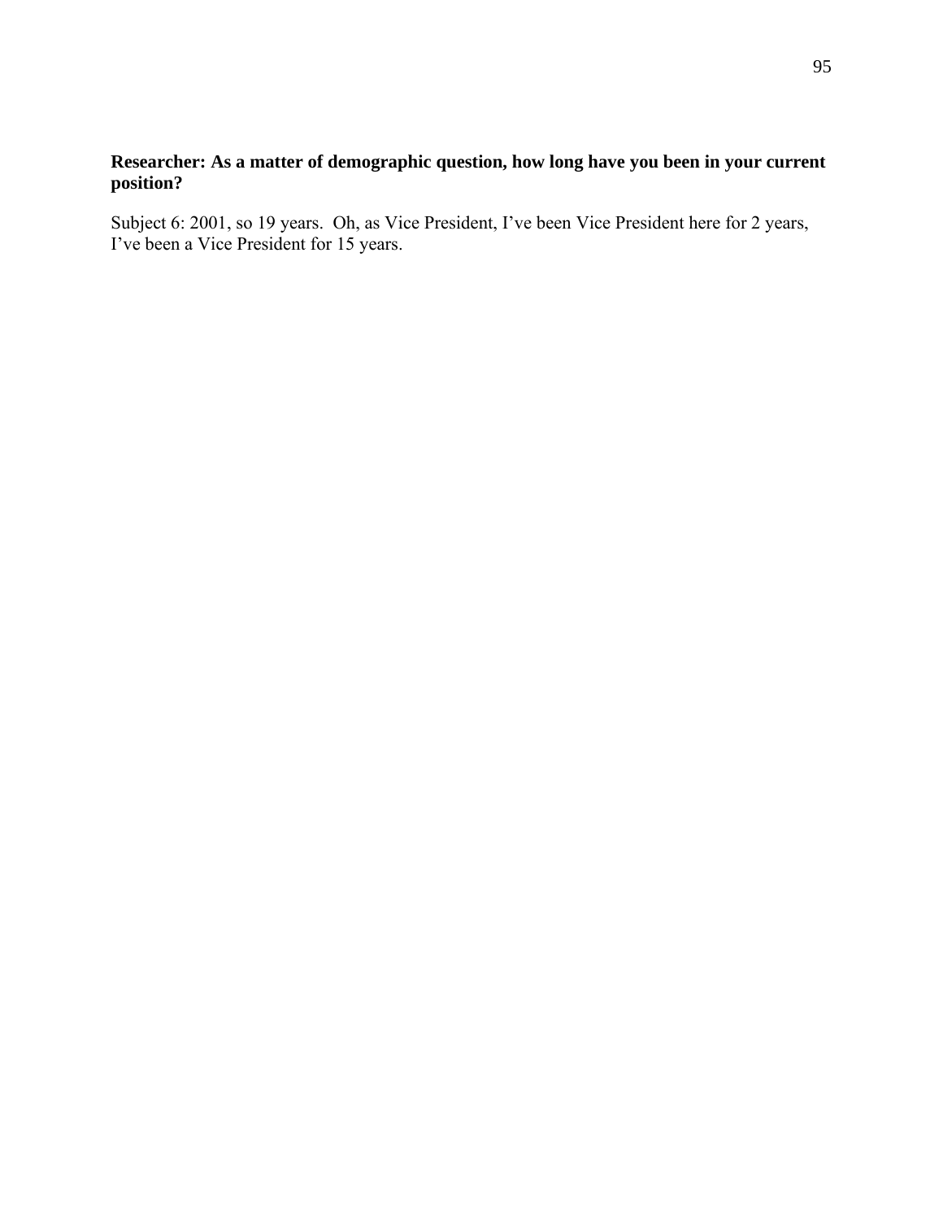**Researcher: As a matter of demographic question, how long have you been in your current position?**

Subject 6: 2001, so 19 years. Oh, as Vice President, I've been Vice President here for 2 years, I've been a Vice President for 15 years.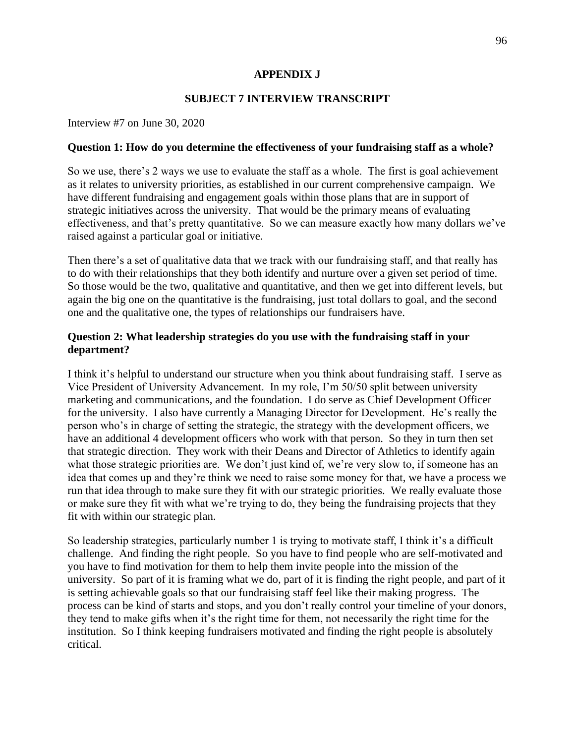# APPENDIX J

## SUBJECT 7 INTERVIEW TRANSCRIPT

Interview #7 on June 30, 2020

**Question 1: How do you determine the effectiveness of your fundraising staff as a whole?**

So we use, there's 2 ways we use to evaluate the staff as a whole. The first is goal achievement as it relates to university priorities, as established in our current comprehensive campaign. We have different fundraising and engagement goals within those plans that are in support of strategic initiatives across the university. That would be the primary means of evaluating effectiveness, and that's pretty quantitative. So we can measure exactly how many dollars we've raised against a particular goal or initiative.

Then there's a set of qualitative data that we track with our fundraising staff, and that really has to do with their relationships that they both identify and nurture over a given set period of time. So those would be the two, qualitative and quantitative, and then we get into different levels, but again the big one on the quantitative is the fundraising, just total dollars to goal, and the second one and the qualitative one, the types of relationships our fundraisers have.

**Question 2: What leadership strategies do you use with the fundraising staff in your department?**

I think it's helpful to understand our structure when you think about fundraising staff. I serve as Vice President of University Advancement. In my role, I'm 50/50 split between university marketing and communications, and the foundation. I do serve as Chief Development Officer for the university. I also have currently a Managing Director for Development. He's really the person who's in charge of setting the strategic, the strategy with the development officers, we have an additional 4 development officers who work with that person. So they in turn then set that strategic direction. They work with their Deans and Director of Athletics to identify again what those strategic priorities are. We don't just kind of, we're very slow to, if someone has an idea that comes up and they're think we need to raise some money for that, we have a process we run that idea through to make sure they fit with our strategic priorities. We really evaluate those or make sure they fit with what we're trying to do, they being the fundraising projects that they fit with within our strategic plan.

So leadership strategies, particularly number 1 is trying to motivate staff, I think it's a difficult challenge. And finding the right people. So you have to find people who are self-motivated and you have to find motivation for them to help them invite people into the mission of the university. So part of it is framing what we do, part of it is finding the right people, and part of it is setting achievable goals so that our fundraising staff feel like their making progress. The process can be kind of starts and stops, and you don't really control your timeline of your donors, they tend to make gifts when it's the right time for them, not necessarily the right time for the institution. So I think keeping fundraisers motivated and finding the right people is absolutely critical.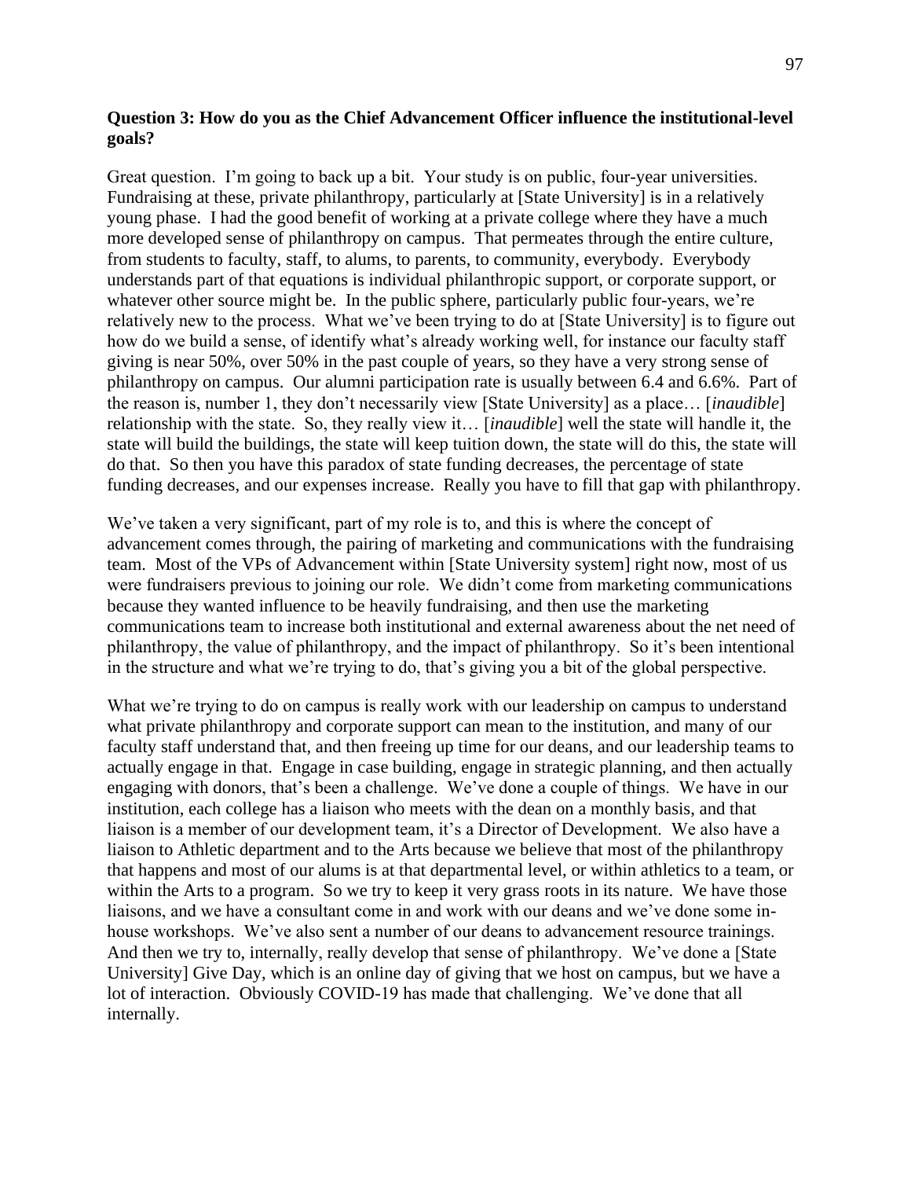**Question 3: How do you as the Chief Advancement Officer influence the institutional-level goals?**

Great question. I'm going to back up a bit. Your study is on public, four-year universities. Fundraising at these, private philanthropy, particularly at [State University] is in a relatively young phase. I had the good benefit of working at a private college where they have a much more developed sense of philanthropy on campus. That permeates through the entire culture, from students to faculty, staff, to alums, to parents, to community, everybody. Everybody understands part of that equations is individual philanthropic support, or corporate support, or whatever other source might be. In the public sphere, particularly public four-years, we're relatively new to the process. What we've been trying to do at [State University] is to figure out how do we build a sense, of identify what's already working well, for instance our faculty staff giving is near 50%, over 50% in the past couple of years, so they have a very strong sense of philanthropy on campus. Our alumni participation rate is usually between 6.4 and 6.6%. Part of the reason is, number 1, they don't necessarily view [State University] as a place… [*inaudible*] relationship with the state. So, they really view it… [*inaudible*] well the state will handle it, the state will build the buildings, the state will keep tuition down, the state will do this, the state will do that. So then you have this paradox of state funding decreases, the percentage of state funding decreases, and our expenses increase. Really you have to fill that gap with philanthropy.

We've taken a very significant, part of my role is to, and this is where the concept of advancement comes through, the pairing of marketing and communications with the fundraising team. Most of the VPs of Advancement within [State University system] right now, most of us were fundraisers previous to joining our role. We didn't come from marketing communications because they wanted influence to be heavily fundraising, and then use the marketing communications team to increase both institutional and external awareness about the net need of philanthropy, the value of philanthropy, and the impact of philanthropy. So it's been intentional in the structure and what we're trying to do, that's giving you a bit of the global perspective.

What we're trying to do on campus is really work with our leadership on campus to understand what private philanthropy and corporate support can mean to the institution, and many of our faculty staff understand that, and then freeing up time for our deans, and our leadership teams to actually engage in that. Engage in case building, engage in strategic planning, and then actually engaging with donors, that's been a challenge. We've done a couple of things. We have in our institution, each college has a liaison who meets with the dean on a monthly basis, and that liaison is a member of our development team, it's a Director of Development. We also have a liaison to Athletic department and to the Arts because we believe that most of the philanthropy that happens and most of our alums is at that departmental level, or within athletics to a team, or within the Arts to a program. So we try to keep it very grass roots in its nature. We have those liaisons, and we have a consultant come in and work with our deans and we've done some in-house workshops. We've also sent a number of our deans to advancement resource trainings. And then we try to, internally, really develop that sense of philanthropy. We've done a [State University] Give Day, which is an online day of giving that we host on campus, but we have a lot of interaction. Obviously COVID-19 has made that challenging. We've done that all internally.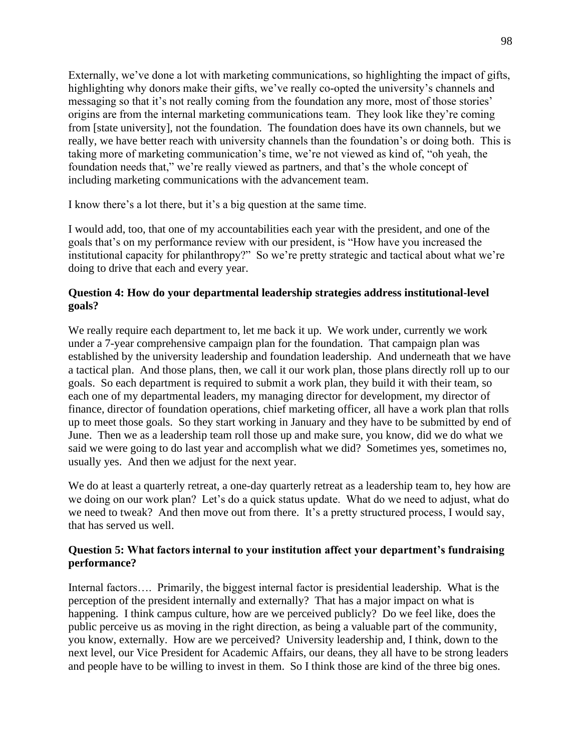Externally, we've done a lot with marketing communications, so highlighting the impact of gifts, highlighting why donors make their gifts, we've really co-opted the university's channels and messaging so that it's not really coming from the foundation any more, most of those stories' origins are from the internal marketing communications team. They look like they're coming from [state university], not the foundation. The foundation does have its own channels, but we really, we have better reach with university channels than the foundation's or doing both. This is taking more of marketing communication's time, we're not viewed as kind of, "oh yeah, the foundation needs that," we're really viewed as partners, and that's the whole concept of including marketing communications with the advancement team.

I know there's a lot there, but it's a big question at the same time.

I would add, too, that one of my accountabilities each year with the president, and one of the goals that's on my performance review with our president, is "How have you increased the institutional capacity for philanthropy?" So we're pretty strategic and tactical about what we're doing to drive that each and every year.

**Question 4: How do your departmental leadership strategies address institutional-level goals?**

We really require each department to, let me back it up. We work under, currently we work under a 7-year comprehensive campaign plan for the foundation. That campaign plan was established by the university leadership and foundation leadership. And underneath that we have a tactical plan. And those plans, then, we call it our work plan, those plans directly roll up to our goals. So each department is required to submit a work plan, they build it with their team, so each one of my departmental leaders, my managing director for development, my director of finance, director of foundation operations, chief marketing officer, all have a work plan that rolls up to meet those goals. So they start working in January and they have to be submitted by end of June. Then we as a leadership team roll those up and make sure, you know, did we do what we said we were going to do last year and accomplish what we did? Sometimes yes, sometimes no, usually yes. And then we adjust for the next year.

We do at least a quarterly retreat, a one-day quarterly retreat as a leadership team to, hey how are we doing on our work plan? Let's do a quick status update. What do we need to adjust, what do we need to tweak? And then move out from there. It's a pretty structured process, I would say, that has served us well.

**Question 5: What factors internal to your institution affect your department's fundraising performance?**

Internal factors…. Primarily, the biggest internal factor is presidential leadership. What is the perception of the president internally and externally? That has a major impact on what is happening. I think campus culture, how are we perceived publicly? Do we feel like, does the public perceive us as moving in the right direction, as being a valuable part of the community, you know, externally. How are we perceived? University leadership and, I think, down to the next level, our Vice President for Academic Affairs, our deans, they all have to be strong leaders and people have to be willing to invest in them. So I think those are kind of the three big ones.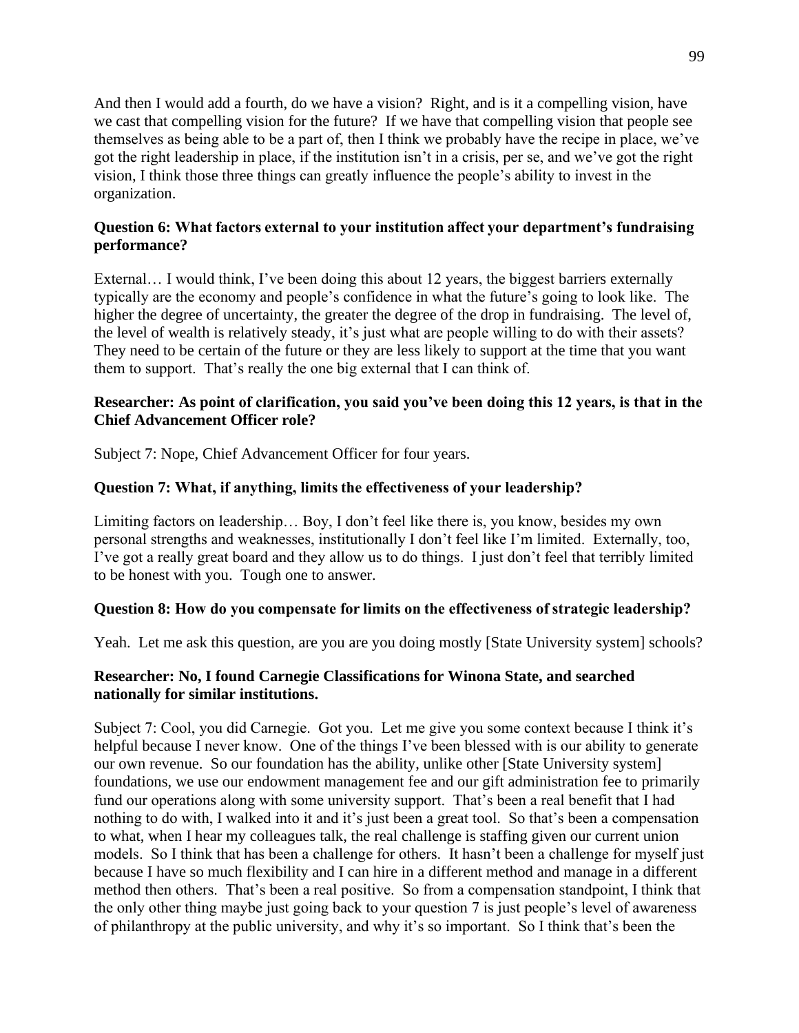And then I would add a fourth, do we have a vision? Right, and is it a compelling vision, have we cast that compelling vision for the future? If we have that compelling vision that people see themselves as being able to be a part of, then I think we probably have the recipe in place, we've got the right leadership in place, if the institution isn't in a crisis, per se, and we've got the right vision, I think those three things can greatly influence the people's ability to invest in the organization.

**Question 6: What factors external to your institution affect your department's fundraising performance?**

External… I would think, I've been doing this about 12 years, the biggest barriers externally typically are the economy and people's confidence in what the future's going to look like. The higher the degree of uncertainty, the greater the degree of the drop in fundraising. The level of, the level of wealth is relatively steady, it's just what are people willing to do with their assets? They need to be certain of the future or they are less likely to support at the time that you want them to support. That's really the one big external that I can think of.

**Researcher: As point of clarification, you said you've been doing this 12 years, is that in the Chief Advancement Officer role?**

Subject 7: Nope, Chief Advancement Officer for four years.

**Question 7: What, if anything, limits the effectiveness of your leadership?**

Limiting factors on leadership… Boy, I don't feel like there is, you know, besides my own personal strengths and weaknesses, institutionally I don't feel like I'm limited. Externally, too, I've got a really great board and they allow us to do things. I just don't feel that terribly limited to be honest with you. Tough one to answer.

**Question 8: How do you compensate for limits on the effectiveness of strategic leadership?**

Yeah. Let me ask this question, are you are you doing mostly [State University system] schools?

**Researcher: No, I found Carnegie Classifications for Winona State, and searched nationally for similar institutions.**

Subject 7: Cool, you did Carnegie. Got you. Let me give you some context because I think it's helpful because I never know. One of the things I've been blessed with is our ability to generate our own revenue. So our foundation has the ability, unlike other [State University system] foundations, we use our endowment management fee and our gift administration fee to primarily fund our operations along with some university support. That's been a real benefit that I had nothing to do with, I walked into it and it's just been a great tool. So that's been a compensation to what, when I hear my colleagues talk, the real challenge is staffing given our current union models. So I think that has been a challenge for others. It hasn't been a challenge for myself just because I have so much flexibility and I can hire in a different method and manage in a different method then others. That's been a real positive. So from a compensation standpoint, I think that the only other thing maybe just going back to your question 7 is just people's level of awareness of philanthropy at the public university, and why it's so important. So I think that's been the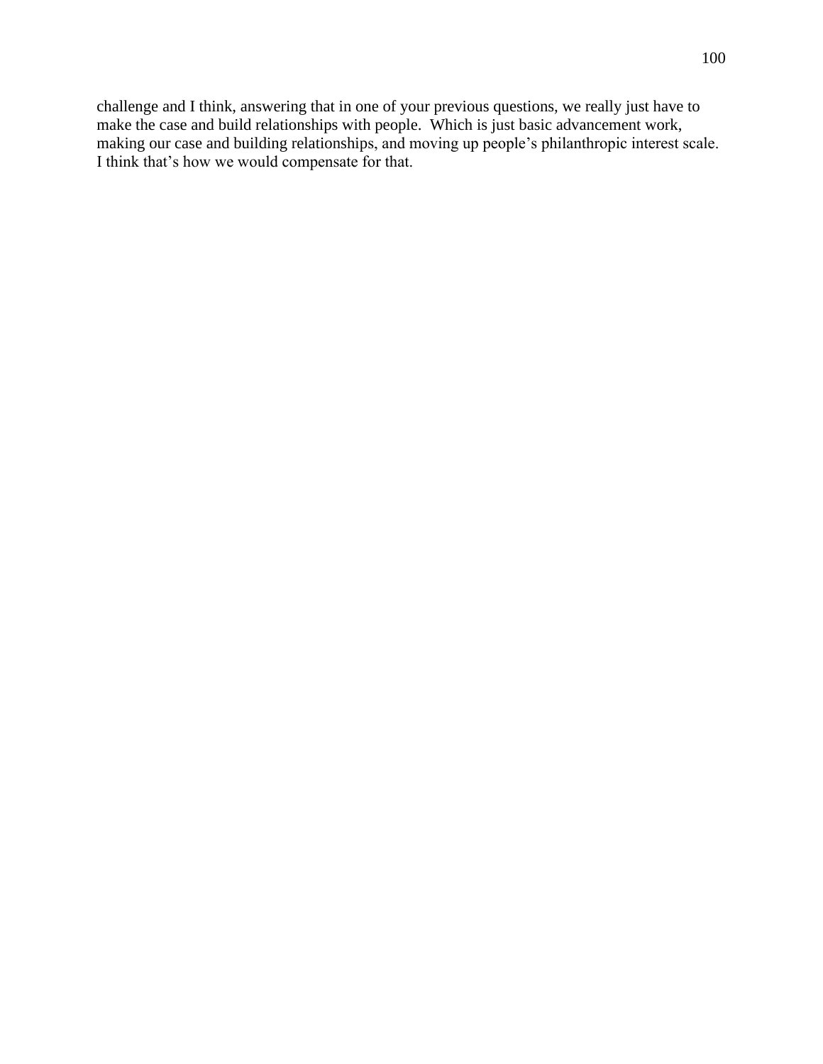challenge and I think, answering that in one of your previous questions, we really just have to make the case and build relationships with people. Which is just basic advancement work, making our case and building relationships, and moving up people's philanthropic interest scale. I think that's how we would compensate for that.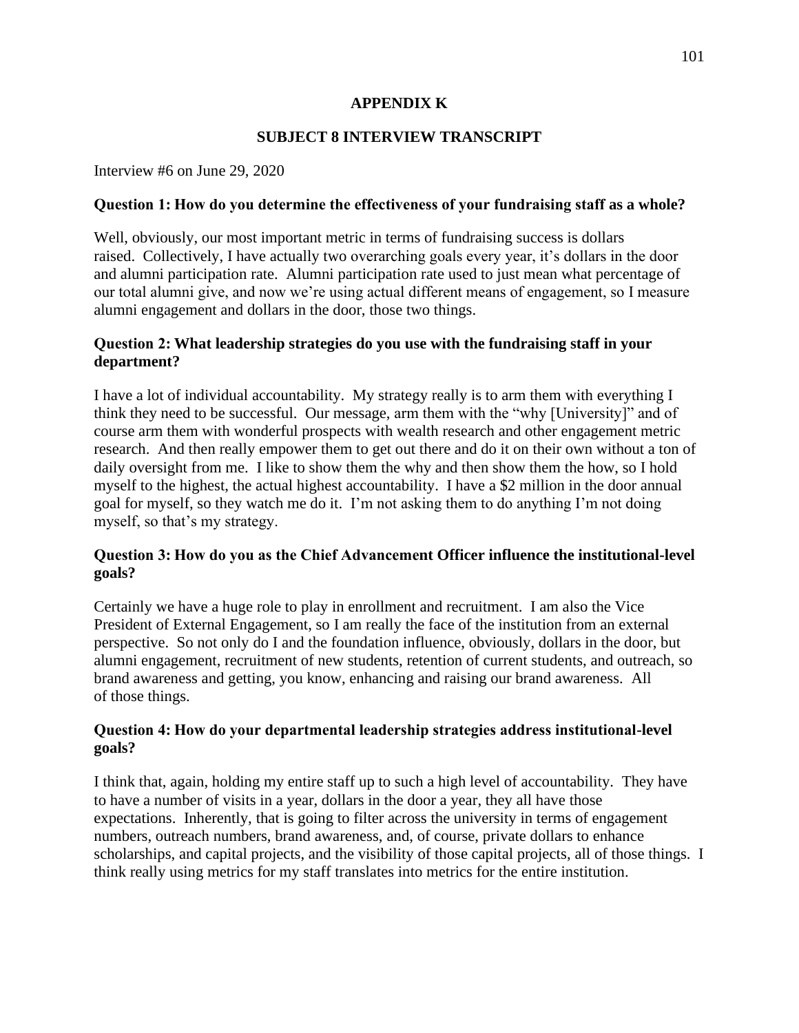## APPENDIX K

## SUBJECT 8 INTERVIEW TRANSCRIPT

Interview #6 on June 29, 2020

**Question 1: How do you determine the effectiveness of your fundraising staff as a whole?**

Well, obviously, our most important metric in terms of fundraising success is dollars raised. Collectively, I have actually two overarching goals every year, it's dollars in the door and alumni participation rate. Alumni participation rate used to just mean what percentage of our total alumni give, and now we're using actual different means of engagement, so I measure alumni engagement and dollars in the door, those two things.

**Question 2: What leadership strategies do you use with the fundraising staff in your department?**

I have a lot of individual accountability. My strategy really is to arm them with everything I think they need to be successful. Our message, arm them with the "why [University]" and of course arm them with wonderful prospects with wealth research and other engagement metric research. And then really empower them to get out there and do it on their own without a ton of daily oversight from me. I like to show them the why and then show them the how, so I hold myself to the highest, the actual highest accountability. I have a $2 million in the door annual goal for myself, so they watch me do it. I'm not asking them to do anything I'm not doing myself, so that's my strategy.

**Question 3: How do you as the Chief Advancement Officer influence the institutional-level goals?**

Certainly we have a huge role to play in enrollment and recruitment. I am also the Vice President of External Engagement, so I am really the face of the institution from an external perspective. So not only do I and the foundation influence, obviously, dollars in the door, but alumni engagement, recruitment of new students, retention of current students, and outreach, so brand awareness and getting, you know, enhancing and raising our brand awareness. All of those things.

**Question 4: How do your departmental leadership strategies address institutional-level goals?**

I think that, again, holding my entire staff up to such a high level of accountability. They have to have a number of visits in a year, dollars in the door a year, they all have those expectations. Inherently, that is going to filter across the university in terms of engagement numbers, outreach numbers, brand awareness, and, of course, private dollars to enhance scholarships, and capital projects, and the visibility of those capital projects, all of those things. I think really using metrics for my staff translates into metrics for the entire institution.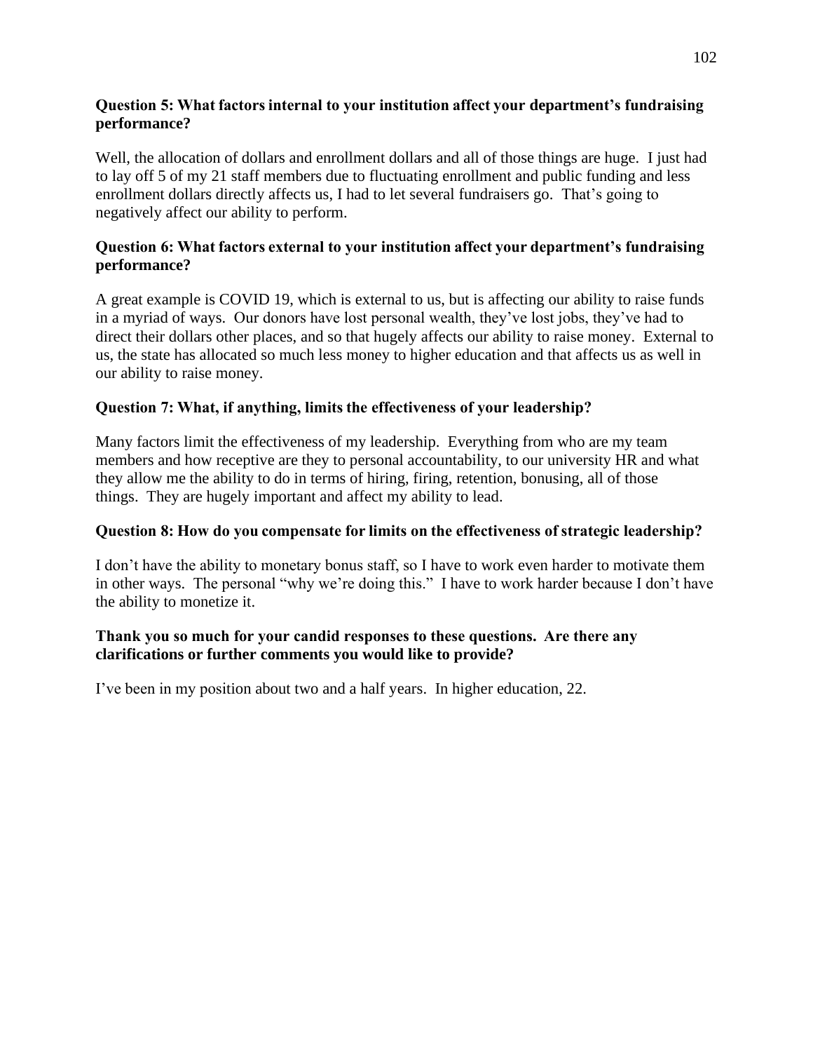**Question 5: What factors internal to your institution affect your department's fundraising performance?**

Well, the allocation of dollars and enrollment dollars and all of those things are huge. I just had to lay off 5 of my 21 staff members due to fluctuating enrollment and public funding and less enrollment dollars directly affects us, I had to let several fundraisers go. That's going to negatively affect our ability to perform.

**Question 6: What factors external to your institution affect your department's fundraising performance?**

A great example is COVID 19, which is external to us, but is affecting our ability to raise funds in a myriad of ways. Our donors have lost personal wealth, they've lost jobs, they've had to direct their dollars other places, and so that hugely affects our ability to raise money. External to us, the state has allocated so much less money to higher education and that affects us as well in our ability to raise money.

**Question 7: What, if anything, limits the effectiveness of your leadership?**

Many factors limit the effectiveness of my leadership. Everything from who are my team members and how receptive are they to personal accountability, to our university HR and what they allow me the ability to do in terms of hiring, firing, retention, bonusing, all of those things. They are hugely important and affect my ability to lead.

**Question 8: How do you compensate for limits on the effectiveness of strategic leadership?**

I don't have the ability to monetary bonus staff, so I have to work even harder to motivate them in other ways. The personal "why we're doing this." I have to work harder because I don't have the ability to monetize it.

**Thank you so much for your candid responses to these questions. Are there any clarifications or further comments you would like to provide?**

I've been in my position about two and a half years. In higher education, 22.